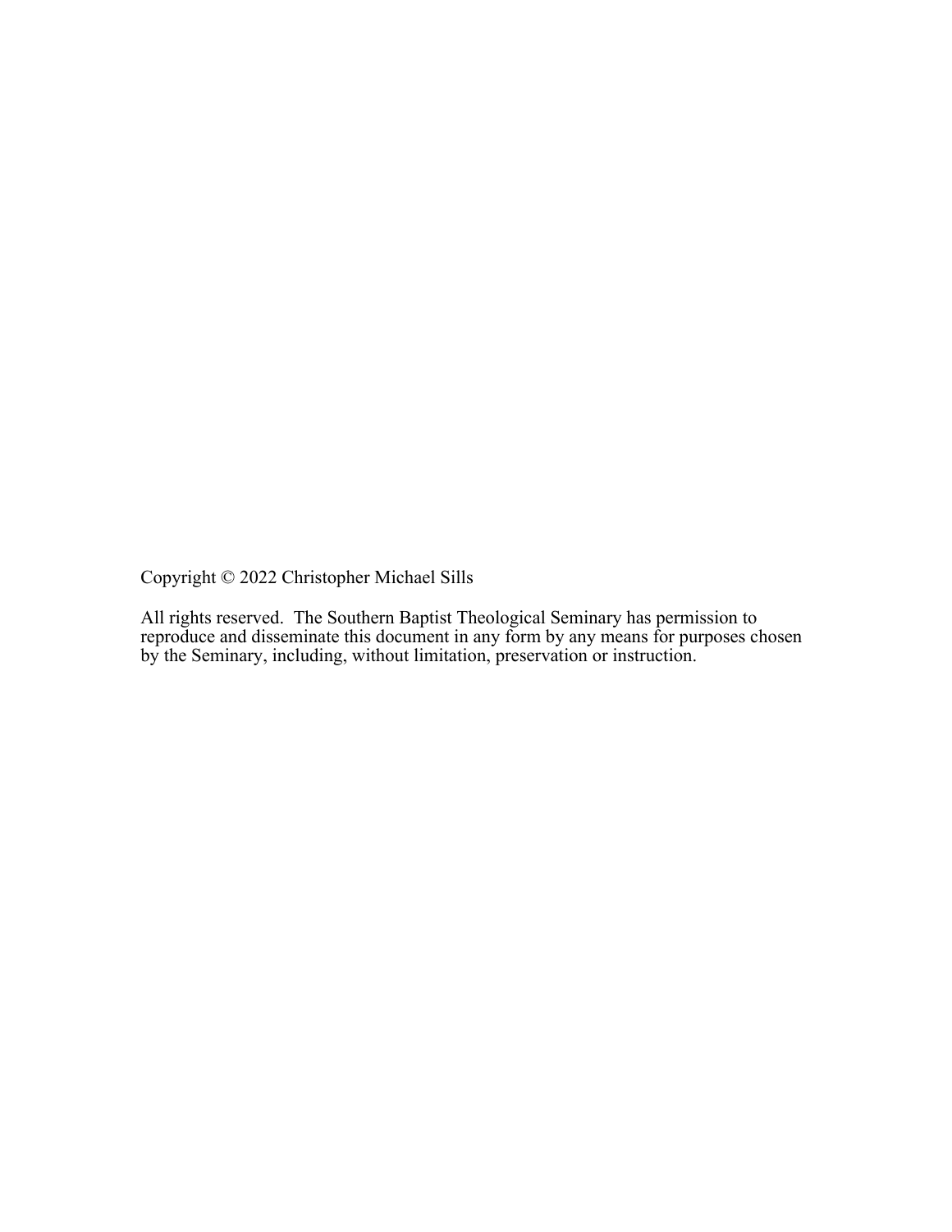Copyright © 2022 Christopher Michael Sills

All rights reserved. The Southern Baptist Theological Seminary has permission to reproduce and disseminate this document in any form by any means for purposes chosen by the Seminary, including, without limitation, preservation or instruction.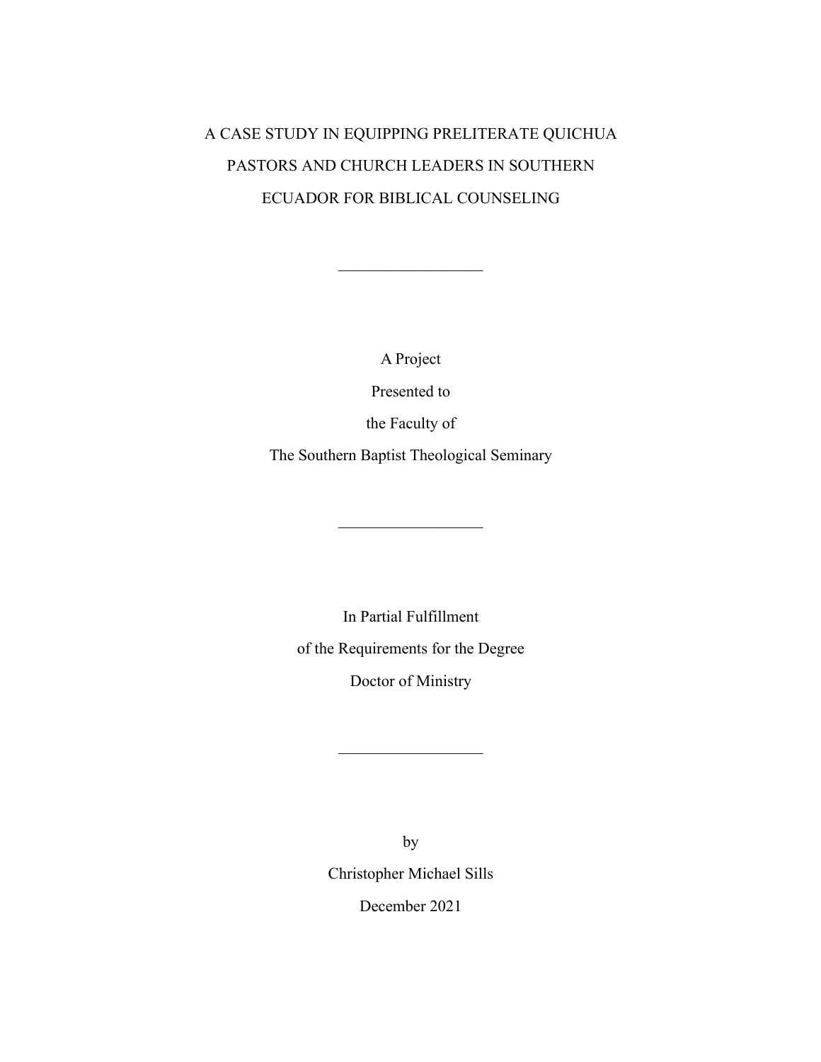# A CASE STUDY IN EQUIPPING PRELITERATE QUICHUA PASTORS AND CHURCH LEADERS IN SOUTHERN ECUADOR FOR BIBLICAL COUNSELING

---

A Project

Presented to

the Faculty of

The Southern Baptist Theological Seminary

---

In Partial Fulfillment

of the Requirements for the Degree

Doctor of Ministry

---

by

Christopher Michael Sills

December 2021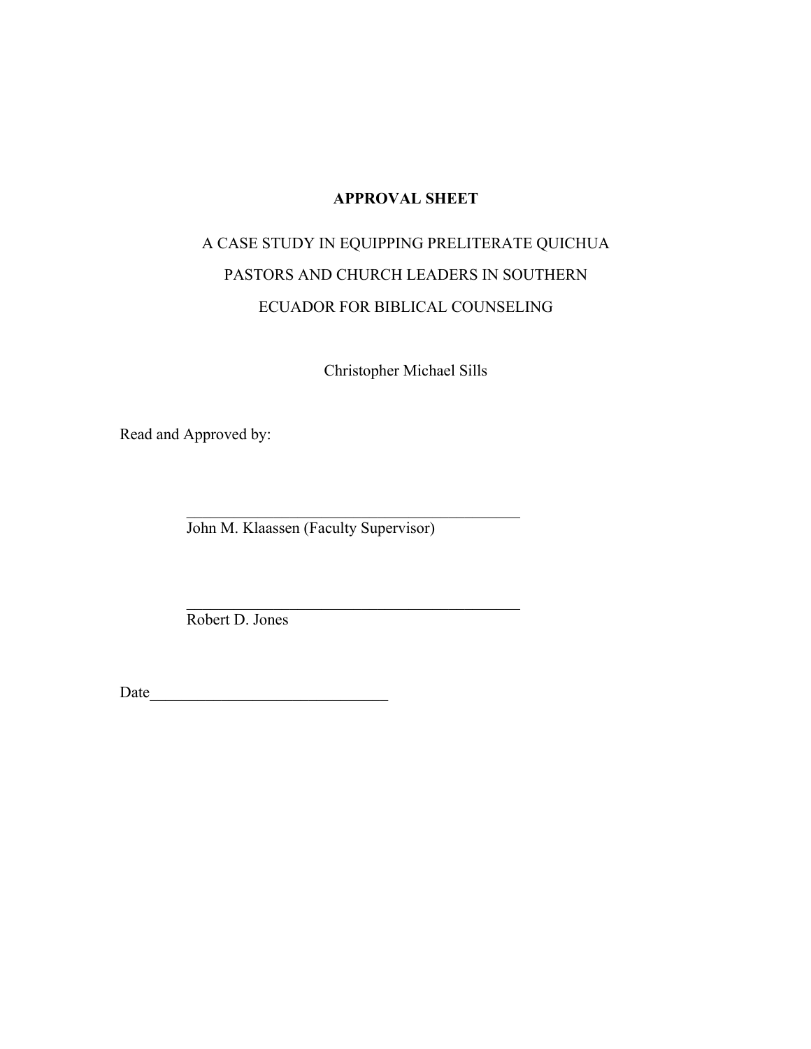**APPROVAL SHEET**

A CASE STUDY IN EQUIPPING PRELITERATE QUICHUA PASTORS AND CHURCH LEADERS IN SOUTHERN ECUADOR FOR BIBLICAL COUNSELING

Christopher Michael Sills

Read and Approved by:

\_\_\_\_\_\_\_\_\_\_\_\_\_\_\_\_\_\_\_\_\_\_\_\_\_\_\_\_\_\_\_\_\_\_\_\_\_\_\_\_\_\_\_\_
John M. Klaassen (Faculty Supervisor)

\_\_\_\_\_\_\_\_\_\_\_\_\_\_\_\_\_\_\_\_\_\_\_\_\_\_\_\_\_\_\_\_\_\_\_\_\_\_\_\_\_\_\_\_
Robert D. Jones

Date\_\_\_\_\_\_\_\_\_\_\_\_\_\_\_\_\_\_\_\_\_\_\_\_\_\_\_\_\_\_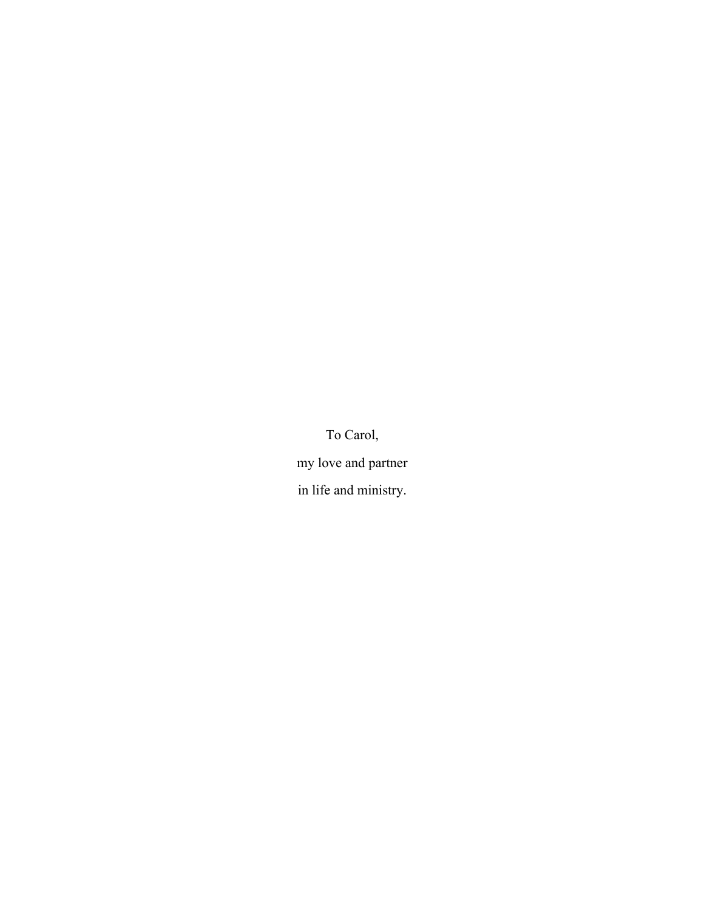To Carol,

my love and partner

in life and ministry.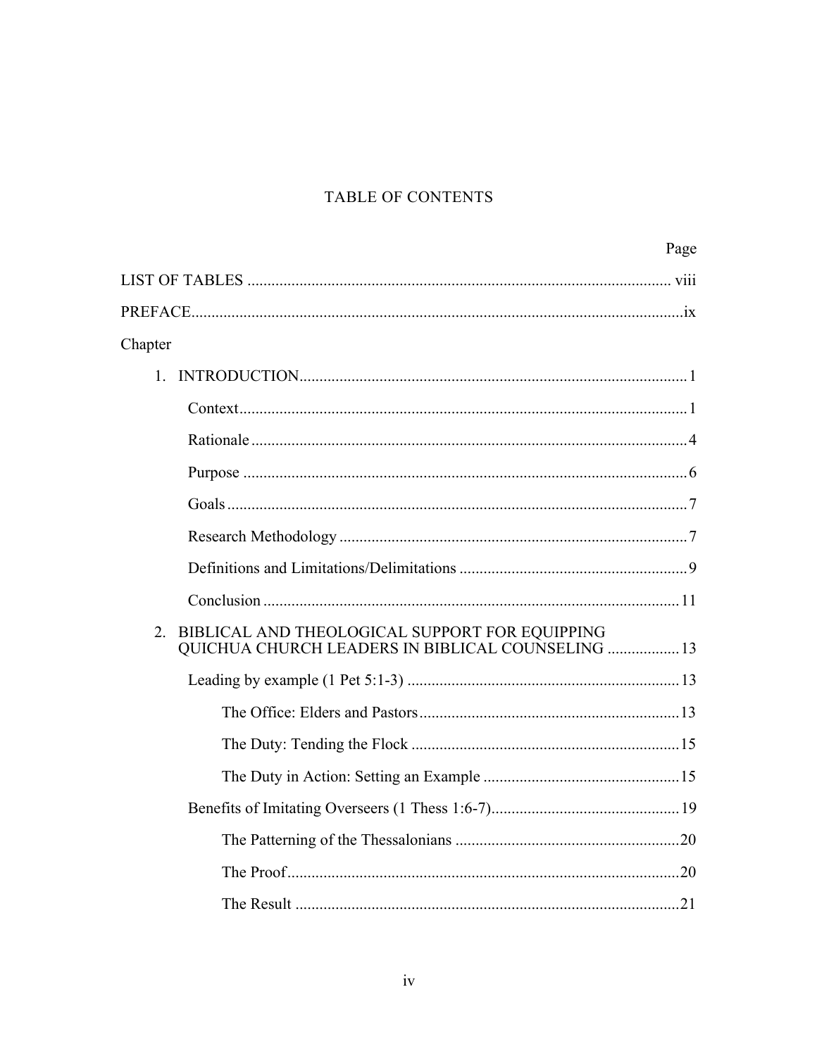# TABLE OF CONTENTS

| | Page |
|---|---|
| LIST OF TABLES | viii |
| PREFACE | ix |
| Chapter | |
| 1. INTRODUCTION | 1 |
| Context | 1 |
| Rationale | 4 |
| Purpose | 6 |
| Goals | 7 |
| Research Methodology | 7 |
| Definitions and Limitations/Delimitations | 9 |
| Conclusion | 11 |
| 2. BIBLICAL AND THEOLOGICAL SUPPORT FOR EQUIPPING QUICHUA CHURCH LEADERS IN BIBLICAL COUNSELING | 13 |
| Leading by example (1 Pet 5:1-3) | 13 |
| The Office: Elders and Pastors | 13 |
| The Duty: Tending the Flock | 15 |
| The Duty in Action: Setting an Example | 15 |
| Benefits of Imitating Overseers (1 Thess 1:6-7) | 19 |
| The Patterning of the Thessalonians | 20 |
| The Proof | 20 |
| The Result | 21 |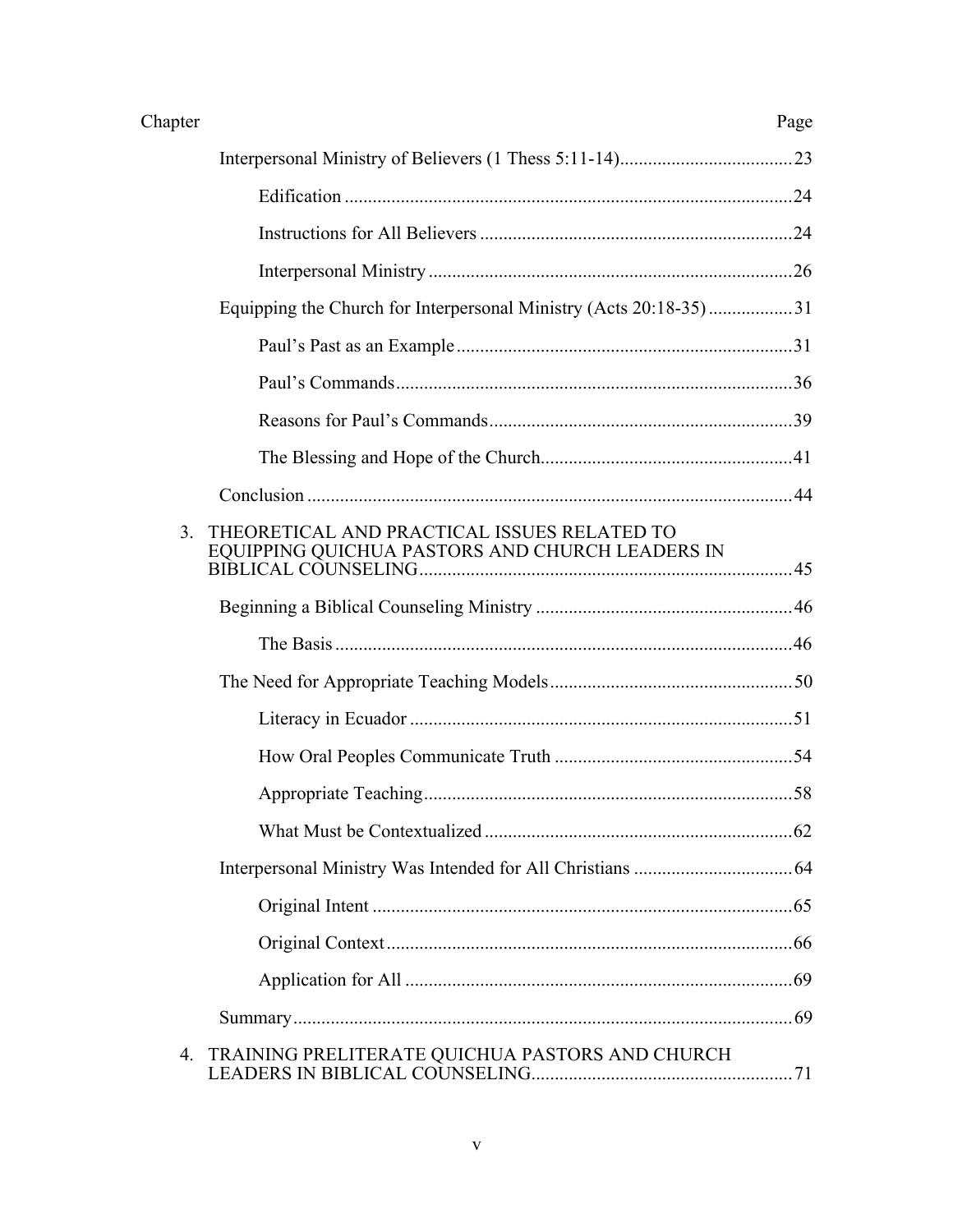Chapter Page

Interpersonal Ministry of Believers (1 Thess 5:11-14) ..... 23

Edification ..... 24

Instructions for All Believers ..... 24

Interpersonal Ministry ..... 26

Equipping the Church for Interpersonal Ministry (Acts 20:18-35) ..... 31

Paul's Past as an Example ..... 31

Paul's Commands ..... 36

Reasons for Paul's Commands ..... 39

The Blessing and Hope of the Church ..... 41

Conclusion ..... 44

3. THEORETICAL AND PRACTICAL ISSUES RELATED TO EQUIPPING QUICHUA PASTORS AND CHURCH LEADERS IN BIBLICAL COUNSELING ..... 45

Beginning a Biblical Counseling Ministry ..... 46

The Basis ..... 46

The Need for Appropriate Teaching Models ..... 50

Literacy in Ecuador ..... 51

How Oral Peoples Communicate Truth ..... 54

Appropriate Teaching ..... 58

What Must be Contextualized ..... 62

Interpersonal Ministry Was Intended for All Christians ..... 64

Original Intent ..... 65

Original Context ..... 66

Application for All ..... 69

Summary ..... 69

4. TRAINING PRELITERATE QUICHUA PASTORS AND CHURCH LEADERS IN BIBLICAL COUNSELING ..... 71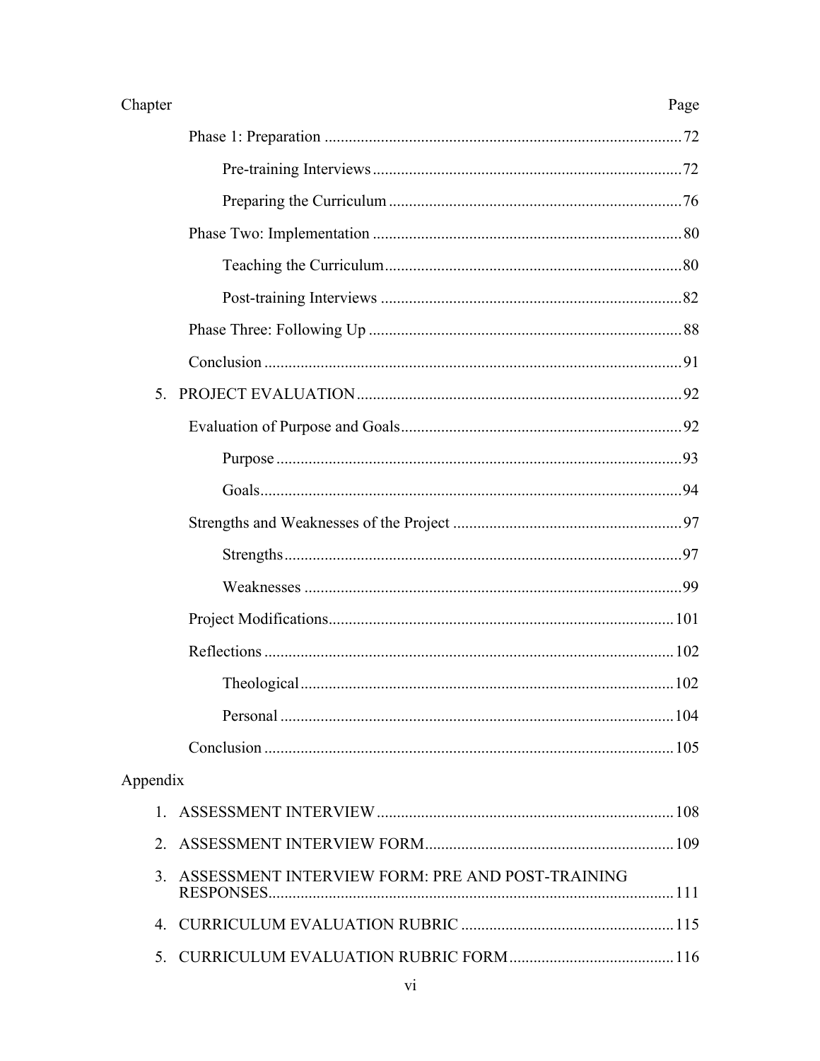Chapter Page

Phase 1: Preparation ........................................................................................ 72

Pre-training Interviews ............................................................................ 72

Preparing the Curriculum ........................................................................ 76

Phase Two: Implementation ............................................................................ 80

Teaching the Curriculum ......................................................................... 80

Post-training Interviews .......................................................................... 82

Phase Three: Following Up ............................................................................. 88

Conclusion ........................................................................................................ 91

5. PROJECT EVALUATION ................................................................................ 92

Evaluation of Purpose and Goals ..................................................................... 92

Purpose .................................................................................................... 93

Goals ........................................................................................................ 94

Strengths and Weaknesses of the Project ........................................................ 97

Strengths .................................................................................................. 97

Weaknesses ............................................................................................. 99

Project Modifications ..................................................................................... 101

Reflections ..................................................................................................... 102

Theological ............................................................................................ 102

Personal ................................................................................................. 104

Conclusion ..................................................................................................... 105

Appendix

1. ASSESSMENT INTERVIEW ......................................................................... 108

2. ASSESSMENT INTERVIEW FORM ............................................................. 109

3. ASSESSMENT INTERVIEW FORM: PRE AND POST-TRAINING RESPONSES .................................................................................................... 111

4. CURRICULUM EVALUATION RUBRIC ..................................................... 115

5. CURRICULUM EVALUATION RUBRIC FORM ......................................... 116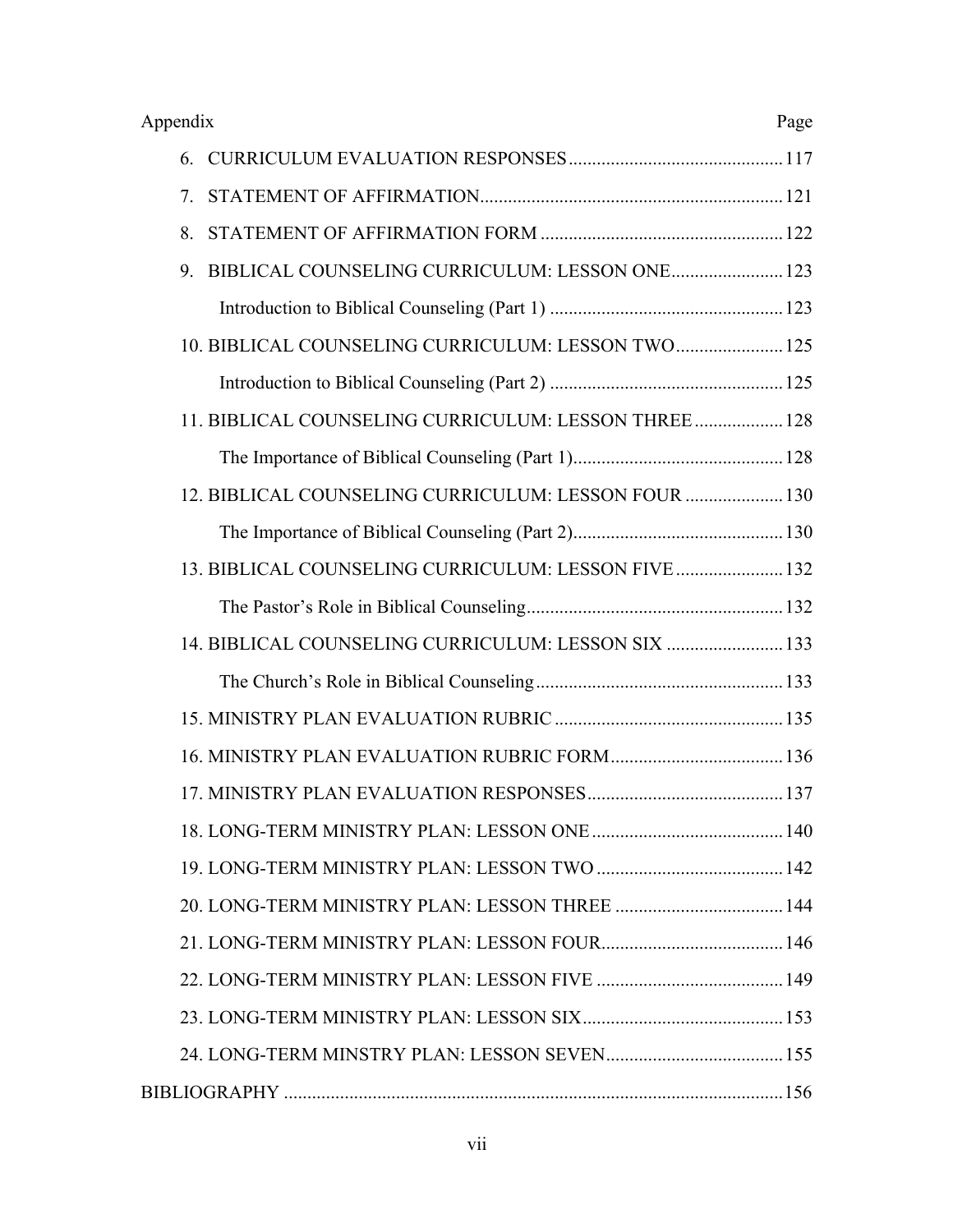Appendix Page

6. CURRICULUM EVALUATION RESPONSES .......... 117
7. STATEMENT OF AFFIRMATION .......... 121
8. STATEMENT OF AFFIRMATION FORM .......... 122
9. BIBLICAL COUNSELING CURRICULUM: LESSON ONE .......... 123
   - Introduction to Biblical Counseling (Part 1) .......... 123
10. BIBLICAL COUNSELING CURRICULUM: LESSON TWO .......... 125
    - Introduction to Biblical Counseling (Part 2) .......... 125
11. BIBLICAL COUNSELING CURRICULUM: LESSON THREE .......... 128
    - The Importance of Biblical Counseling (Part 1) .......... 128
12. BIBLICAL COUNSELING CURRICULUM: LESSON FOUR .......... 130
    - The Importance of Biblical Counseling (Part 2) .......... 130
13. BIBLICAL COUNSELING CURRICULUM: LESSON FIVE .......... 132
    - The Pastor's Role in Biblical Counseling .......... 132
14. BIBLICAL COUNSELING CURRICULUM: LESSON SIX .......... 133
    - The Church's Role in Biblical Counseling .......... 133
15. MINISTRY PLAN EVALUATION RUBRIC .......... 135
16. MINISTRY PLAN EVALUATION RUBRIC FORM .......... 136
17. MINISTRY PLAN EVALUATION RESPONSES .......... 137
18. LONG-TERM MINISTRY PLAN: LESSON ONE .......... 140
19. LONG-TERM MINISTRY PLAN: LESSON TWO .......... 142
20. LONG-TERM MINISTRY PLAN: LESSON THREE .......... 144
21. LONG-TERM MINISTRY PLAN: LESSON FOUR .......... 146
22. LONG-TERM MINISTRY PLAN: LESSON FIVE .......... 149
23. LONG-TERM MINISTRY PLAN: LESSON SIX .......... 153
24. LONG-TERM MINSTRY PLAN: LESSON SEVEN .......... 155

BIBLIOGRAPHY .......... 156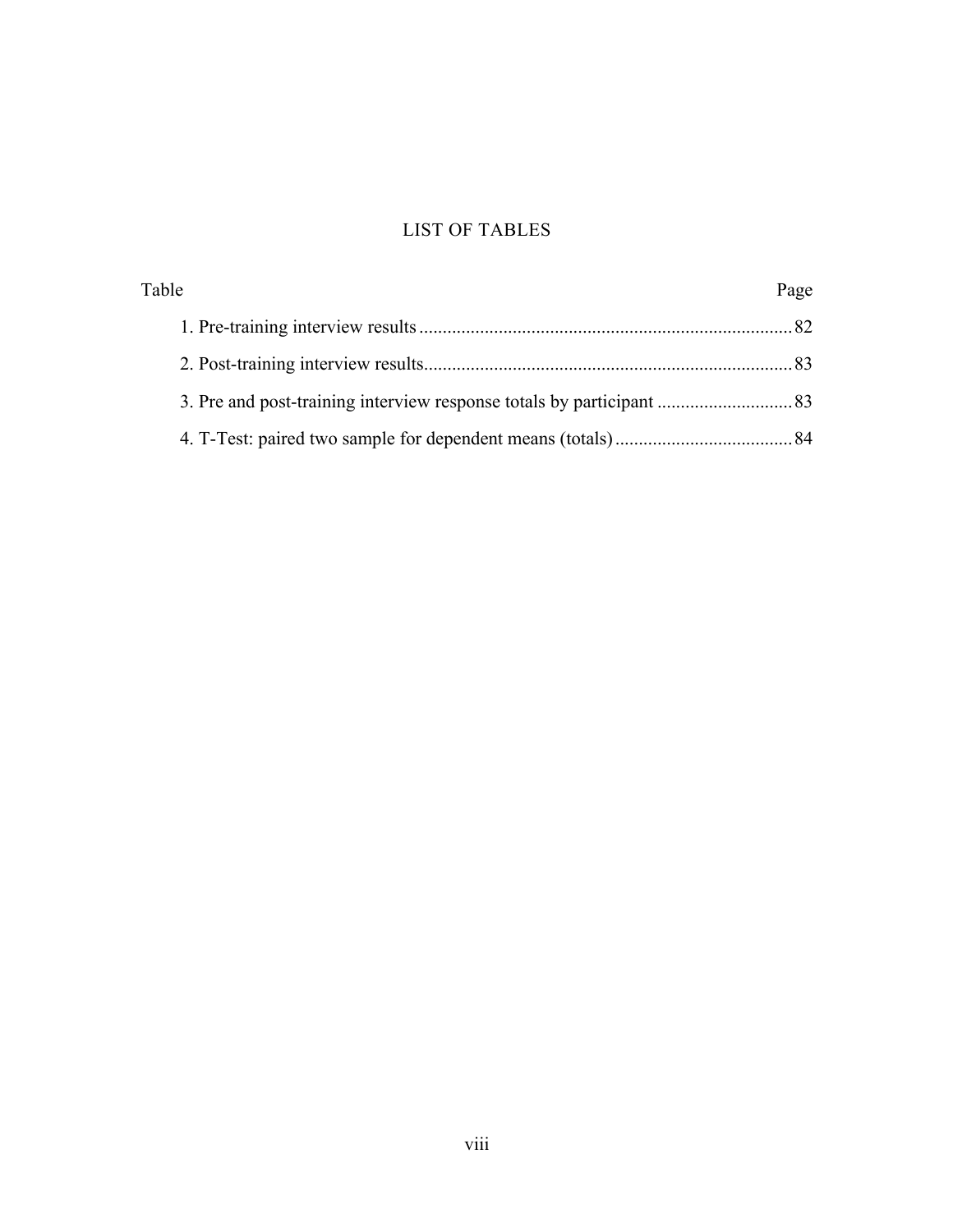# LIST OF TABLES

| Table | Page |
|---|---|
| 1. Pre-training interview results | 82 |
| 2. Post-training interview results | 83 |
| 3. Pre and post-training interview response totals by participant | 83 |
| 4. T-Test: paired two sample for dependent means (totals) | 84 |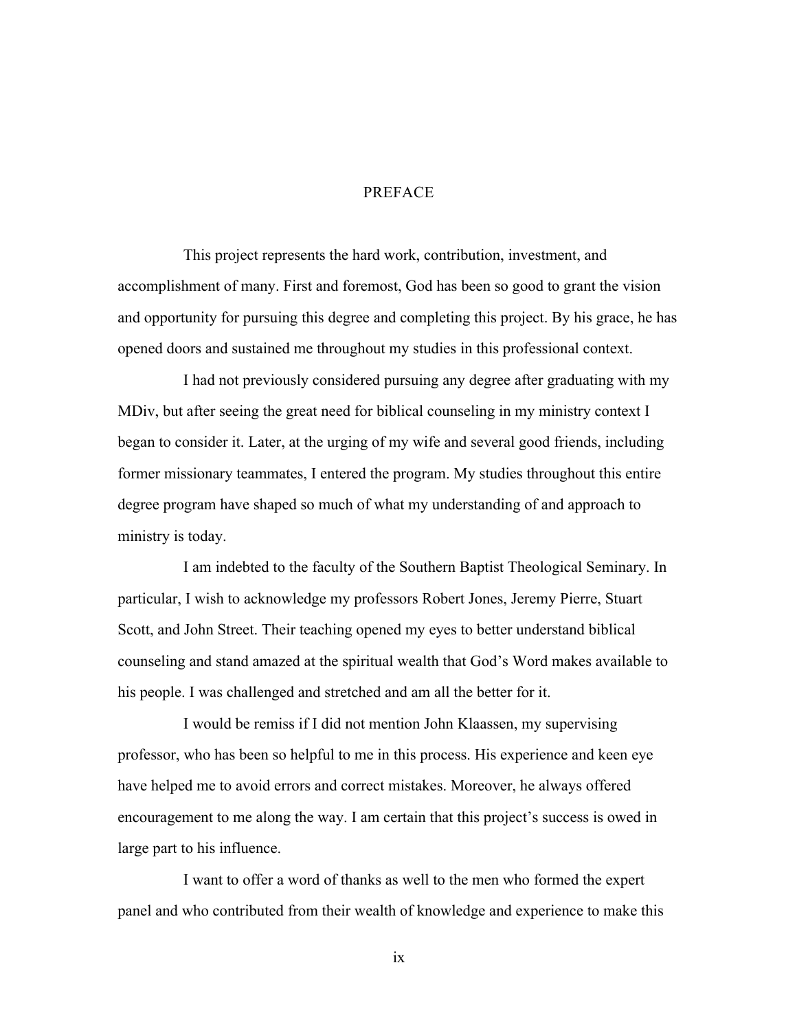# PREFACE

This project represents the hard work, contribution, investment, and accomplishment of many. First and foremost, God has been so good to grant the vision and opportunity for pursuing this degree and completing this project. By his grace, he has opened doors and sustained me throughout my studies in this professional context.

I had not previously considered pursuing any degree after graduating with my MDiv, but after seeing the great need for biblical counseling in my ministry context I began to consider it. Later, at the urging of my wife and several good friends, including former missionary teammates, I entered the program. My studies throughout this entire degree program have shaped so much of what my understanding of and approach to ministry is today.

I am indebted to the faculty of the Southern Baptist Theological Seminary. In particular, I wish to acknowledge my professors Robert Jones, Jeremy Pierre, Stuart Scott, and John Street. Their teaching opened my eyes to better understand biblical counseling and stand amazed at the spiritual wealth that God's Word makes available to his people. I was challenged and stretched and am all the better for it.

I would be remiss if I did not mention John Klaassen, my supervising professor, who has been so helpful to me in this process. His experience and keen eye have helped me to avoid errors and correct mistakes. Moreover, he always offered encouragement to me along the way. I am certain that this project's success is owed in large part to his influence.

I want to offer a word of thanks as well to the men who formed the expert panel and who contributed from their wealth of knowledge and experience to make this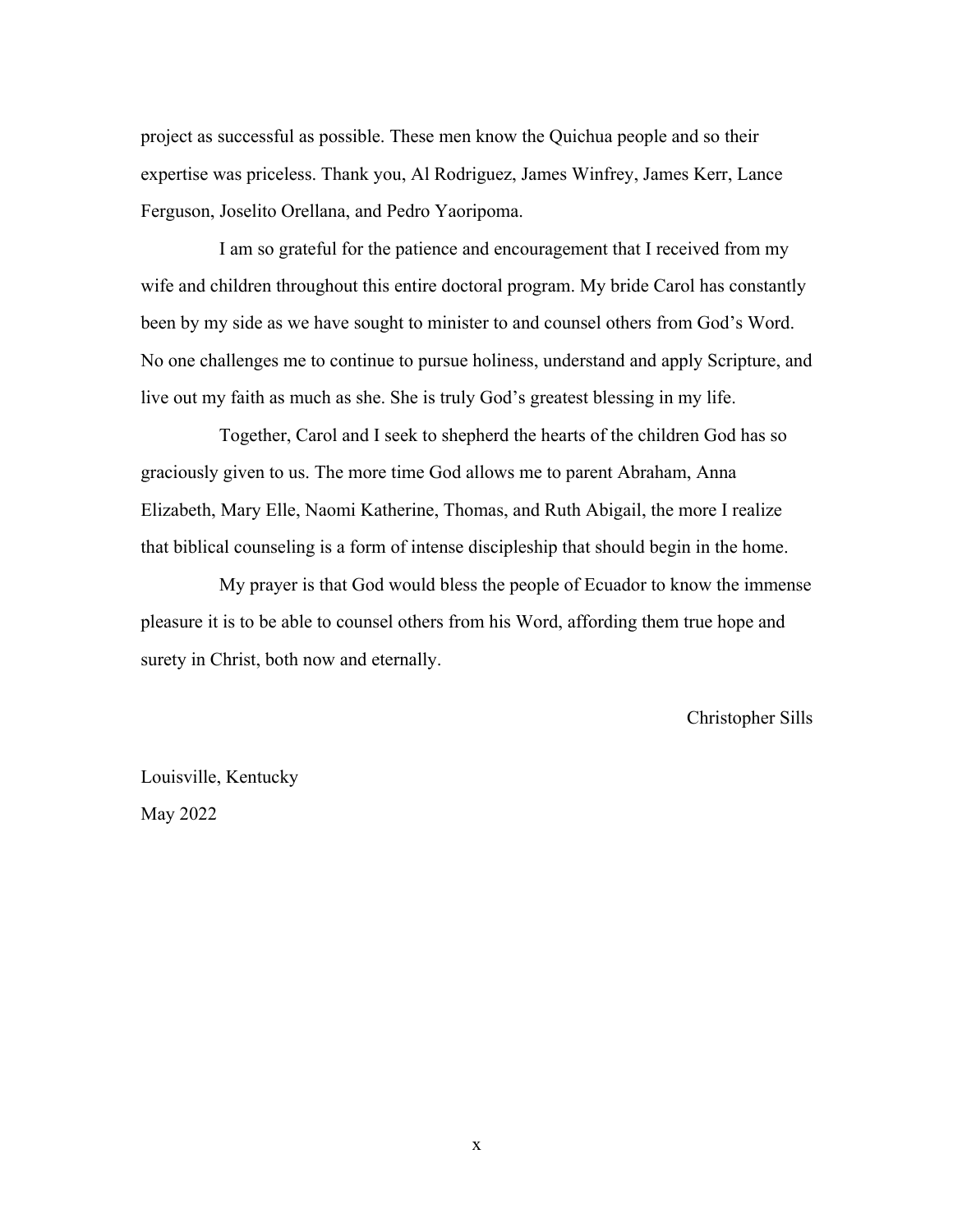project as successful as possible. These men know the Quichua people and so their expertise was priceless. Thank you, Al Rodriguez, James Winfrey, James Kerr, Lance Ferguson, Joselito Orellana, and Pedro Yaoripoma.

I am so grateful for the patience and encouragement that I received from my wife and children throughout this entire doctoral program. My bride Carol has constantly been by my side as we have sought to minister to and counsel others from God's Word. No one challenges me to continue to pursue holiness, understand and apply Scripture, and live out my faith as much as she. She is truly God's greatest blessing in my life.

Together, Carol and I seek to shepherd the hearts of the children God has so graciously given to us. The more time God allows me to parent Abraham, Anna Elizabeth, Mary Elle, Naomi Katherine, Thomas, and Ruth Abigail, the more I realize that biblical counseling is a form of intense discipleship that should begin in the home.

My prayer is that God would bless the people of Ecuador to know the immense pleasure it is to be able to counsel others from his Word, affording them true hope and surety in Christ, both now and eternally.

Christopher Sills

Louisville, Kentucky

May 2022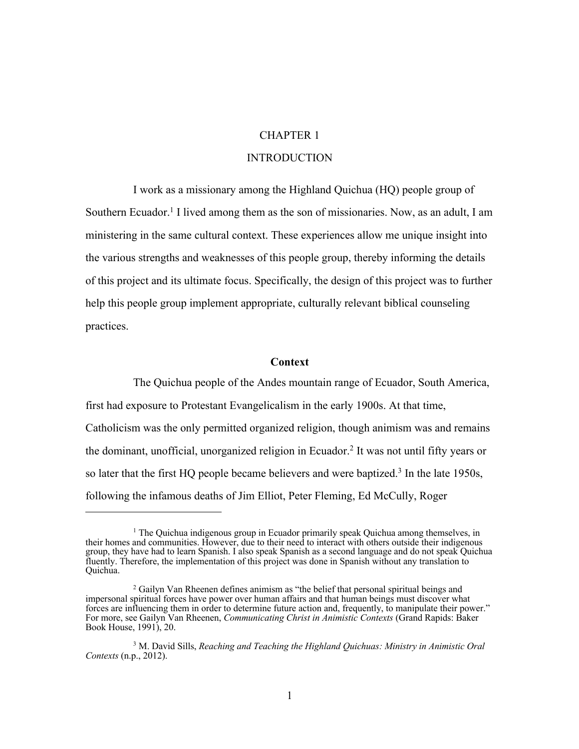# CHAPTER 1

# INTRODUCTION

I work as a missionary among the Highland Quichua (HQ) people group of Southern Ecuador.[1] I lived among them as the son of missionaries. Now, as an adult, I am ministering in the same cultural context. These experiences allow me unique insight into the various strengths and weaknesses of this people group, thereby informing the details of this project and its ultimate focus. Specifically, the design of this project was to further help this people group implement appropriate, culturally relevant biblical counseling practices.

## Context

The Quichua people of the Andes mountain range of Ecuador, South America, first had exposure to Protestant Evangelicalism in the early 1900s. At that time, Catholicism was the only permitted organized religion, though animism was and remains the dominant, unofficial, unorganized religion in Ecuador.[2] It was not until fifty years or so later that the first HQ people became believers and were baptized.[3] In the late 1950s, following the infamous deaths of Jim Elliot, Peter Fleming, Ed McCully, Roger

---

[1] The Quichua indigenous group in Ecuador primarily speak Quichua among themselves, in their homes and communities. However, due to their need to interact with others outside their indigenous group, they have had to learn Spanish. I also speak Spanish as a second language and do not speak Quichua fluently. Therefore, the implementation of this project was done in Spanish without any translation to Quichua.

[2] Gailyn Van Rheenen defines animism as "the belief that personal spiritual beings and impersonal spiritual forces have power over human affairs and that human beings must discover what forces are influencing them in order to determine future action and, frequently, to manipulate their power." For more, see Gailyn Van Rheenen, *Communicating Christ in Animistic Contexts* (Grand Rapids: Baker Book House, 1991), 20.

[3] M. David Sills, *Reaching and Teaching the Highland Quichuas: Ministry in Animistic Oral Contexts* (n.p., 2012).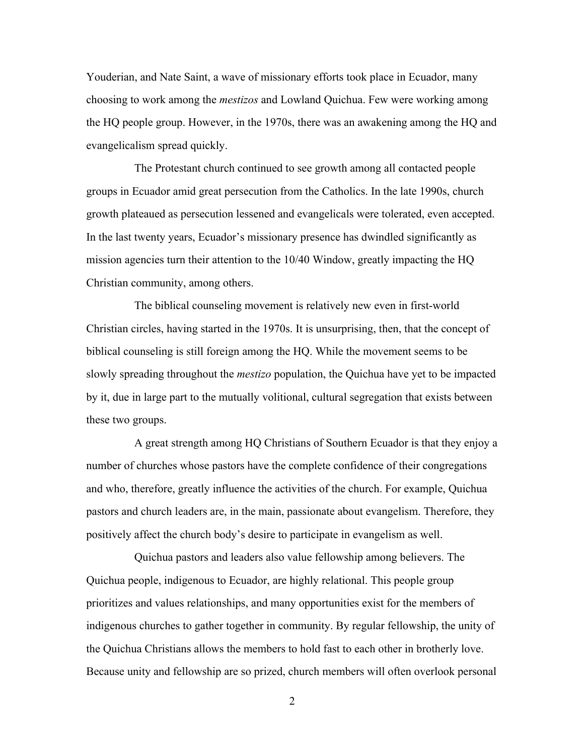Youderian, and Nate Saint, a wave of missionary efforts took place in Ecuador, many choosing to work among the *mestizos* and Lowland Quichua. Few were working among the HQ people group. However, in the 1970s, there was an awakening among the HQ and evangelicalism spread quickly.

The Protestant church continued to see growth among all contacted people groups in Ecuador amid great persecution from the Catholics. In the late 1990s, church growth plateaued as persecution lessened and evangelicals were tolerated, even accepted. In the last twenty years, Ecuador's missionary presence has dwindled significantly as mission agencies turn their attention to the 10/40 Window, greatly impacting the HQ Christian community, among others.

The biblical counseling movement is relatively new even in first-world Christian circles, having started in the 1970s. It is unsurprising, then, that the concept of biblical counseling is still foreign among the HQ. While the movement seems to be slowly spreading throughout the *mestizo* population, the Quichua have yet to be impacted by it, due in large part to the mutually volitional, cultural segregation that exists between these two groups.

A great strength among HQ Christians of Southern Ecuador is that they enjoy a number of churches whose pastors have the complete confidence of their congregations and who, therefore, greatly influence the activities of the church. For example, Quichua pastors and church leaders are, in the main, passionate about evangelism. Therefore, they positively affect the church body's desire to participate in evangelism as well.

Quichua pastors and leaders also value fellowship among believers. The Quichua people, indigenous to Ecuador, are highly relational. This people group prioritizes and values relationships, and many opportunities exist for the members of indigenous churches to gather together in community. By regular fellowship, the unity of the Quichua Christians allows the members to hold fast to each other in brotherly love. Because unity and fellowship are so prized, church members will often overlook personal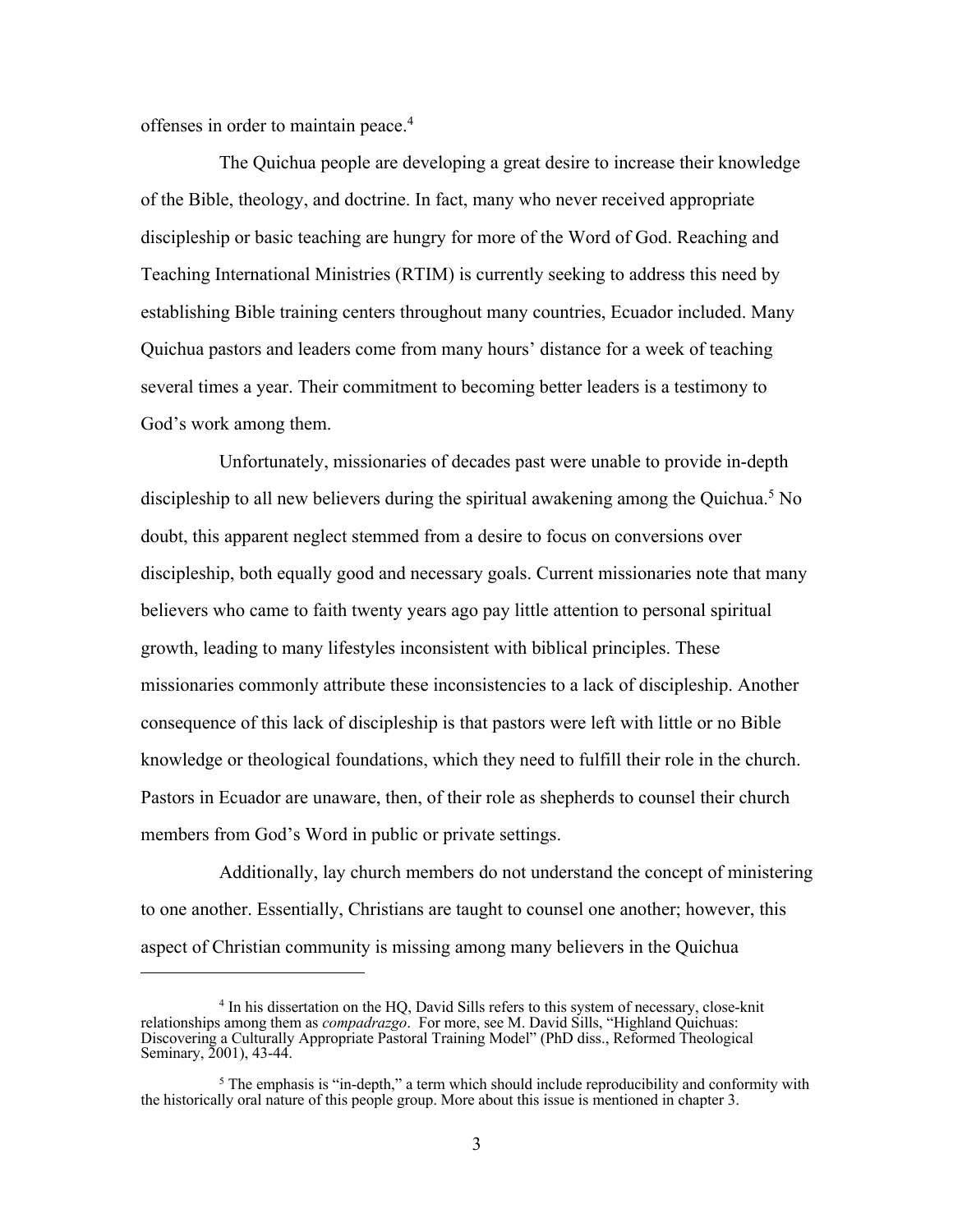offenses in order to maintain peace.[4]

The Quichua people are developing a great desire to increase their knowledge of the Bible, theology, and doctrine. In fact, many who never received appropriate discipleship or basic teaching are hungry for more of the Word of God. Reaching and Teaching International Ministries (RTIM) is currently seeking to address this need by establishing Bible training centers throughout many countries, Ecuador included. Many Quichua pastors and leaders come from many hours' distance for a week of teaching several times a year. Their commitment to becoming better leaders is a testimony to God's work among them.

Unfortunately, missionaries of decades past were unable to provide in-depth discipleship to all new believers during the spiritual awakening among the Quichua.[5] No doubt, this apparent neglect stemmed from a desire to focus on conversions over discipleship, both equally good and necessary goals. Current missionaries note that many believers who came to faith twenty years ago pay little attention to personal spiritual growth, leading to many lifestyles inconsistent with biblical principles. These missionaries commonly attribute these inconsistencies to a lack of discipleship. Another consequence of this lack of discipleship is that pastors were left with little or no Bible knowledge or theological foundations, which they need to fulfill their role in the church. Pastors in Ecuador are unaware, then, of their role as shepherds to counsel their church members from God's Word in public or private settings.

Additionally, lay church members do not understand the concept of ministering to one another. Essentially, Christians are taught to counsel one another; however, this aspect of Christian community is missing among many believers in the Quichua

---

[4] In his dissertation on the HQ, David Sills refers to this system of necessary, close-knit relationships among them as *compadrazgo*. For more, see M. David Sills, "Highland Quichuas: Discovering a Culturally Appropriate Pastoral Training Model" (PhD diss., Reformed Theological Seminary, 2001), 43-44.

[5] The emphasis is "in-depth," a term which should include reproducibility and conformity with the historically oral nature of this people group. More about this issue is mentioned in chapter 3.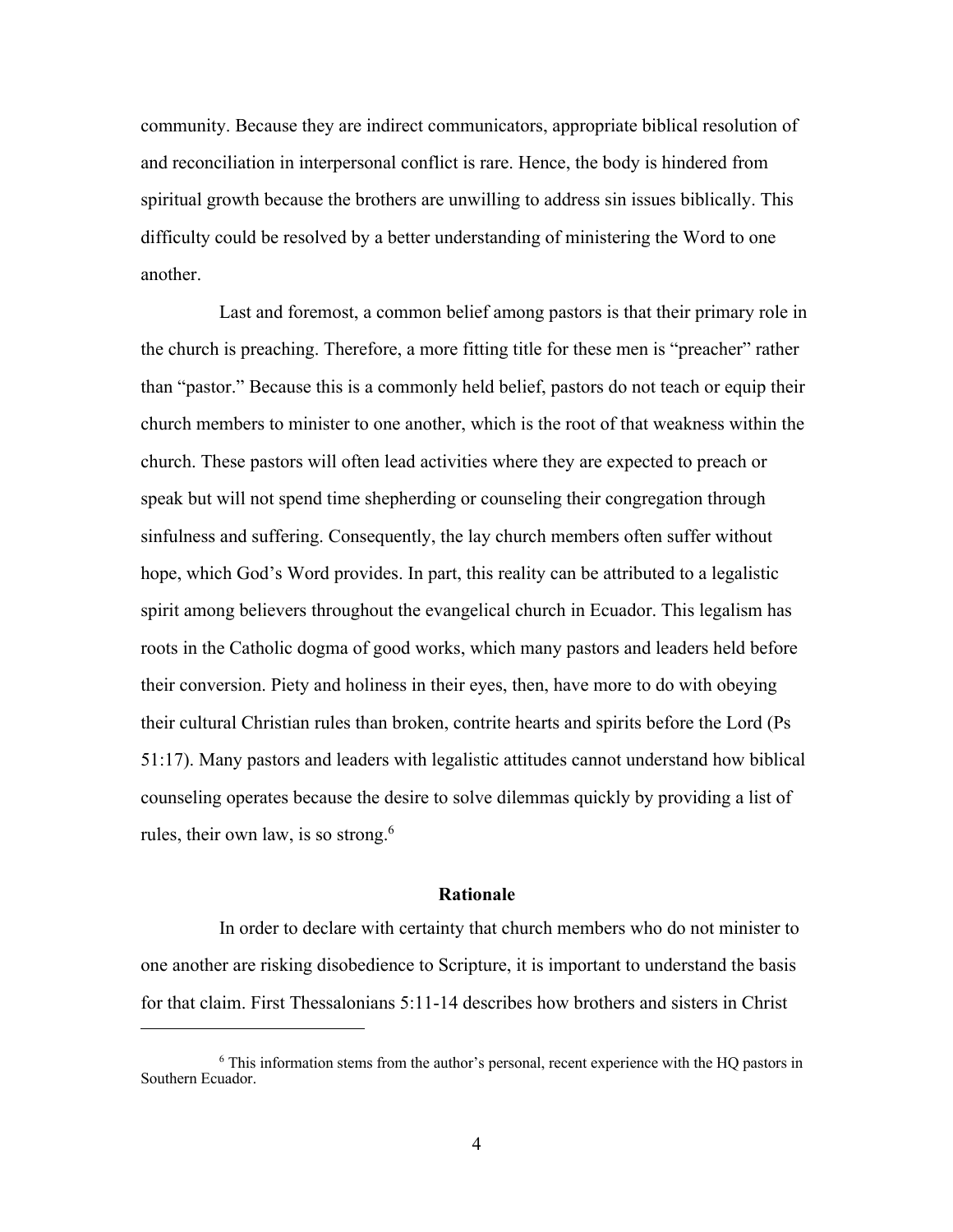community. Because they are indirect communicators, appropriate biblical resolution of and reconciliation in interpersonal conflict is rare. Hence, the body is hindered from spiritual growth because the brothers are unwilling to address sin issues biblically. This difficulty could be resolved by a better understanding of ministering the Word to one another.

Last and foremost, a common belief among pastors is that their primary role in the church is preaching. Therefore, a more fitting title for these men is "preacher" rather than "pastor." Because this is a commonly held belief, pastors do not teach or equip their church members to minister to one another, which is the root of that weakness within the church. These pastors will often lead activities where they are expected to preach or speak but will not spend time shepherding or counseling their congregation through sinfulness and suffering. Consequently, the lay church members often suffer without hope, which God's Word provides. In part, this reality can be attributed to a legalistic spirit among believers throughout the evangelical church in Ecuador. This legalism has roots in the Catholic dogma of good works, which many pastors and leaders held before their conversion. Piety and holiness in their eyes, then, have more to do with obeying their cultural Christian rules than broken, contrite hearts and spirits before the Lord (Ps 51:17). Many pastors and leaders with legalistic attitudes cannot understand how biblical counseling operates because the desire to solve dilemmas quickly by providing a list of rules, their own law, is so strong.[6]

## Rationale

In order to declare with certainty that church members who do not minister to one another are risking disobedience to Scripture, it is important to understand the basis for that claim. First Thessalonians 5:11-14 describes how brothers and sisters in Christ

---

[6] This information stems from the author's personal, recent experience with the HQ pastors in Southern Ecuador.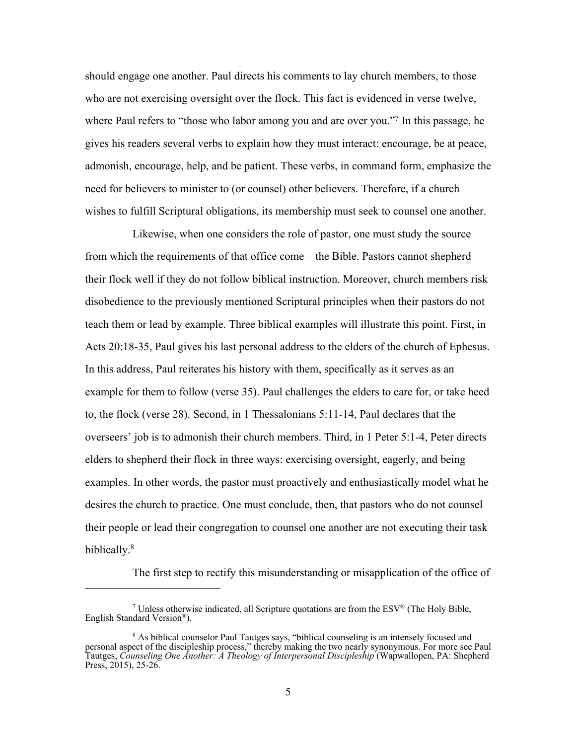should engage one another. Paul directs his comments to lay church members, to those who are not exercising oversight over the flock. This fact is evidenced in verse twelve, where Paul refers to "those who labor among you and are over you."[7] In this passage, he gives his readers several verbs to explain how they must interact: encourage, be at peace, admonish, encourage, help, and be patient. These verbs, in command form, emphasize the need for believers to minister to (or counsel) other believers. Therefore, if a church wishes to fulfill Scriptural obligations, its membership must seek to counsel one another.

Likewise, when one considers the role of pastor, one must study the source from which the requirements of that office come—the Bible. Pastors cannot shepherd their flock well if they do not follow biblical instruction. Moreover, church members risk disobedience to the previously mentioned Scriptural principles when their pastors do not teach them or lead by example. Three biblical examples will illustrate this point. First, in Acts 20:18-35, Paul gives his last personal address to the elders of the church of Ephesus. In this address, Paul reiterates his history with them, specifically as it serves as an example for them to follow (verse 35). Paul challenges the elders to care for, or take heed to, the flock (verse 28). Second, in 1 Thessalonians 5:11-14, Paul declares that the overseers' job is to admonish their church members. Third, in 1 Peter 5:1-4, Peter directs elders to shepherd their flock in three ways: exercising oversight, eagerly, and being examples. In other words, the pastor must proactively and enthusiastically model what he desires the church to practice. One must conclude, then, that pastors who do not counsel their people or lead their congregation to counsel one another are not executing their task biblically.[8]

The first step to rectify this misunderstanding or misapplication of the office of

---

[7] Unless otherwise indicated, all Scripture quotations are from the ESV® (The Holy Bible, English Standard Version®).

[8] As biblical counselor Paul Tautges says, "biblical counseling is an intensely focused and personal aspect of the discipleship process," thereby making the two nearly synonymous. For more see Paul Tautges, *Counseling One Another: A Theology of Interpersonal Discipleship* (Wapwallopen, PA: Shepherd Press, 2015), 25-26.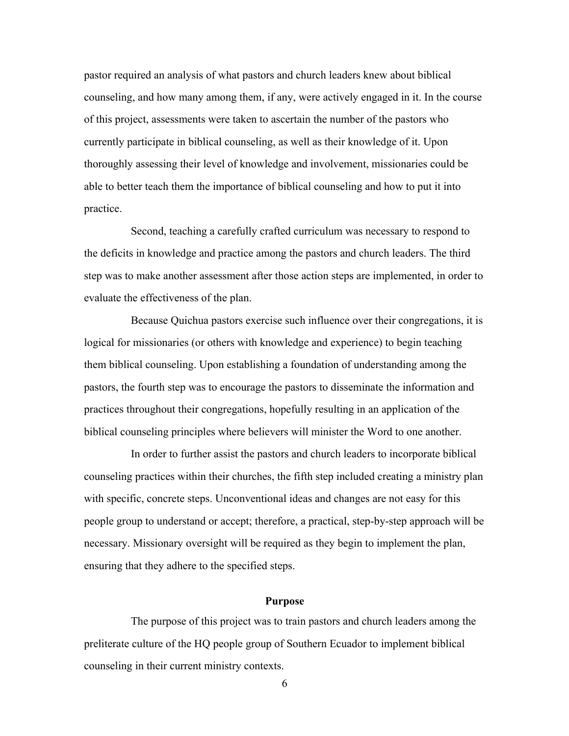pastor required an analysis of what pastors and church leaders knew about biblical counseling, and how many among them, if any, were actively engaged in it. In the course of this project, assessments were taken to ascertain the number of the pastors who currently participate in biblical counseling, as well as their knowledge of it. Upon thoroughly assessing their level of knowledge and involvement, missionaries could be able to better teach them the importance of biblical counseling and how to put it into practice.

Second, teaching a carefully crafted curriculum was necessary to respond to the deficits in knowledge and practice among the pastors and church leaders. The third step was to make another assessment after those action steps are implemented, in order to evaluate the effectiveness of the plan.

Because Quichua pastors exercise such influence over their congregations, it is logical for missionaries (or others with knowledge and experience) to begin teaching them biblical counseling. Upon establishing a foundation of understanding among the pastors, the fourth step was to encourage the pastors to disseminate the information and practices throughout their congregations, hopefully resulting in an application of the biblical counseling principles where believers will minister the Word to one another.

In order to further assist the pastors and church leaders to incorporate biblical counseling practices within their churches, the fifth step included creating a ministry plan with specific, concrete steps. Unconventional ideas and changes are not easy for this people group to understand or accept; therefore, a practical, step-by-step approach will be necessary. Missionary oversight will be required as they begin to implement the plan, ensuring that they adhere to the specified steps.

## Purpose

The purpose of this project was to train pastors and church leaders among the preliterate culture of the HQ people group of Southern Ecuador to implement biblical counseling in their current ministry contexts.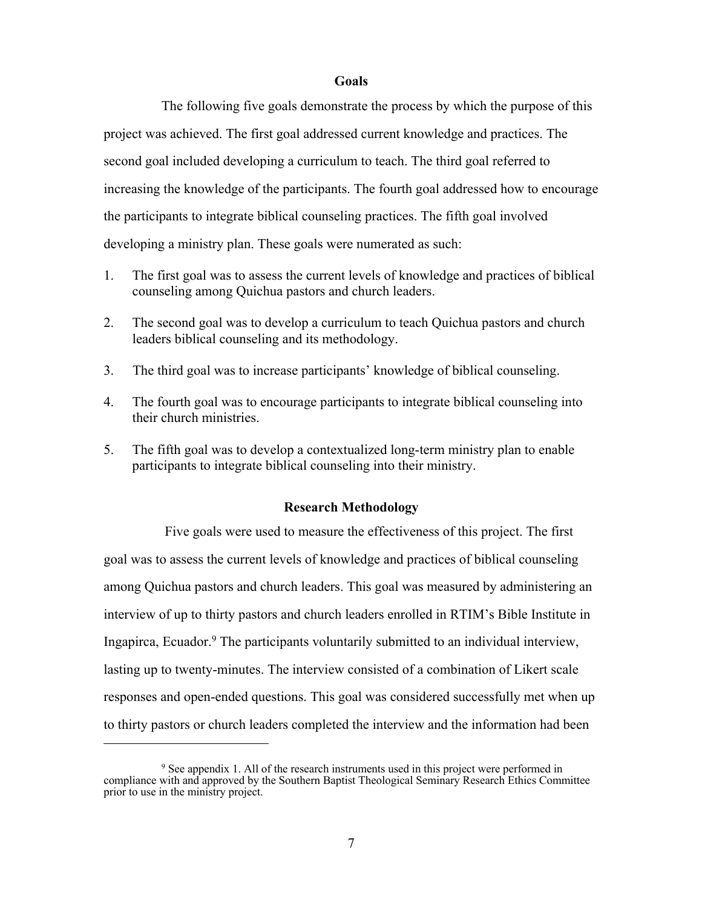## Goals

The following five goals demonstrate the process by which the purpose of this project was achieved. The first goal addressed current knowledge and practices. The second goal included developing a curriculum to teach. The third goal referred to increasing the knowledge of the participants. The fourth goal addressed how to encourage the participants to integrate biblical counseling practices. The fifth goal involved developing a ministry plan. These goals were numerated as such:

1. The first goal was to assess the current levels of knowledge and practices of biblical counseling among Quichua pastors and church leaders.
2. The second goal was to develop a curriculum to teach Quichua pastors and church leaders biblical counseling and its methodology.
3. The third goal was to increase participants' knowledge of biblical counseling.
4. The fourth goal was to encourage participants to integrate biblical counseling into their church ministries.
5. The fifth goal was to develop a contextualized long-term ministry plan to enable participants to integrate biblical counseling into their ministry.

## Research Methodology

Five goals were used to measure the effectiveness of this project. The first goal was to assess the current levels of knowledge and practices of biblical counseling among Quichua pastors and church leaders. This goal was measured by administering an interview of up to thirty pastors and church leaders enrolled in RTIM's Bible Institute in Ingapirca, Ecuador.[9] The participants voluntarily submitted to an individual interview, lasting up to twenty-minutes. The interview consisted of a combination of Likert scale responses and open-ended questions. This goal was considered successfully met when up to thirty pastors or church leaders completed the interview and the information had been

---

[9] See appendix 1. All of the research instruments used in this project were performed in compliance with and approved by the Southern Baptist Theological Seminary Research Ethics Committee prior to use in the ministry project.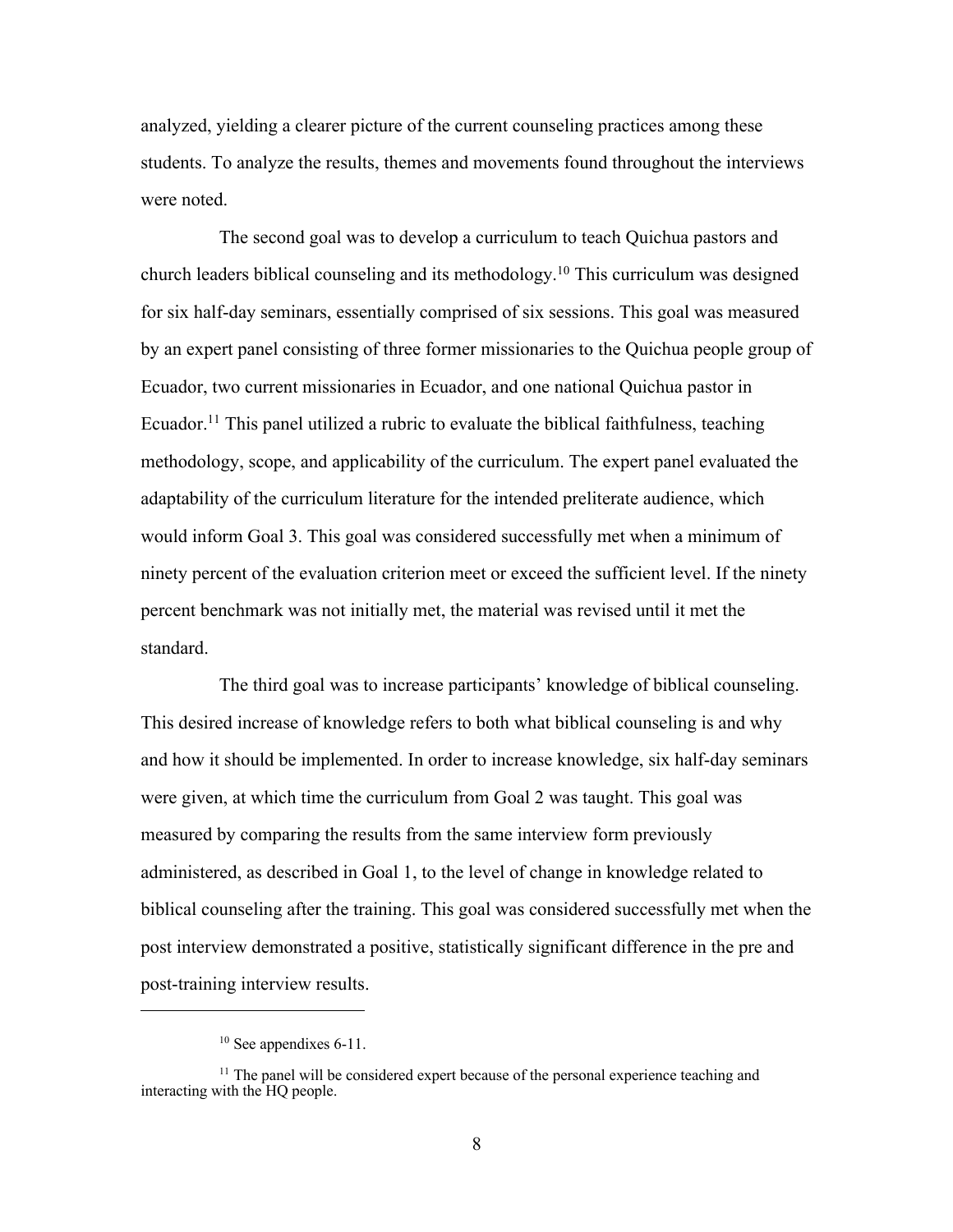analyzed, yielding a clearer picture of the current counseling practices among these students. To analyze the results, themes and movements found throughout the interviews were noted.

The second goal was to develop a curriculum to teach Quichua pastors and church leaders biblical counseling and its methodology.[10] This curriculum was designed for six half-day seminars, essentially comprised of six sessions. This goal was measured by an expert panel consisting of three former missionaries to the Quichua people group of Ecuador, two current missionaries in Ecuador, and one national Quichua pastor in Ecuador.[11] This panel utilized a rubric to evaluate the biblical faithfulness, teaching methodology, scope, and applicability of the curriculum. The expert panel evaluated the adaptability of the curriculum literature for the intended preliterate audience, which would inform Goal 3. This goal was considered successfully met when a minimum of ninety percent of the evaluation criterion meet or exceed the sufficient level. If the ninety percent benchmark was not initially met, the material was revised until it met the standard.

The third goal was to increase participants' knowledge of biblical counseling. This desired increase of knowledge refers to both what biblical counseling is and why and how it should be implemented. In order to increase knowledge, six half-day seminars were given, at which time the curriculum from Goal 2 was taught. This goal was measured by comparing the results from the same interview form previously administered, as described in Goal 1, to the level of change in knowledge related to biblical counseling after the training. This goal was considered successfully met when the post interview demonstrated a positive, statistically significant difference in the pre and post-training interview results.

---

[10] See appendixes 6-11.

[11] The panel will be considered expert because of the personal experience teaching and interacting with the HQ people.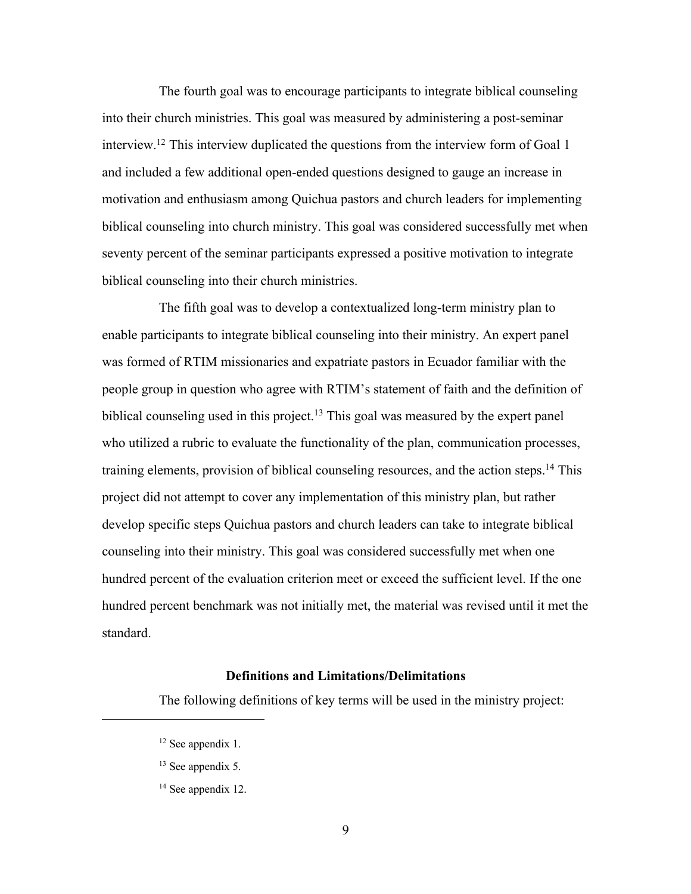The fourth goal was to encourage participants to integrate biblical counseling into their church ministries. This goal was measured by administering a post-seminar interview.[12] This interview duplicated the questions from the interview form of Goal 1 and included a few additional open-ended questions designed to gauge an increase in motivation and enthusiasm among Quichua pastors and church leaders for implementing biblical counseling into church ministry. This goal was considered successfully met when seventy percent of the seminar participants expressed a positive motivation to integrate biblical counseling into their church ministries.

The fifth goal was to develop a contextualized long-term ministry plan to enable participants to integrate biblical counseling into their ministry. An expert panel was formed of RTIM missionaries and expatriate pastors in Ecuador familiar with the people group in question who agree with RTIM's statement of faith and the definition of biblical counseling used in this project.[13] This goal was measured by the expert panel who utilized a rubric to evaluate the functionality of the plan, communication processes, training elements, provision of biblical counseling resources, and the action steps.[14] This project did not attempt to cover any implementation of this ministry plan, but rather develop specific steps Quichua pastors and church leaders can take to integrate biblical counseling into their ministry. This goal was considered successfully met when one hundred percent of the evaluation criterion meet or exceed the sufficient level. If the one hundred percent benchmark was not initially met, the material was revised until it met the standard.

### Definitions and Limitations/Delimitations

The following definitions of key terms will be used in the ministry project:

---

[12] See appendix 1.

[13] See appendix 5.

[14] See appendix 12.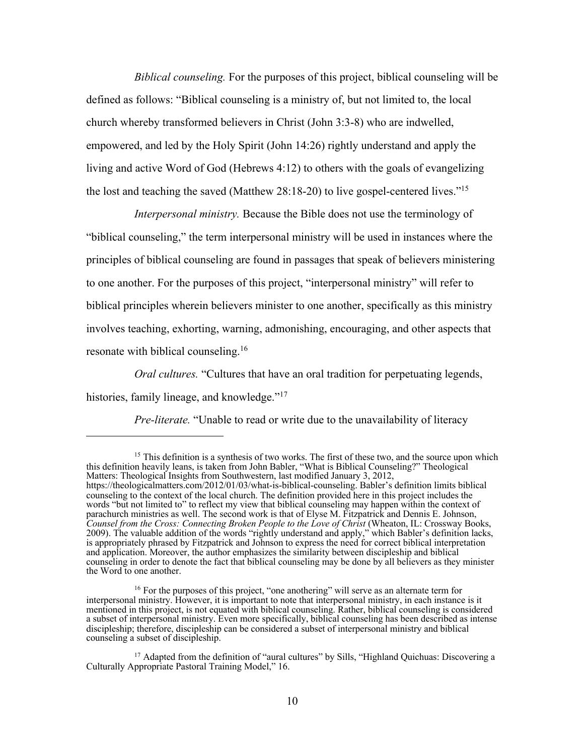*Biblical counseling.* For the purposes of this project, biblical counseling will be defined as follows: "Biblical counseling is a ministry of, but not limited to, the local church whereby transformed believers in Christ (John 3:3-8) who are indwelled, empowered, and led by the Holy Spirit (John 14:26) rightly understand and apply the living and active Word of God (Hebrews 4:12) to others with the goals of evangelizing the lost and teaching the saved (Matthew 28:18-20) to live gospel-centered lives."[15]

*Interpersonal ministry.* Because the Bible does not use the terminology of "biblical counseling," the term interpersonal ministry will be used in instances where the principles of biblical counseling are found in passages that speak of believers ministering to one another. For the purposes of this project, "interpersonal ministry" will refer to biblical principles wherein believers minister to one another, specifically as this ministry involves teaching, exhorting, warning, admonishing, encouraging, and other aspects that resonate with biblical counseling.[16]

*Oral cultures.* "Cultures that have an oral tradition for perpetuating legends, histories, family lineage, and knowledge."[17]

*Pre-literate.* "Unable to read or write due to the unavailability of literacy

---

[15] This definition is a synthesis of two works. The first of these two, and the source upon which this definition heavily leans, is taken from John Babler, "What is Biblical Counseling?" Theological Matters: Theological Insights from Southwestern, last modified January 3, 2012, https://theologicalmatters.com/2012/01/03/what-is-biblical-counseling. Babler's definition limits biblical counseling to the context of the local church. The definition provided here in this project includes the words "but not limited to" to reflect my view that biblical counseling may happen within the context of parachurch ministries as well. The second work is that of Elyse M. Fitzpatrick and Dennis E. Johnson, *Counsel from the Cross: Connecting Broken People to the Love of Christ* (Wheaton, IL: Crossway Books, 2009). The valuable addition of the words "rightly understand and apply," which Babler's definition lacks, is appropriately phrased by Fitzpatrick and Johnson to express the need for correct biblical interpretation and application. Moreover, the author emphasizes the similarity between discipleship and biblical counseling in order to denote the fact that biblical counseling may be done by all believers as they minister the Word to one another.

[16] For the purposes of this project, "one anothering" will serve as an alternate term for interpersonal ministry. However, it is important to note that interpersonal ministry, in each instance is it mentioned in this project, is not equated with biblical counseling. Rather, biblical counseling is considered a subset of interpersonal ministry. Even more specifically, biblical counseling has been described as intense discipleship; therefore, discipleship can be considered a subset of interpersonal ministry and biblical counseling a subset of discipleship.

[17] Adapted from the definition of "aural cultures" by Sills, "Highland Quichuas: Discovering a Culturally Appropriate Pastoral Training Model," 16.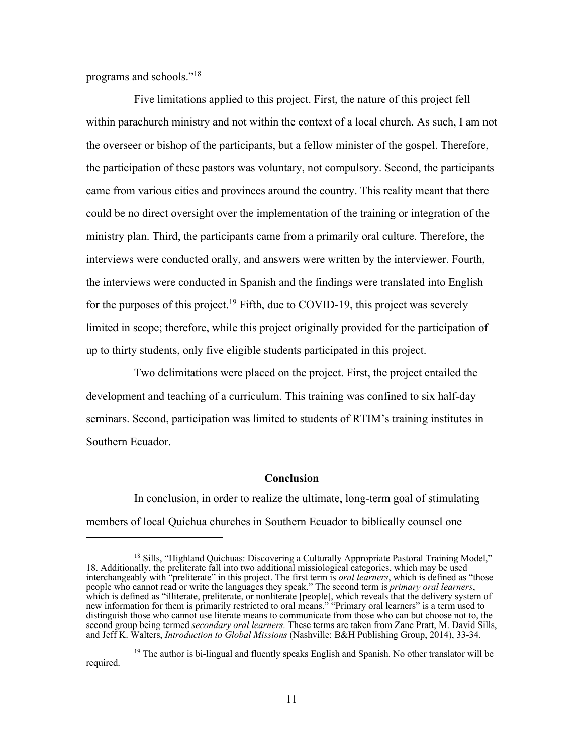programs and schools."[18]

Five limitations applied to this project. First, the nature of this project fell within parachurch ministry and not within the context of a local church. As such, I am not the overseer or bishop of the participants, but a fellow minister of the gospel. Therefore, the participation of these pastors was voluntary, not compulsory. Second, the participants came from various cities and provinces around the country. This reality meant that there could be no direct oversight over the implementation of the training or integration of the ministry plan. Third, the participants came from a primarily oral culture. Therefore, the interviews were conducted orally, and answers were written by the interviewer. Fourth, the interviews were conducted in Spanish and the findings were translated into English for the purposes of this project.[19] Fifth, due to COVID-19, this project was severely limited in scope; therefore, while this project originally provided for the participation of up to thirty students, only five eligible students participated in this project.

Two delimitations were placed on the project. First, the project entailed the development and teaching of a curriculum. This training was confined to six half-day seminars. Second, participation was limited to students of RTIM's training institutes in Southern Ecuador.

### Conclusion

In conclusion, in order to realize the ultimate, long-term goal of stimulating members of local Quichua churches in Southern Ecuador to biblically counsel one

---

[18] Sills, "Highland Quichuas: Discovering a Culturally Appropriate Pastoral Training Model," 18. Additionally, the preliterate fall into two additional missiological categories, which may be used interchangeably with "preliterate" in this project. The first term is *oral learners*, which is defined as "those people who cannot read or write the languages they speak." The second term is *primary oral learners*, which is defined as "illiterate, preliterate, or nonliterate [people], which reveals that the delivery system of new information for them is primarily restricted to oral means." "Primary oral learners" is a term used to distinguish those who cannot use literate means to communicate from those who can but choose not to, the second group being termed *secondary oral learners.* These terms are taken from Zane Pratt, M. David Sills, and Jeff K. Walters, *Introduction to Global Missions* (Nashville: B&H Publishing Group, 2014), 33-34.

[19] The author is bi-lingual and fluently speaks English and Spanish. No other translator will be required.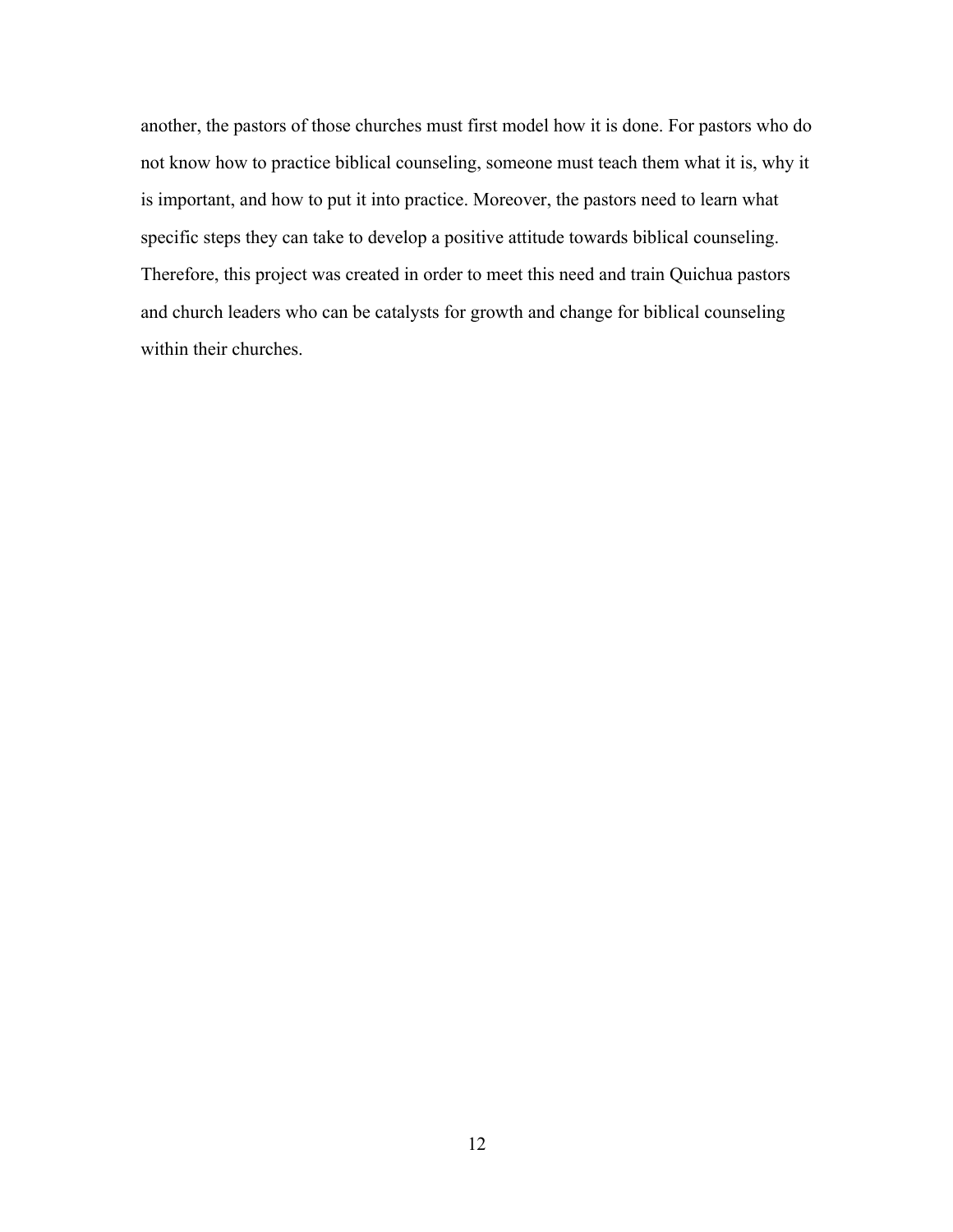another, the pastors of those churches must first model how it is done. For pastors who do not know how to practice biblical counseling, someone must teach them what it is, why it is important, and how to put it into practice. Moreover, the pastors need to learn what specific steps they can take to develop a positive attitude towards biblical counseling. Therefore, this project was created in order to meet this need and train Quichua pastors and church leaders who can be catalysts for growth and change for biblical counseling within their churches.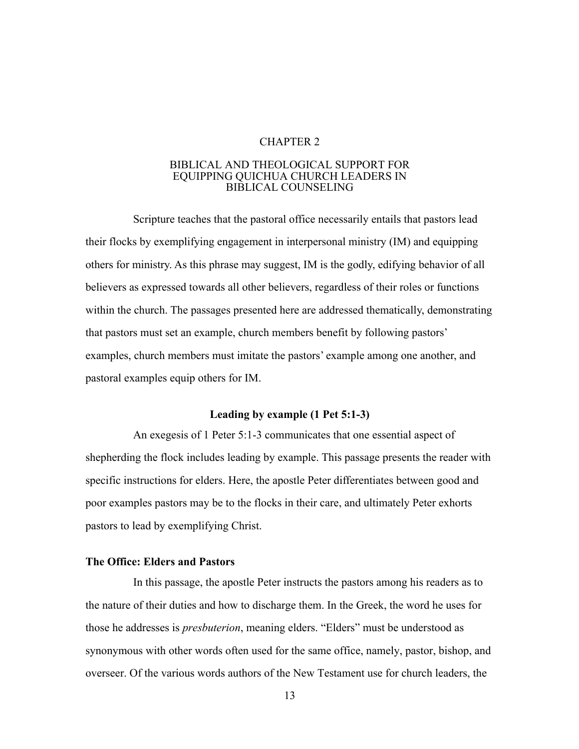# CHAPTER 2

# BIBLICAL AND THEOLOGICAL SUPPORT FOR EQUIPPING QUICHUA CHURCH LEADERS IN BIBLICAL COUNSELING

Scripture teaches that the pastoral office necessarily entails that pastors lead their flocks by exemplifying engagement in interpersonal ministry (IM) and equipping others for ministry. As this phrase may suggest, IM is the godly, edifying behavior of all believers as expressed towards all other believers, regardless of their roles or functions within the church. The passages presented here are addressed thematically, demonstrating that pastors must set an example, church members benefit by following pastors' examples, church members must imitate the pastors' example among one another, and pastoral examples equip others for IM.

## Leading by example (1 Pet 5:1-3)

An exegesis of 1 Peter 5:1-3 communicates that one essential aspect of shepherding the flock includes leading by example. This passage presents the reader with specific instructions for elders. Here, the apostle Peter differentiates between good and poor examples pastors may be to the flocks in their care, and ultimately Peter exhorts pastors to lead by exemplifying Christ.

### The Office: Elders and Pastors

In this passage, the apostle Peter instructs the pastors among his readers as to the nature of their duties and how to discharge them. In the Greek, the word he uses for those he addresses is *presbuterion*, meaning elders. "Elders" must be understood as synonymous with other words often used for the same office, namely, pastor, bishop, and overseer. Of the various words authors of the New Testament use for church leaders, the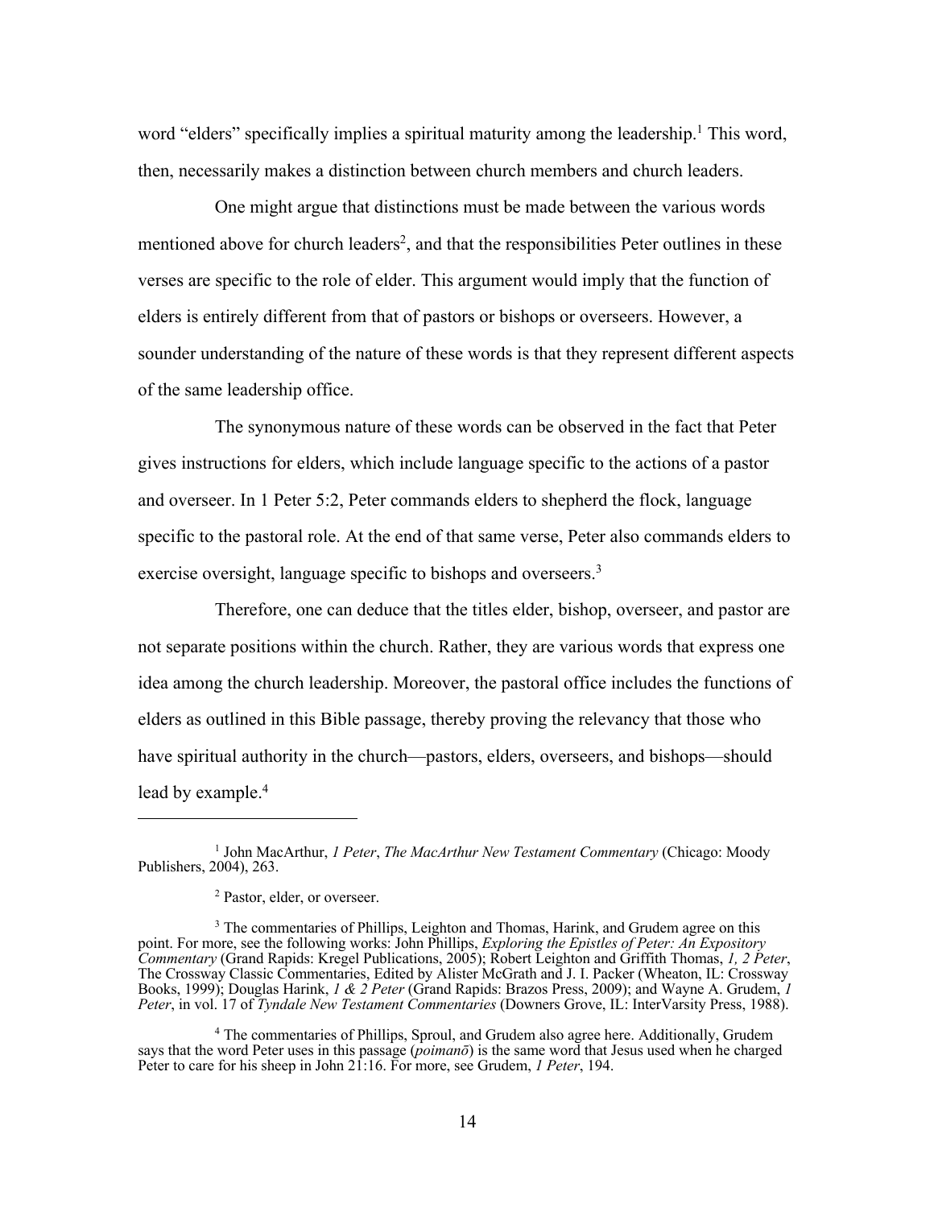word "elders" specifically implies a spiritual maturity among the leadership.[1] This word, then, necessarily makes a distinction between church members and church leaders.

One might argue that distinctions must be made between the various words mentioned above for church leaders[2], and that the responsibilities Peter outlines in these verses are specific to the role of elder. This argument would imply that the function of elders is entirely different from that of pastors or bishops or overseers. However, a sounder understanding of the nature of these words is that they represent different aspects of the same leadership office.

The synonymous nature of these words can be observed in the fact that Peter gives instructions for elders, which include language specific to the actions of a pastor and overseer. In 1 Peter 5:2, Peter commands elders to shepherd the flock, language specific to the pastoral role. At the end of that same verse, Peter also commands elders to exercise oversight, language specific to bishops and overseers.[3]

Therefore, one can deduce that the titles elder, bishop, overseer, and pastor are not separate positions within the church. Rather, they are various words that express one idea among the church leadership. Moreover, the pastoral office includes the functions of elders as outlined in this Bible passage, thereby proving the relevancy that those who have spiritual authority in the church—pastors, elders, overseers, and bishops—should lead by example.[4]

---

[1] John MacArthur, *1 Peter*, *The MacArthur New Testament Commentary* (Chicago: Moody Publishers, 2004), 263.

[2] Pastor, elder, or overseer.

[3] The commentaries of Phillips, Leighton and Thomas, Harink, and Grudem agree on this point. For more, see the following works: John Phillips, *Exploring the Epistles of Peter: An Expository Commentary* (Grand Rapids: Kregel Publications, 2005); Robert Leighton and Griffith Thomas, *1, 2 Peter*, The Crossway Classic Commentaries, Edited by Alister McGrath and J. I. Packer (Wheaton, IL: Crossway Books, 1999); Douglas Harink, *1 & 2 Peter* (Grand Rapids: Brazos Press, 2009); and Wayne A. Grudem, *1 Peter*, in vol. 17 of *Tyndale New Testament Commentaries* (Downers Grove, IL: InterVarsity Press, 1988).

[4] The commentaries of Phillips, Sproul, and Grudem also agree here. Additionally, Grudem says that the word Peter uses in this passage (*poimanō*) is the same word that Jesus used when he charged Peter to care for his sheep in John 21:16. For more, see Grudem, *1 Peter*, 194.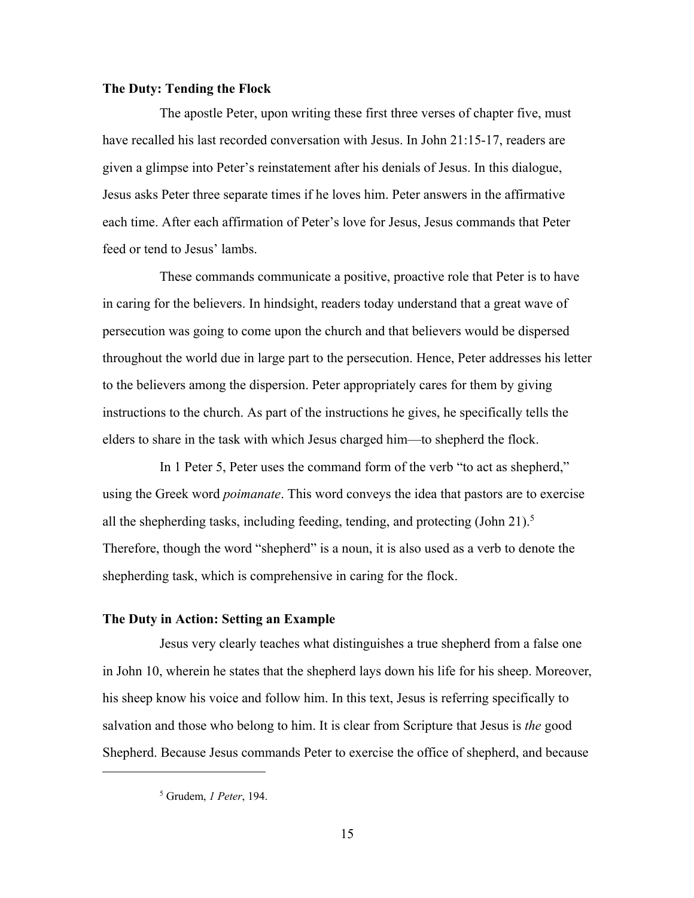**The Duty: Tending the Flock**

The apostle Peter, upon writing these first three verses of chapter five, must have recalled his last recorded conversation with Jesus. In John 21:15-17, readers are given a glimpse into Peter's reinstatement after his denials of Jesus. In this dialogue, Jesus asks Peter three separate times if he loves him. Peter answers in the affirmative each time. After each affirmation of Peter's love for Jesus, Jesus commands that Peter feed or tend to Jesus' lambs.

These commands communicate a positive, proactive role that Peter is to have in caring for the believers. In hindsight, readers today understand that a great wave of persecution was going to come upon the church and that believers would be dispersed throughout the world due in large part to the persecution. Hence, Peter addresses his letter to the believers among the dispersion. Peter appropriately cares for them by giving instructions to the church. As part of the instructions he gives, he specifically tells the elders to share in the task with which Jesus charged him—to shepherd the flock.

In 1 Peter 5, Peter uses the command form of the verb "to act as shepherd," using the Greek word *poimanate*. This word conveys the idea that pastors are to exercise all the shepherding tasks, including feeding, tending, and protecting (John 21).[5] Therefore, though the word "shepherd" is a noun, it is also used as a verb to denote the shepherding task, which is comprehensive in caring for the flock.

**The Duty in Action: Setting an Example**

Jesus very clearly teaches what distinguishes a true shepherd from a false one in John 10, wherein he states that the shepherd lays down his life for his sheep. Moreover, his sheep know his voice and follow him. In this text, Jesus is referring specifically to salvation and those who belong to him. It is clear from Scripture that Jesus is *the* good Shepherd. Because Jesus commands Peter to exercise the office of shepherd, and because

---

[5] Grudem, *1 Peter*, 194.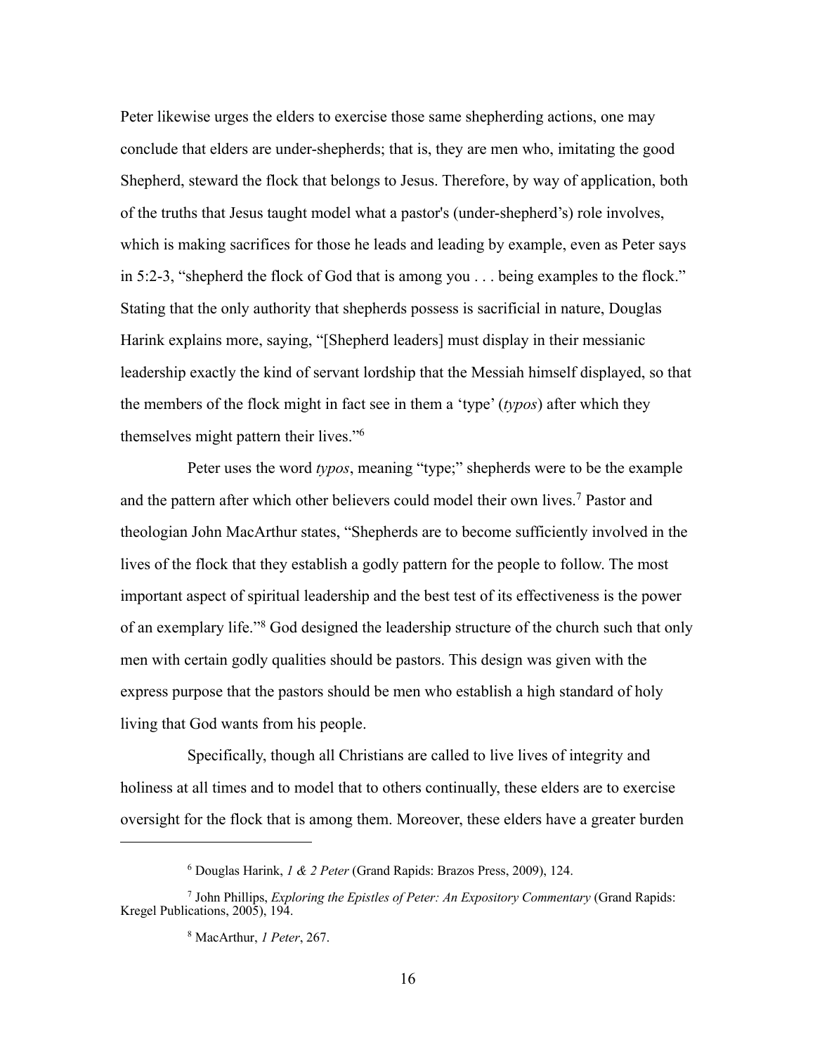Peter likewise urges the elders to exercise those same shepherding actions, one may conclude that elders are under-shepherds; that is, they are men who, imitating the good Shepherd, steward the flock that belongs to Jesus. Therefore, by way of application, both of the truths that Jesus taught model what a pastor's (under-shepherd's) role involves, which is making sacrifices for those he leads and leading by example, even as Peter says in 5:2-3, "shepherd the flock of God that is among you . . . being examples to the flock." Stating that the only authority that shepherds possess is sacrificial in nature, Douglas Harink explains more, saying, "[Shepherd leaders] must display in their messianic leadership exactly the kind of servant lordship that the Messiah himself displayed, so that the members of the flock might in fact see in them a 'type' (*typos*) after which they themselves might pattern their lives."[6]

Peter uses the word *typos*, meaning "type;" shepherds were to be the example and the pattern after which other believers could model their own lives.[7] Pastor and theologian John MacArthur states, "Shepherds are to become sufficiently involved in the lives of the flock that they establish a godly pattern for the people to follow. The most important aspect of spiritual leadership and the best test of its effectiveness is the power of an exemplary life."[8] God designed the leadership structure of the church such that only men with certain godly qualities should be pastors. This design was given with the express purpose that the pastors should be men who establish a high standard of holy living that God wants from his people.

Specifically, though all Christians are called to live lives of integrity and holiness at all times and to model that to others continually, these elders are to exercise oversight for the flock that is among them. Moreover, these elders have a greater burden

---

[6] Douglas Harink, *1 & 2 Peter* (Grand Rapids: Brazos Press, 2009), 124.

[7] John Phillips, *Exploring the Epistles of Peter: An Expository Commentary* (Grand Rapids: Kregel Publications, 2005), 194.

[8] MacArthur, *1 Peter*, 267.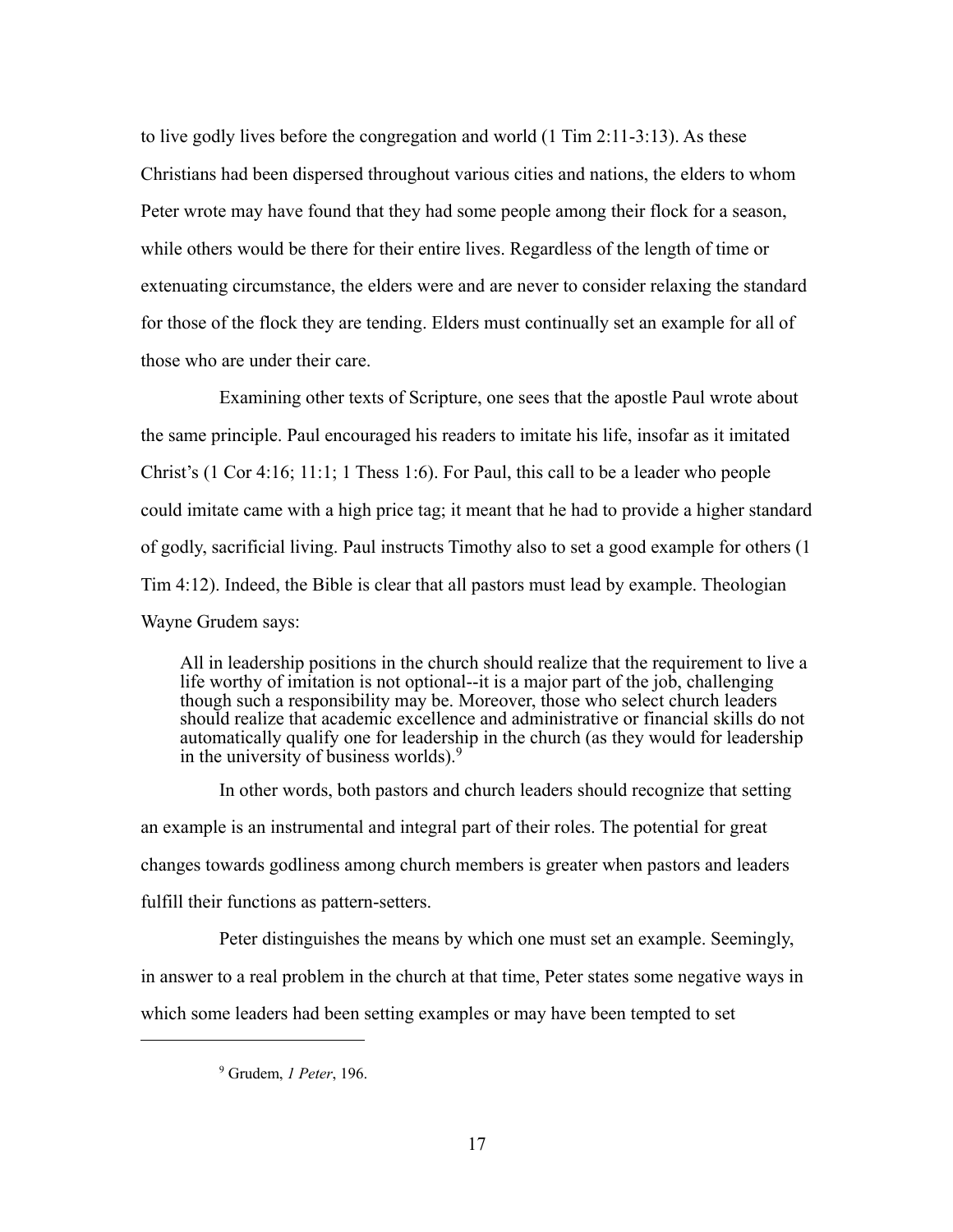to live godly lives before the congregation and world (1 Tim 2:11-3:13). As these Christians had been dispersed throughout various cities and nations, the elders to whom Peter wrote may have found that they had some people among their flock for a season, while others would be there for their entire lives. Regardless of the length of time or extenuating circumstance, the elders were and are never to consider relaxing the standard for those of the flock they are tending. Elders must continually set an example for all of those who are under their care.

Examining other texts of Scripture, one sees that the apostle Paul wrote about the same principle. Paul encouraged his readers to imitate his life, insofar as it imitated Christ's (1 Cor 4:16; 11:1; 1 Thess 1:6). For Paul, this call to be a leader who people could imitate came with a high price tag; it meant that he had to provide a higher standard of godly, sacrificial living. Paul instructs Timothy also to set a good example for others (1 Tim 4:12). Indeed, the Bible is clear that all pastors must lead by example. Theologian Wayne Grudem says:

> All in leadership positions in the church should realize that the requirement to live a life worthy of imitation is not optional--it is a major part of the job, challenging though such a responsibility may be. Moreover, those who select church leaders should realize that academic excellence and administrative or financial skills do not automatically qualify one for leadership in the church (as they would for leadership in the university of business worlds).[9]

In other words, both pastors and church leaders should recognize that setting an example is an instrumental and integral part of their roles. The potential for great changes towards godliness among church members is greater when pastors and leaders fulfill their functions as pattern-setters.

Peter distinguishes the means by which one must set an example. Seemingly, in answer to a real problem in the church at that time, Peter states some negative ways in which some leaders had been setting examples or may have been tempted to set

---

[9] Grudem, *1 Peter*, 196.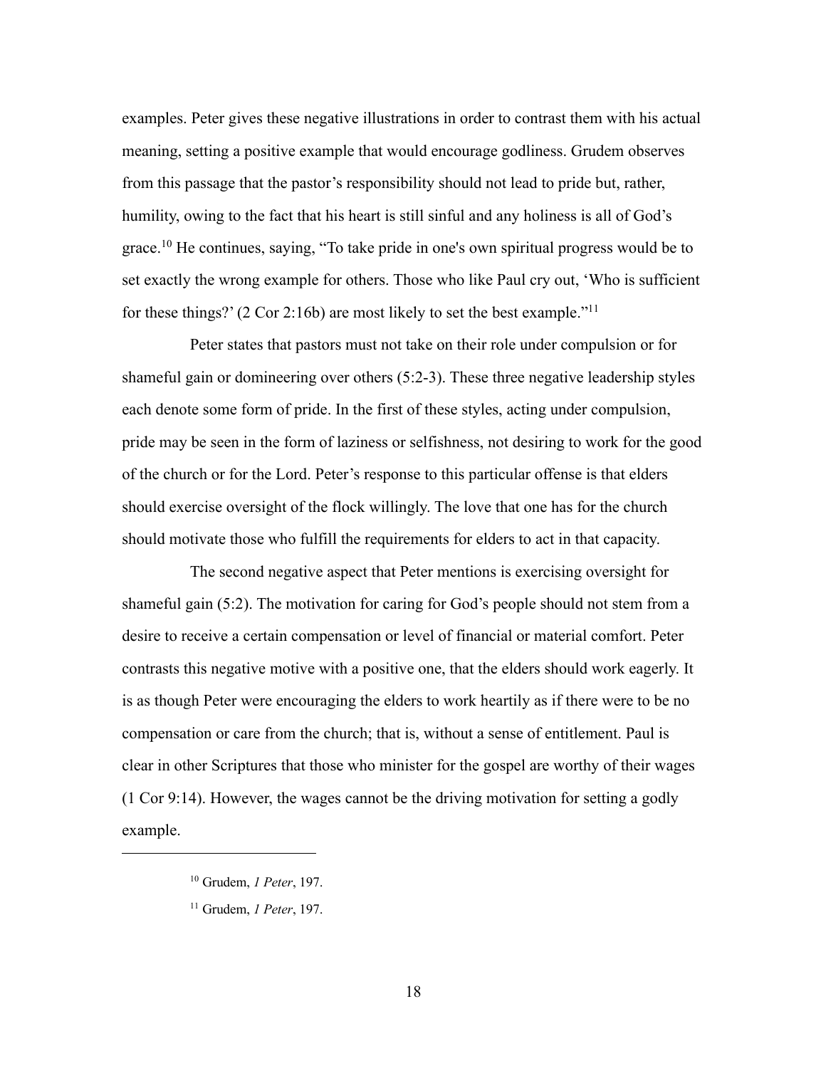examples. Peter gives these negative illustrations in order to contrast them with his actual meaning, setting a positive example that would encourage godliness. Grudem observes from this passage that the pastor's responsibility should not lead to pride but, rather, humility, owing to the fact that his heart is still sinful and any holiness is all of God's grace.[10] He continues, saying, "To take pride in one's own spiritual progress would be to set exactly the wrong example for others. Those who like Paul cry out, 'Who is sufficient for these things?' (2 Cor 2:16b) are most likely to set the best example."[11]

Peter states that pastors must not take on their role under compulsion or for shameful gain or domineering over others (5:2-3). These three negative leadership styles each denote some form of pride. In the first of these styles, acting under compulsion, pride may be seen in the form of laziness or selfishness, not desiring to work for the good of the church or for the Lord. Peter's response to this particular offense is that elders should exercise oversight of the flock willingly. The love that one has for the church should motivate those who fulfill the requirements for elders to act in that capacity.

The second negative aspect that Peter mentions is exercising oversight for shameful gain (5:2). The motivation for caring for God's people should not stem from a desire to receive a certain compensation or level of financial or material comfort. Peter contrasts this negative motive with a positive one, that the elders should work eagerly. It is as though Peter were encouraging the elders to work heartily as if there were to be no compensation or care from the church; that is, without a sense of entitlement. Paul is clear in other Scriptures that those who minister for the gospel are worthy of their wages (1 Cor 9:14). However, the wages cannot be the driving motivation for setting a godly example.

---

[10] Grudem, *1 Peter*, 197.

[11] Grudem, *1 Peter*, 197.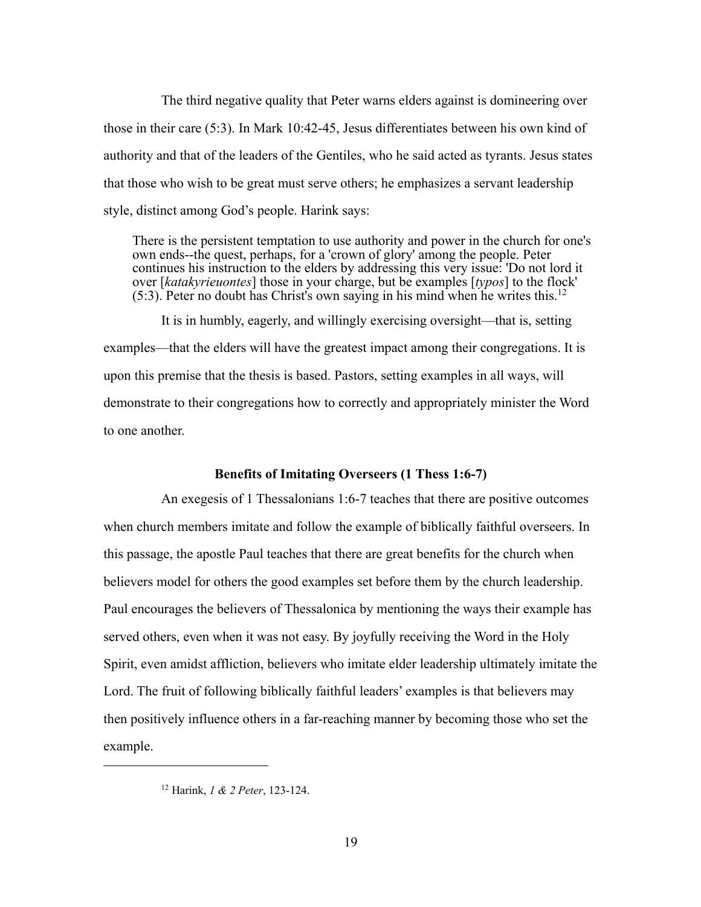The third negative quality that Peter warns elders against is domineering over those in their care (5:3). In Mark 10:42-45, Jesus differentiates between his own kind of authority and that of the leaders of the Gentiles, who he said acted as tyrants. Jesus states that those who wish to be great must serve others; he emphasizes a servant leadership style, distinct among God's people. Harink says:

> There is the persistent temptation to use authority and power in the church for one's own ends--the quest, perhaps, for a 'crown of glory' among the people. Peter continues his instruction to the elders by addressing this very issue: 'Do not lord it over [*katakyrieuontes*] those in your charge, but be examples [*typos*] to the flock' (5:3). Peter no doubt has Christ's own saying in his mind when he writes this.[12]

It is in humbly, eagerly, and willingly exercising oversight—that is, setting examples—that the elders will have the greatest impact among their congregations. It is upon this premise that the thesis is based. Pastors, setting examples in all ways, will demonstrate to their congregations how to correctly and appropriately minister the Word to one another.

### Benefits of Imitating Overseers (1 Thess 1:6-7)

An exegesis of 1 Thessalonians 1:6-7 teaches that there are positive outcomes when church members imitate and follow the example of biblically faithful overseers. In this passage, the apostle Paul teaches that there are great benefits for the church when believers model for others the good examples set before them by the church leadership. Paul encourages the believers of Thessalonica by mentioning the ways their example has served others, even when it was not easy. By joyfully receiving the Word in the Holy Spirit, even amidst affliction, believers who imitate elder leadership ultimately imitate the Lord. The fruit of following biblically faithful leaders' examples is that believers may then positively influence others in a far-reaching manner by becoming those who set the example.

---

[12] Harink, *1 & 2 Peter*, 123-124.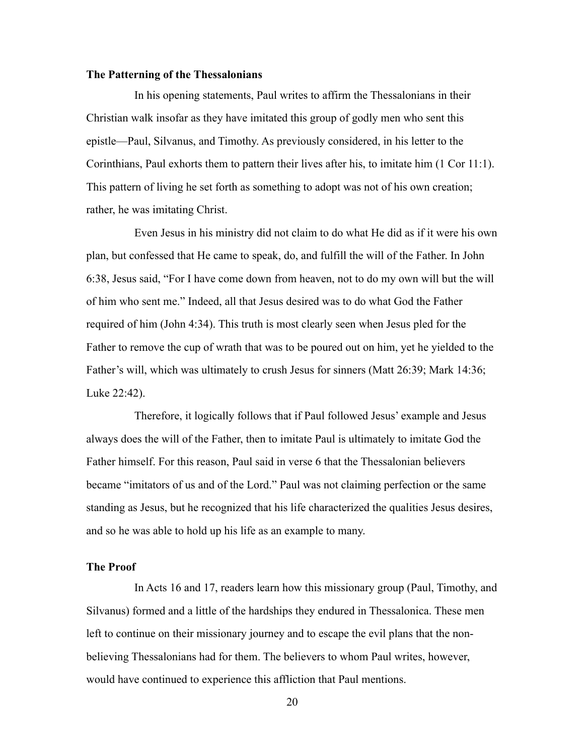**The Patterning of the Thessalonians**

In his opening statements, Paul writes to affirm the Thessalonians in their Christian walk insofar as they have imitated this group of godly men who sent this epistle—Paul, Silvanus, and Timothy. As previously considered, in his letter to the Corinthians, Paul exhorts them to pattern their lives after his, to imitate him (1 Cor 11:1). This pattern of living he set forth as something to adopt was not of his own creation; rather, he was imitating Christ.

Even Jesus in his ministry did not claim to do what He did as if it were his own plan, but confessed that He came to speak, do, and fulfill the will of the Father. In John 6:38, Jesus said, "For I have come down from heaven, not to do my own will but the will of him who sent me." Indeed, all that Jesus desired was to do what God the Father required of him (John 4:34). This truth is most clearly seen when Jesus pled for the Father to remove the cup of wrath that was to be poured out on him, yet he yielded to the Father's will, which was ultimately to crush Jesus for sinners (Matt 26:39; Mark 14:36; Luke 22:42).

Therefore, it logically follows that if Paul followed Jesus' example and Jesus always does the will of the Father, then to imitate Paul is ultimately to imitate God the Father himself. For this reason, Paul said in verse 6 that the Thessalonian believers became "imitators of us and of the Lord." Paul was not claiming perfection or the same standing as Jesus, but he recognized that his life characterized the qualities Jesus desires, and so he was able to hold up his life as an example to many.

**The Proof**

In Acts 16 and 17, readers learn how this missionary group (Paul, Timothy, and Silvanus) formed and a little of the hardships they endured in Thessalonica. These men left to continue on their missionary journey and to escape the evil plans that the non-believing Thessalonians had for them. The believers to whom Paul writes, however, would have continued to experience this affliction that Paul mentions.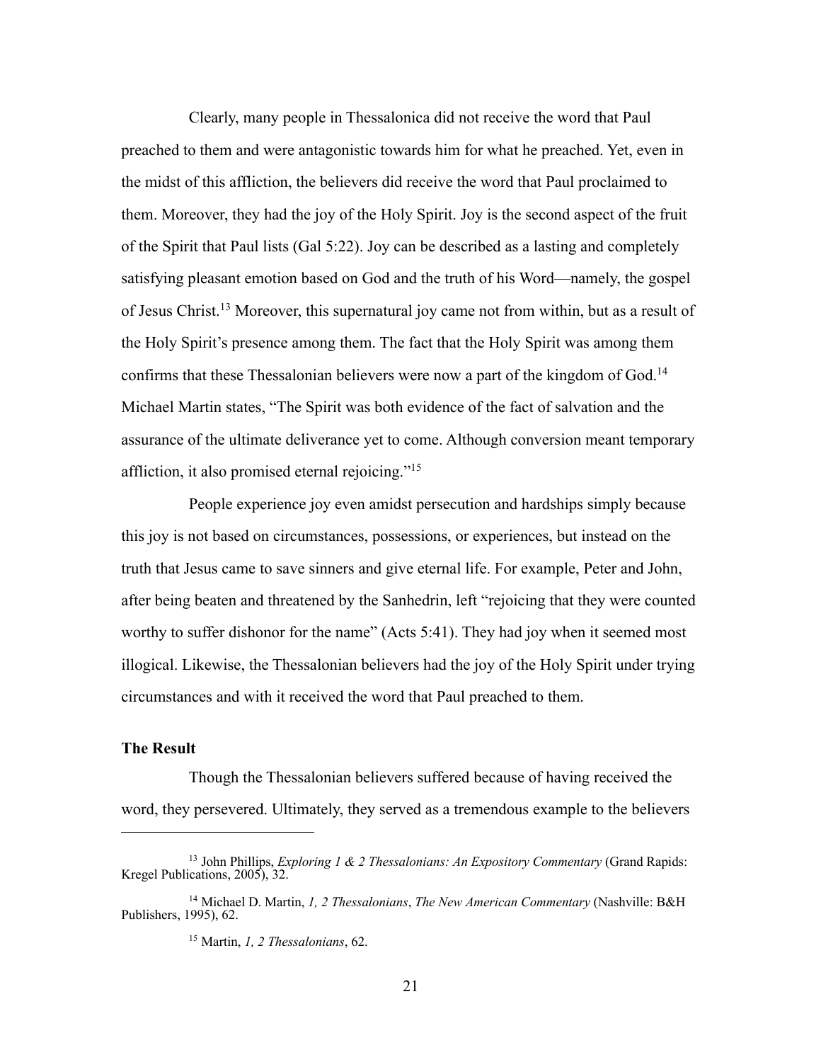Clearly, many people in Thessalonica did not receive the word that Paul preached to them and were antagonistic towards him for what he preached. Yet, even in the midst of this affliction, the believers did receive the word that Paul proclaimed to them. Moreover, they had the joy of the Holy Spirit. Joy is the second aspect of the fruit of the Spirit that Paul lists (Gal 5:22). Joy can be described as a lasting and completely satisfying pleasant emotion based on God and the truth of his Word—namely, the gospel of Jesus Christ.[13] Moreover, this supernatural joy came not from within, but as a result of the Holy Spirit's presence among them. The fact that the Holy Spirit was among them confirms that these Thessalonian believers were now a part of the kingdom of God.[14] Michael Martin states, "The Spirit was both evidence of the fact of salvation and the assurance of the ultimate deliverance yet to come. Although conversion meant temporary affliction, it also promised eternal rejoicing."[15]

People experience joy even amidst persecution and hardships simply because this joy is not based on circumstances, possessions, or experiences, but instead on the truth that Jesus came to save sinners and give eternal life. For example, Peter and John, after being beaten and threatened by the Sanhedrin, left "rejoicing that they were counted worthy to suffer dishonor for the name" (Acts 5:41). They had joy when it seemed most illogical. Likewise, the Thessalonian believers had the joy of the Holy Spirit under trying circumstances and with it received the word that Paul preached to them.

### The Result

Though the Thessalonian believers suffered because of having received the word, they persevered. Ultimately, they served as a tremendous example to the believers

---

[13] John Phillips, *Exploring 1 & 2 Thessalonians: An Expository Commentary* (Grand Rapids: Kregel Publications, 2005), 32.

[14] Michael D. Martin, *1, 2 Thessalonians*, *The New American Commentary* (Nashville: B&H Publishers, 1995), 62.

[15] Martin, *1, 2 Thessalonians*, 62.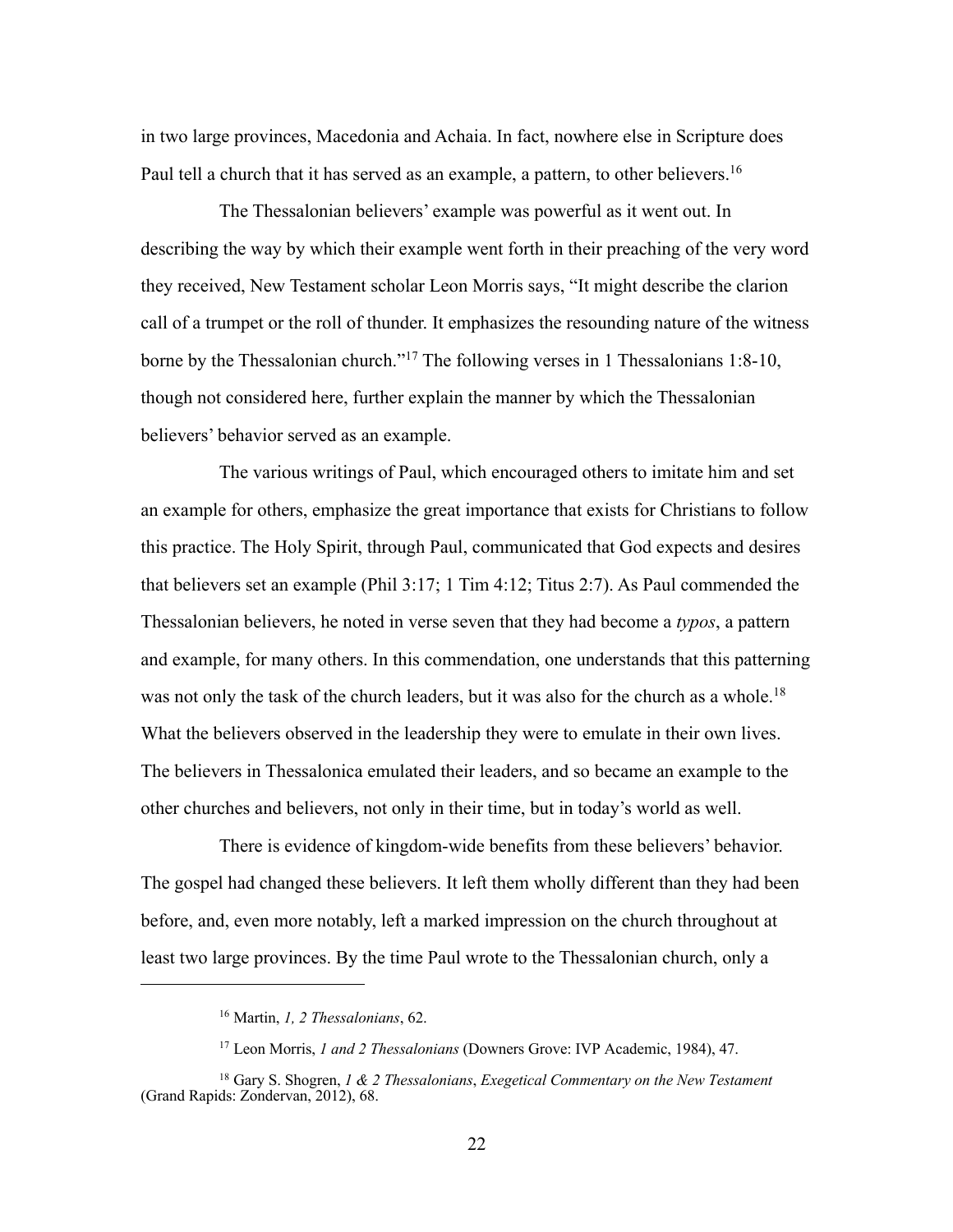in two large provinces, Macedonia and Achaia. In fact, nowhere else in Scripture does Paul tell a church that it has served as an example, a pattern, to other believers.[16]

The Thessalonian believers' example was powerful as it went out. In describing the way by which their example went forth in their preaching of the very word they received, New Testament scholar Leon Morris says, "It might describe the clarion call of a trumpet or the roll of thunder. It emphasizes the resounding nature of the witness borne by the Thessalonian church."[17] The following verses in 1 Thessalonians 1:8-10, though not considered here, further explain the manner by which the Thessalonian believers' behavior served as an example.

The various writings of Paul, which encouraged others to imitate him and set an example for others, emphasize the great importance that exists for Christians to follow this practice. The Holy Spirit, through Paul, communicated that God expects and desires that believers set an example (Phil 3:17; 1 Tim 4:12; Titus 2:7). As Paul commended the Thessalonian believers, he noted in verse seven that they had become a *typos*, a pattern and example, for many others. In this commendation, one understands that this patterning was not only the task of the church leaders, but it was also for the church as a whole.[18] What the believers observed in the leadership they were to emulate in their own lives. The believers in Thessalonica emulated their leaders, and so became an example to the other churches and believers, not only in their time, but in today's world as well.

There is evidence of kingdom-wide benefits from these believers' behavior. The gospel had changed these believers. It left them wholly different than they had been before, and, even more notably, left a marked impression on the church throughout at least two large provinces. By the time Paul wrote to the Thessalonian church, only a

---

[16] Martin, *1, 2 Thessalonians*, 62.

[17] Leon Morris, *1 and 2 Thessalonians* (Downers Grove: IVP Academic, 1984), 47.

[18] Gary S. Shogren, *1 & 2 Thessalonians*, *Exegetical Commentary on the New Testament* (Grand Rapids: Zondervan, 2012), 68.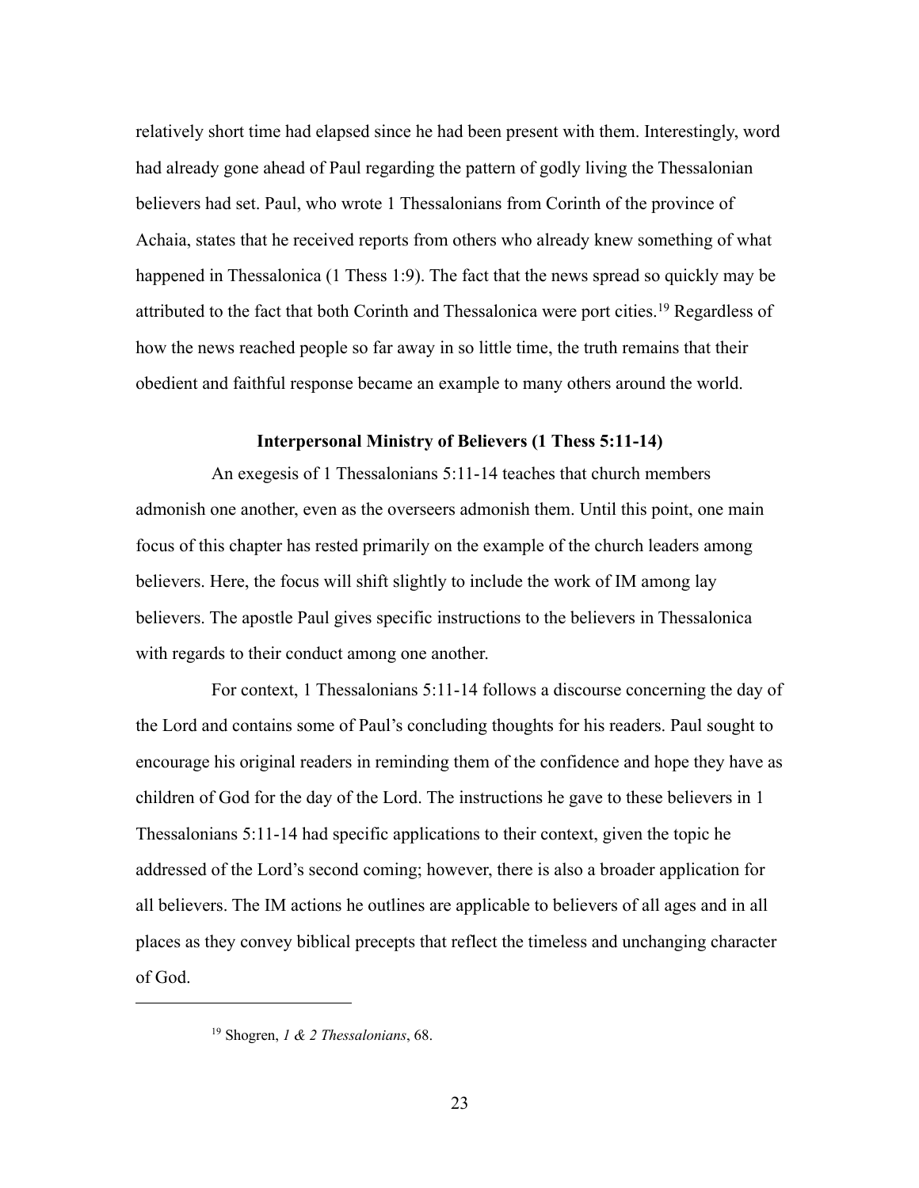relatively short time had elapsed since he had been present with them. Interestingly, word had already gone ahead of Paul regarding the pattern of godly living the Thessalonian believers had set. Paul, who wrote 1 Thessalonians from Corinth of the province of Achaia, states that he received reports from others who already knew something of what happened in Thessalonica (1 Thess 1:9). The fact that the news spread so quickly may be attributed to the fact that both Corinth and Thessalonica were port cities.[19] Regardless of how the news reached people so far away in so little time, the truth remains that their obedient and faithful response became an example to many others around the world.

### Interpersonal Ministry of Believers (1 Thess 5:11-14)

An exegesis of 1 Thessalonians 5:11-14 teaches that church members admonish one another, even as the overseers admonish them. Until this point, one main focus of this chapter has rested primarily on the example of the church leaders among believers. Here, the focus will shift slightly to include the work of IM among lay believers. The apostle Paul gives specific instructions to the believers in Thessalonica with regards to their conduct among one another.

For context, 1 Thessalonians 5:11-14 follows a discourse concerning the day of the Lord and contains some of Paul's concluding thoughts for his readers. Paul sought to encourage his original readers in reminding them of the confidence and hope they have as children of God for the day of the Lord. The instructions he gave to these believers in 1 Thessalonians 5:11-14 had specific applications to their context, given the topic he addressed of the Lord's second coming; however, there is also a broader application for all believers. The IM actions he outlines are applicable to believers of all ages and in all places as they convey biblical precepts that reflect the timeless and unchanging character of God.

---

[19] Shogren, *1 & 2 Thessalonians*, 68.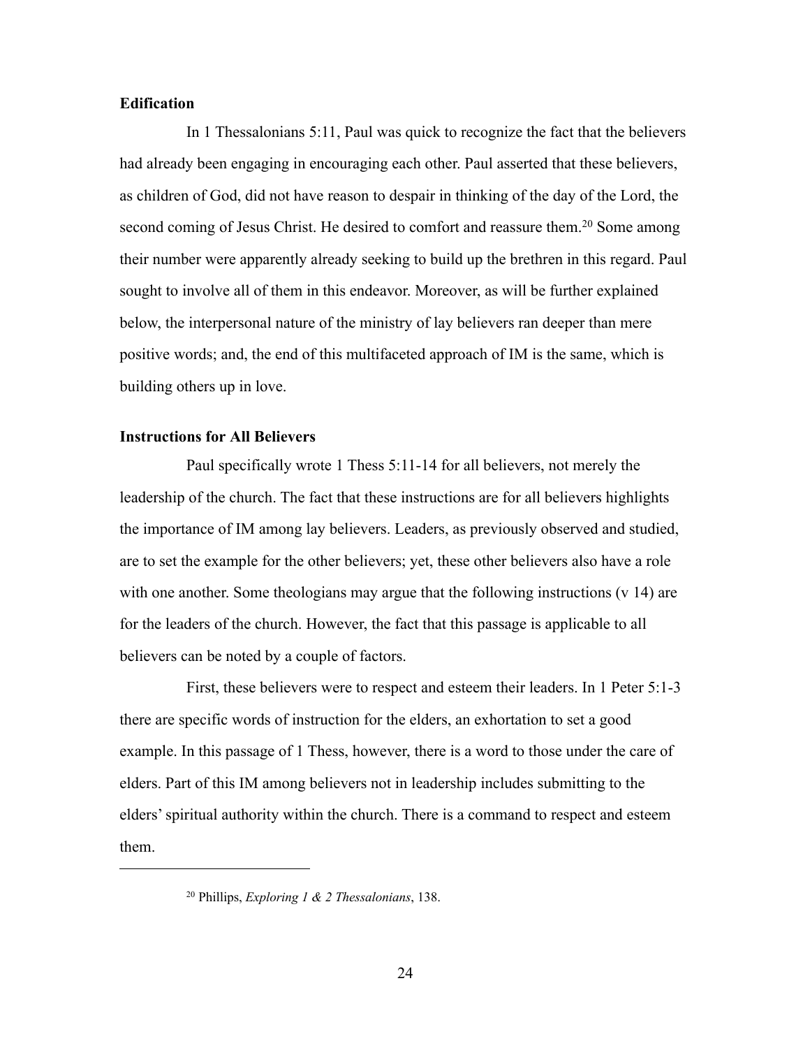**Edification**

In 1 Thessalonians 5:11, Paul was quick to recognize the fact that the believers had already been engaging in encouraging each other. Paul asserted that these believers, as children of God, did not have reason to despair in thinking of the day of the Lord, the second coming of Jesus Christ. He desired to comfort and reassure them.[20] Some among their number were apparently already seeking to build up the brethren in this regard. Paul sought to involve all of them in this endeavor. Moreover, as will be further explained below, the interpersonal nature of the ministry of lay believers ran deeper than mere positive words; and, the end of this multifaceted approach of IM is the same, which is building others up in love.

**Instructions for All Believers**

Paul specifically wrote 1 Thess 5:11-14 for all believers, not merely the leadership of the church. The fact that these instructions are for all believers highlights the importance of IM among lay believers. Leaders, as previously observed and studied, are to set the example for the other believers; yet, these other believers also have a role with one another. Some theologians may argue that the following instructions (v 14) are for the leaders of the church. However, the fact that this passage is applicable to all believers can be noted by a couple of factors.

First, these believers were to respect and esteem their leaders. In 1 Peter 5:1-3 there are specific words of instruction for the elders, an exhortation to set a good example. In this passage of 1 Thess, however, there is a word to those under the care of elders. Part of this IM among believers not in leadership includes submitting to the elders' spiritual authority within the church. There is a command to respect and esteem them.

---

[20] Phillips, *Exploring 1 & 2 Thessalonians*, 138.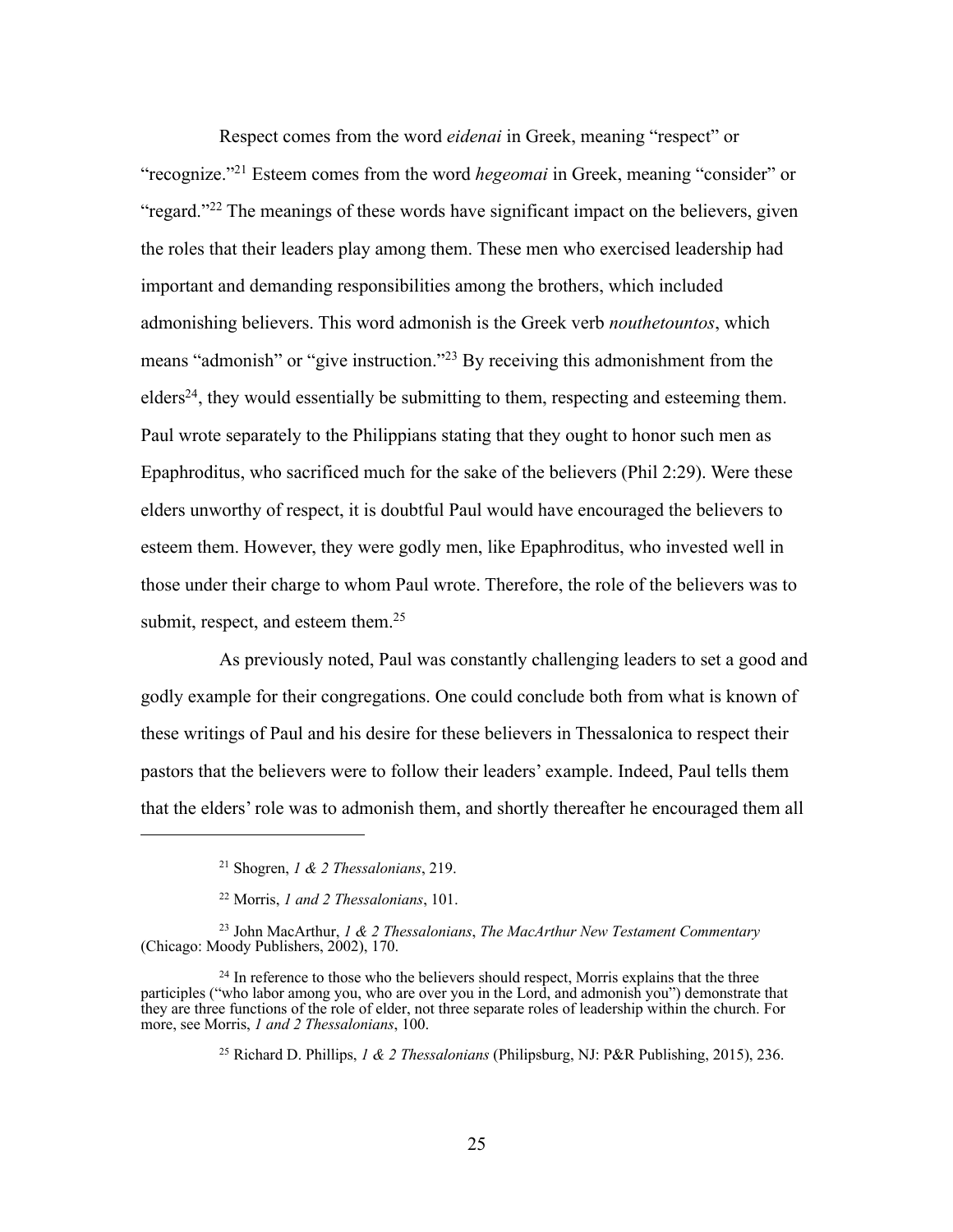Respect comes from the word *eidenai* in Greek, meaning "respect" or "recognize."[21] Esteem comes from the word *hegeomai* in Greek, meaning "consider" or "regard."[22] The meanings of these words have significant impact on the believers, given the roles that their leaders play among them. These men who exercised leadership had important and demanding responsibilities among the brothers, which included admonishing believers. This word admonish is the Greek verb *nouthetountos*, which means "admonish" or "give instruction."[23] By receiving this admonishment from the elders[24], they would essentially be submitting to them, respecting and esteeming them. Paul wrote separately to the Philippians stating that they ought to honor such men as Epaphroditus, who sacrificed much for the sake of the believers (Phil 2:29). Were these elders unworthy of respect, it is doubtful Paul would have encouraged the believers to esteem them. However, they were godly men, like Epaphroditus, who invested well in those under their charge to whom Paul wrote. Therefore, the role of the believers was to submit, respect, and esteem them.[25]

As previously noted, Paul was constantly challenging leaders to set a good and godly example for their congregations. One could conclude both from what is known of these writings of Paul and his desire for these believers in Thessalonica to respect their pastors that the believers were to follow their leaders' example. Indeed, Paul tells them that the elders' role was to admonish them, and shortly thereafter he encouraged them all

---

[21] Shogren, *1 & 2 Thessalonians*, 219.

[22] Morris, *1 and 2 Thessalonians*, 101.

[23] John MacArthur, *1 & 2 Thessalonians*, *The MacArthur New Testament Commentary* (Chicago: Moody Publishers, 2002), 170.

[24] In reference to those who the believers should respect, Morris explains that the three participles ("who labor among you, who are over you in the Lord, and admonish you") demonstrate that they are three functions of the role of elder, not three separate roles of leadership within the church. For more, see Morris, *1 and 2 Thessalonians*, 100.

[25] Richard D. Phillips, *1 & 2 Thessalonians* (Philipsburg, NJ: P&R Publishing, 2015), 236.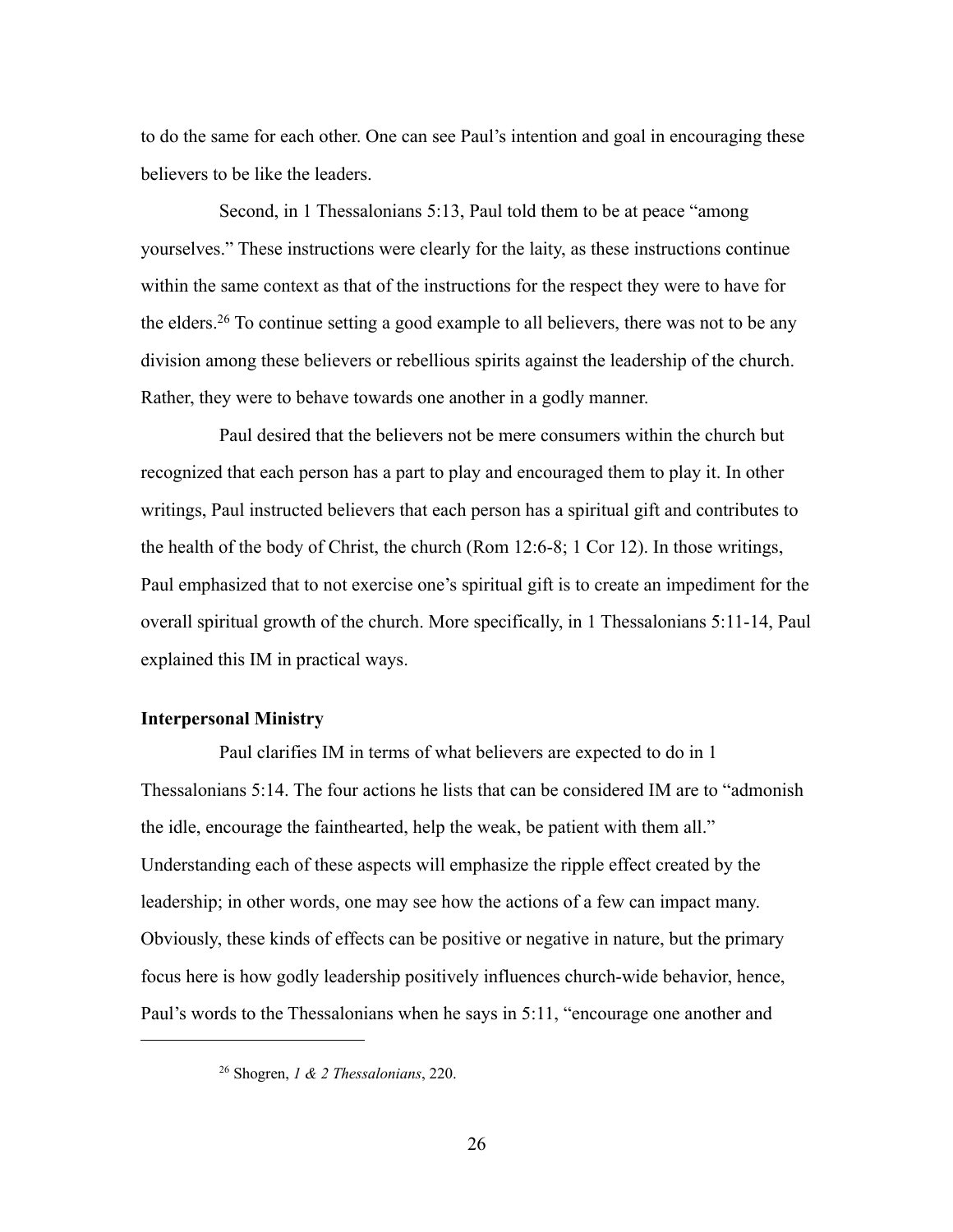to do the same for each other. One can see Paul's intention and goal in encouraging these believers to be like the leaders.

Second, in 1 Thessalonians 5:13, Paul told them to be at peace "among yourselves." These instructions were clearly for the laity, as these instructions continue within the same context as that of the instructions for the respect they were to have for the elders.[26] To continue setting a good example to all believers, there was not to be any division among these believers or rebellious spirits against the leadership of the church. Rather, they were to behave towards one another in a godly manner.

Paul desired that the believers not be mere consumers within the church but recognized that each person has a part to play and encouraged them to play it. In other writings, Paul instructed believers that each person has a spiritual gift and contributes to the health of the body of Christ, the church (Rom 12:6-8; 1 Cor 12). In those writings, Paul emphasized that to not exercise one's spiritual gift is to create an impediment for the overall spiritual growth of the church. More specifically, in 1 Thessalonians 5:11-14, Paul explained this IM in practical ways.

**Interpersonal Ministry**

Paul clarifies IM in terms of what believers are expected to do in 1 Thessalonians 5:14. The four actions he lists that can be considered IM are to "admonish the idle, encourage the fainthearted, help the weak, be patient with them all." Understanding each of these aspects will emphasize the ripple effect created by the leadership; in other words, one may see how the actions of a few can impact many. Obviously, these kinds of effects can be positive or negative in nature, but the primary focus here is how godly leadership positively influences church-wide behavior, hence, Paul's words to the Thessalonians when he says in 5:11, "encourage one another and

---

[26] Shogren, *1 & 2 Thessalonians*, 220.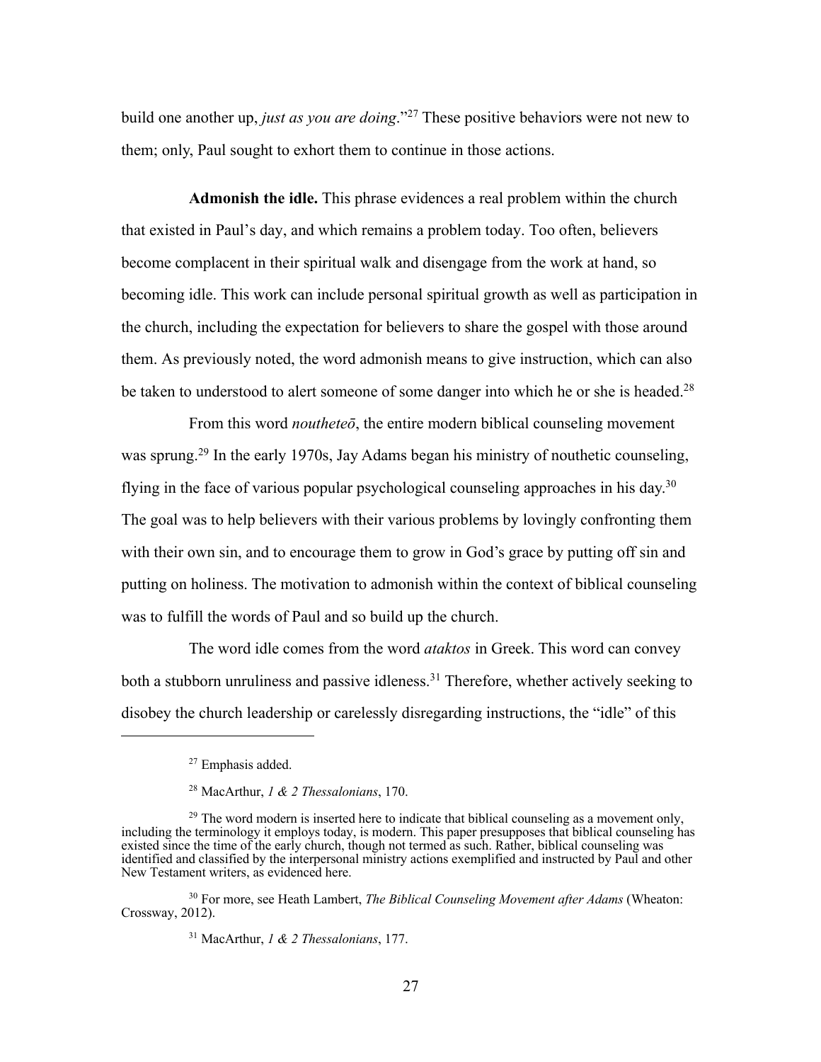build one another up, *just as you are doing*."[27] These positive behaviors were not new to them; only, Paul sought to exhort them to continue in those actions.

**Admonish the idle.** This phrase evidences a real problem within the church that existed in Paul's day, and which remains a problem today. Too often, believers become complacent in their spiritual walk and disengage from the work at hand, so becoming idle. This work can include personal spiritual growth as well as participation in the church, including the expectation for believers to share the gospel with those around them. As previously noted, the word admonish means to give instruction, which can also be taken to understood to alert someone of some danger into which he or she is headed.[28]

From this word *noutheteō*, the entire modern biblical counseling movement was sprung.[29] In the early 1970s, Jay Adams began his ministry of nouthetic counseling, flying in the face of various popular psychological counseling approaches in his day.[30] The goal was to help believers with their various problems by lovingly confronting them with their own sin, and to encourage them to grow in God's grace by putting off sin and putting on holiness. The motivation to admonish within the context of biblical counseling was to fulfill the words of Paul and so build up the church.

The word idle comes from the word *ataktos* in Greek. This word can convey both a stubborn unruliness and passive idleness.[31] Therefore, whether actively seeking to disobey the church leadership or carelessly disregarding instructions, the "idle" of this

---

[27] Emphasis added.

[28] MacArthur, *1 & 2 Thessalonians*, 170.

[29] The word modern is inserted here to indicate that biblical counseling as a movement only, including the terminology it employs today, is modern. This paper presupposes that biblical counseling has existed since the time of the early church, though not termed as such. Rather, biblical counseling was identified and classified by the interpersonal ministry actions exemplified and instructed by Paul and other New Testament writers, as evidenced here.

[30] For more, see Heath Lambert, *The Biblical Counseling Movement after Adams* (Wheaton: Crossway, 2012).

[31] MacArthur, *1 & 2 Thessalonians*, 177.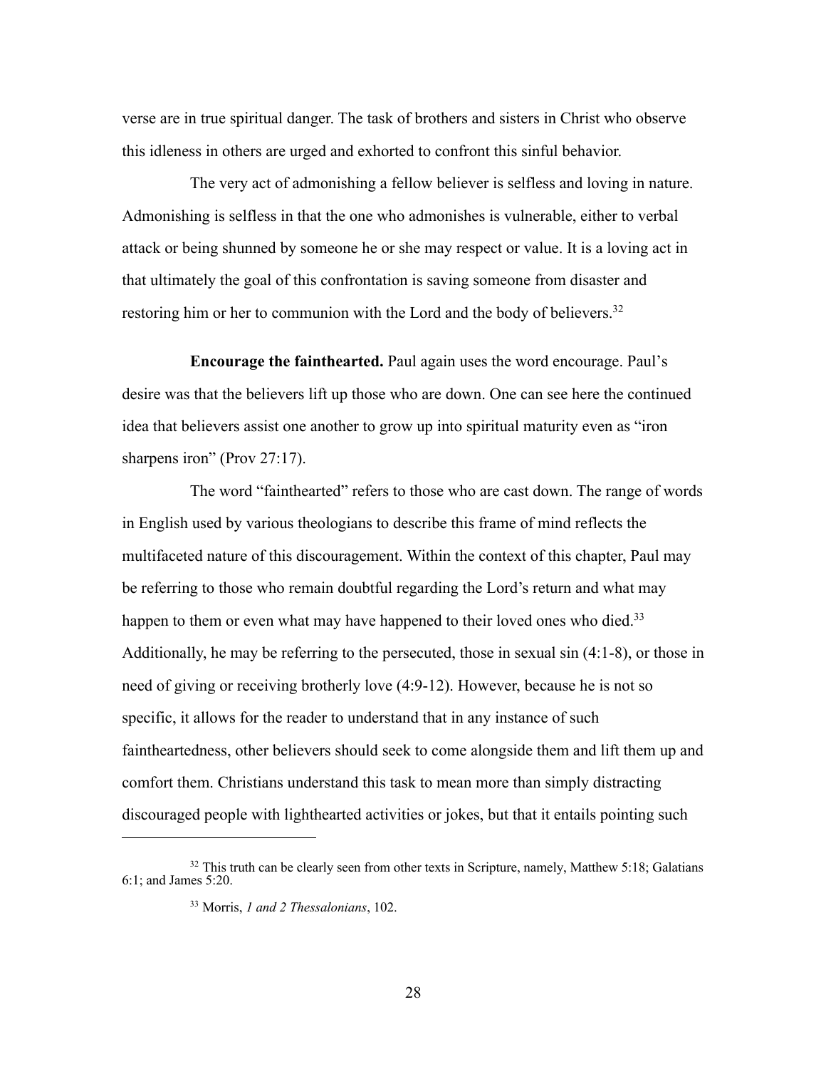verse are in true spiritual danger. The task of brothers and sisters in Christ who observe this idleness in others are urged and exhorted to confront this sinful behavior.

The very act of admonishing a fellow believer is selfless and loving in nature. Admonishing is selfless in that the one who admonishes is vulnerable, either to verbal attack or being shunned by someone he or she may respect or value. It is a loving act in that ultimately the goal of this confrontation is saving someone from disaster and restoring him or her to communion with the Lord and the body of believers.[32]

**Encourage the fainthearted.** Paul again uses the word encourage. Paul's desire was that the believers lift up those who are down. One can see here the continued idea that believers assist one another to grow up into spiritual maturity even as "iron sharpens iron" (Prov 27:17).

The word "fainthearted" refers to those who are cast down. The range of words in English used by various theologians to describe this frame of mind reflects the multifaceted nature of this discouragement. Within the context of this chapter, Paul may be referring to those who remain doubtful regarding the Lord's return and what may happen to them or even what may have happened to their loved ones who died.[33] Additionally, he may be referring to the persecuted, those in sexual sin (4:1-8), or those in need of giving or receiving brotherly love (4:9-12). However, because he is not so specific, it allows for the reader to understand that in any instance of such faintheartedness, other believers should seek to come alongside them and lift them up and comfort them. Christians understand this task to mean more than simply distracting discouraged people with lighthearted activities or jokes, but that it entails pointing such

---

[32] This truth can be clearly seen from other texts in Scripture, namely, Matthew 5:18; Galatians 6:1; and James 5:20.

[33] Morris, *1 and 2 Thessalonians*, 102.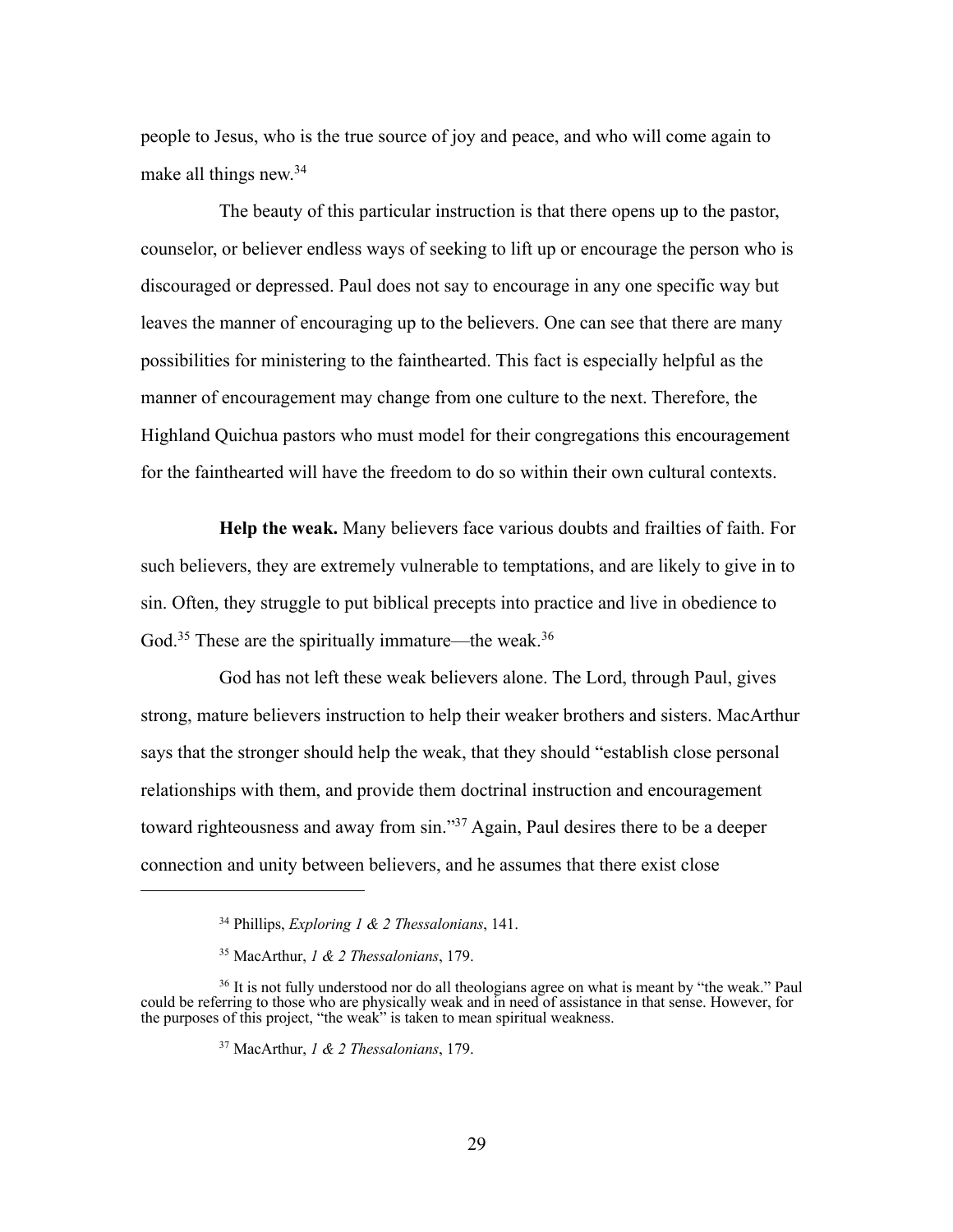people to Jesus, who is the true source of joy and peace, and who will come again to make all things new.[34]

The beauty of this particular instruction is that there opens up to the pastor, counselor, or believer endless ways of seeking to lift up or encourage the person who is discouraged or depressed. Paul does not say to encourage in any one specific way but leaves the manner of encouraging up to the believers. One can see that there are many possibilities for ministering to the fainthearted. This fact is especially helpful as the manner of encouragement may change from one culture to the next. Therefore, the Highland Quichua pastors who must model for their congregations this encouragement for the fainthearted will have the freedom to do so within their own cultural contexts.

**Help the weak.** Many believers face various doubts and frailties of faith. For such believers, they are extremely vulnerable to temptations, and are likely to give in to sin. Often, they struggle to put biblical precepts into practice and live in obedience to God.[35] These are the spiritually immature—the weak.[36]

God has not left these weak believers alone. The Lord, through Paul, gives strong, mature believers instruction to help their weaker brothers and sisters. MacArthur says that the stronger should help the weak, that they should "establish close personal relationships with them, and provide them doctrinal instruction and encouragement toward righteousness and away from sin."[37] Again, Paul desires there to be a deeper connection and unity between believers, and he assumes that there exist close

---

[34] Phillips, *Exploring 1 & 2 Thessalonians*, 141.

[35] MacArthur, *1 & 2 Thessalonians*, 179.

[36] It is not fully understood nor do all theologians agree on what is meant by "the weak." Paul could be referring to those who are physically weak and in need of assistance in that sense. However, for the purposes of this project, "the weak" is taken to mean spiritual weakness.

[37] MacArthur, *1 & 2 Thessalonians*, 179.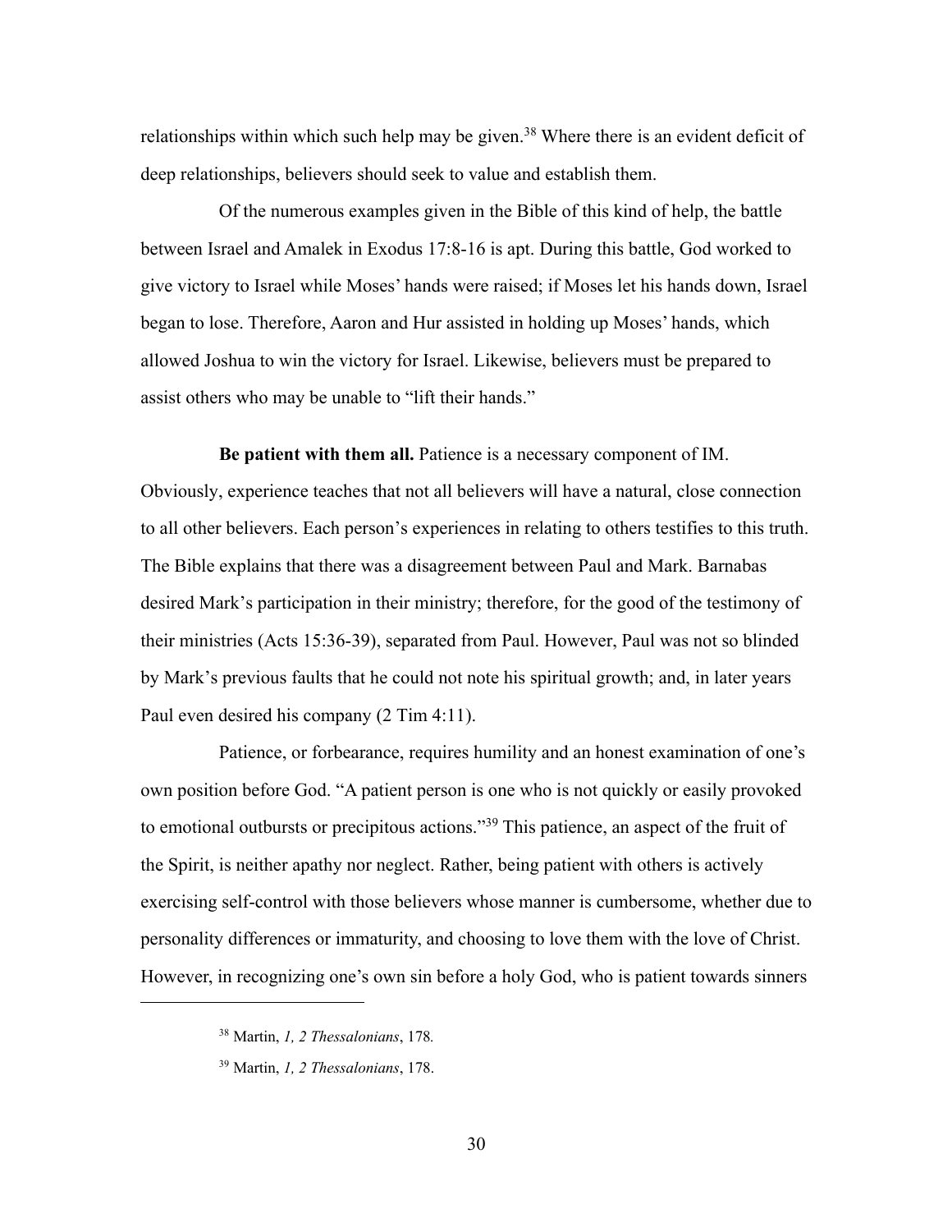relationships within which such help may be given.[38] Where there is an evident deficit of deep relationships, believers should seek to value and establish them.

Of the numerous examples given in the Bible of this kind of help, the battle between Israel and Amalek in Exodus 17:8-16 is apt. During this battle, God worked to give victory to Israel while Moses' hands were raised; if Moses let his hands down, Israel began to lose. Therefore, Aaron and Hur assisted in holding up Moses' hands, which allowed Joshua to win the victory for Israel. Likewise, believers must be prepared to assist others who may be unable to "lift their hands."

**Be patient with them all.** Patience is a necessary component of IM. Obviously, experience teaches that not all believers will have a natural, close connection to all other believers. Each person's experiences in relating to others testifies to this truth. The Bible explains that there was a disagreement between Paul and Mark. Barnabas desired Mark's participation in their ministry; therefore, for the good of the testimony of their ministries (Acts 15:36-39), separated from Paul. However, Paul was not so blinded by Mark's previous faults that he could not note his spiritual growth; and, in later years Paul even desired his company (2 Tim 4:11).

Patience, or forbearance, requires humility and an honest examination of one's own position before God. "A patient person is one who is not quickly or easily provoked to emotional outbursts or precipitous actions."[39] This patience, an aspect of the fruit of the Spirit, is neither apathy nor neglect. Rather, being patient with others is actively exercising self-control with those believers whose manner is cumbersome, whether due to personality differences or immaturity, and choosing to love them with the love of Christ. However, in recognizing one's own sin before a holy God, who is patient towards sinners

---

[38] Martin, *1, 2 Thessalonians*, 178.

[39] Martin, *1, 2 Thessalonians*, 178.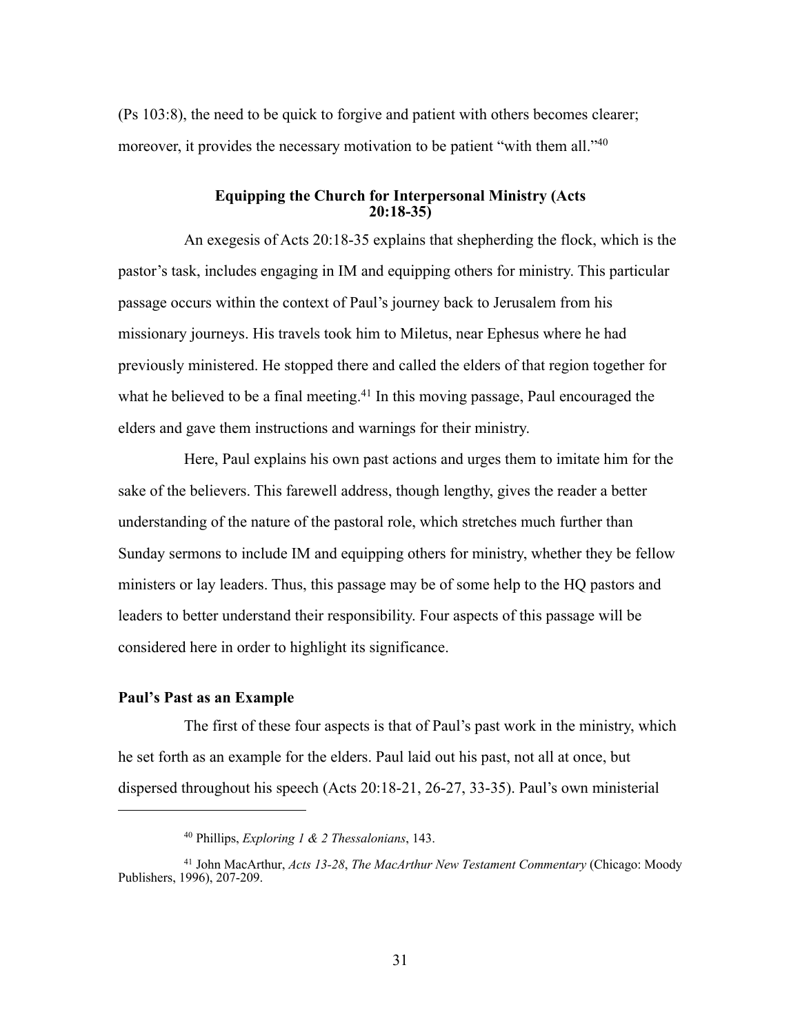(Ps 103:8), the need to be quick to forgive and patient with others becomes clearer; moreover, it provides the necessary motivation to be patient "with them all."[40]

## Equipping the Church for Interpersonal Ministry (Acts 20:18-35)

An exegesis of Acts 20:18-35 explains that shepherding the flock, which is the pastor's task, includes engaging in IM and equipping others for ministry. This particular passage occurs within the context of Paul's journey back to Jerusalem from his missionary journeys. His travels took him to Miletus, near Ephesus where he had previously ministered. He stopped there and called the elders of that region together for what he believed to be a final meeting.[41] In this moving passage, Paul encouraged the elders and gave them instructions and warnings for their ministry.

Here, Paul explains his own past actions and urges them to imitate him for the sake of the believers. This farewell address, though lengthy, gives the reader a better understanding of the nature of the pastoral role, which stretches much further than Sunday sermons to include IM and equipping others for ministry, whether they be fellow ministers or lay leaders. Thus, this passage may be of some help to the HQ pastors and leaders to better understand their responsibility. Four aspects of this passage will be considered here in order to highlight its significance.

### Paul's Past as an Example

The first of these four aspects is that of Paul's past work in the ministry, which he set forth as an example for the elders. Paul laid out his past, not all at once, but dispersed throughout his speech (Acts 20:18-21, 26-27, 33-35). Paul's own ministerial

---

[40] Phillips, *Exploring 1 & 2 Thessalonians*, 143.

[41] John MacArthur, *Acts 13-28*, *The MacArthur New Testament Commentary* (Chicago: Moody Publishers, 1996), 207-209.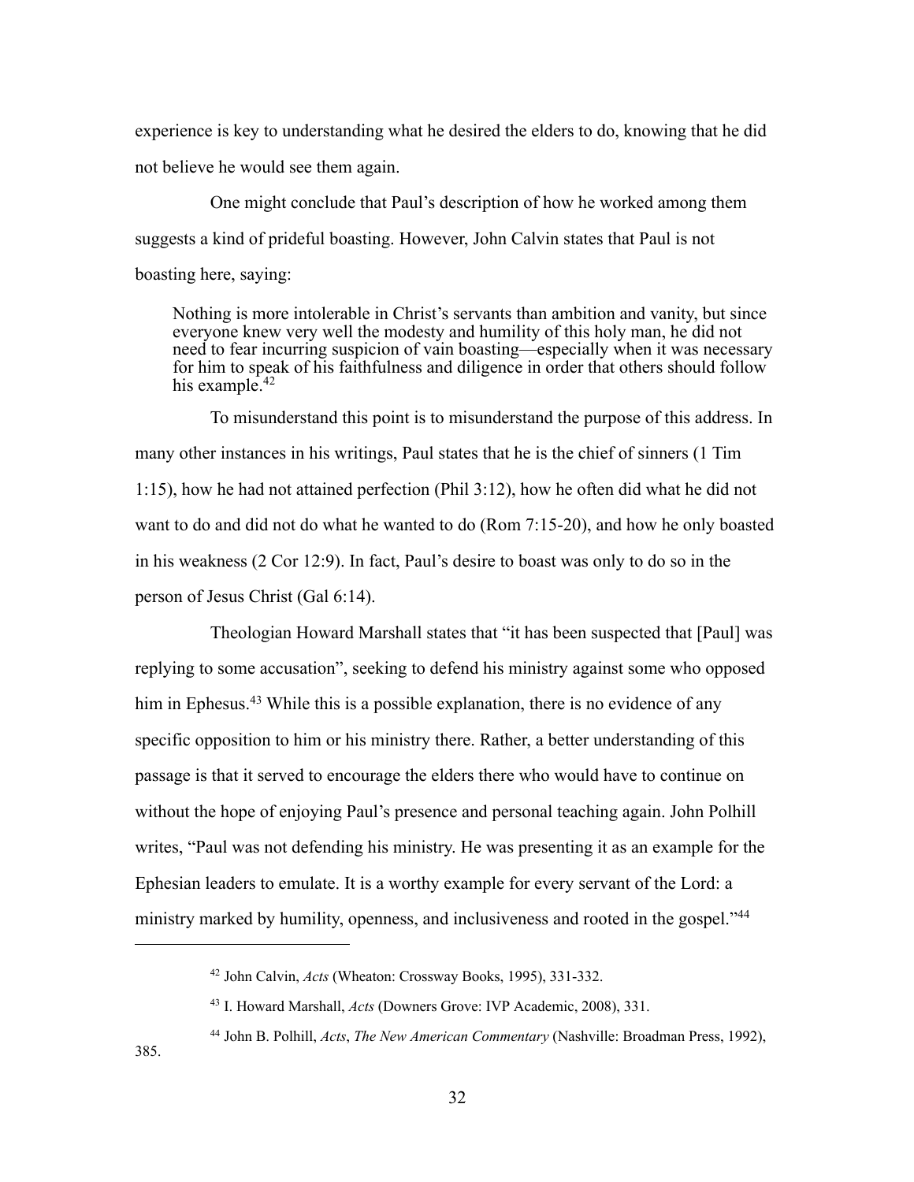experience is key to understanding what he desired the elders to do, knowing that he did not believe he would see them again.

One might conclude that Paul's description of how he worked among them suggests a kind of prideful boasting. However, John Calvin states that Paul is not boasting here, saying:

> Nothing is more intolerable in Christ's servants than ambition and vanity, but since everyone knew very well the modesty and humility of this holy man, he did not need to fear incurring suspicion of vain boasting—especially when it was necessary for him to speak of his faithfulness and diligence in order that others should follow his example.[42]

To misunderstand this point is to misunderstand the purpose of this address. In many other instances in his writings, Paul states that he is the chief of sinners (1 Tim 1:15), how he had not attained perfection (Phil 3:12), how he often did what he did not want to do and did not do what he wanted to do (Rom 7:15-20), and how he only boasted in his weakness (2 Cor 12:9). In fact, Paul's desire to boast was only to do so in the person of Jesus Christ (Gal 6:14).

Theologian Howard Marshall states that "it has been suspected that [Paul] was replying to some accusation", seeking to defend his ministry against some who opposed him in Ephesus.[43] While this is a possible explanation, there is no evidence of any specific opposition to him or his ministry there. Rather, a better understanding of this passage is that it served to encourage the elders there who would have to continue on without the hope of enjoying Paul's presence and personal teaching again. John Polhill writes, "Paul was not defending his ministry. He was presenting it as an example for the Ephesian leaders to emulate. It is a worthy example for every servant of the Lord: a ministry marked by humility, openness, and inclusiveness and rooted in the gospel."[44]

---

[42] John Calvin, *Acts* (Wheaton: Crossway Books, 1995), 331-332.

[43] I. Howard Marshall, *Acts* (Downers Grove: IVP Academic, 2008), 331.

[44] John B. Polhill, *Acts*, *The New American Commentary* (Nashville: Broadman Press, 1992), 385.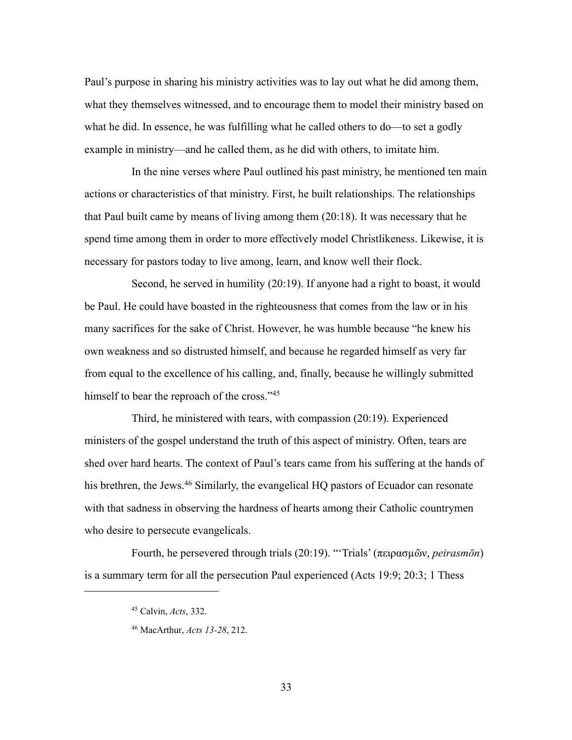Paul's purpose in sharing his ministry activities was to lay out what he did among them, what they themselves witnessed, and to encourage them to model their ministry based on what he did. In essence, he was fulfilling what he called others to do—to set a godly example in ministry—and he called them, as he did with others, to imitate him.

In the nine verses where Paul outlined his past ministry, he mentioned ten main actions or characteristics of that ministry. First, he built relationships. The relationships that Paul built came by means of living among them (20:18). It was necessary that he spend time among them in order to more effectively model Christlikeness. Likewise, it is necessary for pastors today to live among, learn, and know well their flock.

Second, he served in humility (20:19). If anyone had a right to boast, it would be Paul. He could have boasted in the righteousness that comes from the law or in his many sacrifices for the sake of Christ. However, he was humble because "he knew his own weakness and so distrusted himself, and because he regarded himself as very far from equal to the excellence of his calling, and, finally, because he willingly submitted himself to bear the reproach of the cross."[45]

Third, he ministered with tears, with compassion (20:19). Experienced ministers of the gospel understand the truth of this aspect of ministry. Often, tears are shed over hard hearts. The context of Paul's tears came from his suffering at the hands of his brethren, the Jews.[46] Similarly, the evangelical HQ pastors of Ecuador can resonate with that sadness in observing the hardness of hearts among their Catholic countrymen who desire to persecute evangelicals.

Fourth, he persevered through trials (20:19). "'Trials' (πειρασμῶν, *peirasmōn*) is a summary term for all the persecution Paul experienced (Acts 19:9; 20:3; 1 Thess

[45] Calvin, *Acts*, 332.

[46] MacArthur, *Acts 13-28*, 212.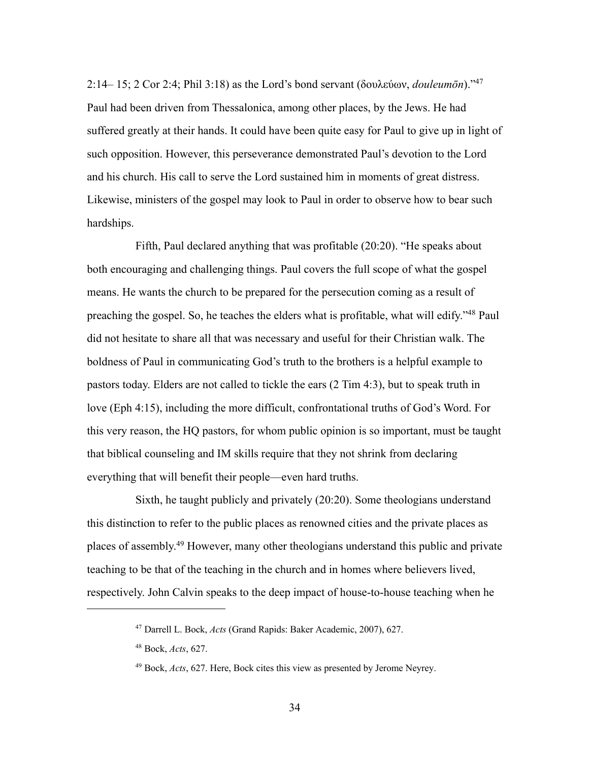2:14– 15; 2 Cor 2:4; Phil 3:18) as the Lord's bond servant (δουλεύων, *douleumōn*)."[47] Paul had been driven from Thessalonica, among other places, by the Jews. He had suffered greatly at their hands. It could have been quite easy for Paul to give up in light of such opposition. However, this perseverance demonstrated Paul's devotion to the Lord and his church. His call to serve the Lord sustained him in moments of great distress. Likewise, ministers of the gospel may look to Paul in order to observe how to bear such hardships.

Fifth, Paul declared anything that was profitable (20:20). "He speaks about both encouraging and challenging things. Paul covers the full scope of what the gospel means. He wants the church to be prepared for the persecution coming as a result of preaching the gospel. So, he teaches the elders what is profitable, what will edify."[48] Paul did not hesitate to share all that was necessary and useful for their Christian walk. The boldness of Paul in communicating God's truth to the brothers is a helpful example to pastors today. Elders are not called to tickle the ears (2 Tim 4:3), but to speak truth in love (Eph 4:15), including the more difficult, confrontational truths of God's Word. For this very reason, the HQ pastors, for whom public opinion is so important, must be taught that biblical counseling and IM skills require that they not shrink from declaring everything that will benefit their people—even hard truths.

Sixth, he taught publicly and privately (20:20). Some theologians understand this distinction to refer to the public places as renowned cities and the private places as places of assembly.[49] However, many other theologians understand this public and private teaching to be that of the teaching in the church and in homes where believers lived, respectively. John Calvin speaks to the deep impact of house-to-house teaching when he

---

[47] Darrell L. Bock, *Acts* (Grand Rapids: Baker Academic, 2007), 627.

[48] Bock, *Acts*, 627.

[49] Bock, *Acts*, 627. Here, Bock cites this view as presented by Jerome Neyrey.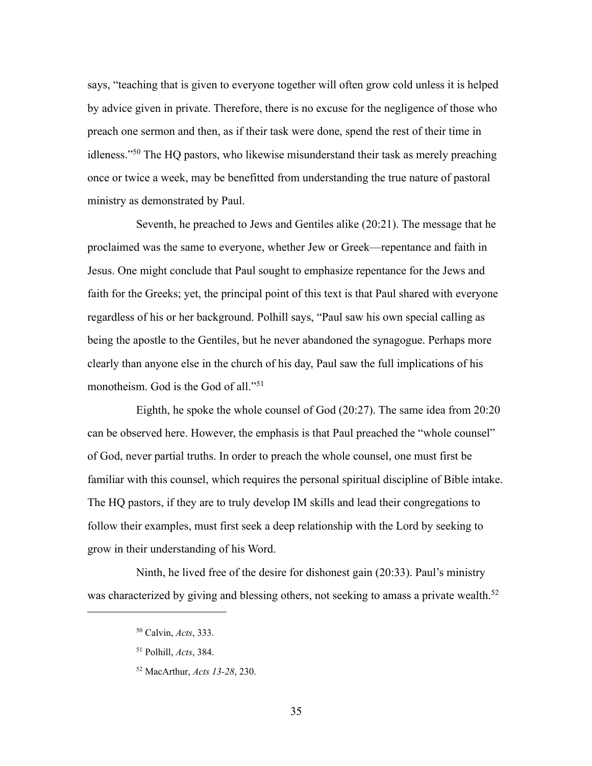says, "teaching that is given to everyone together will often grow cold unless it is helped by advice given in private. Therefore, there is no excuse for the negligence of those who preach one sermon and then, as if their task were done, spend the rest of their time in idleness."[50] The HQ pastors, who likewise misunderstand their task as merely preaching once or twice a week, may be benefitted from understanding the true nature of pastoral ministry as demonstrated by Paul.

Seventh, he preached to Jews and Gentiles alike (20:21). The message that he proclaimed was the same to everyone, whether Jew or Greek—repentance and faith in Jesus. One might conclude that Paul sought to emphasize repentance for the Jews and faith for the Greeks; yet, the principal point of this text is that Paul shared with everyone regardless of his or her background. Polhill says, "Paul saw his own special calling as being the apostle to the Gentiles, but he never abandoned the synagogue. Perhaps more clearly than anyone else in the church of his day, Paul saw the full implications of his monotheism. God is the God of all."[51]

Eighth, he spoke the whole counsel of God (20:27). The same idea from 20:20 can be observed here. However, the emphasis is that Paul preached the "whole counsel" of God, never partial truths. In order to preach the whole counsel, one must first be familiar with this counsel, which requires the personal spiritual discipline of Bible intake. The HQ pastors, if they are to truly develop IM skills and lead their congregations to follow their examples, must first seek a deep relationship with the Lord by seeking to grow in their understanding of his Word.

Ninth, he lived free of the desire for dishonest gain (20:33). Paul's ministry was characterized by giving and blessing others, not seeking to amass a private wealth.[52]

---

[50] Calvin, *Acts*, 333.

[51] Polhill, *Acts*, 384.

[52] MacArthur, *Acts 13-28*, 230.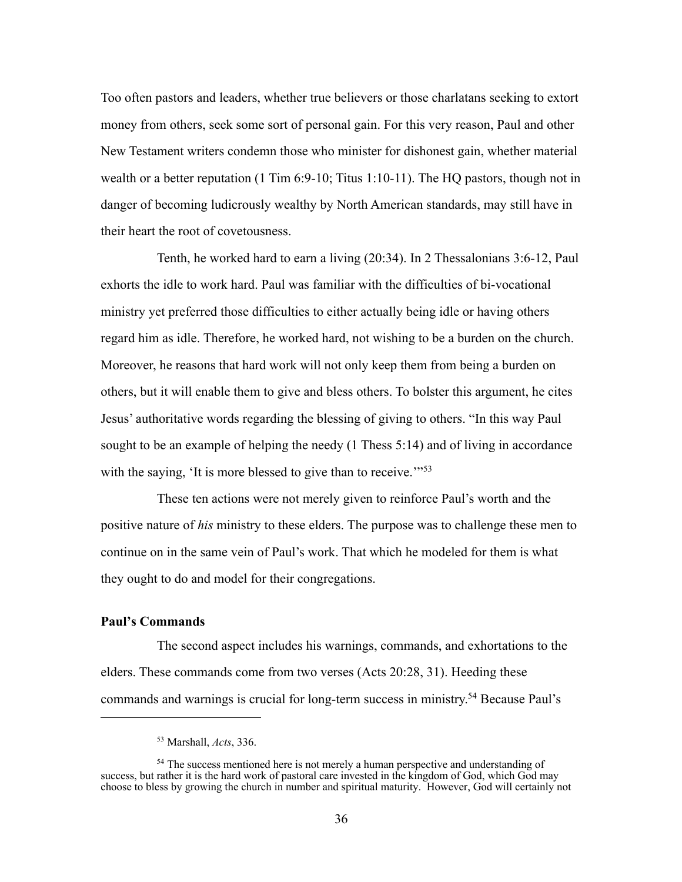Too often pastors and leaders, whether true believers or those charlatans seeking to extort money from others, seek some sort of personal gain. For this very reason, Paul and other New Testament writers condemn those who minister for dishonest gain, whether material wealth or a better reputation (1 Tim 6:9-10; Titus 1:10-11). The HQ pastors, though not in danger of becoming ludicrously wealthy by North American standards, may still have in their heart the root of covetousness.

Tenth, he worked hard to earn a living (20:34). In 2 Thessalonians 3:6-12, Paul exhorts the idle to work hard. Paul was familiar with the difficulties of bi-vocational ministry yet preferred those difficulties to either actually being idle or having others regard him as idle. Therefore, he worked hard, not wishing to be a burden on the church. Moreover, he reasons that hard work will not only keep them from being a burden on others, but it will enable them to give and bless others. To bolster this argument, he cites Jesus' authoritative words regarding the blessing of giving to others. "In this way Paul sought to be an example of helping the needy (1 Thess 5:14) and of living in accordance with the saying, 'It is more blessed to give than to receive.'"[53]

These ten actions were not merely given to reinforce Paul's worth and the positive nature of *his* ministry to these elders. The purpose was to challenge these men to continue on in the same vein of Paul's work. That which he modeled for them is what they ought to do and model for their congregations.

**Paul's Commands**

The second aspect includes his warnings, commands, and exhortations to the elders. These commands come from two verses (Acts 20:28, 31). Heeding these commands and warnings is crucial for long-term success in ministry.[54] Because Paul's

---

[53] Marshall, *Acts*, 336.

[54] The success mentioned here is not merely a human perspective and understanding of success, but rather it is the hard work of pastoral care invested in the kingdom of God, which God may choose to bless by growing the church in number and spiritual maturity. However, God will certainly not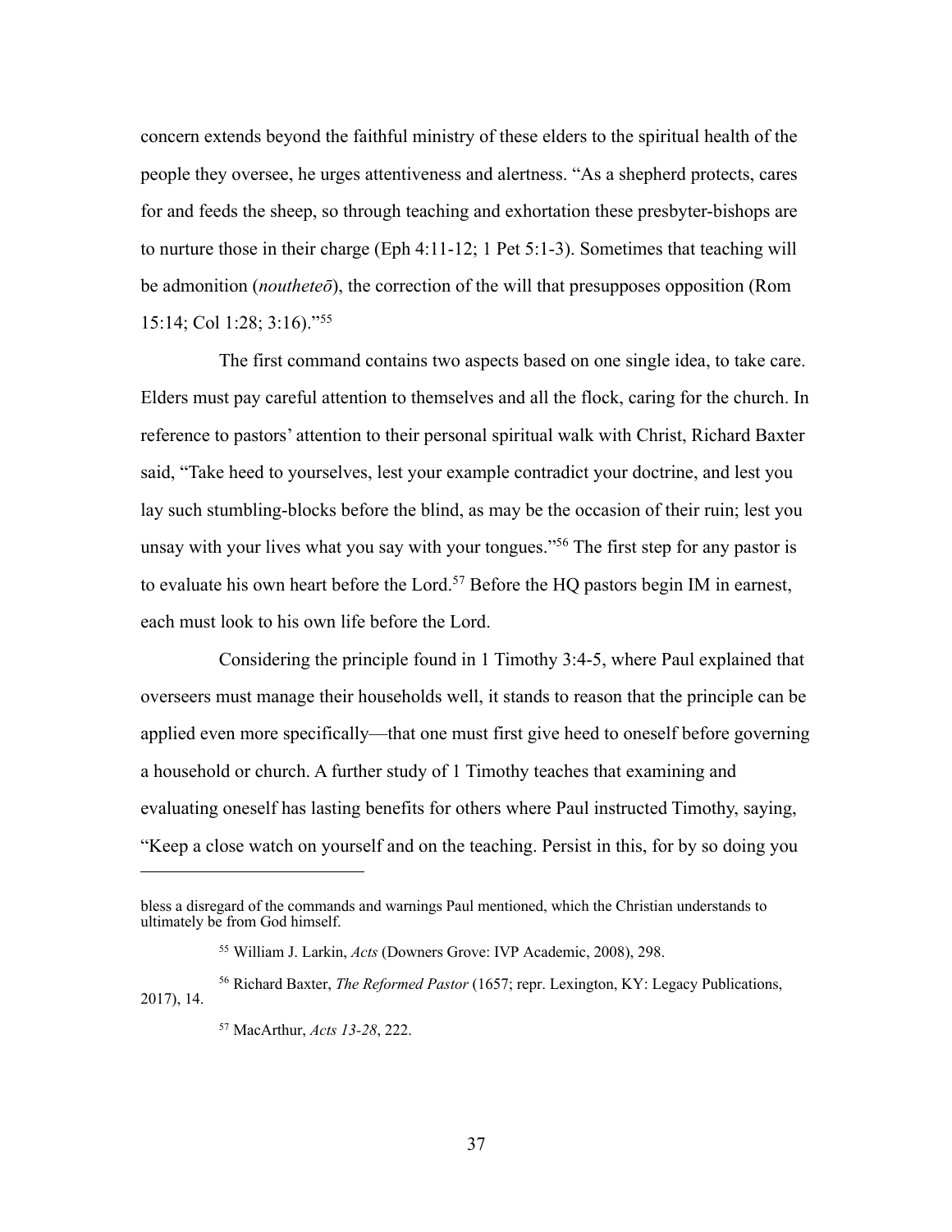concern extends beyond the faithful ministry of these elders to the spiritual health of the people they oversee, he urges attentiveness and alertness. "As a shepherd protects, cares for and feeds the sheep, so through teaching and exhortation these presbyter-bishops are to nurture those in their charge (Eph 4:11-12; 1 Pet 5:1-3). Sometimes that teaching will be admonition (*noutheteō*), the correction of the will that presupposes opposition (Rom 15:14; Col 1:28; 3:16)."[55]

The first command contains two aspects based on one single idea, to take care. Elders must pay careful attention to themselves and all the flock, caring for the church. In reference to pastors' attention to their personal spiritual walk with Christ, Richard Baxter said, "Take heed to yourselves, lest your example contradict your doctrine, and lest you lay such stumbling-blocks before the blind, as may be the occasion of their ruin; lest you unsay with your lives what you say with your tongues."[56] The first step for any pastor is to evaluate his own heart before the Lord.[57] Before the HQ pastors begin IM in earnest, each must look to his own life before the Lord.

Considering the principle found in 1 Timothy 3:4-5, where Paul explained that overseers must manage their households well, it stands to reason that the principle can be applied even more specifically—that one must first give heed to oneself before governing a household or church. A further study of 1 Timothy teaches that examining and evaluating oneself has lasting benefits for others where Paul instructed Timothy, saying, "Keep a close watch on yourself and on the teaching. Persist in this, for by so doing you

---

bless a disregard of the commands and warnings Paul mentioned, which the Christian understands to ultimately be from God himself.

[55] William J. Larkin, *Acts* (Downers Grove: IVP Academic, 2008), 298.

[56] Richard Baxter, *The Reformed Pastor* (1657; repr. Lexington, KY: Legacy Publications, 2017), 14.

[57] MacArthur, *Acts 13-28*, 222.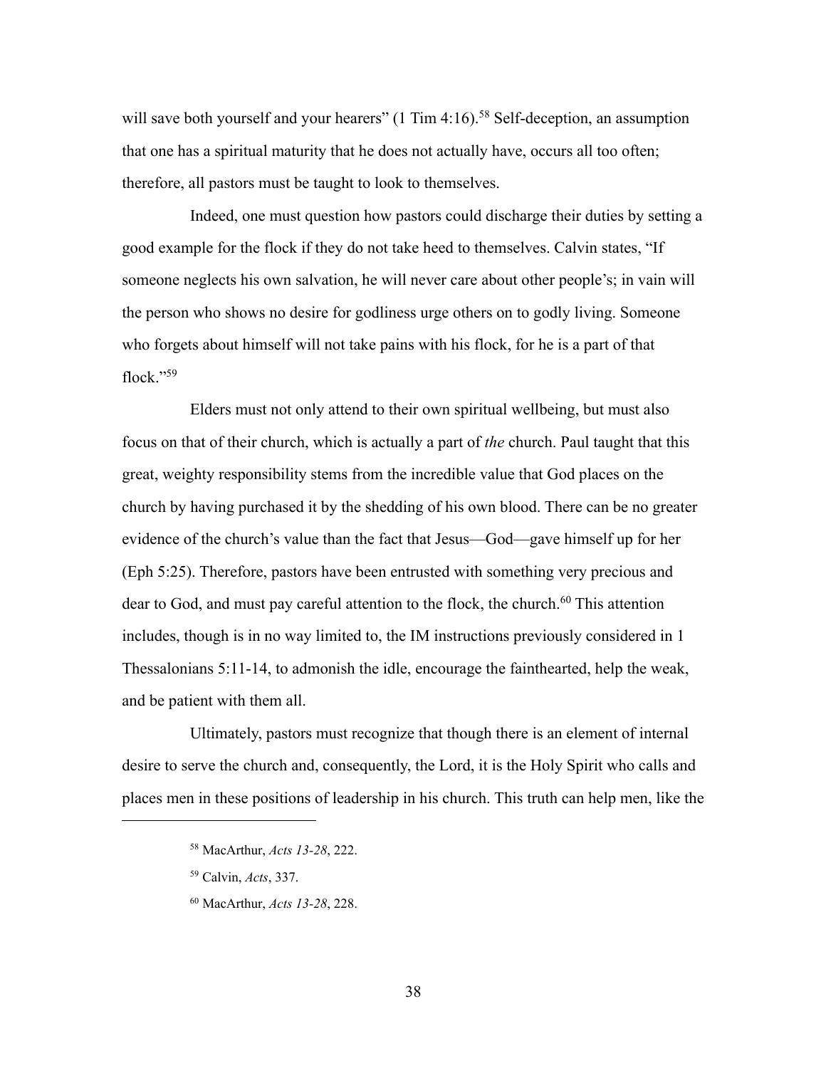will save both yourself and your hearers" (1 Tim 4:16).[58] Self-deception, an assumption that one has a spiritual maturity that he does not actually have, occurs all too often; therefore, all pastors must be taught to look to themselves.

Indeed, one must question how pastors could discharge their duties by setting a good example for the flock if they do not take heed to themselves. Calvin states, "If someone neglects his own salvation, he will never care about other people's; in vain will the person who shows no desire for godliness urge others on to godly living. Someone who forgets about himself will not take pains with his flock, for he is a part of that flock."[59]

Elders must not only attend to their own spiritual wellbeing, but must also focus on that of their church, which is actually a part of *the* church. Paul taught that this great, weighty responsibility stems from the incredible value that God places on the church by having purchased it by the shedding of his own blood. There can be no greater evidence of the church's value than the fact that Jesus—God—gave himself up for her (Eph 5:25). Therefore, pastors have been entrusted with something very precious and dear to God, and must pay careful attention to the flock, the church.[60] This attention includes, though is in no way limited to, the IM instructions previously considered in 1 Thessalonians 5:11-14, to admonish the idle, encourage the fainthearted, help the weak, and be patient with them all.

Ultimately, pastors must recognize that though there is an element of internal desire to serve the church and, consequently, the Lord, it is the Holy Spirit who calls and places men in these positions of leadership in his church. This truth can help men, like the

---

[58] MacArthur, *Acts 13-28*, 222.

[59] Calvin, *Acts*, 337.

[60] MacArthur, *Acts 13-28*, 228.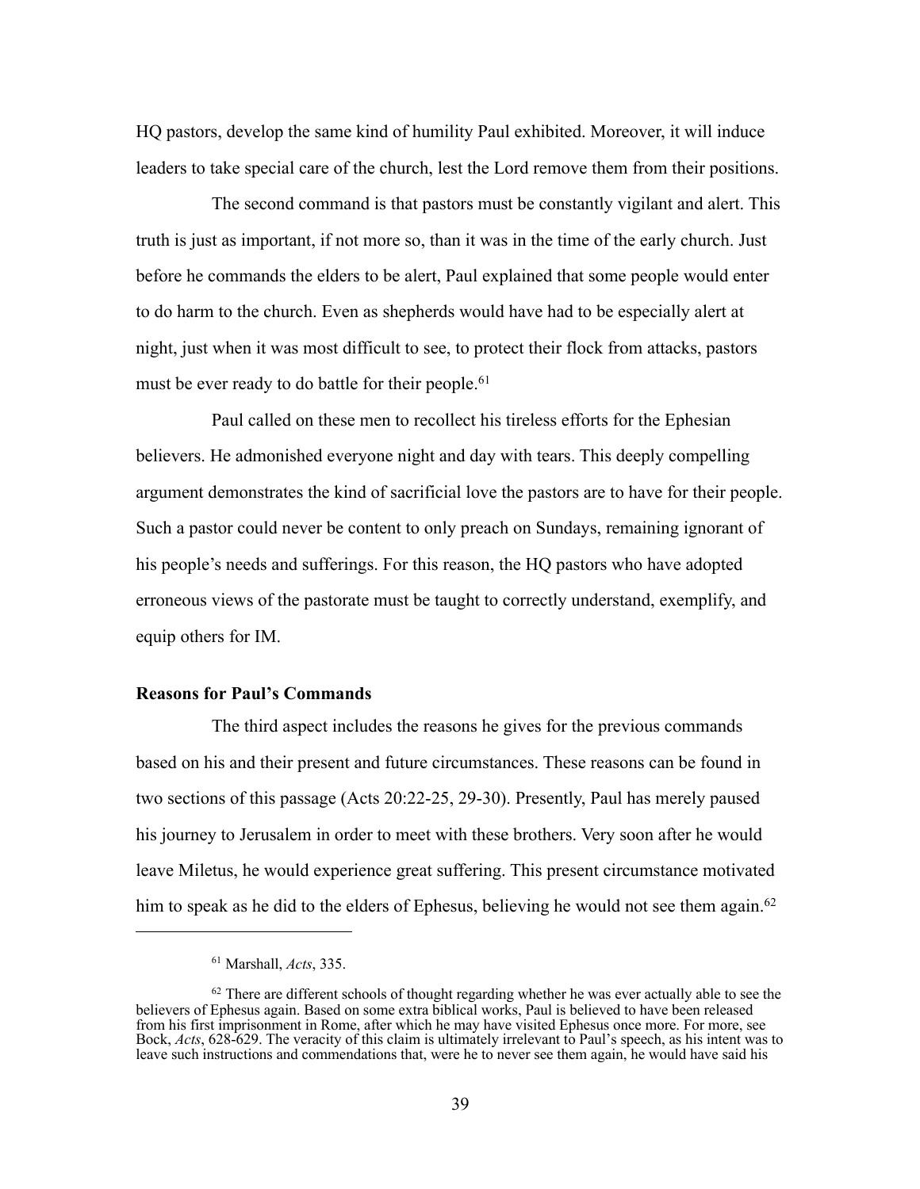HQ pastors, develop the same kind of humility Paul exhibited. Moreover, it will induce leaders to take special care of the church, lest the Lord remove them from their positions.

The second command is that pastors must be constantly vigilant and alert. This truth is just as important, if not more so, than it was in the time of the early church. Just before he commands the elders to be alert, Paul explained that some people would enter to do harm to the church. Even as shepherds would have had to be especially alert at night, just when it was most difficult to see, to protect their flock from attacks, pastors must be ever ready to do battle for their people.[61]

Paul called on these men to recollect his tireless efforts for the Ephesian believers. He admonished everyone night and day with tears. This deeply compelling argument demonstrates the kind of sacrificial love the pastors are to have for their people. Such a pastor could never be content to only preach on Sundays, remaining ignorant of his people's needs and sufferings. For this reason, the HQ pastors who have adopted erroneous views of the pastorate must be taught to correctly understand, exemplify, and equip others for IM.

### Reasons for Paul's Commands

The third aspect includes the reasons he gives for the previous commands based on his and their present and future circumstances. These reasons can be found in two sections of this passage (Acts 20:22-25, 29-30). Presently, Paul has merely paused his journey to Jerusalem in order to meet with these brothers. Very soon after he would leave Miletus, he would experience great suffering. This present circumstance motivated him to speak as he did to the elders of Ephesus, believing he would not see them again.[62]

---

[61] Marshall, *Acts*, 335.

[62] There are different schools of thought regarding whether he was ever actually able to see the believers of Ephesus again. Based on some extra biblical works, Paul is believed to have been released from his first imprisonment in Rome, after which he may have visited Ephesus once more. For more, see Bock, *Acts*, 628-629. The veracity of this claim is ultimately irrelevant to Paul's speech, as his intent was to leave such instructions and commendations that, were he to never see them again, he would have said his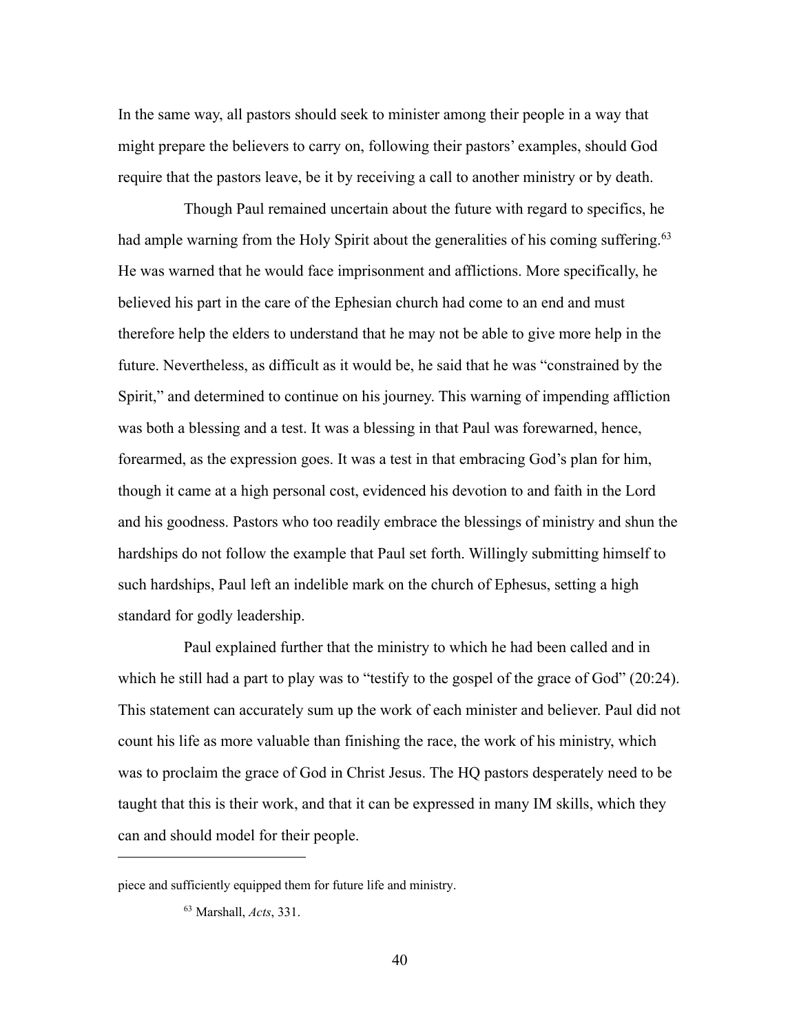In the same way, all pastors should seek to minister among their people in a way that might prepare the believers to carry on, following their pastors' examples, should God require that the pastors leave, be it by receiving a call to another ministry or by death.

Though Paul remained uncertain about the future with regard to specifics, he had ample warning from the Holy Spirit about the generalities of his coming suffering.[63] He was warned that he would face imprisonment and afflictions. More specifically, he believed his part in the care of the Ephesian church had come to an end and must therefore help the elders to understand that he may not be able to give more help in the future. Nevertheless, as difficult as it would be, he said that he was "constrained by the Spirit," and determined to continue on his journey. This warning of impending affliction was both a blessing and a test. It was a blessing in that Paul was forewarned, hence, forearmed, as the expression goes. It was a test in that embracing God's plan for him, though it came at a high personal cost, evidenced his devotion to and faith in the Lord and his goodness. Pastors who too readily embrace the blessings of ministry and shun the hardships do not follow the example that Paul set forth. Willingly submitting himself to such hardships, Paul left an indelible mark on the church of Ephesus, setting a high standard for godly leadership.

Paul explained further that the ministry to which he had been called and in which he still had a part to play was to "testify to the gospel of the grace of God" (20:24). This statement can accurately sum up the work of each minister and believer. Paul did not count his life as more valuable than finishing the race, the work of his ministry, which was to proclaim the grace of God in Christ Jesus. The HQ pastors desperately need to be taught that this is their work, and that it can be expressed in many IM skills, which they can and should model for their people.

---

piece and sufficiently equipped them for future life and ministry.

[63] Marshall, *Acts*, 331.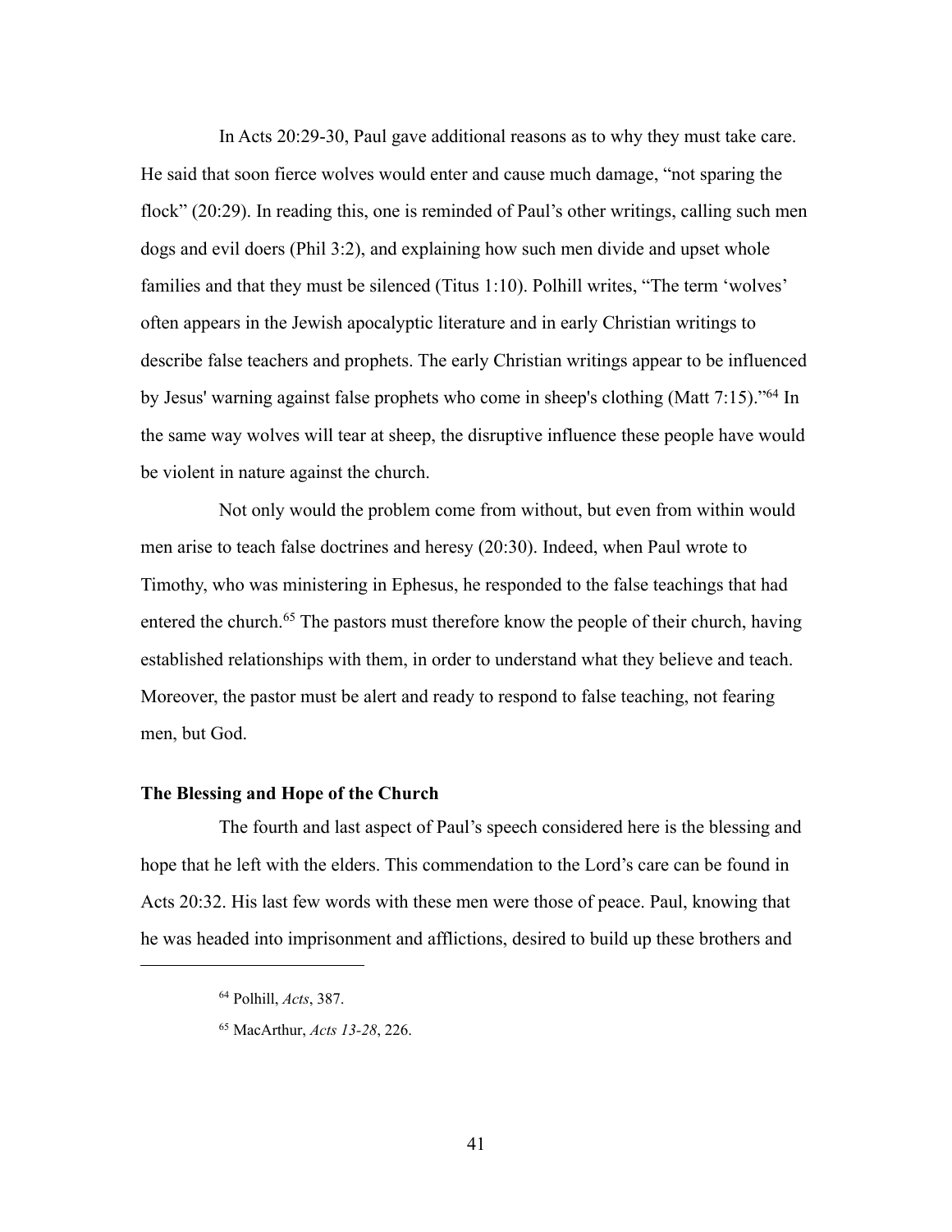In Acts 20:29-30, Paul gave additional reasons as to why they must take care. He said that soon fierce wolves would enter and cause much damage, "not sparing the flock" (20:29). In reading this, one is reminded of Paul's other writings, calling such men dogs and evil doers (Phil 3:2), and explaining how such men divide and upset whole families and that they must be silenced (Titus 1:10). Polhill writes, "The term 'wolves' often appears in the Jewish apocalyptic literature and in early Christian writings to describe false teachers and prophets. The early Christian writings appear to be influenced by Jesus' warning against false prophets who come in sheep's clothing (Matt 7:15)."[64] In the same way wolves will tear at sheep, the disruptive influence these people have would be violent in nature against the church.

Not only would the problem come from without, but even from within would men arise to teach false doctrines and heresy (20:30). Indeed, when Paul wrote to Timothy, who was ministering in Ephesus, he responded to the false teachings that had entered the church.[65] The pastors must therefore know the people of their church, having established relationships with them, in order to understand what they believe and teach. Moreover, the pastor must be alert and ready to respond to false teaching, not fearing men, but God.

### The Blessing and Hope of the Church

The fourth and last aspect of Paul's speech considered here is the blessing and hope that he left with the elders. This commendation to the Lord's care can be found in Acts 20:32. His last few words with these men were those of peace. Paul, knowing that he was headed into imprisonment and afflictions, desired to build up these brothers and

---

[64] Polhill, *Acts*, 387.

[65] MacArthur, *Acts 13-28*, 226.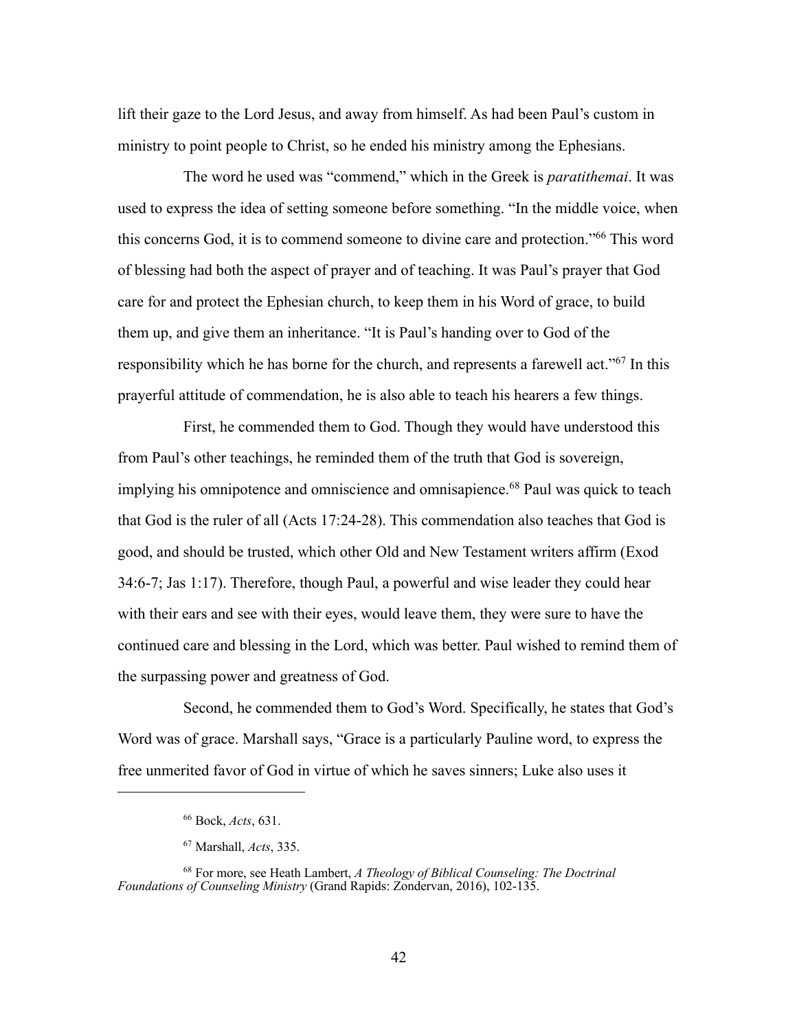lift their gaze to the Lord Jesus, and away from himself. As had been Paul's custom in ministry to point people to Christ, so he ended his ministry among the Ephesians.

The word he used was "commend," which in the Greek is *paratithemai*. It was used to express the idea of setting someone before something. "In the middle voice, when this concerns God, it is to commend someone to divine care and protection."[66] This word of blessing had both the aspect of prayer and of teaching. It was Paul's prayer that God care for and protect the Ephesian church, to keep them in his Word of grace, to build them up, and give them an inheritance. "It is Paul's handing over to God of the responsibility which he has borne for the church, and represents a farewell act."[67] In this prayerful attitude of commendation, he is also able to teach his hearers a few things.

First, he commended them to God. Though they would have understood this from Paul's other teachings, he reminded them of the truth that God is sovereign, implying his omnipotence and omniscience and omnisapience.[68] Paul was quick to teach that God is the ruler of all (Acts 17:24-28). This commendation also teaches that God is good, and should be trusted, which other Old and New Testament writers affirm (Exod 34:6-7; Jas 1:17). Therefore, though Paul, a powerful and wise leader they could hear with their ears and see with their eyes, would leave them, they were sure to have the continued care and blessing in the Lord, which was better. Paul wished to remind them of the surpassing power and greatness of God.

Second, he commended them to God's Word. Specifically, he states that God's Word was of grace. Marshall says, "Grace is a particularly Pauline word, to express the free unmerited favor of God in virtue of which he saves sinners; Luke also uses it

---

[66] Bock, *Acts*, 631.

[67] Marshall, *Acts*, 335.

[68] For more, see Heath Lambert, *A Theology of Biblical Counseling: The Doctrinal Foundations of Counseling Ministry* (Grand Rapids: Zondervan, 2016), 102-135.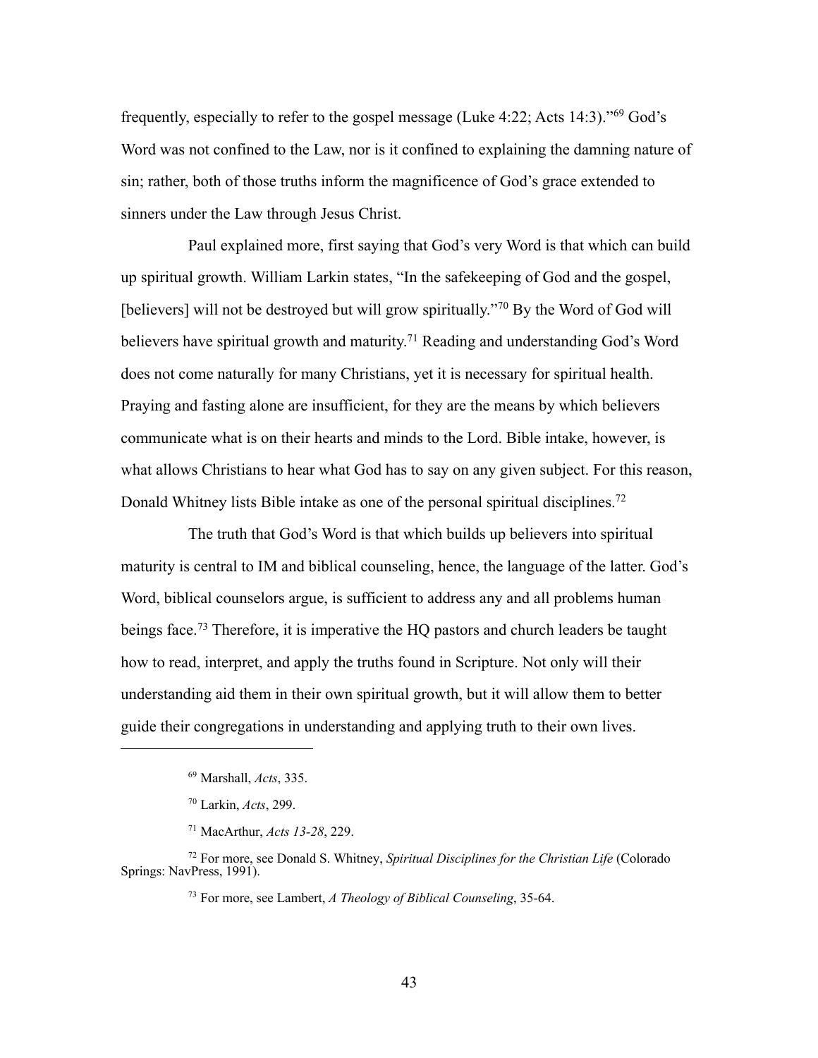frequently, especially to refer to the gospel message (Luke 4:22; Acts 14:3)."[69] God's Word was not confined to the Law, nor is it confined to explaining the damning nature of sin; rather, both of those truths inform the magnificence of God's grace extended to sinners under the Law through Jesus Christ.

Paul explained more, first saying that God's very Word is that which can build up spiritual growth. William Larkin states, "In the safekeeping of God and the gospel, [believers] will not be destroyed but will grow spiritually."[70] By the Word of God will believers have spiritual growth and maturity.[71] Reading and understanding God's Word does not come naturally for many Christians, yet it is necessary for spiritual health. Praying and fasting alone are insufficient, for they are the means by which believers communicate what is on their hearts and minds to the Lord. Bible intake, however, is what allows Christians to hear what God has to say on any given subject. For this reason, Donald Whitney lists Bible intake as one of the personal spiritual disciplines.[72]

The truth that God's Word is that which builds up believers into spiritual maturity is central to IM and biblical counseling, hence, the language of the latter. God's Word, biblical counselors argue, is sufficient to address any and all problems human beings face.[73] Therefore, it is imperative the HQ pastors and church leaders be taught how to read, interpret, and apply the truths found in Scripture. Not only will their understanding aid them in their own spiritual growth, but it will allow them to better guide their congregations in understanding and applying truth to their own lives.

---

[69] Marshall, *Acts*, 335.

[70] Larkin, *Acts*, 299.

[71] MacArthur, *Acts 13-28*, 229.

[72] For more, see Donald S. Whitney, *Spiritual Disciplines for the Christian Life* (Colorado Springs: NavPress, 1991).

[73] For more, see Lambert, *A Theology of Biblical Counseling*, 35-64.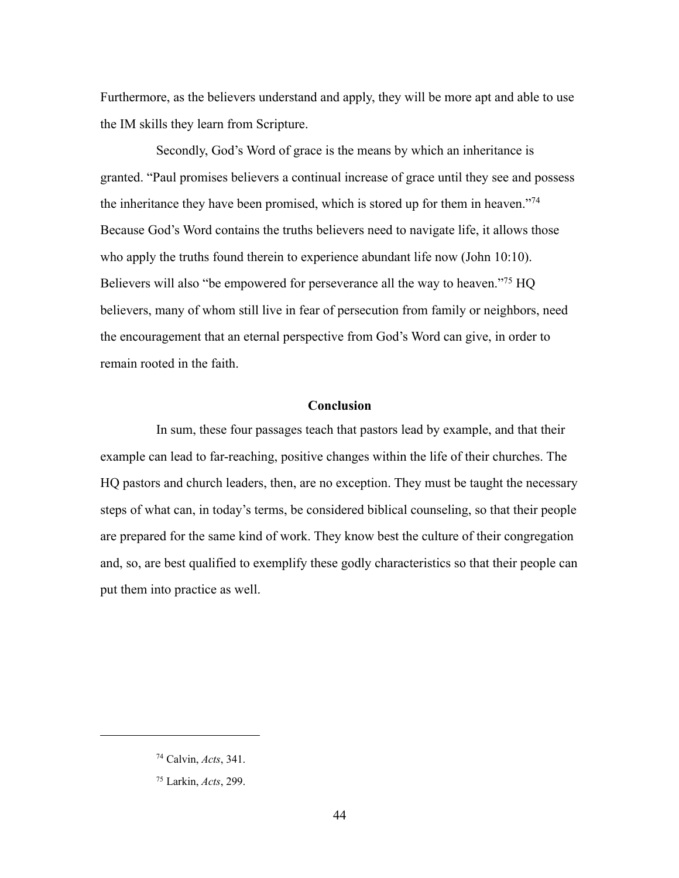Furthermore, as the believers understand and apply, they will be more apt and able to use the IM skills they learn from Scripture.

Secondly, God's Word of grace is the means by which an inheritance is granted. "Paul promises believers a continual increase of grace until they see and possess the inheritance they have been promised, which is stored up for them in heaven."[74] Because God's Word contains the truths believers need to navigate life, it allows those who apply the truths found therein to experience abundant life now (John 10:10). Believers will also "be empowered for perseverance all the way to heaven."[75] HQ believers, many of whom still live in fear of persecution from family or neighbors, need the encouragement that an eternal perspective from God's Word can give, in order to remain rooted in the faith.

## Conclusion

In sum, these four passages teach that pastors lead by example, and that their example can lead to far-reaching, positive changes within the life of their churches. The HQ pastors and church leaders, then, are no exception. They must be taught the necessary steps of what can, in today's terms, be considered biblical counseling, so that their people are prepared for the same kind of work. They know best the culture of their congregation and, so, are best qualified to exemplify these godly characteristics so that their people can put them into practice as well.

---

[74] Calvin, *Acts*, 341.

[75] Larkin, *Acts*, 299.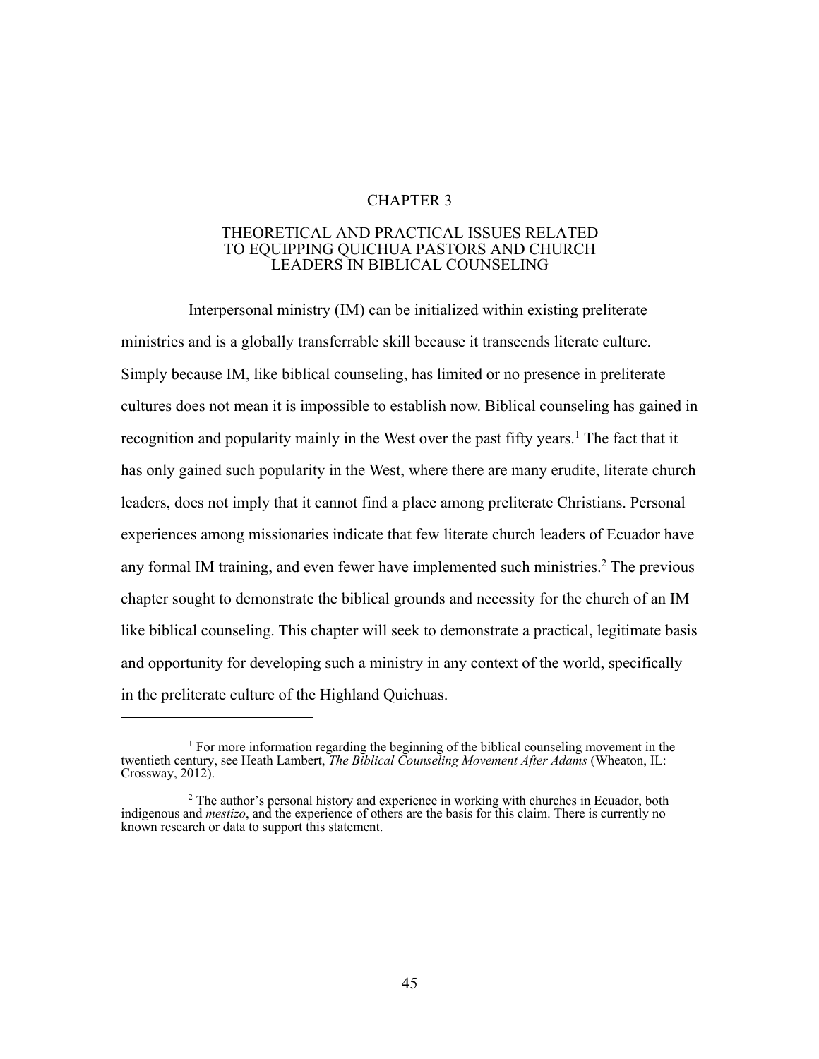# CHAPTER 3

## THEORETICAL AND PRACTICAL ISSUES RELATED TO EQUIPPING QUICHUA PASTORS AND CHURCH LEADERS IN BIBLICAL COUNSELING

Interpersonal ministry (IM) can be initialized within existing preliterate ministries and is a globally transferrable skill because it transcends literate culture. Simply because IM, like biblical counseling, has limited or no presence in preliterate cultures does not mean it is impossible to establish now. Biblical counseling has gained in recognition and popularity mainly in the West over the past fifty years.[1] The fact that it has only gained such popularity in the West, where there are many erudite, literate church leaders, does not imply that it cannot find a place among preliterate Christians. Personal experiences among missionaries indicate that few literate church leaders of Ecuador have any formal IM training, and even fewer have implemented such ministries.[2] The previous chapter sought to demonstrate the biblical grounds and necessity for the church of an IM like biblical counseling. This chapter will seek to demonstrate a practical, legitimate basis and opportunity for developing such a ministry in any context of the world, specifically in the preliterate culture of the Highland Quichuas.

---

[1] For more information regarding the beginning of the biblical counseling movement in the twentieth century, see Heath Lambert, *The Biblical Counseling Movement After Adams* (Wheaton, IL: Crossway, 2012).

[2] The author's personal history and experience in working with churches in Ecuador, both indigenous and *mestizo*, and the experience of others are the basis for this claim. There is currently no known research or data to support this statement.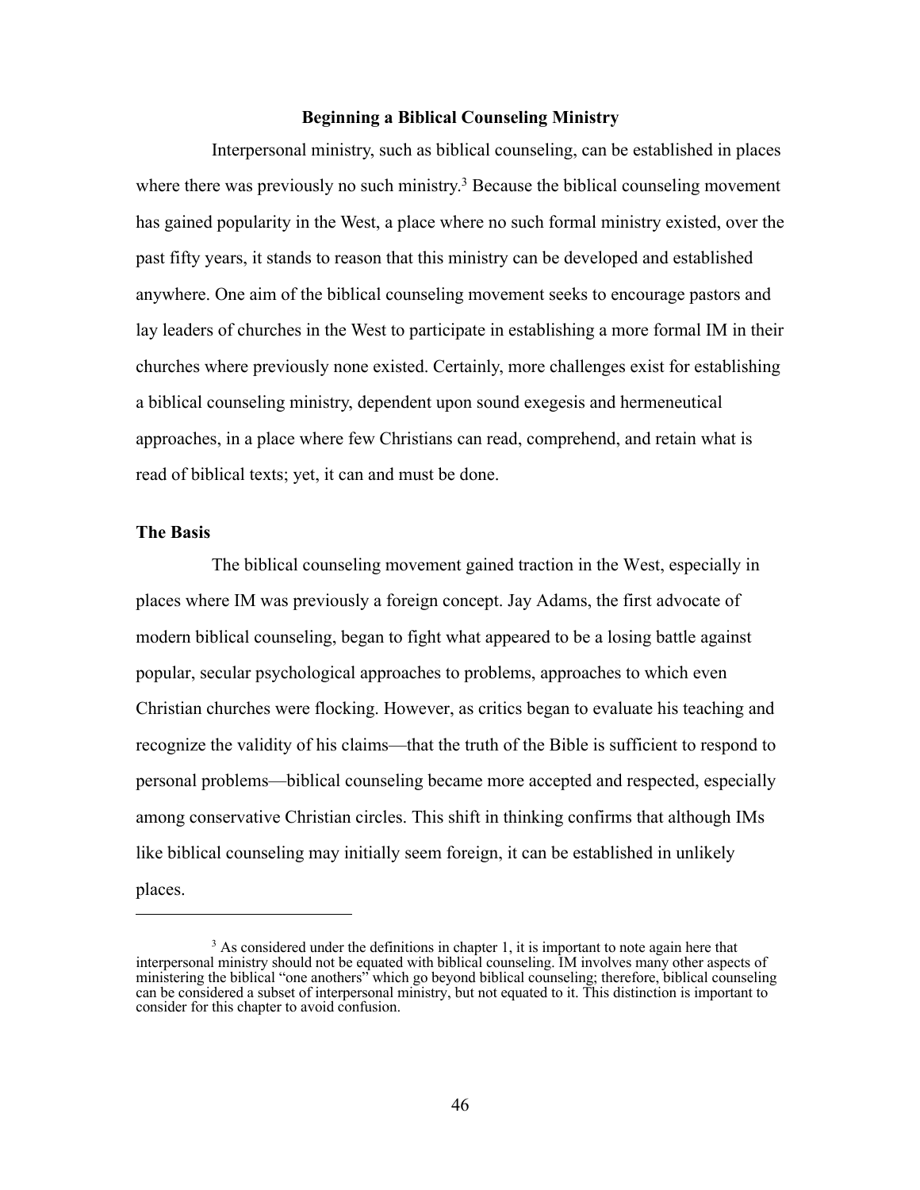## Beginning a Biblical Counseling Ministry

Interpersonal ministry, such as biblical counseling, can be established in places where there was previously no such ministry.[3] Because the biblical counseling movement has gained popularity in the West, a place where no such formal ministry existed, over the past fifty years, it stands to reason that this ministry can be developed and established anywhere. One aim of the biblical counseling movement seeks to encourage pastors and lay leaders of churches in the West to participate in establishing a more formal IM in their churches where previously none existed. Certainly, more challenges exist for establishing a biblical counseling ministry, dependent upon sound exegesis and hermeneutical approaches, in a place where few Christians can read, comprehend, and retain what is read of biblical texts; yet, it can and must be done.

### The Basis

The biblical counseling movement gained traction in the West, especially in places where IM was previously a foreign concept. Jay Adams, the first advocate of modern biblical counseling, began to fight what appeared to be a losing battle against popular, secular psychological approaches to problems, approaches to which even Christian churches were flocking. However, as critics began to evaluate his teaching and recognize the validity of his claims—that the truth of the Bible is sufficient to respond to personal problems—biblical counseling became more accepted and respected, especially among conservative Christian circles. This shift in thinking confirms that although IMs like biblical counseling may initially seem foreign, it can be established in unlikely places.

---

[3] As considered under the definitions in chapter 1, it is important to note again here that interpersonal ministry should not be equated with biblical counseling. IM involves many other aspects of ministering the biblical "one anothers" which go beyond biblical counseling; therefore, biblical counseling can be considered a subset of interpersonal ministry, but not equated to it. This distinction is important to consider for this chapter to avoid confusion.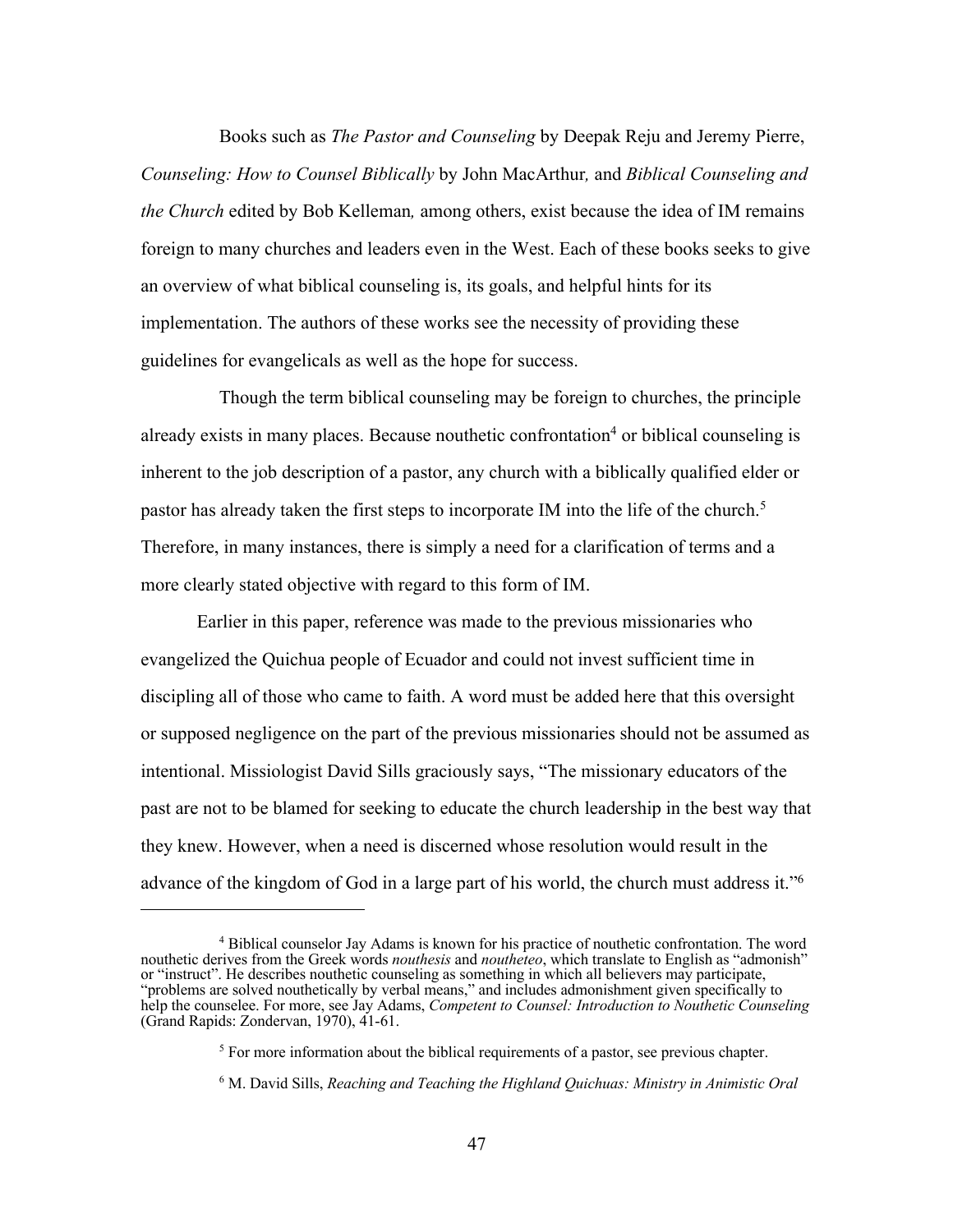Books such as *The Pastor and Counseling* by Deepak Reju and Jeremy Pierre, *Counseling: How to Counsel Biblically* by John MacArthur*,* and *Biblical Counseling and the Church* edited by Bob Kelleman*,* among others, exist because the idea of IM remains foreign to many churches and leaders even in the West. Each of these books seeks to give an overview of what biblical counseling is, its goals, and helpful hints for its implementation. The authors of these works see the necessity of providing these guidelines for evangelicals as well as the hope for success.

Though the term biblical counseling may be foreign to churches, the principle already exists in many places. Because nouthetic confrontation[4] or biblical counseling is inherent to the job description of a pastor, any church with a biblically qualified elder or pastor has already taken the first steps to incorporate IM into the life of the church.[5] Therefore, in many instances, there is simply a need for a clarification of terms and a more clearly stated objective with regard to this form of IM.

Earlier in this paper, reference was made to the previous missionaries who evangelized the Quichua people of Ecuador and could not invest sufficient time in discipling all of those who came to faith. A word must be added here that this oversight or supposed negligence on the part of the previous missionaries should not be assumed as intentional. Missiologist David Sills graciously says, "The missionary educators of the past are not to be blamed for seeking to educate the church leadership in the best way that they knew. However, when a need is discerned whose resolution would result in the advance of the kingdom of God in a large part of his world, the church must address it."[6]

---

[4] Biblical counselor Jay Adams is known for his practice of nouthetic confrontation. The word nouthetic derives from the Greek words *nouthesis* and *noutheteo*, which translate to English as "admonish" or "instruct". He describes nouthetic counseling as something in which all believers may participate, "problems are solved nouthetically by verbal means," and includes admonishment given specifically to help the counselee. For more, see Jay Adams, *Competent to Counsel: Introduction to Nouthetic Counseling* (Grand Rapids: Zondervan, 1970), 41-61.

[5] For more information about the biblical requirements of a pastor, see previous chapter.

[6] M. David Sills, *Reaching and Teaching the Highland Quichuas: Ministry in Animistic Oral*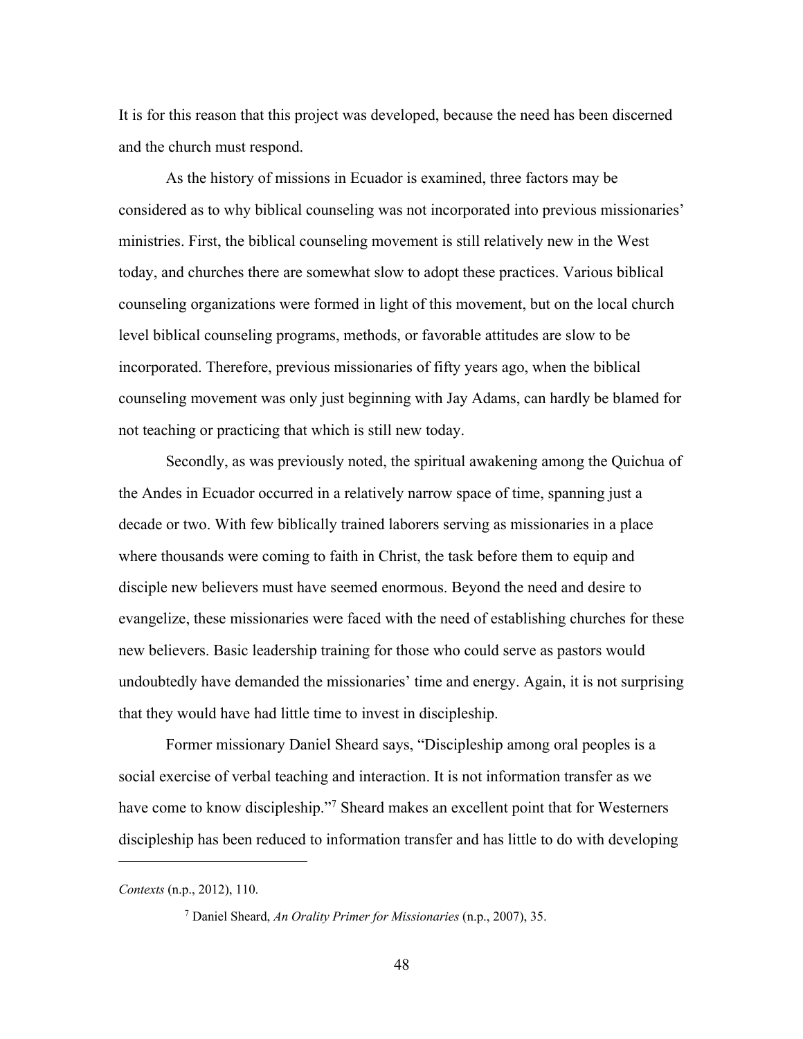It is for this reason that this project was developed, because the need has been discerned and the church must respond.

As the history of missions in Ecuador is examined, three factors may be considered as to why biblical counseling was not incorporated into previous missionaries' ministries. First, the biblical counseling movement is still relatively new in the West today, and churches there are somewhat slow to adopt these practices. Various biblical counseling organizations were formed in light of this movement, but on the local church level biblical counseling programs, methods, or favorable attitudes are slow to be incorporated. Therefore, previous missionaries of fifty years ago, when the biblical counseling movement was only just beginning with Jay Adams, can hardly be blamed for not teaching or practicing that which is still new today.

Secondly, as was previously noted, the spiritual awakening among the Quichua of the Andes in Ecuador occurred in a relatively narrow space of time, spanning just a decade or two. With few biblically trained laborers serving as missionaries in a place where thousands were coming to faith in Christ, the task before them to equip and disciple new believers must have seemed enormous. Beyond the need and desire to evangelize, these missionaries were faced with the need of establishing churches for these new believers. Basic leadership training for those who could serve as pastors would undoubtedly have demanded the missionaries' time and energy. Again, it is not surprising that they would have had little time to invest in discipleship.

Former missionary Daniel Sheard says, "Discipleship among oral peoples is a social exercise of verbal teaching and interaction. It is not information transfer as we have come to know discipleship."[7] Sheard makes an excellent point that for Westerners discipleship has been reduced to information transfer and has little to do with developing

---

*Contexts* (n.p., 2012), 110.

[7] Daniel Sheard, *An Orality Primer for Missionaries* (n.p., 2007), 35.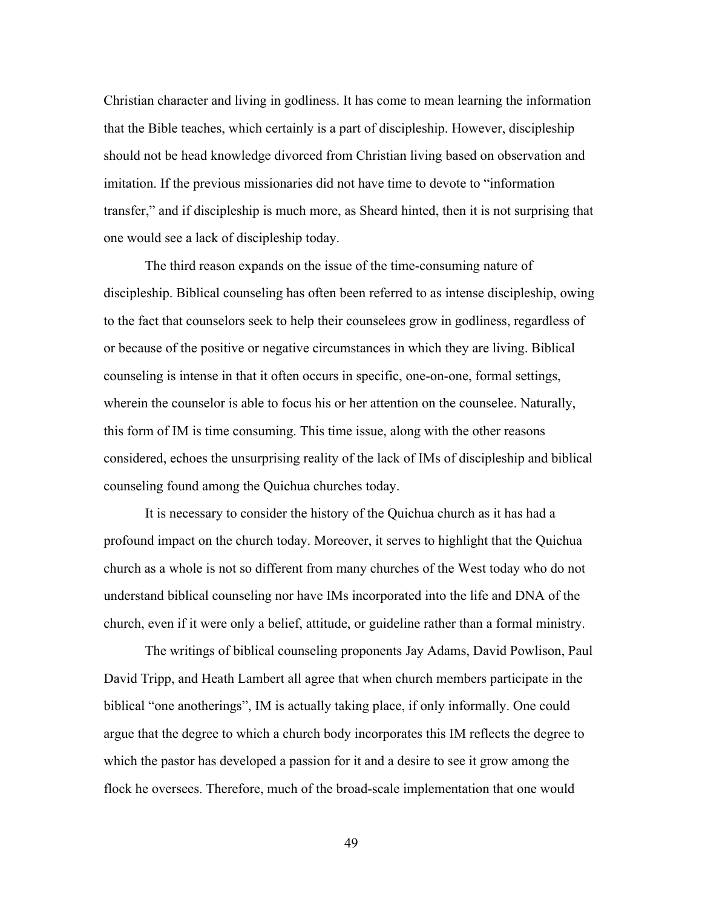Christian character and living in godliness. It has come to mean learning the information that the Bible teaches, which certainly is a part of discipleship. However, discipleship should not be head knowledge divorced from Christian living based on observation and imitation. If the previous missionaries did not have time to devote to "information transfer," and if discipleship is much more, as Sheard hinted, then it is not surprising that one would see a lack of discipleship today.

The third reason expands on the issue of the time-consuming nature of discipleship. Biblical counseling has often been referred to as intense discipleship, owing to the fact that counselors seek to help their counselees grow in godliness, regardless of or because of the positive or negative circumstances in which they are living. Biblical counseling is intense in that it often occurs in specific, one-on-one, formal settings, wherein the counselor is able to focus his or her attention on the counselee. Naturally, this form of IM is time consuming. This time issue, along with the other reasons considered, echoes the unsurprising reality of the lack of IMs of discipleship and biblical counseling found among the Quichua churches today.

It is necessary to consider the history of the Quichua church as it has had a profound impact on the church today. Moreover, it serves to highlight that the Quichua church as a whole is not so different from many churches of the West today who do not understand biblical counseling nor have IMs incorporated into the life and DNA of the church, even if it were only a belief, attitude, or guideline rather than a formal ministry.

The writings of biblical counseling proponents Jay Adams, David Powlison, Paul David Tripp, and Heath Lambert all agree that when church members participate in the biblical "one anotherings", IM is actually taking place, if only informally. One could argue that the degree to which a church body incorporates this IM reflects the degree to which the pastor has developed a passion for it and a desire to see it grow among the flock he oversees. Therefore, much of the broad-scale implementation that one would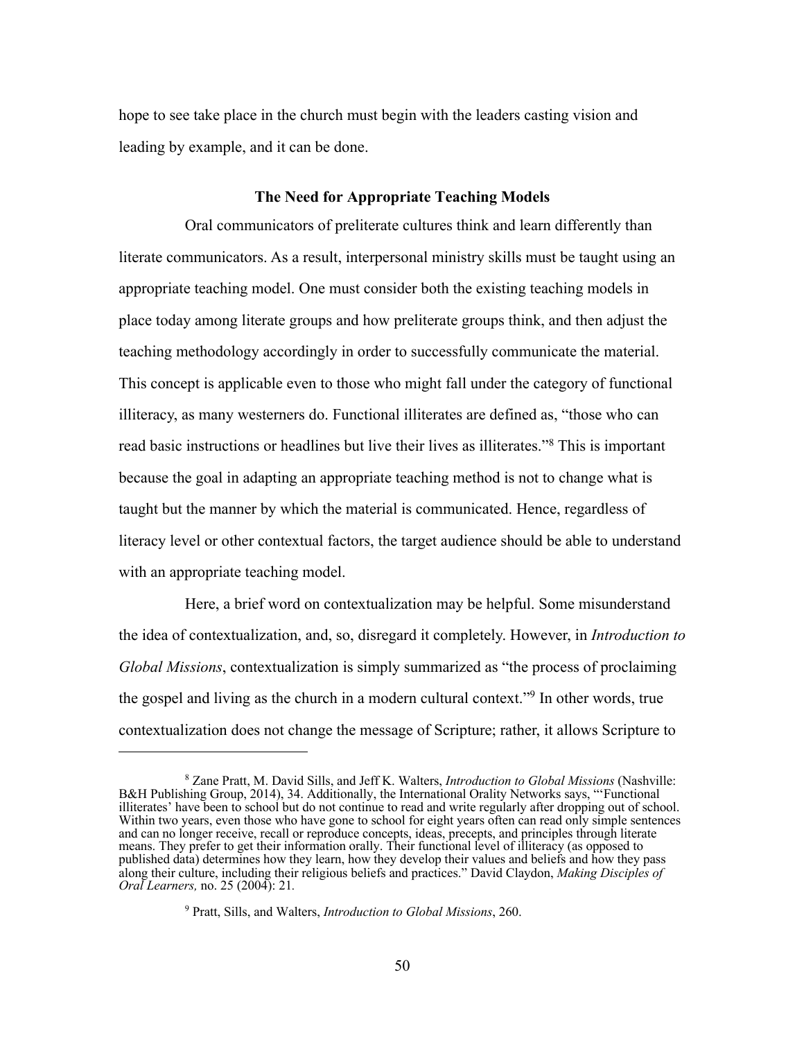hope to see take place in the church must begin with the leaders casting vision and leading by example, and it can be done.

### The Need for Appropriate Teaching Models

Oral communicators of preliterate cultures think and learn differently than literate communicators. As a result, interpersonal ministry skills must be taught using an appropriate teaching model. One must consider both the existing teaching models in place today among literate groups and how preliterate groups think, and then adjust the teaching methodology accordingly in order to successfully communicate the material. This concept is applicable even to those who might fall under the category of functional illiteracy, as many westerners do. Functional illiterates are defined as, "those who can read basic instructions or headlines but live their lives as illiterates."[8] This is important because the goal in adapting an appropriate teaching method is not to change what is taught but the manner by which the material is communicated. Hence, regardless of literacy level or other contextual factors, the target audience should be able to understand with an appropriate teaching model.

Here, a brief word on contextualization may be helpful. Some misunderstand the idea of contextualization, and, so, disregard it completely. However, in *Introduction to Global Missions*, contextualization is simply summarized as "the process of proclaiming the gospel and living as the church in a modern cultural context."[9] In other words, true contextualization does not change the message of Scripture; rather, it allows Scripture to

---

[8] Zane Pratt, M. David Sills, and Jeff K. Walters, *Introduction to Global Missions* (Nashville: B&H Publishing Group, 2014), 34. Additionally, the International Orality Networks says, "'Functional illiterates' have been to school but do not continue to read and write regularly after dropping out of school. Within two years, even those who have gone to school for eight years often can read only simple sentences and can no longer receive, recall or reproduce concepts, ideas, precepts, and principles through literate means. They prefer to get their information orally. Their functional level of illiteracy (as opposed to published data) determines how they learn, how they develop their values and beliefs and how they pass along their culture, including their religious beliefs and practices." David Claydon, *Making Disciples of Oral Learners,* no. 25 (2004): 21.

[9] Pratt, Sills, and Walters, *Introduction to Global Missions*, 260.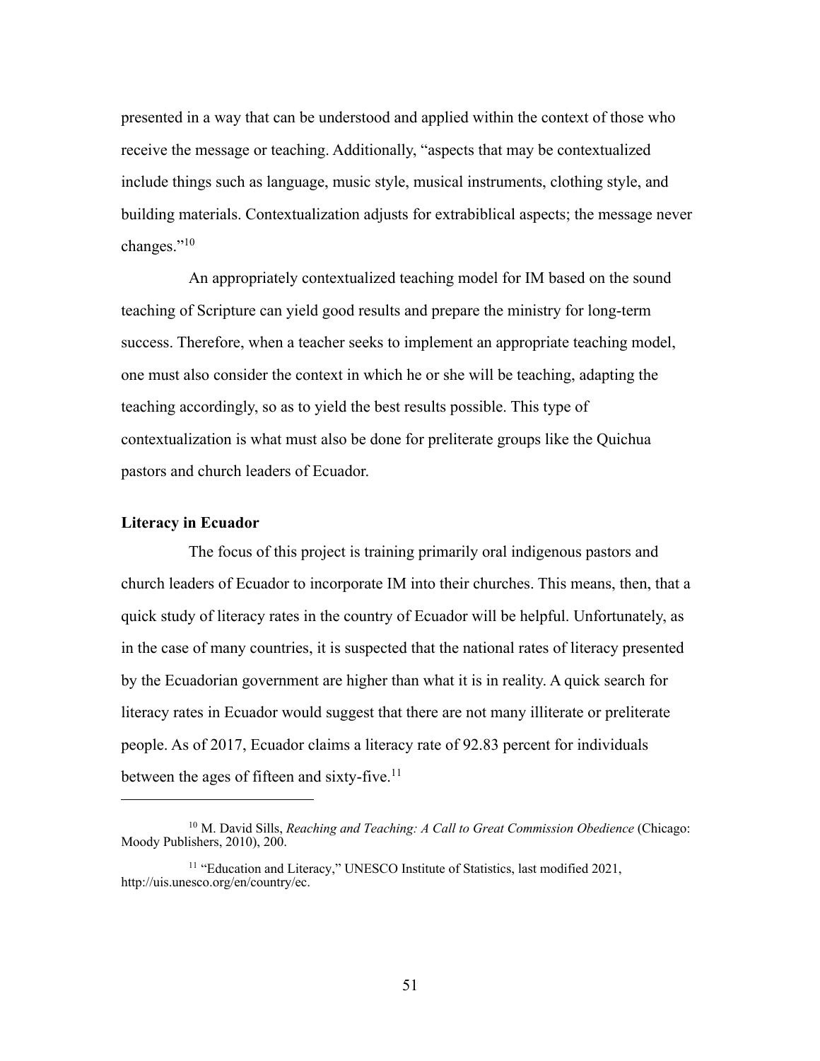presented in a way that can be understood and applied within the context of those who receive the message or teaching. Additionally, "aspects that may be contextualized include things such as language, music style, musical instruments, clothing style, and building materials. Contextualization adjusts for extrabiblical aspects; the message never changes."[10]

An appropriately contextualized teaching model for IM based on the sound teaching of Scripture can yield good results and prepare the ministry for long-term success. Therefore, when a teacher seeks to implement an appropriate teaching model, one must also consider the context in which he or she will be teaching, adapting the teaching accordingly, so as to yield the best results possible. This type of contextualization is what must also be done for preliterate groups like the Quichua pastors and church leaders of Ecuador.

### Literacy in Ecuador

The focus of this project is training primarily oral indigenous pastors and church leaders of Ecuador to incorporate IM into their churches. This means, then, that a quick study of literacy rates in the country of Ecuador will be helpful. Unfortunately, as in the case of many countries, it is suspected that the national rates of literacy presented by the Ecuadorian government are higher than what it is in reality. A quick search for literacy rates in Ecuador would suggest that there are not many illiterate or preliterate people. As of 2017, Ecuador claims a literacy rate of 92.83 percent for individuals between the ages of fifteen and sixty-five.[11]

---

[10] M. David Sills, *Reaching and Teaching: A Call to Great Commission Obedience* (Chicago: Moody Publishers, 2010), 200.

[11] "Education and Literacy," UNESCO Institute of Statistics, last modified 2021, http://uis.unesco.org/en/country/ec.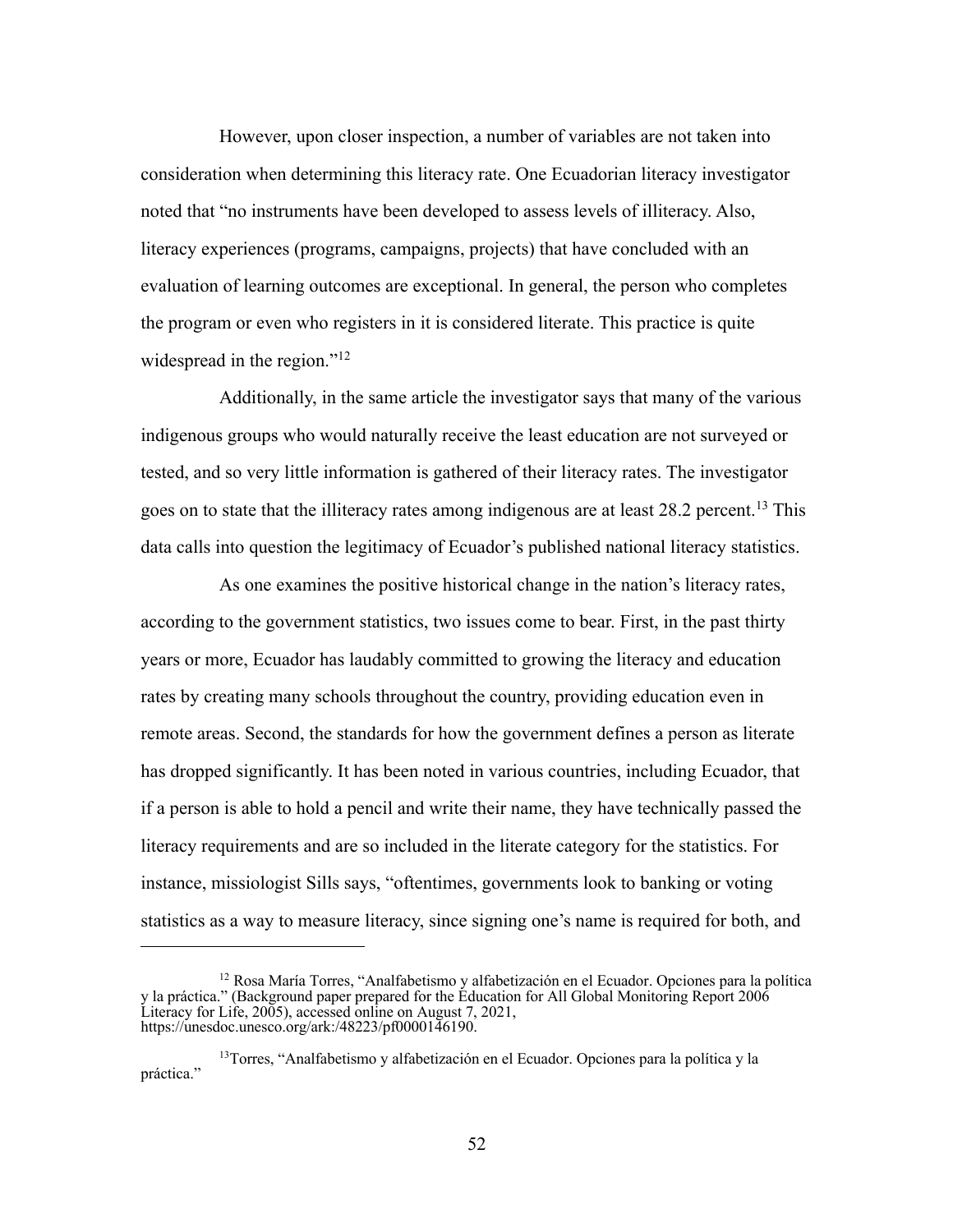However, upon closer inspection, a number of variables are not taken into consideration when determining this literacy rate. One Ecuadorian literacy investigator noted that "no instruments have been developed to assess levels of illiteracy. Also, literacy experiences (programs, campaigns, projects) that have concluded with an evaluation of learning outcomes are exceptional. In general, the person who completes the program or even who registers in it is considered literate. This practice is quite widespread in the region."[12]

Additionally, in the same article the investigator says that many of the various indigenous groups who would naturally receive the least education are not surveyed or tested, and so very little information is gathered of their literacy rates. The investigator goes on to state that the illiteracy rates among indigenous are at least 28.2 percent.[13] This data calls into question the legitimacy of Ecuador's published national literacy statistics.

As one examines the positive historical change in the nation's literacy rates, according to the government statistics, two issues come to bear. First, in the past thirty years or more, Ecuador has laudably committed to growing the literacy and education rates by creating many schools throughout the country, providing education even in remote areas. Second, the standards for how the government defines a person as literate has dropped significantly. It has been noted in various countries, including Ecuador, that if a person is able to hold a pencil and write their name, they have technically passed the literacy requirements and are so included in the literate category for the statistics. For instance, missiologist Sills says, "oftentimes, governments look to banking or voting statistics as a way to measure literacy, since signing one's name is required for both, and

---

[12] Rosa María Torres, "Analfabetismo y alfabetización en el Ecuador. Opciones para la política y la práctica." (Background paper prepared for the Education for All Global Monitoring Report 2006 Literacy for Life, 2005), accessed online on August 7, 2021, https://unesdoc.unesco.org/ark:/48223/pf0000146190.

[13] Torres, "Analfabetismo y alfabetización en el Ecuador. Opciones para la política y la práctica."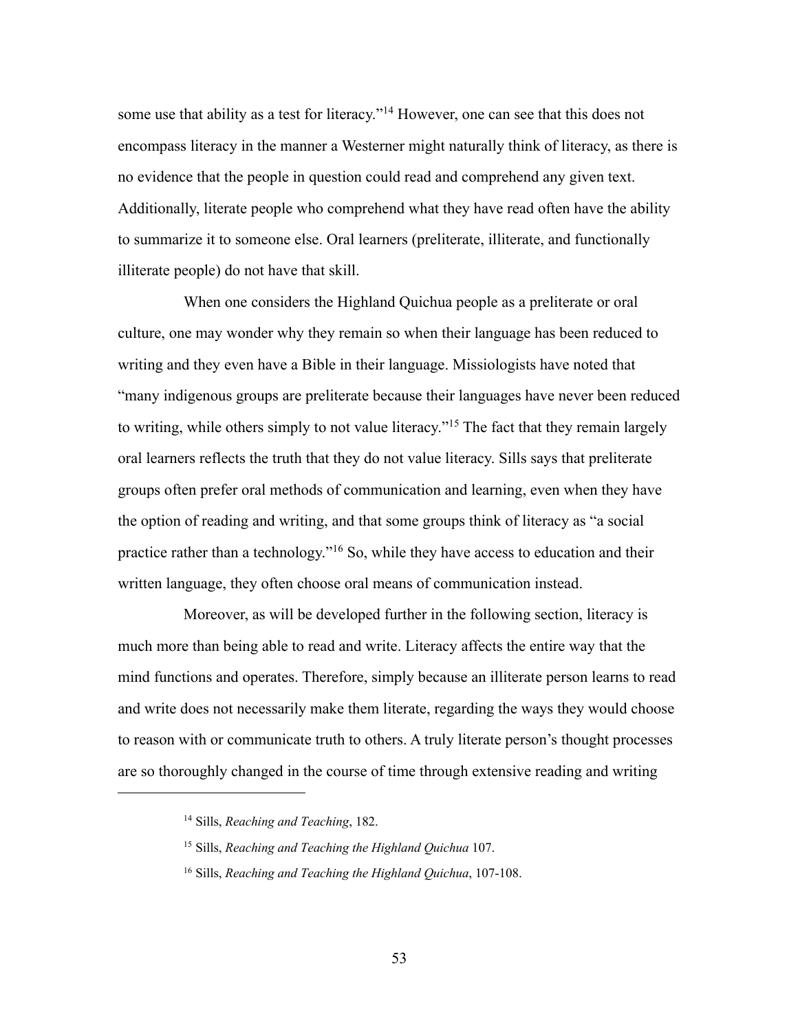some use that ability as a test for literacy."[14] However, one can see that this does not encompass literacy in the manner a Westerner might naturally think of literacy, as there is no evidence that the people in question could read and comprehend any given text. Additionally, literate people who comprehend what they have read often have the ability to summarize it to someone else. Oral learners (preliterate, illiterate, and functionally illiterate people) do not have that skill.

When one considers the Highland Quichua people as a preliterate or oral culture, one may wonder why they remain so when their language has been reduced to writing and they even have a Bible in their language. Missiologists have noted that "many indigenous groups are preliterate because their languages have never been reduced to writing, while others simply to not value literacy."[15] The fact that they remain largely oral learners reflects the truth that they do not value literacy. Sills says that preliterate groups often prefer oral methods of communication and learning, even when they have the option of reading and writing, and that some groups think of literacy as "a social practice rather than a technology."[16] So, while they have access to education and their written language, they often choose oral means of communication instead.

Moreover, as will be developed further in the following section, literacy is much more than being able to read and write. Literacy affects the entire way that the mind functions and operates. Therefore, simply because an illiterate person learns to read and write does not necessarily make them literate, regarding the ways they would choose to reason with or communicate truth to others. A truly literate person's thought processes are so thoroughly changed in the course of time through extensive reading and writing

---

[14] Sills, *Reaching and Teaching*, 182.

[15] Sills, *Reaching and Teaching the Highland Quichua* 107.

[16] Sills, *Reaching and Teaching the Highland Quichua*, 107-108.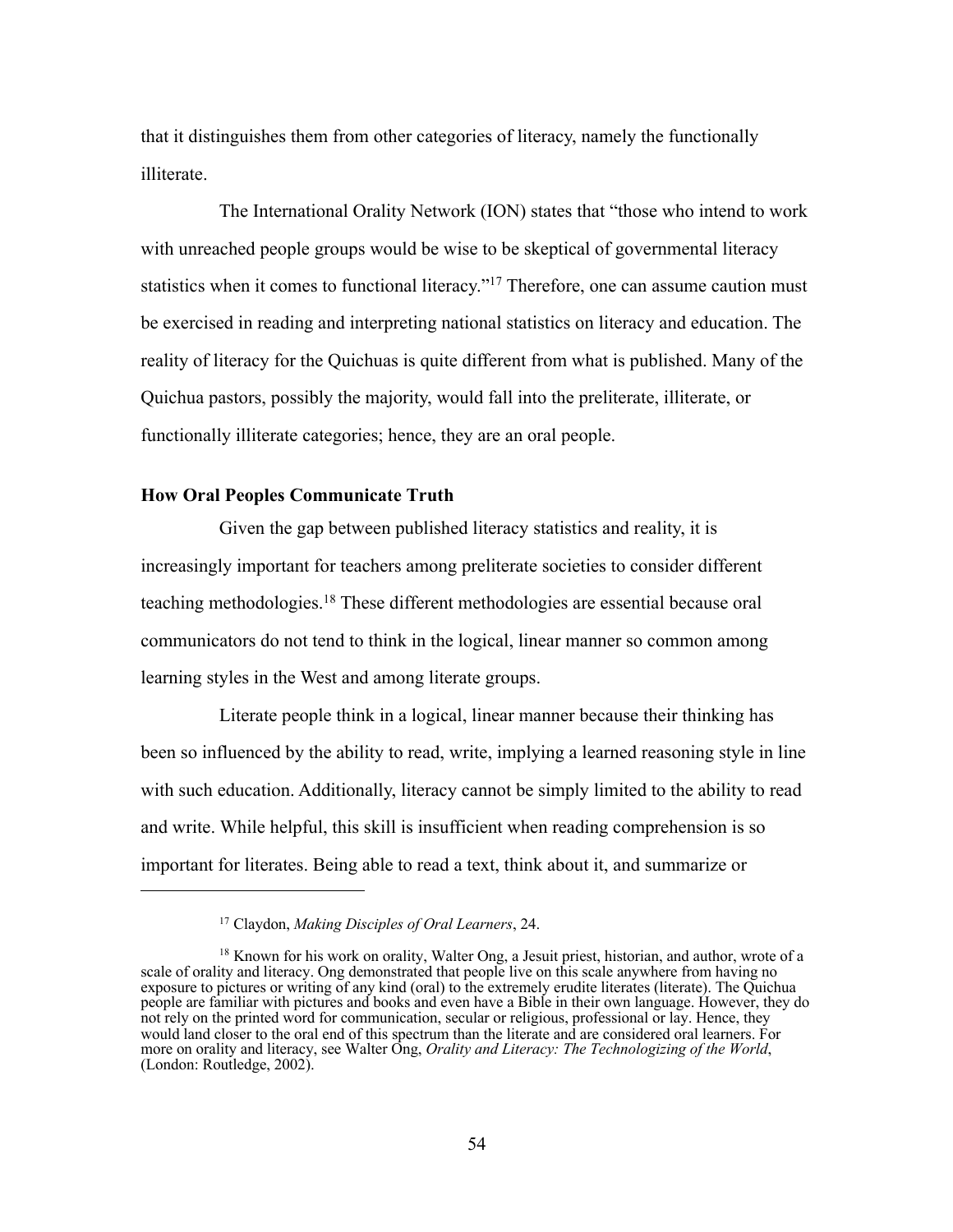that it distinguishes them from other categories of literacy, namely the functionally illiterate.

The International Orality Network (ION) states that "those who intend to work with unreached people groups would be wise to be skeptical of governmental literacy statistics when it comes to functional literacy."[17] Therefore, one can assume caution must be exercised in reading and interpreting national statistics on literacy and education. The reality of literacy for the Quichuas is quite different from what is published. Many of the Quichua pastors, possibly the majority, would fall into the preliterate, illiterate, or functionally illiterate categories; hence, they are an oral people.

### How Oral Peoples Communicate Truth

Given the gap between published literacy statistics and reality, it is increasingly important for teachers among preliterate societies to consider different teaching methodologies.[18] These different methodologies are essential because oral communicators do not tend to think in the logical, linear manner so common among learning styles in the West and among literate groups.

Literate people think in a logical, linear manner because their thinking has been so influenced by the ability to read, write, implying a learned reasoning style in line with such education. Additionally, literacy cannot be simply limited to the ability to read and write. While helpful, this skill is insufficient when reading comprehension is so important for literates. Being able to read a text, think about it, and summarize or

---

[17] Claydon, *Making Disciples of Oral Learners*, 24.

[18] Known for his work on orality, Walter Ong, a Jesuit priest, historian, and author, wrote of a scale of orality and literacy. Ong demonstrated that people live on this scale anywhere from having no exposure to pictures or writing of any kind (oral) to the extremely erudite literates (literate). The Quichua people are familiar with pictures and books and even have a Bible in their own language. However, they do not rely on the printed word for communication, secular or religious, professional or lay. Hence, they would land closer to the oral end of this spectrum than the literate and are considered oral learners. For more on orality and literacy, see Walter Ong, *Orality and Literacy: The Technologizing of the World*, (London: Routledge, 2002).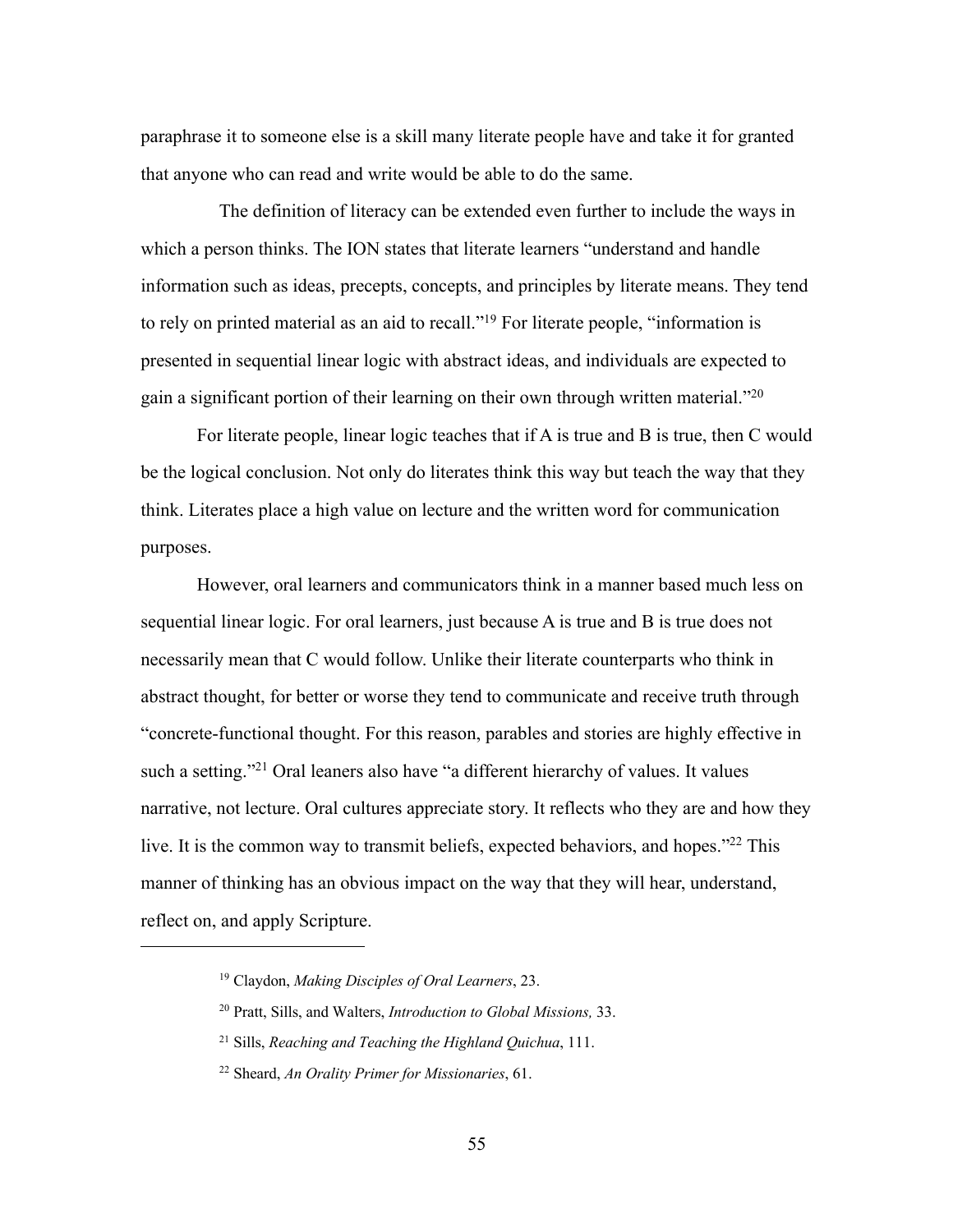paraphrase it to someone else is a skill many literate people have and take it for granted that anyone who can read and write would be able to do the same.

The definition of literacy can be extended even further to include the ways in which a person thinks. The ION states that literate learners "understand and handle information such as ideas, precepts, concepts, and principles by literate means. They tend to rely on printed material as an aid to recall."[19] For literate people, "information is presented in sequential linear logic with abstract ideas, and individuals are expected to gain a significant portion of their learning on their own through written material."[20]

For literate people, linear logic teaches that if A is true and B is true, then C would be the logical conclusion. Not only do literates think this way but teach the way that they think. Literates place a high value on lecture and the written word for communication purposes.

However, oral learners and communicators think in a manner based much less on sequential linear logic. For oral learners, just because A is true and B is true does not necessarily mean that C would follow. Unlike their literate counterparts who think in abstract thought, for better or worse they tend to communicate and receive truth through "concrete-functional thought. For this reason, parables and stories are highly effective in such a setting."[21] Oral leaners also have "a different hierarchy of values. It values narrative, not lecture. Oral cultures appreciate story. It reflects who they are and how they live. It is the common way to transmit beliefs, expected behaviors, and hopes."[22] This manner of thinking has an obvious impact on the way that they will hear, understand, reflect on, and apply Scripture.

---

[19] Claydon, *Making Disciples of Oral Learners*, 23.

[20] Pratt, Sills, and Walters, *Introduction to Global Missions,* 33.

[21] Sills, *Reaching and Teaching the Highland Quichua*, 111.

[22] Sheard, *An Orality Primer for Missionaries*, 61.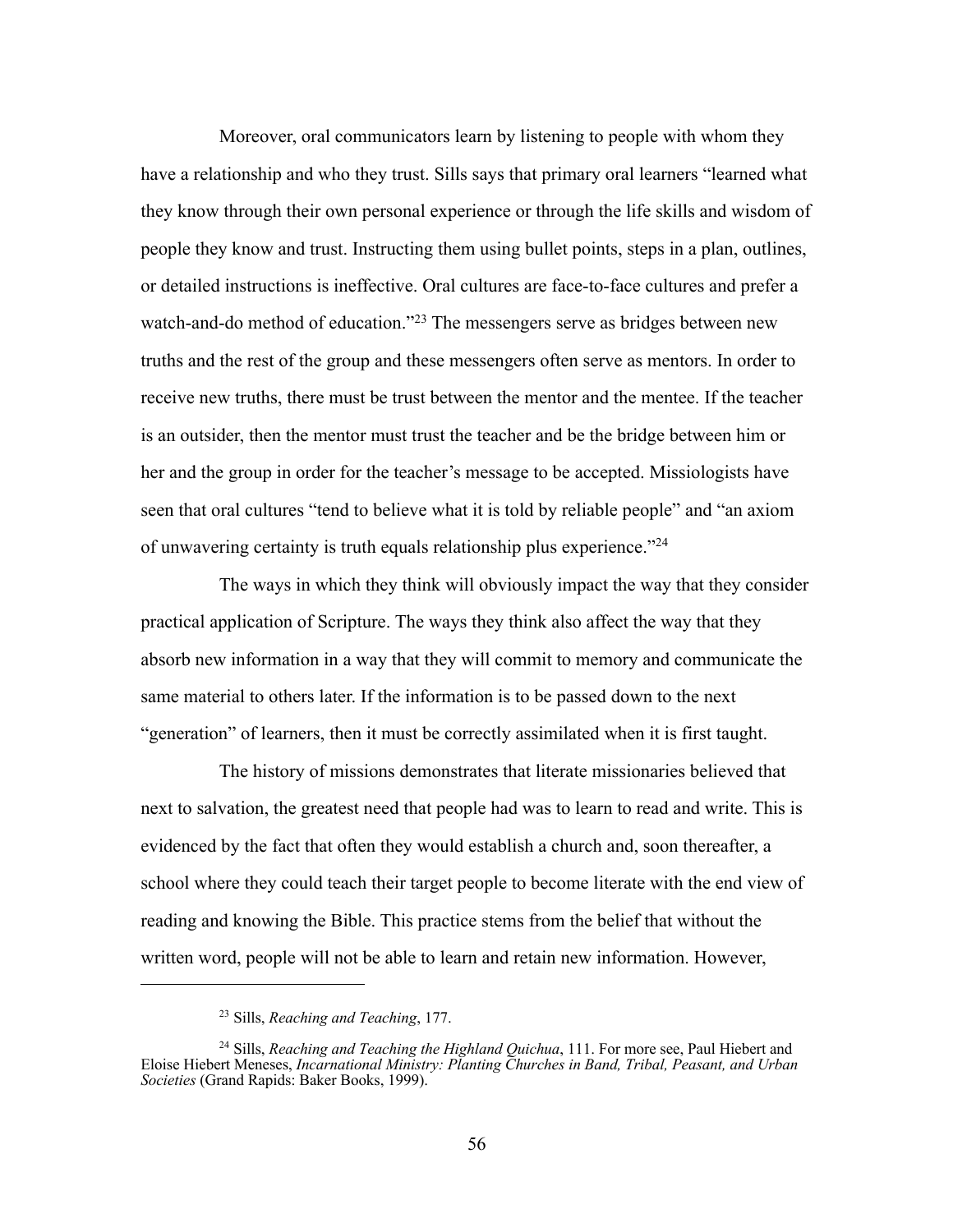Moreover, oral communicators learn by listening to people with whom they have a relationship and who they trust. Sills says that primary oral learners "learned what they know through their own personal experience or through the life skills and wisdom of people they know and trust. Instructing them using bullet points, steps in a plan, outlines, or detailed instructions is ineffective. Oral cultures are face-to-face cultures and prefer a watch-and-do method of education."[23] The messengers serve as bridges between new truths and the rest of the group and these messengers often serve as mentors. In order to receive new truths, there must be trust between the mentor and the mentee. If the teacher is an outsider, then the mentor must trust the teacher and be the bridge between him or her and the group in order for the teacher's message to be accepted. Missiologists have seen that oral cultures "tend to believe what it is told by reliable people" and "an axiom of unwavering certainty is truth equals relationship plus experience."[24]

The ways in which they think will obviously impact the way that they consider practical application of Scripture. The ways they think also affect the way that they absorb new information in a way that they will commit to memory and communicate the same material to others later. If the information is to be passed down to the next "generation" of learners, then it must be correctly assimilated when it is first taught.

The history of missions demonstrates that literate missionaries believed that next to salvation, the greatest need that people had was to learn to read and write. This is evidenced by the fact that often they would establish a church and, soon thereafter, a school where they could teach their target people to become literate with the end view of reading and knowing the Bible. This practice stems from the belief that without the written word, people will not be able to learn and retain new information. However,

---

[23] Sills, *Reaching and Teaching*, 177.

[24] Sills, *Reaching and Teaching the Highland Quichua*, 111. For more see, Paul Hiebert and Eloise Hiebert Meneses, *Incarnational Ministry: Planting Churches in Band, Tribal, Peasant, and Urban Societies* (Grand Rapids: Baker Books, 1999).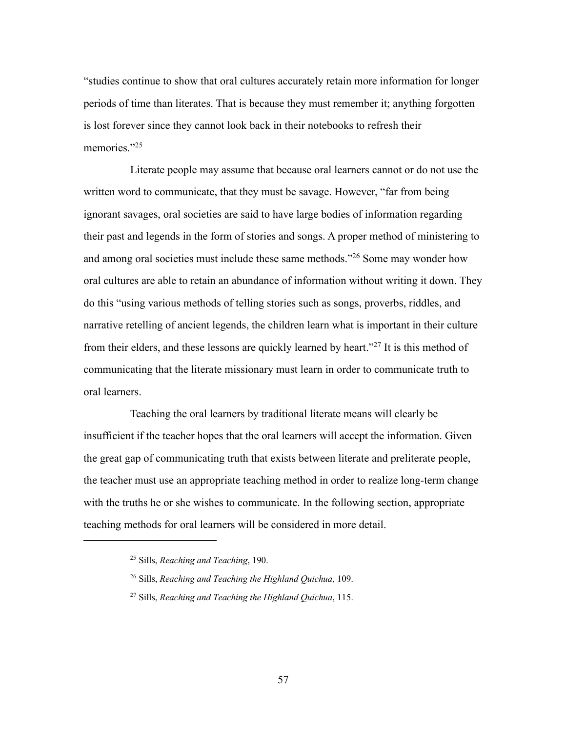"studies continue to show that oral cultures accurately retain more information for longer periods of time than literates. That is because they must remember it; anything forgotten is lost forever since they cannot look back in their notebooks to refresh their memories."[25]

Literate people may assume that because oral learners cannot or do not use the written word to communicate, that they must be savage. However, "far from being ignorant savages, oral societies are said to have large bodies of information regarding their past and legends in the form of stories and songs. A proper method of ministering to and among oral societies must include these same methods."[26] Some may wonder how oral cultures are able to retain an abundance of information without writing it down. They do this "using various methods of telling stories such as songs, proverbs, riddles, and narrative retelling of ancient legends, the children learn what is important in their culture from their elders, and these lessons are quickly learned by heart."[27] It is this method of communicating that the literate missionary must learn in order to communicate truth to oral learners.

Teaching the oral learners by traditional literate means will clearly be insufficient if the teacher hopes that the oral learners will accept the information. Given the great gap of communicating truth that exists between literate and preliterate people, the teacher must use an appropriate teaching method in order to realize long-term change with the truths he or she wishes to communicate. In the following section, appropriate teaching methods for oral learners will be considered in more detail.

---

[25] Sills, *Reaching and Teaching*, 190.

[26] Sills, *Reaching and Teaching the Highland Quichua*, 109.

[27] Sills, *Reaching and Teaching the Highland Quichua*, 115.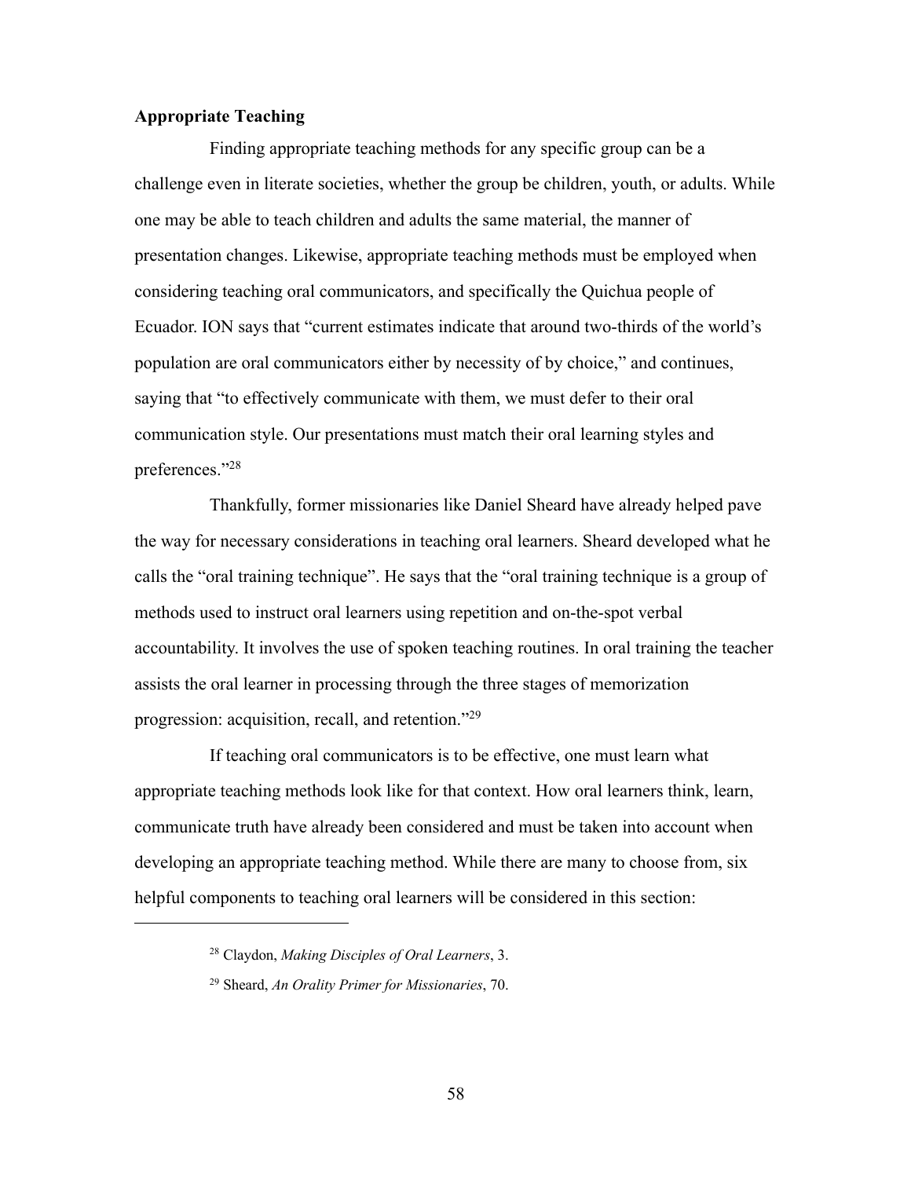**Appropriate Teaching**

Finding appropriate teaching methods for any specific group can be a challenge even in literate societies, whether the group be children, youth, or adults. While one may be able to teach children and adults the same material, the manner of presentation changes. Likewise, appropriate teaching methods must be employed when considering teaching oral communicators, and specifically the Quichua people of Ecuador. ION says that "current estimates indicate that around two-thirds of the world's population are oral communicators either by necessity of by choice," and continues, saying that "to effectively communicate with them, we must defer to their oral communication style. Our presentations must match their oral learning styles and preferences."[28]

Thankfully, former missionaries like Daniel Sheard have already helped pave the way for necessary considerations in teaching oral learners. Sheard developed what he calls the "oral training technique". He says that the "oral training technique is a group of methods used to instruct oral learners using repetition and on-the-spot verbal accountability. It involves the use of spoken teaching routines. In oral training the teacher assists the oral learner in processing through the three stages of memorization progression: acquisition, recall, and retention."[29]

If teaching oral communicators is to be effective, one must learn what appropriate teaching methods look like for that context. How oral learners think, learn, communicate truth have already been considered and must be taken into account when developing an appropriate teaching method. While there are many to choose from, six helpful components to teaching oral learners will be considered in this section:

---

[28] Claydon, *Making Disciples of Oral Learners*, 3.

[29] Sheard, *An Orality Primer for Missionaries*, 70.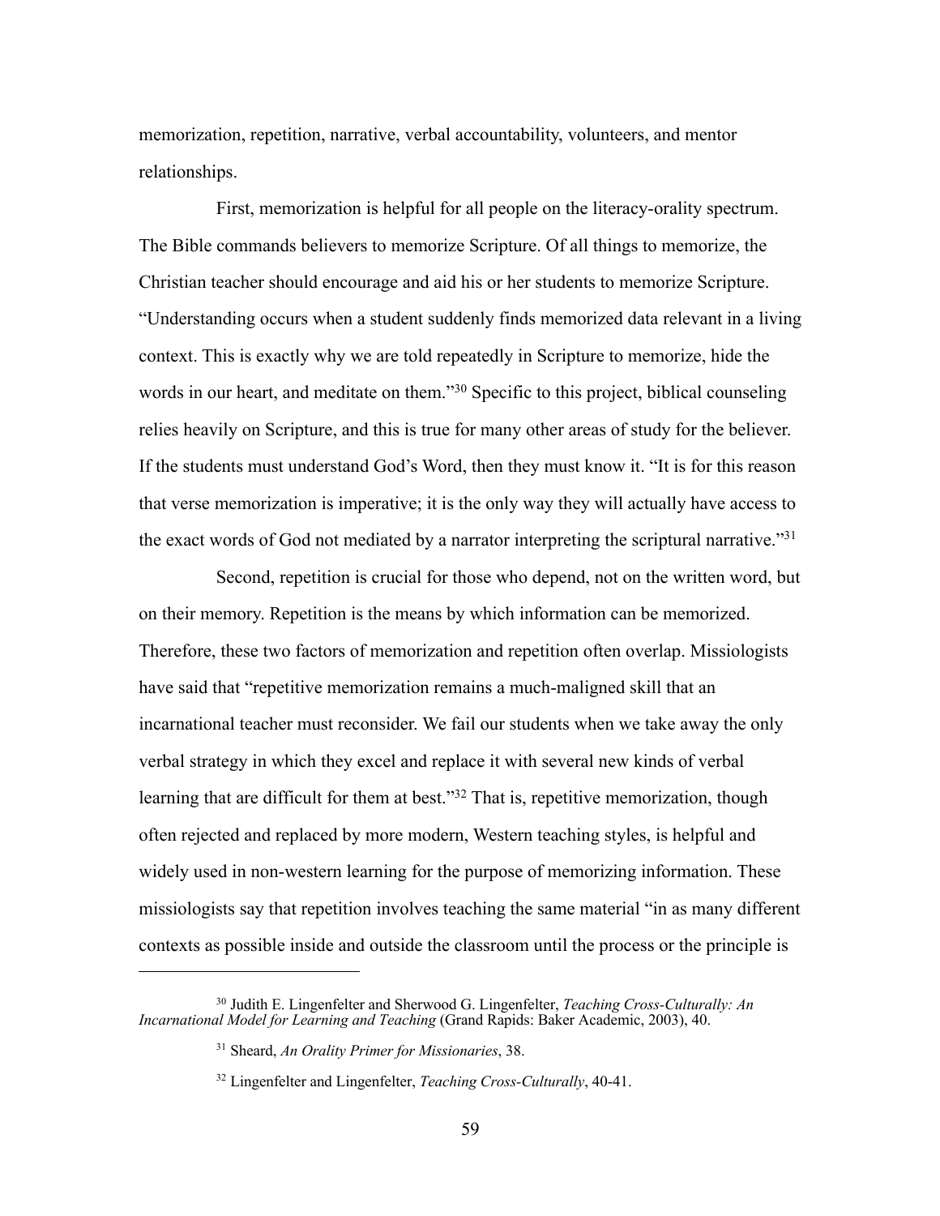memorization, repetition, narrative, verbal accountability, volunteers, and mentor relationships.

First, memorization is helpful for all people on the literacy-orality spectrum. The Bible commands believers to memorize Scripture. Of all things to memorize, the Christian teacher should encourage and aid his or her students to memorize Scripture. "Understanding occurs when a student suddenly finds memorized data relevant in a living context. This is exactly why we are told repeatedly in Scripture to memorize, hide the words in our heart, and meditate on them."[30] Specific to this project, biblical counseling relies heavily on Scripture, and this is true for many other areas of study for the believer. If the students must understand God's Word, then they must know it. "It is for this reason that verse memorization is imperative; it is the only way they will actually have access to the exact words of God not mediated by a narrator interpreting the scriptural narrative."[31]

Second, repetition is crucial for those who depend, not on the written word, but on their memory. Repetition is the means by which information can be memorized. Therefore, these two factors of memorization and repetition often overlap. Missiologists have said that "repetitive memorization remains a much-maligned skill that an incarnational teacher must reconsider. We fail our students when we take away the only verbal strategy in which they excel and replace it with several new kinds of verbal learning that are difficult for them at best."[32] That is, repetitive memorization, though often rejected and replaced by more modern, Western teaching styles, is helpful and widely used in non-western learning for the purpose of memorizing information. These missiologists say that repetition involves teaching the same material "in as many different contexts as possible inside and outside the classroom until the process or the principle is

---

[30] Judith E. Lingenfelter and Sherwood G. Lingenfelter, *Teaching Cross-Culturally: An Incarnational Model for Learning and Teaching* (Grand Rapids: Baker Academic, 2003), 40.

[31] Sheard, *An Orality Primer for Missionaries*, 38.

[32] Lingenfelter and Lingenfelter, *Teaching Cross-Culturally*, 40-41.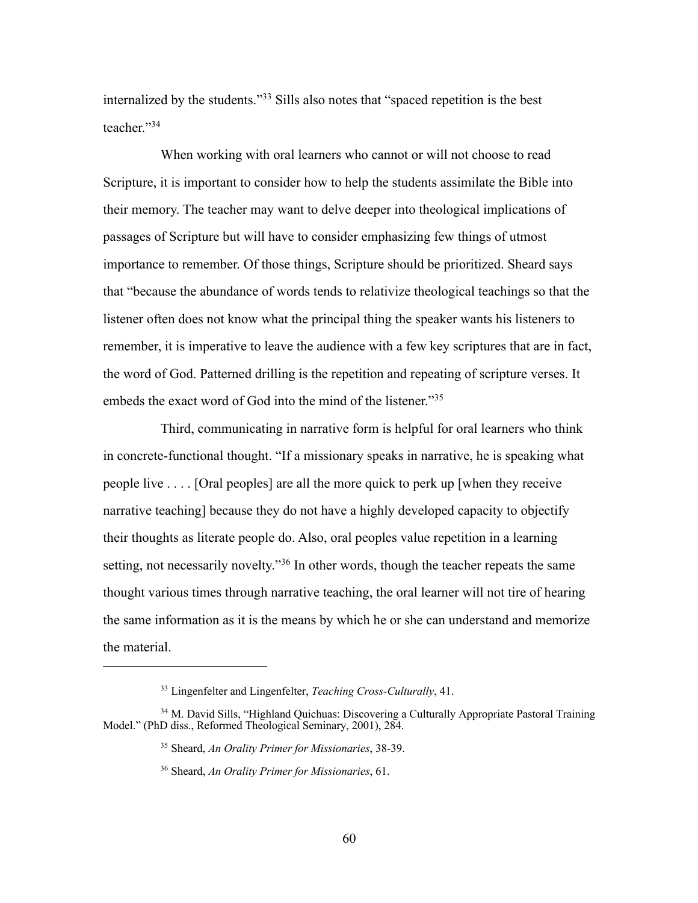internalized by the students."[33] Sills also notes that "spaced repetition is the best teacher."[34]

When working with oral learners who cannot or will not choose to read Scripture, it is important to consider how to help the students assimilate the Bible into their memory. The teacher may want to delve deeper into theological implications of passages of Scripture but will have to consider emphasizing few things of utmost importance to remember. Of those things, Scripture should be prioritized. Sheard says that "because the abundance of words tends to relativize theological teachings so that the listener often does not know what the principal thing the speaker wants his listeners to remember, it is imperative to leave the audience with a few key scriptures that are in fact, the word of God. Patterned drilling is the repetition and repeating of scripture verses. It embeds the exact word of God into the mind of the listener."[35]

Third, communicating in narrative form is helpful for oral learners who think in concrete-functional thought. "If a missionary speaks in narrative, he is speaking what people live . . . . [Oral peoples] are all the more quick to perk up [when they receive narrative teaching] because they do not have a highly developed capacity to objectify their thoughts as literate people do. Also, oral peoples value repetition in a learning setting, not necessarily novelty."[36] In other words, though the teacher repeats the same thought various times through narrative teaching, the oral learner will not tire of hearing the same information as it is the means by which he or she can understand and memorize the material.

---

[33] Lingenfelter and Lingenfelter, *Teaching Cross-Culturally*, 41.

[34] M. David Sills, "Highland Quichuas: Discovering a Culturally Appropriate Pastoral Training Model." (PhD diss., Reformed Theological Seminary, 2001), 284.

[35] Sheard, *An Orality Primer for Missionaries*, 38-39.

[36] Sheard, *An Orality Primer for Missionaries*, 61.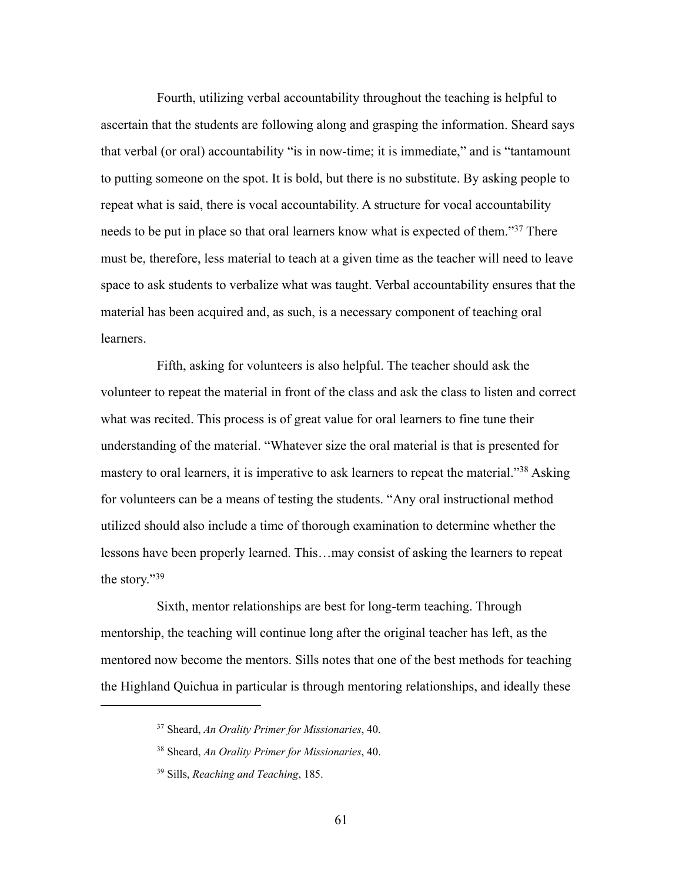Fourth, utilizing verbal accountability throughout the teaching is helpful to ascertain that the students are following along and grasping the information. Sheard says that verbal (or oral) accountability "is in now-time; it is immediate," and is "tantamount to putting someone on the spot. It is bold, but there is no substitute. By asking people to repeat what is said, there is vocal accountability. A structure for vocal accountability needs to be put in place so that oral learners know what is expected of them."[37] There must be, therefore, less material to teach at a given time as the teacher will need to leave space to ask students to verbalize what was taught. Verbal accountability ensures that the material has been acquired and, as such, is a necessary component of teaching oral learners.

Fifth, asking for volunteers is also helpful. The teacher should ask the volunteer to repeat the material in front of the class and ask the class to listen and correct what was recited. This process is of great value for oral learners to fine tune their understanding of the material. "Whatever size the oral material is that is presented for mastery to oral learners, it is imperative to ask learners to repeat the material."[38] Asking for volunteers can be a means of testing the students. "Any oral instructional method utilized should also include a time of thorough examination to determine whether the lessons have been properly learned. This…may consist of asking the learners to repeat the story."[39]

Sixth, mentor relationships are best for long-term teaching. Through mentorship, the teaching will continue long after the original teacher has left, as the mentored now become the mentors. Sills notes that one of the best methods for teaching the Highland Quichua in particular is through mentoring relationships, and ideally these

---

[37] Sheard, *An Orality Primer for Missionaries*, 40.

[38] Sheard, *An Orality Primer for Missionaries*, 40.

[39] Sills, *Reaching and Teaching*, 185.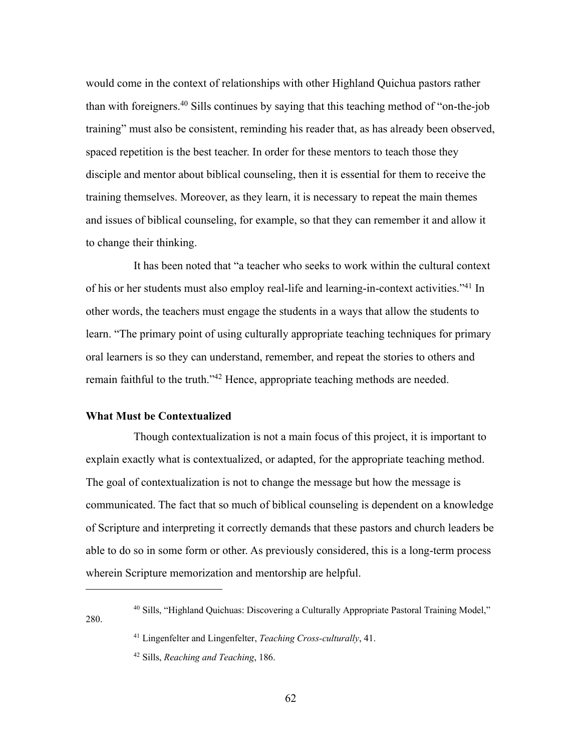would come in the context of relationships with other Highland Quichua pastors rather than with foreigners.[40] Sills continues by saying that this teaching method of "on-the-job training" must also be consistent, reminding his reader that, as has already been observed, spaced repetition is the best teacher. In order for these mentors to teach those they disciple and mentor about biblical counseling, then it is essential for them to receive the training themselves. Moreover, as they learn, it is necessary to repeat the main themes and issues of biblical counseling, for example, so that they can remember it and allow it to change their thinking.

It has been noted that "a teacher who seeks to work within the cultural context of his or her students must also employ real-life and learning-in-context activities."[41] In other words, the teachers must engage the students in a ways that allow the students to learn. "The primary point of using culturally appropriate teaching techniques for primary oral learners is so they can understand, remember, and repeat the stories to others and remain faithful to the truth."[42] Hence, appropriate teaching methods are needed.

### What Must be Contextualized

Though contextualization is not a main focus of this project, it is important to explain exactly what is contextualized, or adapted, for the appropriate teaching method. The goal of contextualization is not to change the message but how the message is communicated. The fact that so much of biblical counseling is dependent on a knowledge of Scripture and interpreting it correctly demands that these pastors and church leaders be able to do so in some form or other. As previously considered, this is a long-term process wherein Scripture memorization and mentorship are helpful.

---

[40] Sills, "Highland Quichuas: Discovering a Culturally Appropriate Pastoral Training Model," 280.

[41] Lingenfelter and Lingenfelter, *Teaching Cross-culturally*, 41.

[42] Sills, *Reaching and Teaching*, 186.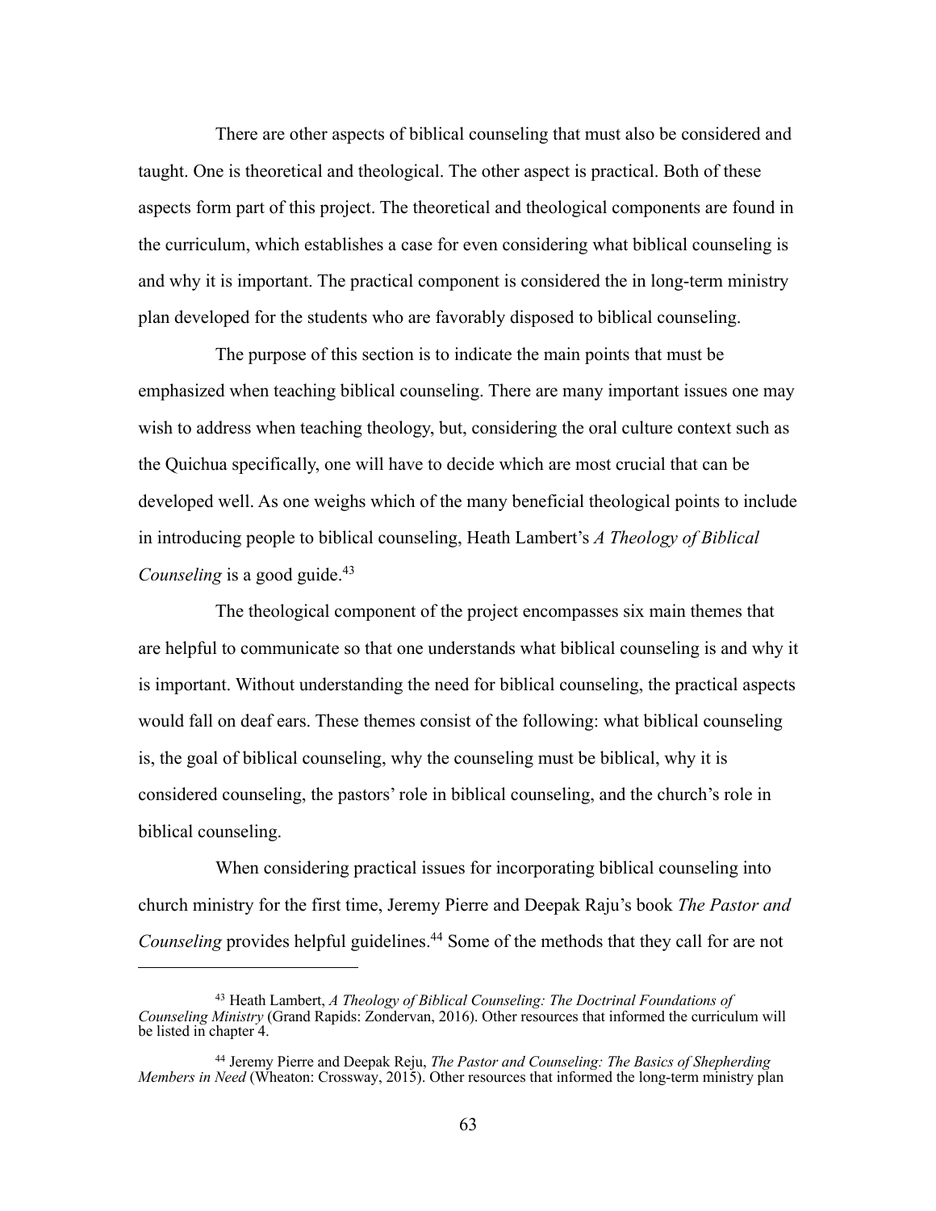There are other aspects of biblical counseling that must also be considered and taught. One is theoretical and theological. The other aspect is practical. Both of these aspects form part of this project. The theoretical and theological components are found in the curriculum, which establishes a case for even considering what biblical counseling is and why it is important. The practical component is considered the in long-term ministry plan developed for the students who are favorably disposed to biblical counseling.

The purpose of this section is to indicate the main points that must be emphasized when teaching biblical counseling. There are many important issues one may wish to address when teaching theology, but, considering the oral culture context such as the Quichua specifically, one will have to decide which are most crucial that can be developed well. As one weighs which of the many beneficial theological points to include in introducing people to biblical counseling, Heath Lambert's *A Theology of Biblical Counseling* is a good guide.[43]

The theological component of the project encompasses six main themes that are helpful to communicate so that one understands what biblical counseling is and why it is important. Without understanding the need for biblical counseling, the practical aspects would fall on deaf ears. These themes consist of the following: what biblical counseling is, the goal of biblical counseling, why the counseling must be biblical, why it is considered counseling, the pastors' role in biblical counseling, and the church's role in biblical counseling.

When considering practical issues for incorporating biblical counseling into church ministry for the first time, Jeremy Pierre and Deepak Raju's book *The Pastor and Counseling* provides helpful guidelines.[44] Some of the methods that they call for are not

---

[43] Heath Lambert, *A Theology of Biblical Counseling: The Doctrinal Foundations of Counseling Ministry* (Grand Rapids: Zondervan, 2016). Other resources that informed the curriculum will be listed in chapter 4.

[44] Jeremy Pierre and Deepak Reju, *The Pastor and Counseling: The Basics of Shepherding Members in Need* (Wheaton: Crossway, 2015). Other resources that informed the long-term ministry plan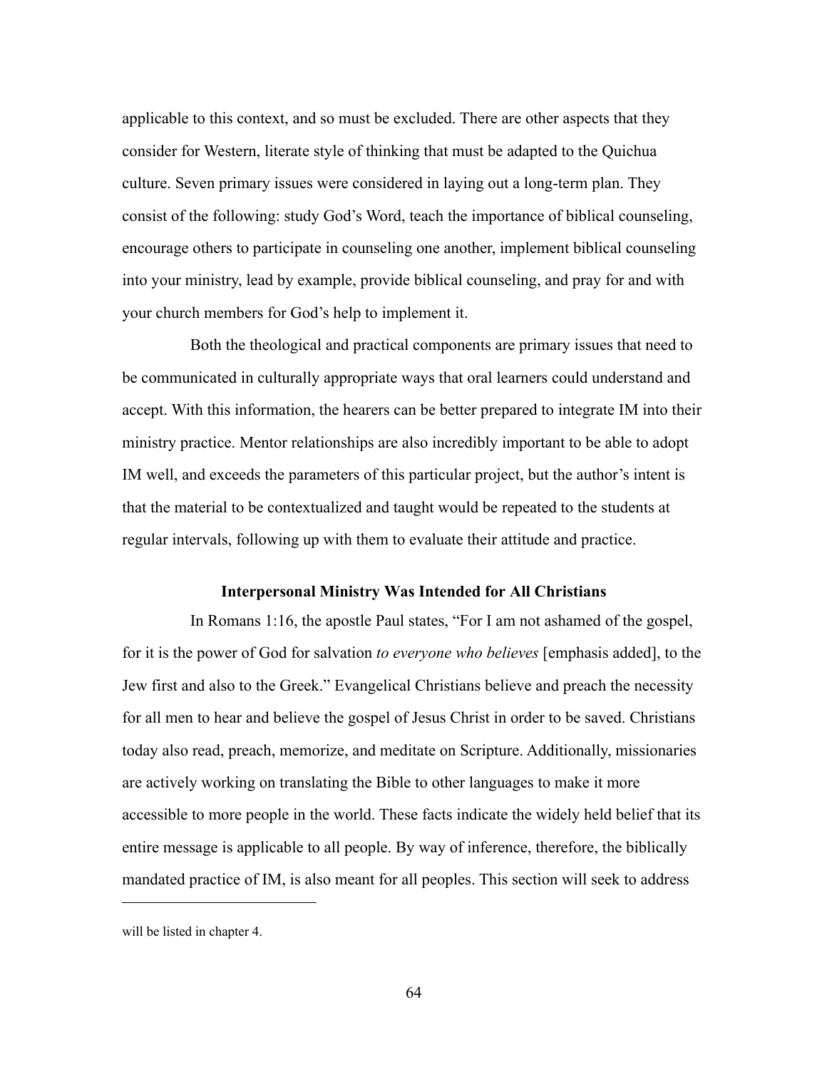applicable to this context, and so must be excluded. There are other aspects that they consider for Western, literate style of thinking that must be adapted to the Quichua culture. Seven primary issues were considered in laying out a long-term plan. They consist of the following: study God's Word, teach the importance of biblical counseling, encourage others to participate in counseling one another, implement biblical counseling into your ministry, lead by example, provide biblical counseling, and pray for and with your church members for God's help to implement it.

Both the theological and practical components are primary issues that need to be communicated in culturally appropriate ways that oral learners could understand and accept. With this information, the hearers can be better prepared to integrate IM into their ministry practice. Mentor relationships are also incredibly important to be able to adopt IM well, and exceeds the parameters of this particular project, but the author's intent is that the material to be contextualized and taught would be repeated to the students at regular intervals, following up with them to evaluate their attitude and practice.

### Interpersonal Ministry Was Intended for All Christians

In Romans 1:16, the apostle Paul states, "For I am not ashamed of the gospel, for it is the power of God for salvation *to everyone who believes* [emphasis added], to the Jew first and also to the Greek." Evangelical Christians believe and preach the necessity for all men to hear and believe the gospel of Jesus Christ in order to be saved. Christians today also read, preach, memorize, and meditate on Scripture. Additionally, missionaries are actively working on translating the Bible to other languages to make it more accessible to more people in the world. These facts indicate the widely held belief that its entire message is applicable to all people. By way of inference, therefore, the biblically mandated practice of IM, is also meant for all peoples. This section will seek to address

---

will be listed in chapter 4.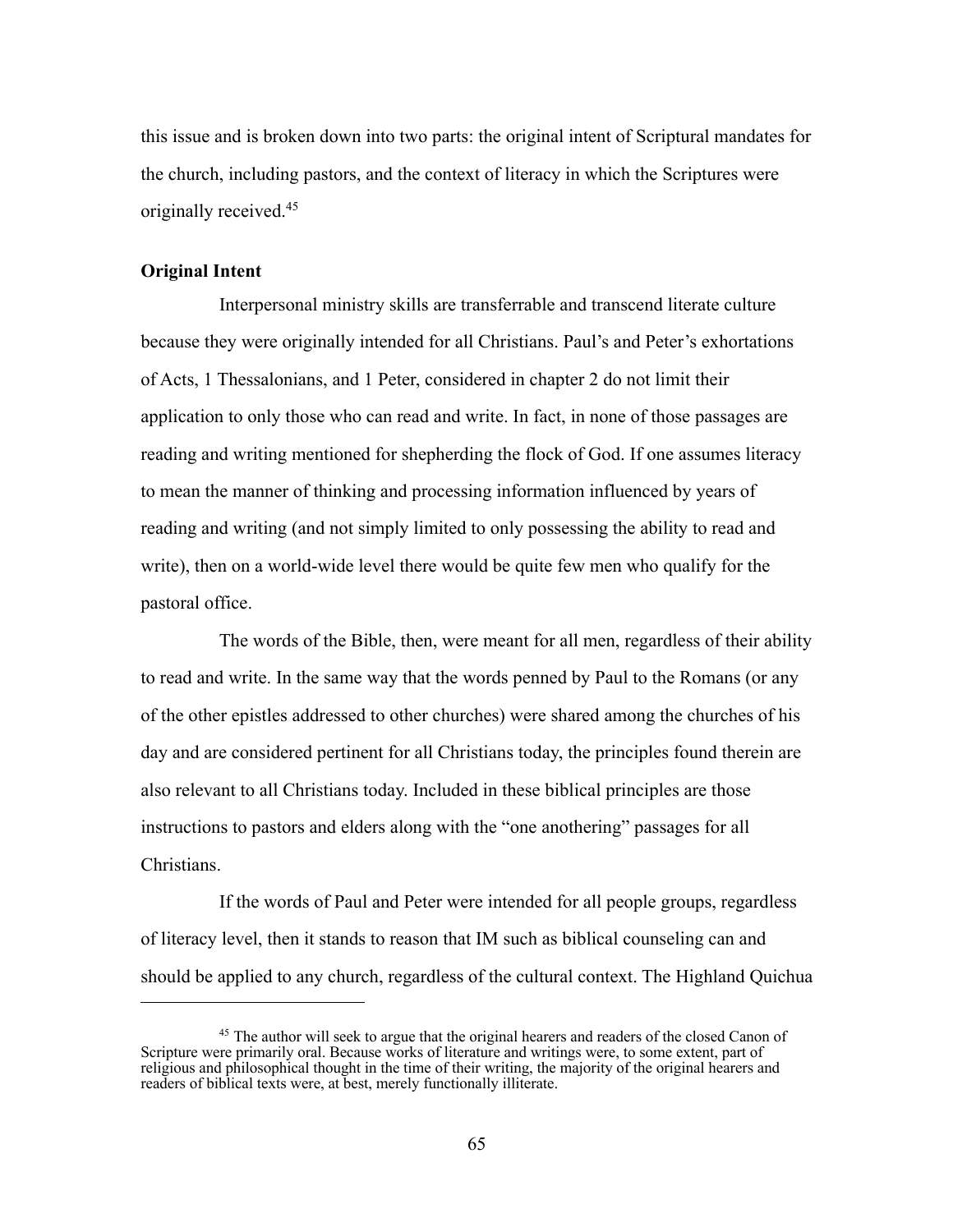this issue and is broken down into two parts: the original intent of Scriptural mandates for the church, including pastors, and the context of literacy in which the Scriptures were originally received.[45]

**Original Intent**

Interpersonal ministry skills are transferrable and transcend literate culture because they were originally intended for all Christians. Paul's and Peter's exhortations of Acts, 1 Thessalonians, and 1 Peter, considered in chapter 2 do not limit their application to only those who can read and write. In fact, in none of those passages are reading and writing mentioned for shepherding the flock of God. If one assumes literacy to mean the manner of thinking and processing information influenced by years of reading and writing (and not simply limited to only possessing the ability to read and write), then on a world-wide level there would be quite few men who qualify for the pastoral office.

The words of the Bible, then, were meant for all men, regardless of their ability to read and write. In the same way that the words penned by Paul to the Romans (or any of the other epistles addressed to other churches) were shared among the churches of his day and are considered pertinent for all Christians today, the principles found therein are also relevant to all Christians today. Included in these biblical principles are those instructions to pastors and elders along with the "one anothering" passages for all Christians.

If the words of Paul and Peter were intended for all people groups, regardless of literacy level, then it stands to reason that IM such as biblical counseling can and should be applied to any church, regardless of the cultural context. The Highland Quichua

[45] The author will seek to argue that the original hearers and readers of the closed Canon of Scripture were primarily oral. Because works of literature and writings were, to some extent, part of religious and philosophical thought in the time of their writing, the majority of the original hearers and readers of biblical texts were, at best, merely functionally illiterate.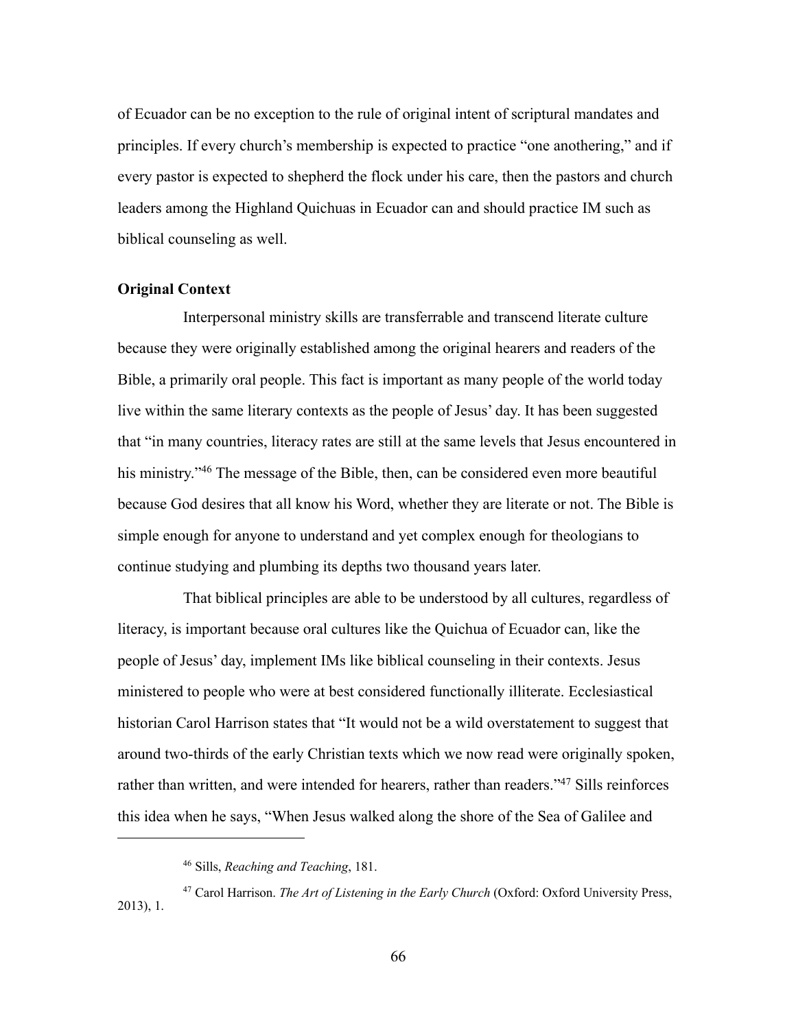of Ecuador can be no exception to the rule of original intent of scriptural mandates and principles. If every church's membership is expected to practice "one anothering," and if every pastor is expected to shepherd the flock under his care, then the pastors and church leaders among the Highland Quichuas in Ecuador can and should practice IM such as biblical counseling as well.

**Original Context**

Interpersonal ministry skills are transferrable and transcend literate culture because they were originally established among the original hearers and readers of the Bible, a primarily oral people. This fact is important as many people of the world today live within the same literary contexts as the people of Jesus' day. It has been suggested that "in many countries, literacy rates are still at the same levels that Jesus encountered in his ministry."[46] The message of the Bible, then, can be considered even more beautiful because God desires that all know his Word, whether they are literate or not. The Bible is simple enough for anyone to understand and yet complex enough for theologians to continue studying and plumbing its depths two thousand years later.

That biblical principles are able to be understood by all cultures, regardless of literacy, is important because oral cultures like the Quichua of Ecuador can, like the people of Jesus' day, implement IMs like biblical counseling in their contexts. Jesus ministered to people who were at best considered functionally illiterate. Ecclesiastical historian Carol Harrison states that "It would not be a wild overstatement to suggest that around two-thirds of the early Christian texts which we now read were originally spoken, rather than written, and were intended for hearers, rather than readers."[47] Sills reinforces this idea when he says, "When Jesus walked along the shore of the Sea of Galilee and

---

[46] Sills, *Reaching and Teaching*, 181.

[47] Carol Harrison. *The Art of Listening in the Early Church* (Oxford: Oxford University Press, 2013), 1.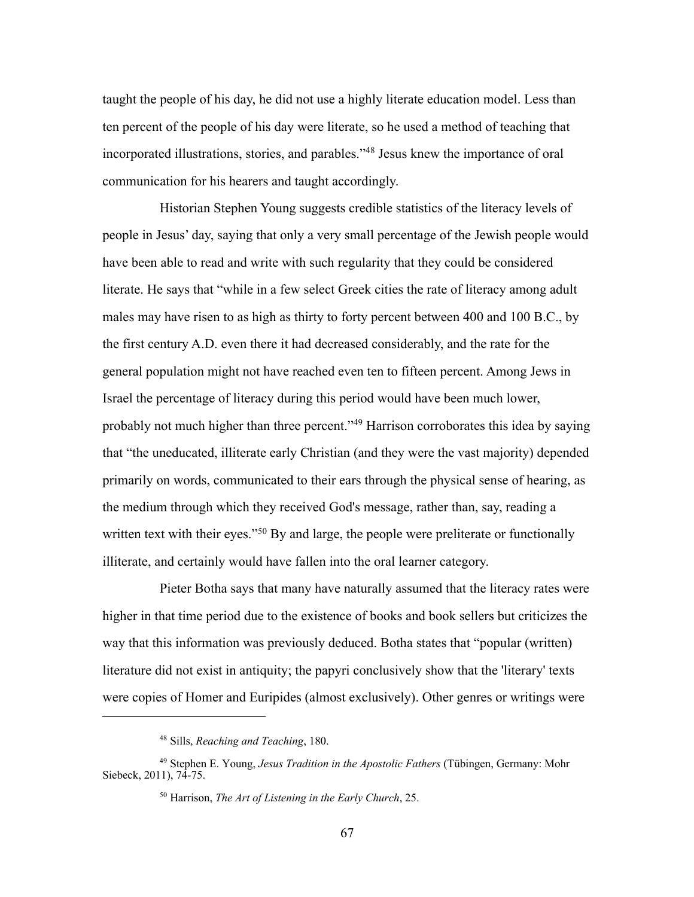taught the people of his day, he did not use a highly literate education model. Less than ten percent of the people of his day were literate, so he used a method of teaching that incorporated illustrations, stories, and parables."[48] Jesus knew the importance of oral communication for his hearers and taught accordingly.

Historian Stephen Young suggests credible statistics of the literacy levels of people in Jesus' day, saying that only a very small percentage of the Jewish people would have been able to read and write with such regularity that they could be considered literate. He says that "while in a few select Greek cities the rate of literacy among adult males may have risen to as high as thirty to forty percent between 400 and 100 B.C., by the first century A.D. even there it had decreased considerably, and the rate for the general population might not have reached even ten to fifteen percent. Among Jews in Israel the percentage of literacy during this period would have been much lower, probably not much higher than three percent."[49] Harrison corroborates this idea by saying that "the uneducated, illiterate early Christian (and they were the vast majority) depended primarily on words, communicated to their ears through the physical sense of hearing, as the medium through which they received God's message, rather than, say, reading a written text with their eyes."[50] By and large, the people were preliterate or functionally illiterate, and certainly would have fallen into the oral learner category.

Pieter Botha says that many have naturally assumed that the literacy rates were higher in that time period due to the existence of books and book sellers but criticizes the way that this information was previously deduced. Botha states that "popular (written) literature did not exist in antiquity; the papyri conclusively show that the 'literary' texts were copies of Homer and Euripides (almost exclusively). Other genres or writings were

---

[48] Sills, *Reaching and Teaching*, 180.

[49] Stephen E. Young, *Jesus Tradition in the Apostolic Fathers* (Tübingen, Germany: Mohr Siebeck, 2011), 74-75.

[50] Harrison, *The Art of Listening in the Early Church*, 25.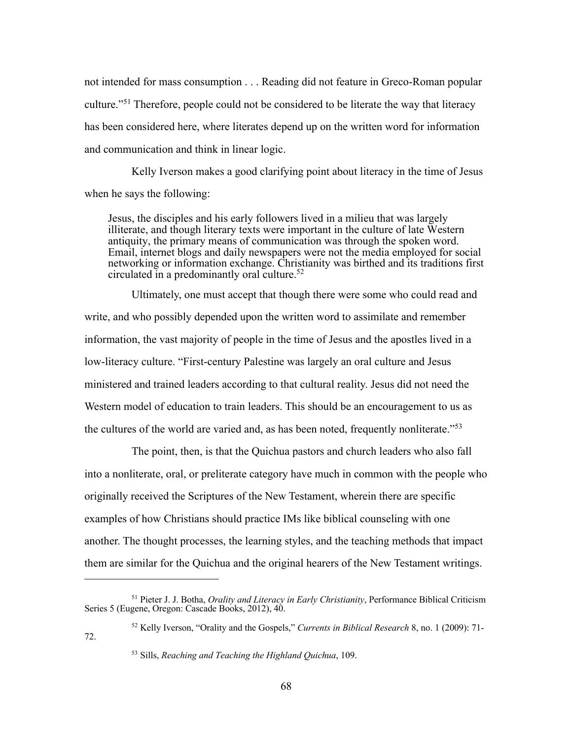not intended for mass consumption . . . Reading did not feature in Greco-Roman popular culture."[51] Therefore, people could not be considered to be literate the way that literacy has been considered here, where literates depend up on the written word for information and communication and think in linear logic.

Kelly Iverson makes a good clarifying point about literacy in the time of Jesus when he says the following:

> Jesus, the disciples and his early followers lived in a milieu that was largely illiterate, and though literary texts were important in the culture of late Western antiquity, the primary means of communication was through the spoken word. Email, internet blogs and daily newspapers were not the media employed for social networking or information exchange. Christianity was birthed and its traditions first circulated in a predominantly oral culture.[52]

Ultimately, one must accept that though there were some who could read and write, and who possibly depended upon the written word to assimilate and remember information, the vast majority of people in the time of Jesus and the apostles lived in a low-literacy culture. "First-century Palestine was largely an oral culture and Jesus ministered and trained leaders according to that cultural reality. Jesus did not need the Western model of education to train leaders. This should be an encouragement to us as the cultures of the world are varied and, as has been noted, frequently nonliterate."[53]

The point, then, is that the Quichua pastors and church leaders who also fall into a nonliterate, oral, or preliterate category have much in common with the people who originally received the Scriptures of the New Testament, wherein there are specific examples of how Christians should practice IMs like biblical counseling with one another. The thought processes, the learning styles, and the teaching methods that impact them are similar for the Quichua and the original hearers of the New Testament writings.

---

[51] Pieter J. J. Botha, *Orality and Literacy in Early Christianity*, Performance Biblical Criticism Series 5 (Eugene, Oregon: Cascade Books, 2012), 40.

[52] Kelly Iverson, "Orality and the Gospels," *Currents in Biblical Research* 8, no. 1 (2009): 71-72.

[53] Sills, *Reaching and Teaching the Highland Quichua*, 109.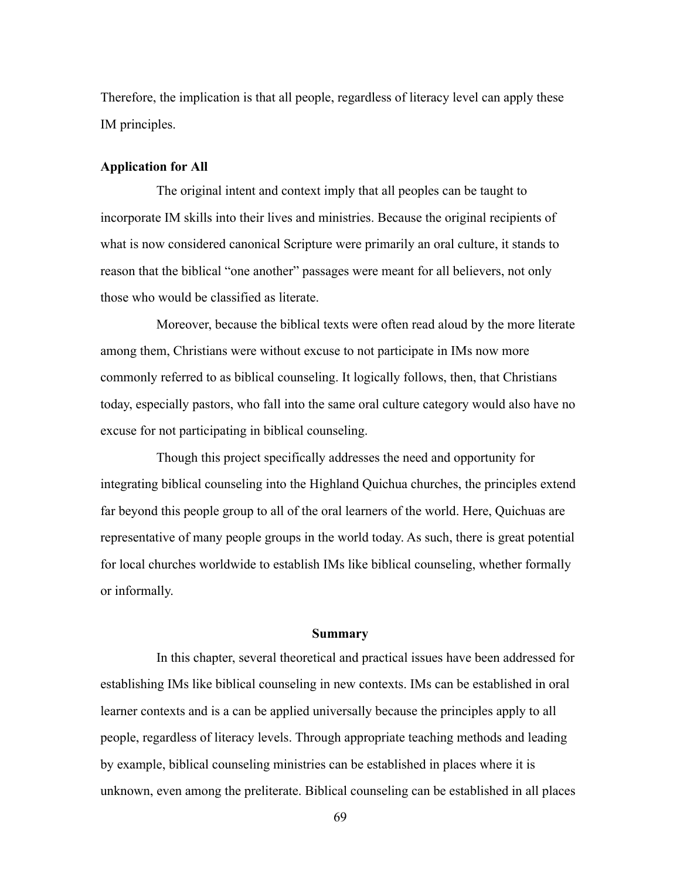Therefore, the implication is that all people, regardless of literacy level can apply these IM principles.

**Application for All**

The original intent and context imply that all peoples can be taught to incorporate IM skills into their lives and ministries. Because the original recipients of what is now considered canonical Scripture were primarily an oral culture, it stands to reason that the biblical "one another" passages were meant for all believers, not only those who would be classified as literate.

Moreover, because the biblical texts were often read aloud by the more literate among them, Christians were without excuse to not participate in IMs now more commonly referred to as biblical counseling. It logically follows, then, that Christians today, especially pastors, who fall into the same oral culture category would also have no excuse for not participating in biblical counseling.

Though this project specifically addresses the need and opportunity for integrating biblical counseling into the Highland Quichua churches, the principles extend far beyond this people group to all of the oral learners of the world. Here, Quichuas are representative of many people groups in the world today. As such, there is great potential for local churches worldwide to establish IMs like biblical counseling, whether formally or informally.

## Summary

In this chapter, several theoretical and practical issues have been addressed for establishing IMs like biblical counseling in new contexts. IMs can be established in oral learner contexts and is a can be applied universally because the principles apply to all people, regardless of literacy levels. Through appropriate teaching methods and leading by example, biblical counseling ministries can be established in places where it is unknown, even among the preliterate. Biblical counseling can be established in all places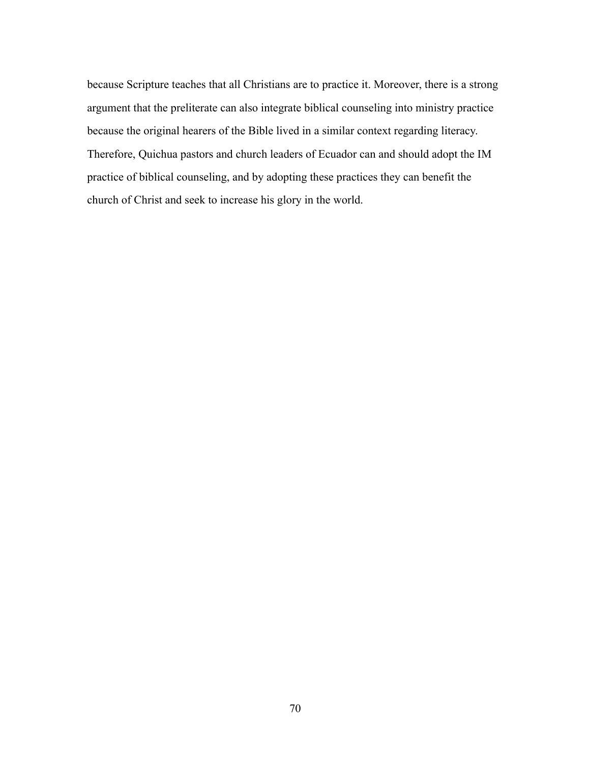because Scripture teaches that all Christians are to practice it. Moreover, there is a strong argument that the preliterate can also integrate biblical counseling into ministry practice because the original hearers of the Bible lived in a similar context regarding literacy. Therefore, Quichua pastors and church leaders of Ecuador can and should adopt the IM practice of biblical counseling, and by adopting these practices they can benefit the church of Christ and seek to increase his glory in the world.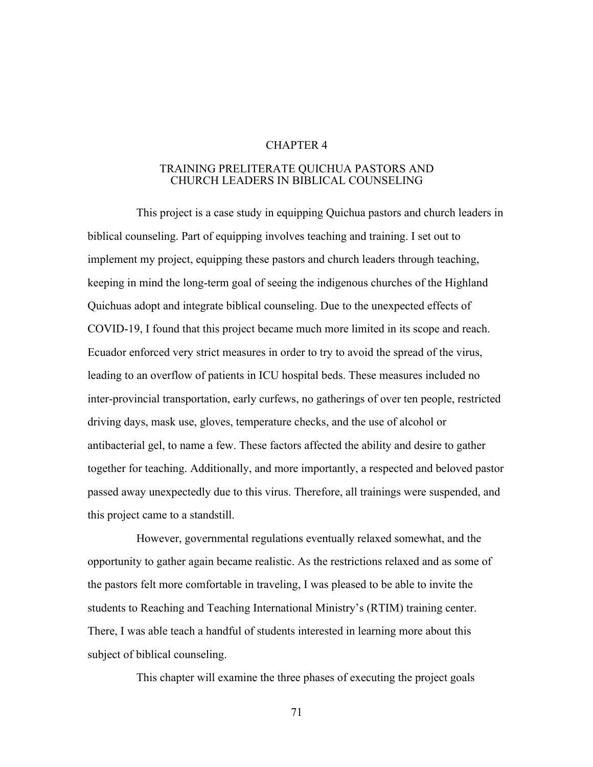# CHAPTER 4

## TRAINING PRELITERATE QUICHUA PASTORS AND CHURCH LEADERS IN BIBLICAL COUNSELING

This project is a case study in equipping Quichua pastors and church leaders in biblical counseling. Part of equipping involves teaching and training. I set out to implement my project, equipping these pastors and church leaders through teaching, keeping in mind the long-term goal of seeing the indigenous churches of the Highland Quichuas adopt and integrate biblical counseling. Due to the unexpected effects of COVID-19, I found that this project became much more limited in its scope and reach. Ecuador enforced very strict measures in order to try to avoid the spread of the virus, leading to an overflow of patients in ICU hospital beds. These measures included no inter-provincial transportation, early curfews, no gatherings of over ten people, restricted driving days, mask use, gloves, temperature checks, and the use of alcohol or antibacterial gel, to name a few. These factors affected the ability and desire to gather together for teaching. Additionally, and more importantly, a respected and beloved pastor passed away unexpectedly due to this virus. Therefore, all trainings were suspended, and this project came to a standstill.

However, governmental regulations eventually relaxed somewhat, and the opportunity to gather again became realistic. As the restrictions relaxed and as some of the pastors felt more comfortable in traveling, I was pleased to be able to invite the students to Reaching and Teaching International Ministry's (RTIM) training center. There, I was able teach a handful of students interested in learning more about this subject of biblical counseling.

This chapter will examine the three phases of executing the project goals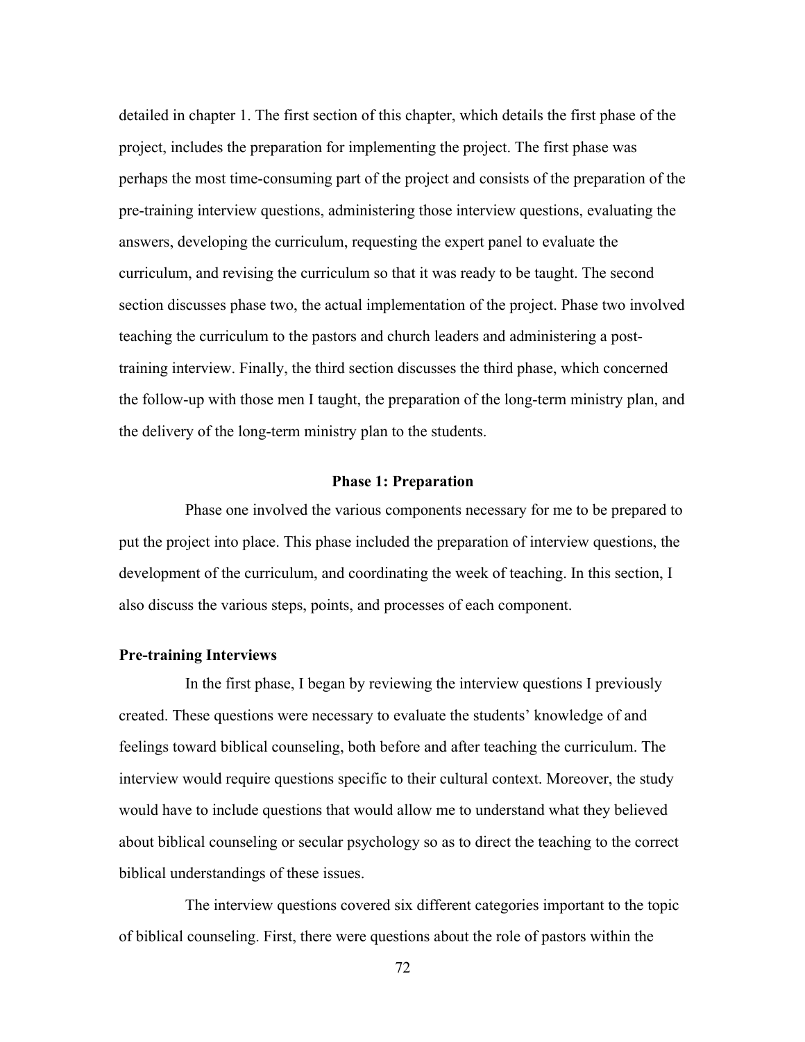detailed in chapter 1. The first section of this chapter, which details the first phase of the project, includes the preparation for implementing the project. The first phase was perhaps the most time-consuming part of the project and consists of the preparation of the pre-training interview questions, administering those interview questions, evaluating the answers, developing the curriculum, requesting the expert panel to evaluate the curriculum, and revising the curriculum so that it was ready to be taught. The second section discusses phase two, the actual implementation of the project. Phase two involved teaching the curriculum to the pastors and church leaders and administering a post-training interview. Finally, the third section discusses the third phase, which concerned the follow-up with those men I taught, the preparation of the long-term ministry plan, and the delivery of the long-term ministry plan to the students.

## Phase 1: Preparation

Phase one involved the various components necessary for me to be prepared to put the project into place. This phase included the preparation of interview questions, the development of the curriculum, and coordinating the week of teaching. In this section, I also discuss the various steps, points, and processes of each component.

### Pre-training Interviews

In the first phase, I began by reviewing the interview questions I previously created. These questions were necessary to evaluate the students' knowledge of and feelings toward biblical counseling, both before and after teaching the curriculum. The interview would require questions specific to their cultural context. Moreover, the study would have to include questions that would allow me to understand what they believed about biblical counseling or secular psychology so as to direct the teaching to the correct biblical understandings of these issues.

The interview questions covered six different categories important to the topic of biblical counseling. First, there were questions about the role of pastors within the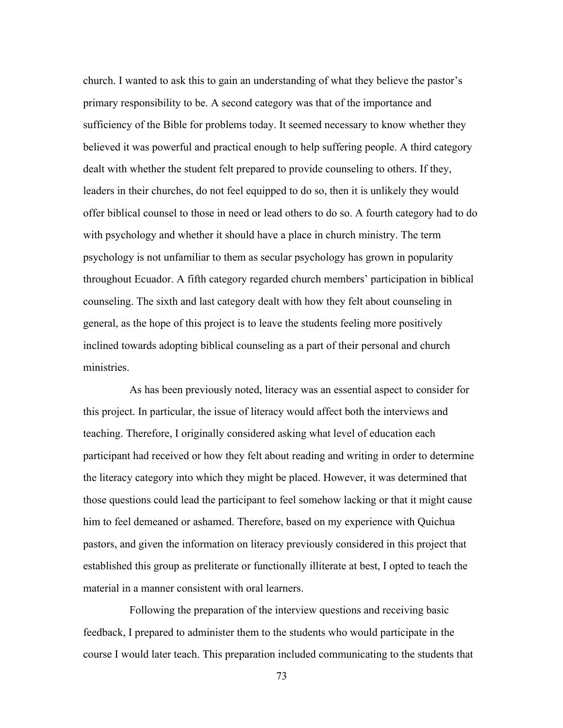church. I wanted to ask this to gain an understanding of what they believe the pastor's primary responsibility to be. A second category was that of the importance and sufficiency of the Bible for problems today. It seemed necessary to know whether they believed it was powerful and practical enough to help suffering people. A third category dealt with whether the student felt prepared to provide counseling to others. If they, leaders in their churches, do not feel equipped to do so, then it is unlikely they would offer biblical counsel to those in need or lead others to do so. A fourth category had to do with psychology and whether it should have a place in church ministry. The term psychology is not unfamiliar to them as secular psychology has grown in popularity throughout Ecuador. A fifth category regarded church members' participation in biblical counseling. The sixth and last category dealt with how they felt about counseling in general, as the hope of this project is to leave the students feeling more positively inclined towards adopting biblical counseling as a part of their personal and church ministries.

As has been previously noted, literacy was an essential aspect to consider for this project. In particular, the issue of literacy would affect both the interviews and teaching. Therefore, I originally considered asking what level of education each participant had received or how they felt about reading and writing in order to determine the literacy category into which they might be placed. However, it was determined that those questions could lead the participant to feel somehow lacking or that it might cause him to feel demeaned or ashamed. Therefore, based on my experience with Quichua pastors, and given the information on literacy previously considered in this project that established this group as preliterate or functionally illiterate at best, I opted to teach the material in a manner consistent with oral learners.

Following the preparation of the interview questions and receiving basic feedback, I prepared to administer them to the students who would participate in the course I would later teach. This preparation included communicating to the students that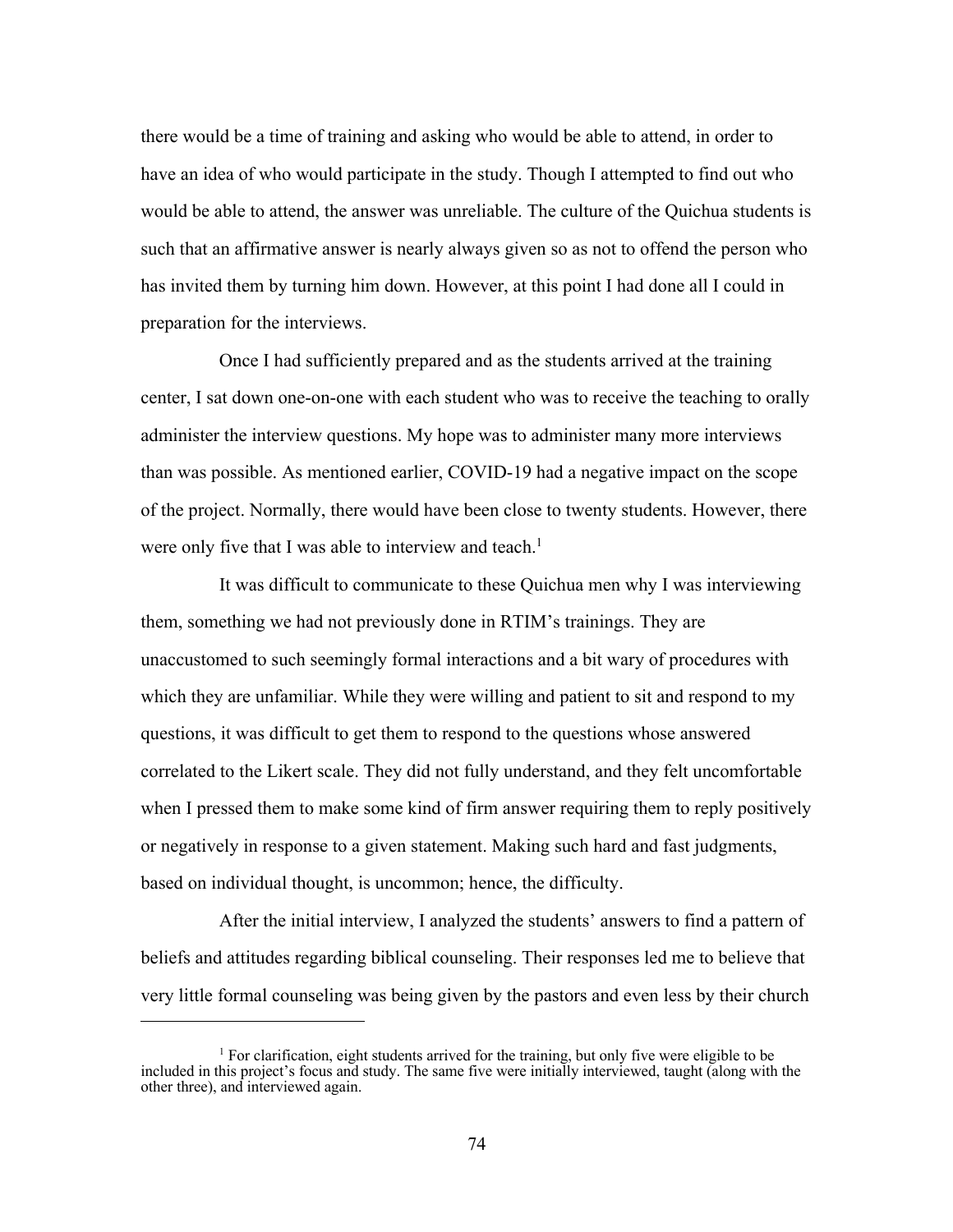there would be a time of training and asking who would be able to attend, in order to have an idea of who would participate in the study. Though I attempted to find out who would be able to attend, the answer was unreliable. The culture of the Quichua students is such that an affirmative answer is nearly always given so as not to offend the person who has invited them by turning him down. However, at this point I had done all I could in preparation for the interviews.

Once I had sufficiently prepared and as the students arrived at the training center, I sat down one-on-one with each student who was to receive the teaching to orally administer the interview questions. My hope was to administer many more interviews than was possible. As mentioned earlier, COVID-19 had a negative impact on the scope of the project. Normally, there would have been close to twenty students. However, there were only five that I was able to interview and teach.[1]

It was difficult to communicate to these Quichua men why I was interviewing them, something we had not previously done in RTIM's trainings. They are unaccustomed to such seemingly formal interactions and a bit wary of procedures with which they are unfamiliar. While they were willing and patient to sit and respond to my questions, it was difficult to get them to respond to the questions whose answered correlated to the Likert scale. They did not fully understand, and they felt uncomfortable when I pressed them to make some kind of firm answer requiring them to reply positively or negatively in response to a given statement. Making such hard and fast judgments, based on individual thought, is uncommon; hence, the difficulty.

After the initial interview, I analyzed the students' answers to find a pattern of beliefs and attitudes regarding biblical counseling. Their responses led me to believe that very little formal counseling was being given by the pastors and even less by their church

---

[1] For clarification, eight students arrived for the training, but only five were eligible to be included in this project's focus and study. The same five were initially interviewed, taught (along with the other three), and interviewed again.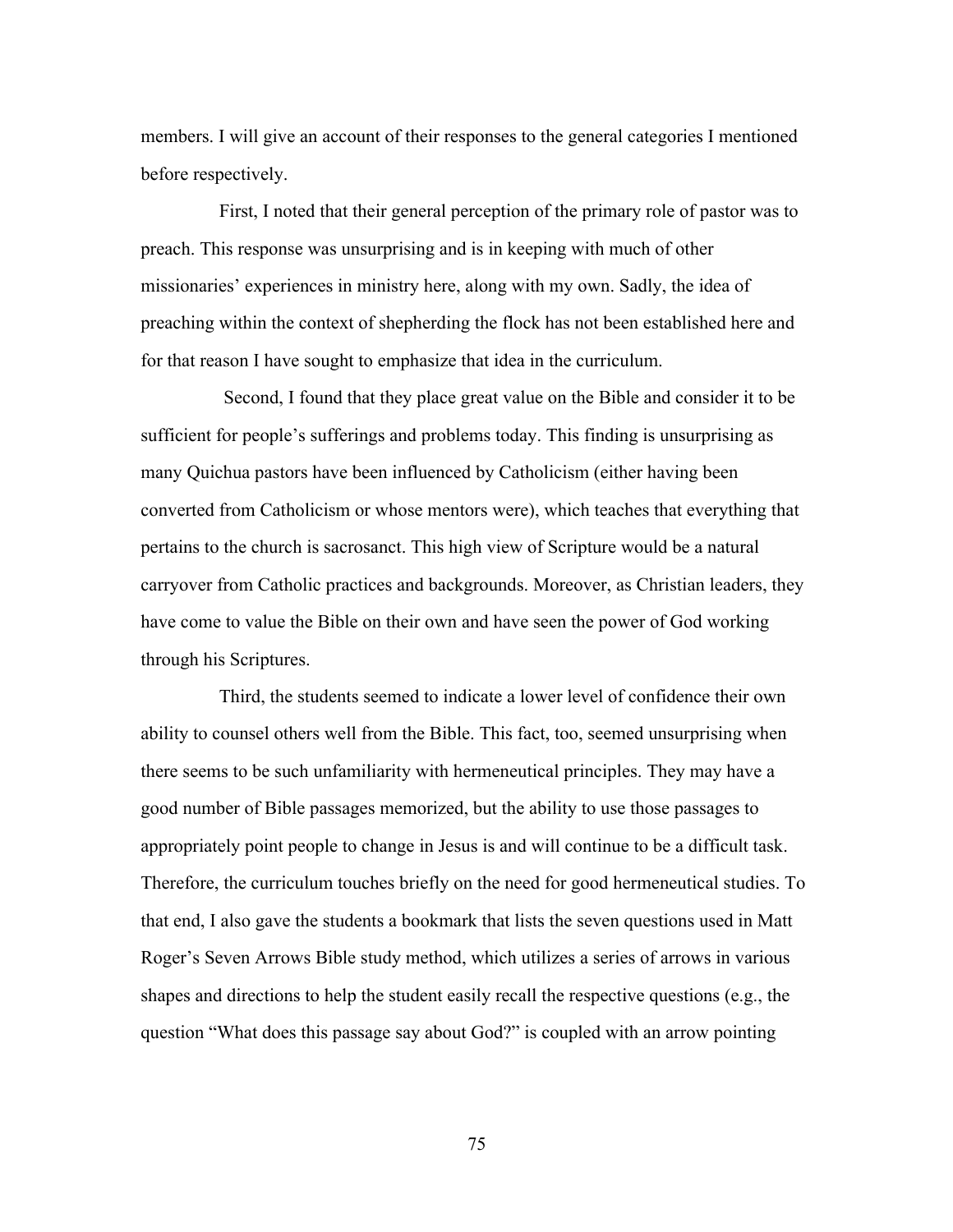members. I will give an account of their responses to the general categories I mentioned before respectively.

First, I noted that their general perception of the primary role of pastor was to preach. This response was unsurprising and is in keeping with much of other missionaries' experiences in ministry here, along with my own. Sadly, the idea of preaching within the context of shepherding the flock has not been established here and for that reason I have sought to emphasize that idea in the curriculum.

Second, I found that they place great value on the Bible and consider it to be sufficient for people's sufferings and problems today. This finding is unsurprising as many Quichua pastors have been influenced by Catholicism (either having been converted from Catholicism or whose mentors were), which teaches that everything that pertains to the church is sacrosanct. This high view of Scripture would be a natural carryover from Catholic practices and backgrounds. Moreover, as Christian leaders, they have come to value the Bible on their own and have seen the power of God working through his Scriptures.

Third, the students seemed to indicate a lower level of confidence their own ability to counsel others well from the Bible. This fact, too, seemed unsurprising when there seems to be such unfamiliarity with hermeneutical principles. They may have a good number of Bible passages memorized, but the ability to use those passages to appropriately point people to change in Jesus is and will continue to be a difficult task. Therefore, the curriculum touches briefly on the need for good hermeneutical studies. To that end, I also gave the students a bookmark that lists the seven questions used in Matt Roger's Seven Arrows Bible study method, which utilizes a series of arrows in various shapes and directions to help the student easily recall the respective questions (e.g., the question "What does this passage say about God?" is coupled with an arrow pointing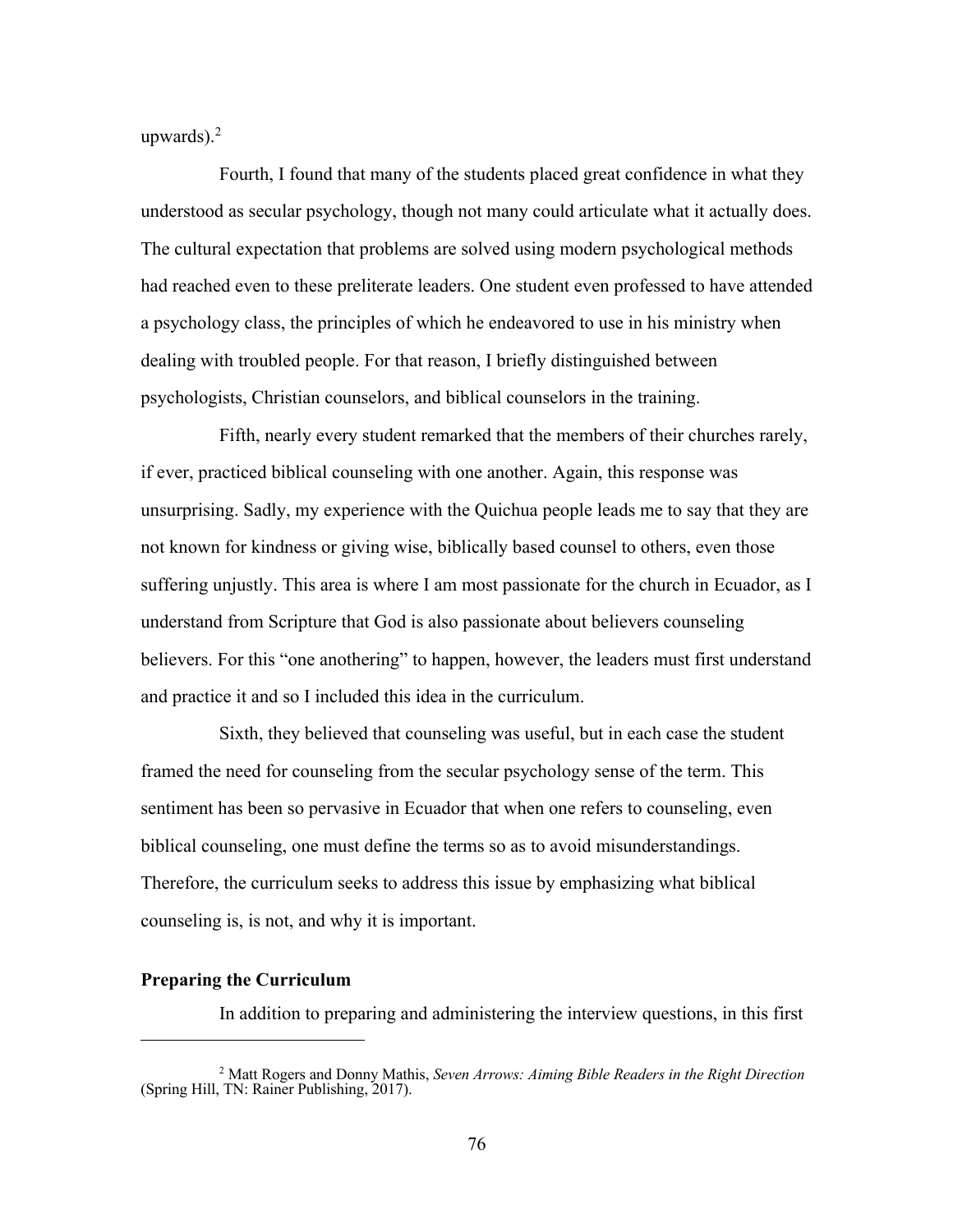upwards).[2]

Fourth, I found that many of the students placed great confidence in what they understood as secular psychology, though not many could articulate what it actually does. The cultural expectation that problems are solved using modern psychological methods had reached even to these preliterate leaders. One student even professed to have attended a psychology class, the principles of which he endeavored to use in his ministry when dealing with troubled people. For that reason, I briefly distinguished between psychologists, Christian counselors, and biblical counselors in the training.

Fifth, nearly every student remarked that the members of their churches rarely, if ever, practiced biblical counseling with one another. Again, this response was unsurprising. Sadly, my experience with the Quichua people leads me to say that they are not known for kindness or giving wise, biblically based counsel to others, even those suffering unjustly. This area is where I am most passionate for the church in Ecuador, as I understand from Scripture that God is also passionate about believers counseling believers. For this "one anothering" to happen, however, the leaders must first understand and practice it and so I included this idea in the curriculum.

Sixth, they believed that counseling was useful, but in each case the student framed the need for counseling from the secular psychology sense of the term. This sentiment has been so pervasive in Ecuador that when one refers to counseling, even biblical counseling, one must define the terms so as to avoid misunderstandings. Therefore, the curriculum seeks to address this issue by emphasizing what biblical counseling is, is not, and why it is important.

### Preparing the Curriculum

In addition to preparing and administering the interview questions, in this first

---

[2] Matt Rogers and Donny Mathis, *Seven Arrows: Aiming Bible Readers in the Right Direction* (Spring Hill, TN: Rainer Publishing, 2017).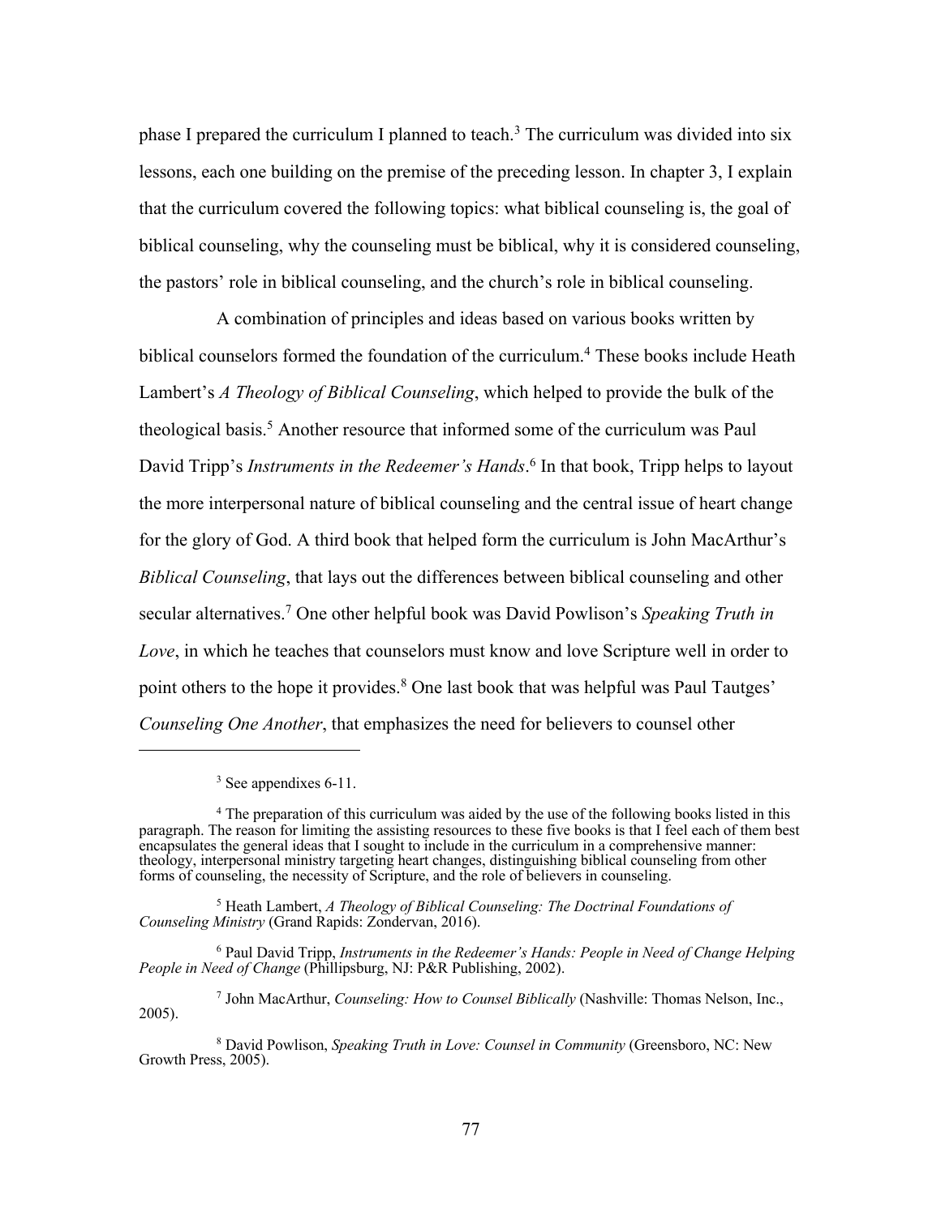phase I prepared the curriculum I planned to teach.[3] The curriculum was divided into six lessons, each one building on the premise of the preceding lesson. In chapter 3, I explain that the curriculum covered the following topics: what biblical counseling is, the goal of biblical counseling, why the counseling must be biblical, why it is considered counseling, the pastors' role in biblical counseling, and the church's role in biblical counseling.

A combination of principles and ideas based on various books written by biblical counselors formed the foundation of the curriculum.[4] These books include Heath Lambert's *A Theology of Biblical Counseling*, which helped to provide the bulk of the theological basis.[5] Another resource that informed some of the curriculum was Paul David Tripp's *Instruments in the Redeemer's Hands*.[6] In that book, Tripp helps to layout the more interpersonal nature of biblical counseling and the central issue of heart change for the glory of God. A third book that helped form the curriculum is John MacArthur's *Biblical Counseling*, that lays out the differences between biblical counseling and other secular alternatives.[7] One other helpful book was David Powlison's *Speaking Truth in Love*, in which he teaches that counselors must know and love Scripture well in order to point others to the hope it provides.[8] One last book that was helpful was Paul Tautges' *Counseling One Another*, that emphasizes the need for believers to counsel other

---

[3] See appendixes 6-11.

[4] The preparation of this curriculum was aided by the use of the following books listed in this paragraph. The reason for limiting the assisting resources to these five books is that I feel each of them best encapsulates the general ideas that I sought to include in the curriculum in a comprehensive manner: theology, interpersonal ministry targeting heart changes, distinguishing biblical counseling from other forms of counseling, the necessity of Scripture, and the role of believers in counseling.

[5] Heath Lambert, *A Theology of Biblical Counseling: The Doctrinal Foundations of Counseling Ministry* (Grand Rapids: Zondervan, 2016).

[6] Paul David Tripp, *Instruments in the Redeemer's Hands: People in Need of Change Helping People in Need of Change* (Phillipsburg, NJ: P&R Publishing, 2002).

[7] John MacArthur, *Counseling: How to Counsel Biblically* (Nashville: Thomas Nelson, Inc., 2005).

[8] David Powlison, *Speaking Truth in Love: Counsel in Community* (Greensboro, NC: New Growth Press, 2005).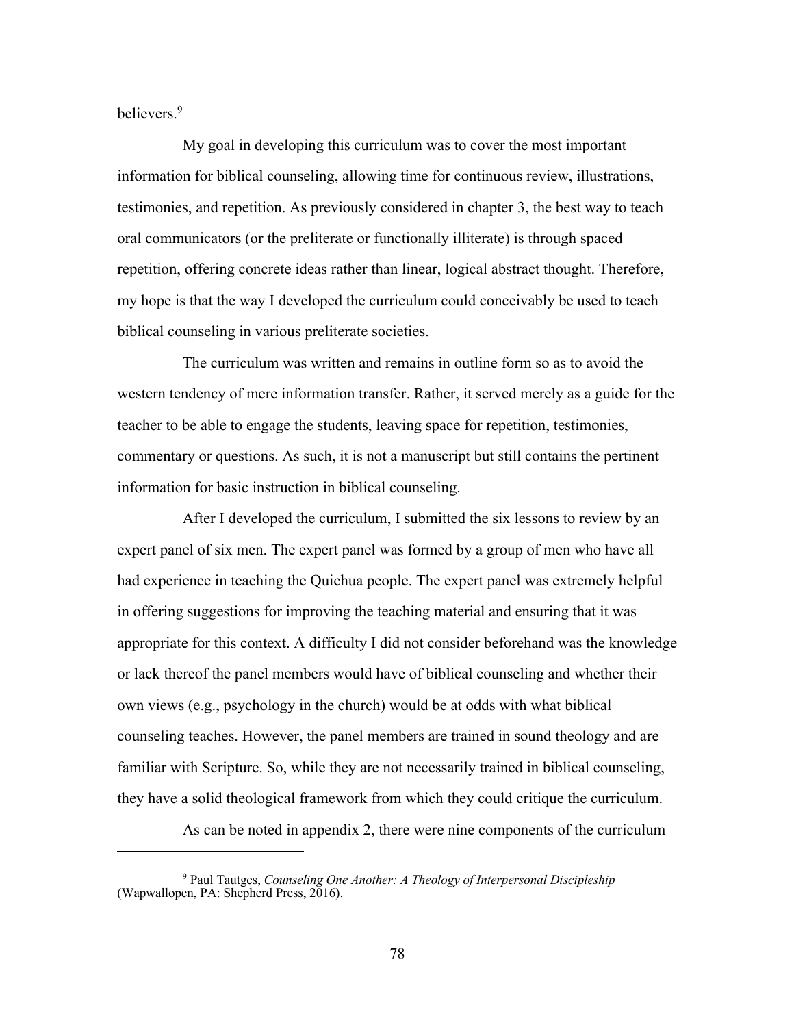believers.[9]

My goal in developing this curriculum was to cover the most important information for biblical counseling, allowing time for continuous review, illustrations, testimonies, and repetition. As previously considered in chapter 3, the best way to teach oral communicators (or the preliterate or functionally illiterate) is through spaced repetition, offering concrete ideas rather than linear, logical abstract thought. Therefore, my hope is that the way I developed the curriculum could conceivably be used to teach biblical counseling in various preliterate societies.

The curriculum was written and remains in outline form so as to avoid the western tendency of mere information transfer. Rather, it served merely as a guide for the teacher to be able to engage the students, leaving space for repetition, testimonies, commentary or questions. As such, it is not a manuscript but still contains the pertinent information for basic instruction in biblical counseling.

After I developed the curriculum, I submitted the six lessons to review by an expert panel of six men. The expert panel was formed by a group of men who have all had experience in teaching the Quichua people. The expert panel was extremely helpful in offering suggestions for improving the teaching material and ensuring that it was appropriate for this context. A difficulty I did not consider beforehand was the knowledge or lack thereof the panel members would have of biblical counseling and whether their own views (e.g., psychology in the church) would be at odds with what biblical counseling teaches. However, the panel members are trained in sound theology and are familiar with Scripture. So, while they are not necessarily trained in biblical counseling, they have a solid theological framework from which they could critique the curriculum.

As can be noted in appendix 2, there were nine components of the curriculum

---

[9] Paul Tautges, *Counseling One Another: A Theology of Interpersonal Discipleship* (Wapwallopen, PA: Shepherd Press, 2016).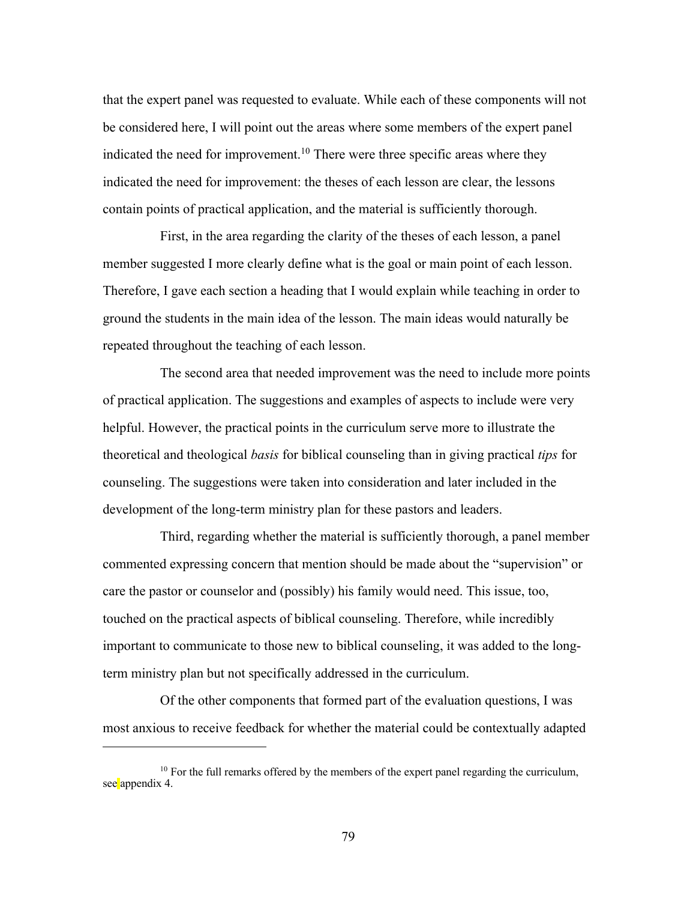that the expert panel was requested to evaluate. While each of these components will not be considered here, I will point out the areas where some members of the expert panel indicated the need for improvement.[10] There were three specific areas where they indicated the need for improvement: the theses of each lesson are clear, the lessons contain points of practical application, and the material is sufficiently thorough.

First, in the area regarding the clarity of the theses of each lesson, a panel member suggested I more clearly define what is the goal or main point of each lesson. Therefore, I gave each section a heading that I would explain while teaching in order to ground the students in the main idea of the lesson. The main ideas would naturally be repeated throughout the teaching of each lesson.

The second area that needed improvement was the need to include more points of practical application. The suggestions and examples of aspects to include were very helpful. However, the practical points in the curriculum serve more to illustrate the theoretical and theological *basis* for biblical counseling than in giving practical *tips* for counseling. The suggestions were taken into consideration and later included in the development of the long-term ministry plan for these pastors and leaders.

Third, regarding whether the material is sufficiently thorough, a panel member commented expressing concern that mention should be made about the "supervision" or care the pastor or counselor and (possibly) his family would need. This issue, too, touched on the practical aspects of biblical counseling. Therefore, while incredibly important to communicate to those new to biblical counseling, it was added to the long-term ministry plan but not specifically addressed in the curriculum.

Of the other components that formed part of the evaluation questions, I was most anxious to receive feedback for whether the material could be contextually adapted

---

[10] For the full remarks offered by the members of the expert panel regarding the curriculum, see appendix 4.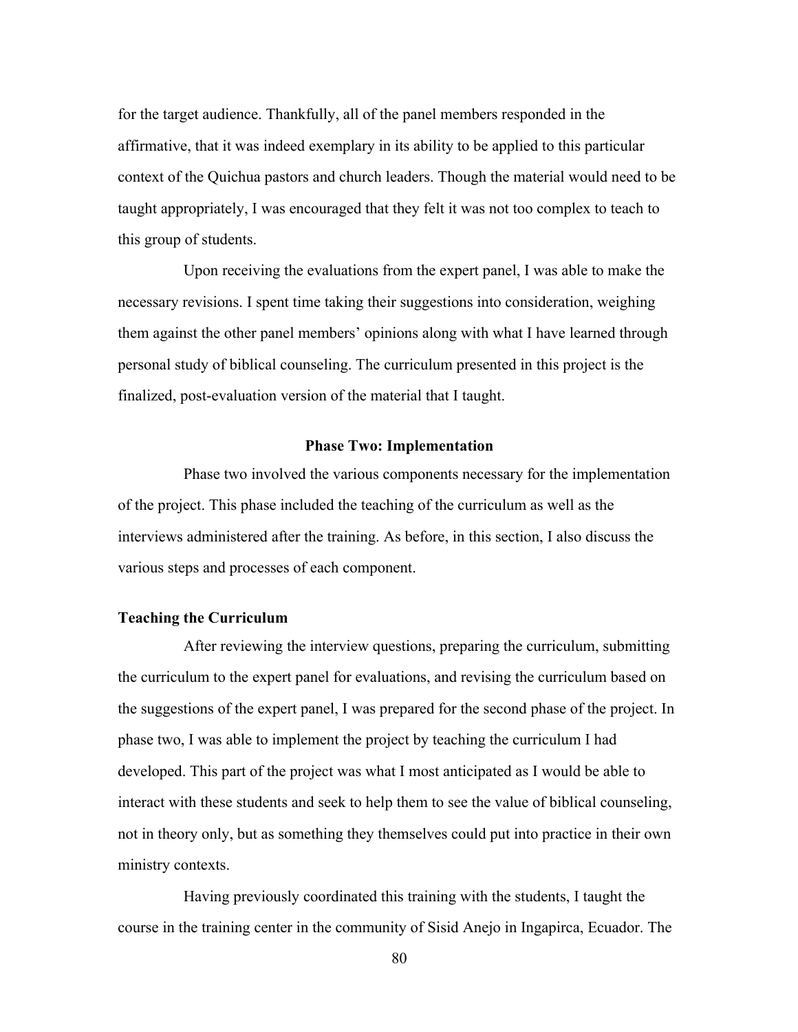for the target audience. Thankfully, all of the panel members responded in the affirmative, that it was indeed exemplary in its ability to be applied to this particular context of the Quichua pastors and church leaders. Though the material would need to be taught appropriately, I was encouraged that they felt it was not too complex to teach to this group of students.

Upon receiving the evaluations from the expert panel, I was able to make the necessary revisions. I spent time taking their suggestions into consideration, weighing them against the other panel members' opinions along with what I have learned through personal study of biblical counseling. The curriculum presented in this project is the finalized, post-evaluation version of the material that I taught.

## Phase Two: Implementation

Phase two involved the various components necessary for the implementation of the project. This phase included the teaching of the curriculum as well as the interviews administered after the training. As before, in this section, I also discuss the various steps and processes of each component.

### Teaching the Curriculum

After reviewing the interview questions, preparing the curriculum, submitting the curriculum to the expert panel for evaluations, and revising the curriculum based on the suggestions of the expert panel, I was prepared for the second phase of the project. In phase two, I was able to implement the project by teaching the curriculum I had developed. This part of the project was what I most anticipated as I would be able to interact with these students and seek to help them to see the value of biblical counseling, not in theory only, but as something they themselves could put into practice in their own ministry contexts.

Having previously coordinated this training with the students, I taught the course in the training center in the community of Sisid Anejo in Ingapirca, Ecuador. The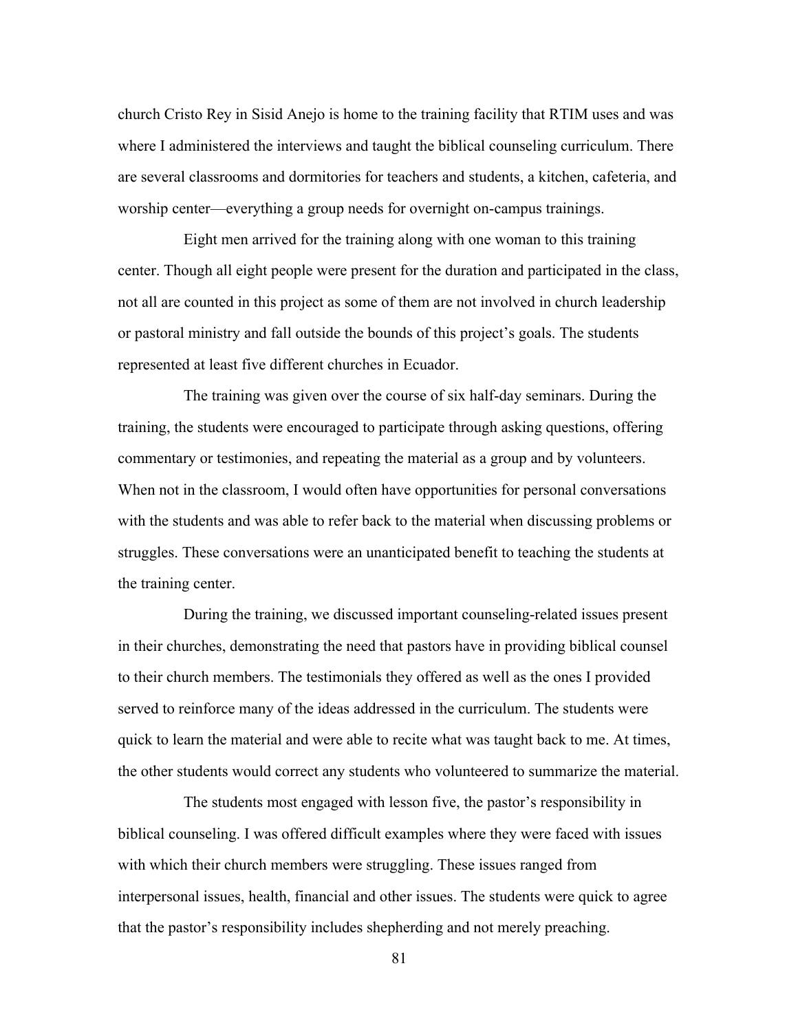church Cristo Rey in Sisid Anejo is home to the training facility that RTIM uses and was where I administered the interviews and taught the biblical counseling curriculum. There are several classrooms and dormitories for teachers and students, a kitchen, cafeteria, and worship center—everything a group needs for overnight on-campus trainings.

Eight men arrived for the training along with one woman to this training center. Though all eight people were present for the duration and participated in the class, not all are counted in this project as some of them are not involved in church leadership or pastoral ministry and fall outside the bounds of this project's goals. The students represented at least five different churches in Ecuador.

The training was given over the course of six half-day seminars. During the training, the students were encouraged to participate through asking questions, offering commentary or testimonies, and repeating the material as a group and by volunteers. When not in the classroom, I would often have opportunities for personal conversations with the students and was able to refer back to the material when discussing problems or struggles. These conversations were an unanticipated benefit to teaching the students at the training center.

During the training, we discussed important counseling-related issues present in their churches, demonstrating the need that pastors have in providing biblical counsel to their church members. The testimonials they offered as well as the ones I provided served to reinforce many of the ideas addressed in the curriculum. The students were quick to learn the material and were able to recite what was taught back to me. At times, the other students would correct any students who volunteered to summarize the material.

The students most engaged with lesson five, the pastor's responsibility in biblical counseling. I was offered difficult examples where they were faced with issues with which their church members were struggling. These issues ranged from interpersonal issues, health, financial and other issues. The students were quick to agree that the pastor's responsibility includes shepherding and not merely preaching.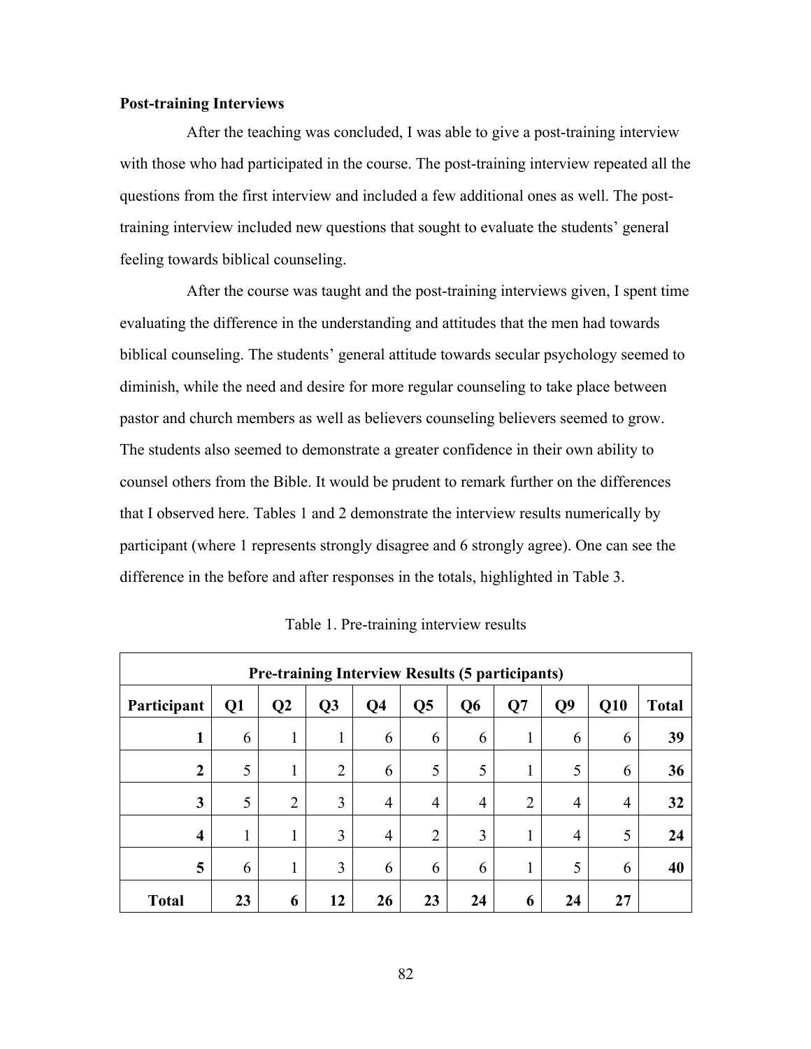**Post-training Interviews**

After the teaching was concluded, I was able to give a post-training interview with those who had participated in the course. The post-training interview repeated all the questions from the first interview and included a few additional ones as well. The post-training interview included new questions that sought to evaluate the students' general feeling towards biblical counseling.

After the course was taught and the post-training interviews given, I spent time evaluating the difference in the understanding and attitudes that the men had towards biblical counseling. The students' general attitude towards secular psychology seemed to diminish, while the need and desire for more regular counseling to take place between pastor and church members as well as believers counseling believers seemed to grow. The students also seemed to demonstrate a greater confidence in their own ability to counsel others from the Bible. It would be prudent to remark further on the differences that I observed here. Tables 1 and 2 demonstrate the interview results numerically by participant (where 1 represents strongly disagree and 6 strongly agree). One can see the difference in the before and after responses in the totals, highlighted in Table 3.

Table 1. Pre-training interview results

| **Pre-training Interview Results (5 participants)** | | | | | | | | | | |
|---|---|---|---|---|---|---|---|---|---|---|
| **Participant** | **Q1** | **Q2** | **Q3** | **Q4** | **Q5** | **Q6** | **Q7** | **Q9** | **Q10** | **Total** |
| **1** | 6 | 1 | 1 | 6 | 6 | 6 | 1 | 6 | 6 | **39** |
| **2** | 5 | 1 | 2 | 6 | 5 | 5 | 1 | 5 | 6 | **36** |
| **3** | 5 | 2 | 3 | 4 | 4 | 4 | 2 | 4 | 4 | **32** |
| **4** | 1 | 1 | 3 | 4 | 2 | 3 | 1 | 4 | 5 | **24** |
| **5** | 6 | 1 | 3 | 6 | 6 | 6 | 1 | 5 | 6 | **40** |
| **Total** | **23** | **6** | **12** | **26** | **23** | **24** | **6** | **24** | **27** | |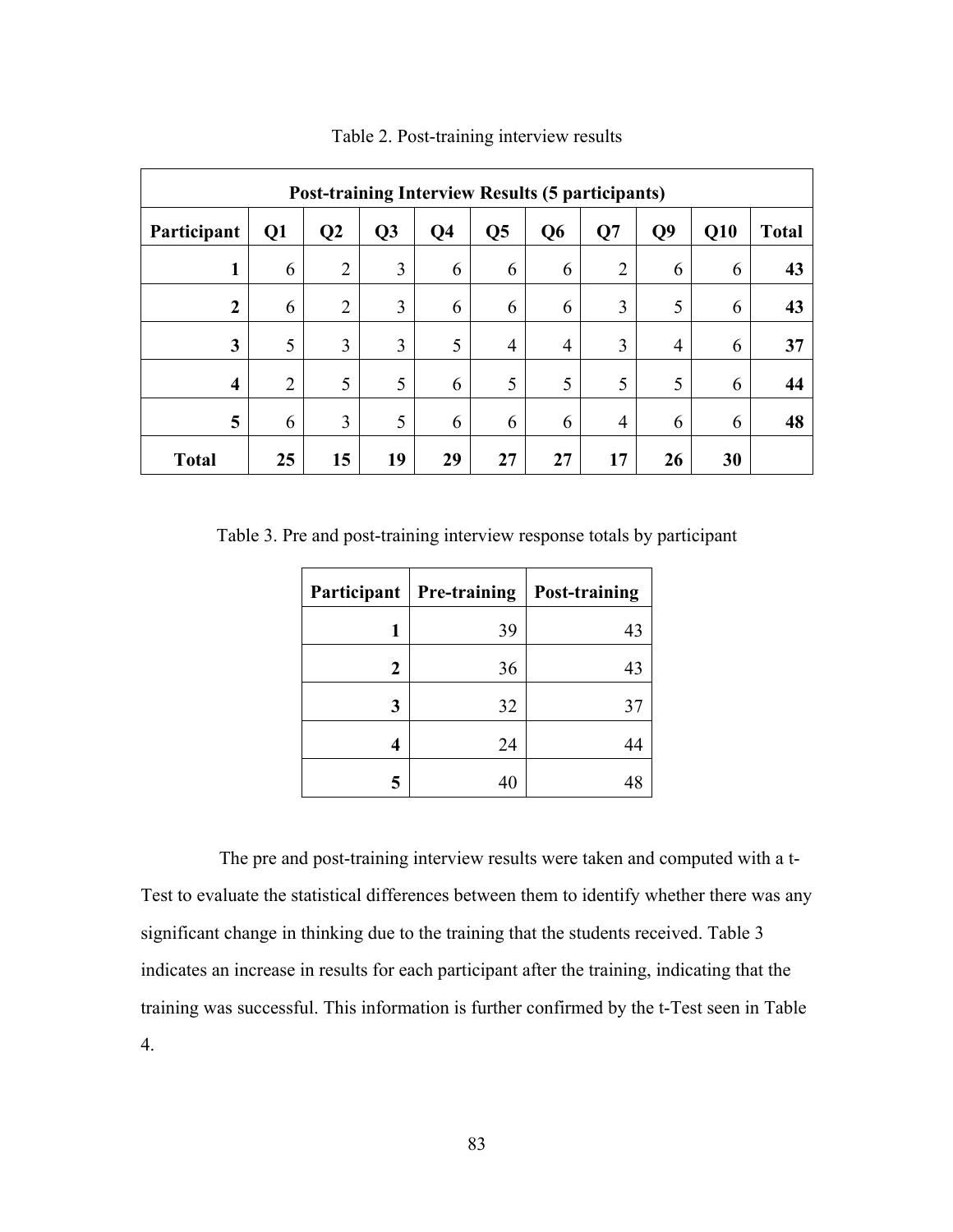Table 2. Post-training interview results

| Post-training Interview Results (5 participants) | | | | | | | | | | |
|---|---|---|---|---|---|---|---|---|---|---|
| **Participant** | **Q1** | **Q2** | **Q3** | **Q4** | **Q5** | **Q6** | **Q7** | **Q9** | **Q10** | **Total** |
| **1** | 6 | 2 | 3 | 6 | 6 | 6 | 2 | 6 | 6 | **43** |
| **2** | 6 | 2 | 3 | 6 | 6 | 6 | 3 | 5 | 6 | **43** |
| **3** | 5 | 3 | 3 | 5 | 4 | 4 | 3 | 4 | 6 | **37** |
| **4** | 2 | 5 | 5 | 6 | 5 | 5 | 5 | 5 | 6 | **44** |
| **5** | 6 | 3 | 5 | 6 | 6 | 6 | 4 | 6 | 6 | **48** |
| **Total** | **25** | **15** | **19** | **29** | **27** | **27** | **17** | **26** | **30** | |

Table 3. Pre and post-training interview response totals by participant

| Participant | Pre-training | Post-training |
|---|---|---|
| **1** | 39 | 43 |
| **2** | 36 | 43 |
| **3** | 32 | 37 |
| **4** | 24 | 44 |
| **5** | 40 | 48 |

The pre and post-training interview results were taken and computed with a t-Test to evaluate the statistical differences between them to identify whether there was any significant change in thinking due to the training that the students received. Table 3 indicates an increase in results for each participant after the training, indicating that the training was successful. This information is further confirmed by the t-Test seen in Table 4.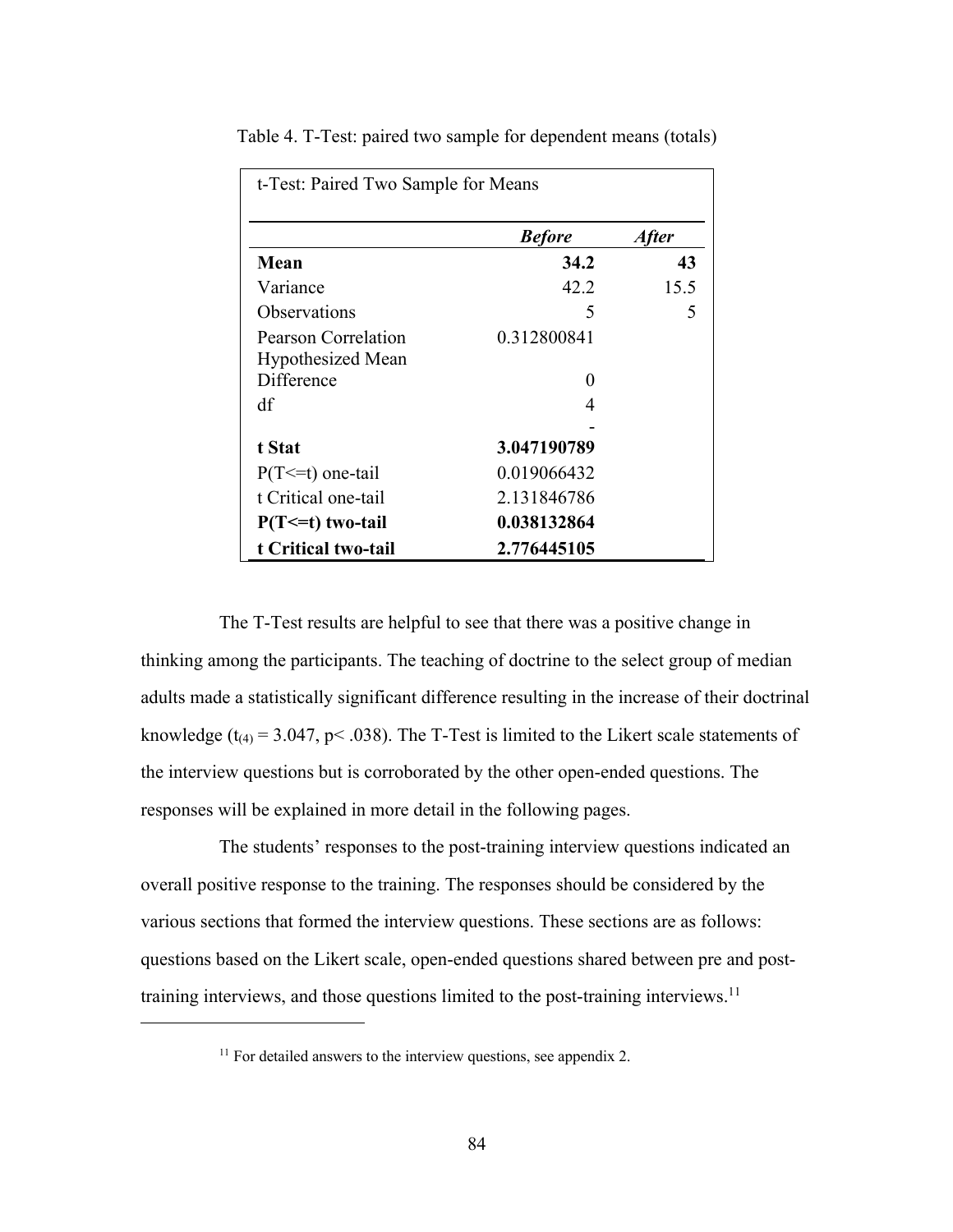Table 4. T-Test: paired two sample for dependent means (totals)

| t-Test: Paired Two Sample for Means | | |
|---|---|---|
| | ***Before*** | ***After*** |
| **Mean** | **34.2** | **43** |
| Variance | 42.2 | 15.5 |
| Observations | 5 | 5 |
| Pearson Correlation | 0.312800841 | |
| Hypothesized Mean Difference | 0 | |
| df | 4 | |
| **t Stat** | **-3.047190789** | |
| P(T<=t) one-tail | 0.019066432 | |
| t Critical one-tail | 2.131846786 | |
| **P(T<=t) two-tail** | **0.038132864** | |
| **t Critical two-tail** | **2.776445105** | |

The T-Test results are helpful to see that there was a positive change in thinking among the participants. The teaching of doctrine to the select group of median adults made a statistically significant difference resulting in the increase of their doctrinal knowledge ($t_{(4)} = 3.047$, $p < .038$). The T-Test is limited to the Likert scale statements of the interview questions but is corroborated by the other open-ended questions. The responses will be explained in more detail in the following pages.

The students' responses to the post-training interview questions indicated an overall positive response to the training. The responses should be considered by the various sections that formed the interview questions. These sections are as follows: questions based on the Likert scale, open-ended questions shared between pre and post-training interviews, and those questions limited to the post-training interviews.[11]

[11] For detailed answers to the interview questions, see appendix 2.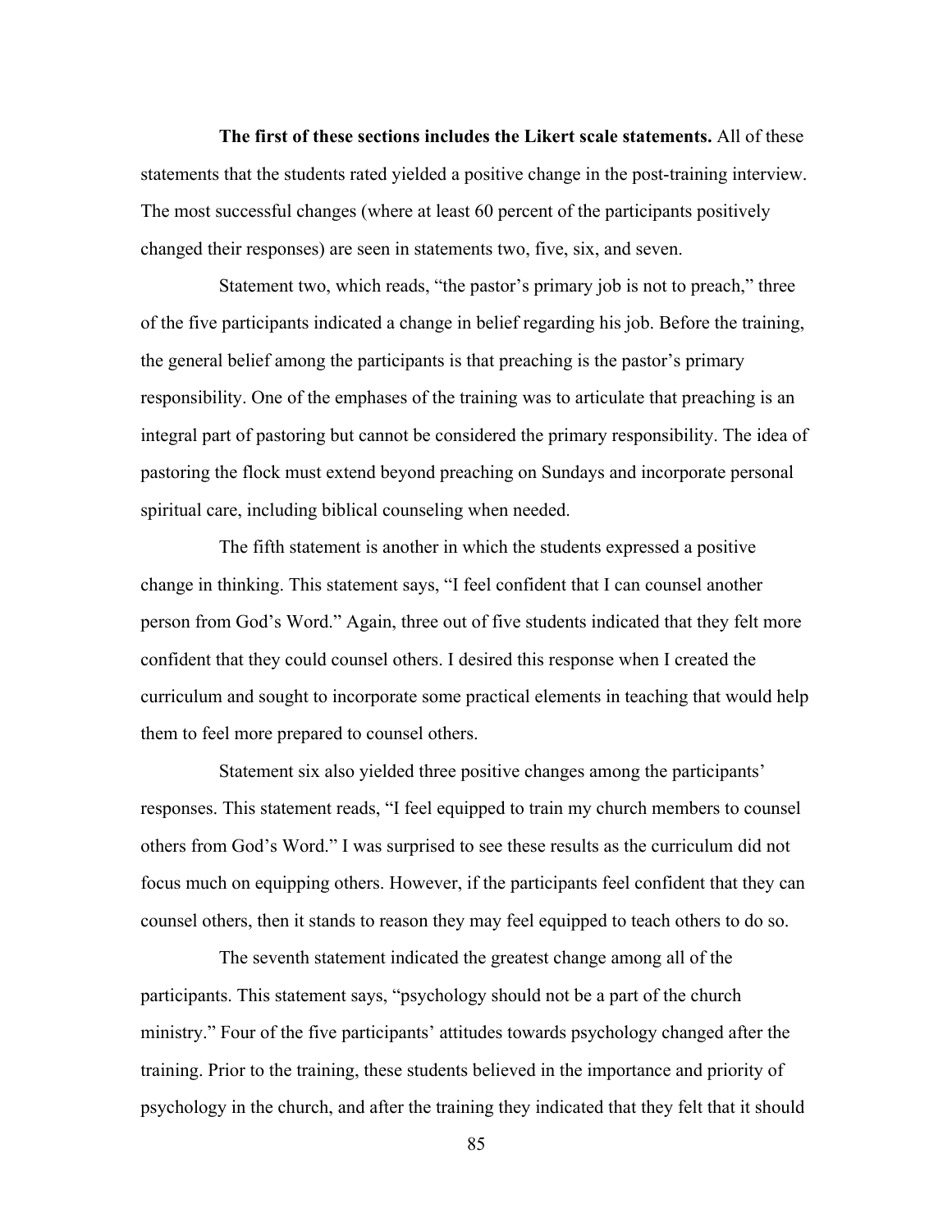**The first of these sections includes the Likert scale statements.** All of these statements that the students rated yielded a positive change in the post-training interview. The most successful changes (where at least 60 percent of the participants positively changed their responses) are seen in statements two, five, six, and seven.

Statement two, which reads, "the pastor's primary job is not to preach," three of the five participants indicated a change in belief regarding his job. Before the training, the general belief among the participants is that preaching is the pastor's primary responsibility. One of the emphases of the training was to articulate that preaching is an integral part of pastoring but cannot be considered the primary responsibility. The idea of pastoring the flock must extend beyond preaching on Sundays and incorporate personal spiritual care, including biblical counseling when needed.

The fifth statement is another in which the students expressed a positive change in thinking. This statement says, "I feel confident that I can counsel another person from God's Word." Again, three out of five students indicated that they felt more confident that they could counsel others. I desired this response when I created the curriculum and sought to incorporate some practical elements in teaching that would help them to feel more prepared to counsel others.

Statement six also yielded three positive changes among the participants' responses. This statement reads, "I feel equipped to train my church members to counsel others from God's Word." I was surprised to see these results as the curriculum did not focus much on equipping others. However, if the participants feel confident that they can counsel others, then it stands to reason they may feel equipped to teach others to do so.

The seventh statement indicated the greatest change among all of the participants. This statement says, "psychology should not be a part of the church ministry." Four of the five participants' attitudes towards psychology changed after the training. Prior to the training, these students believed in the importance and priority of psychology in the church, and after the training they indicated that they felt that it should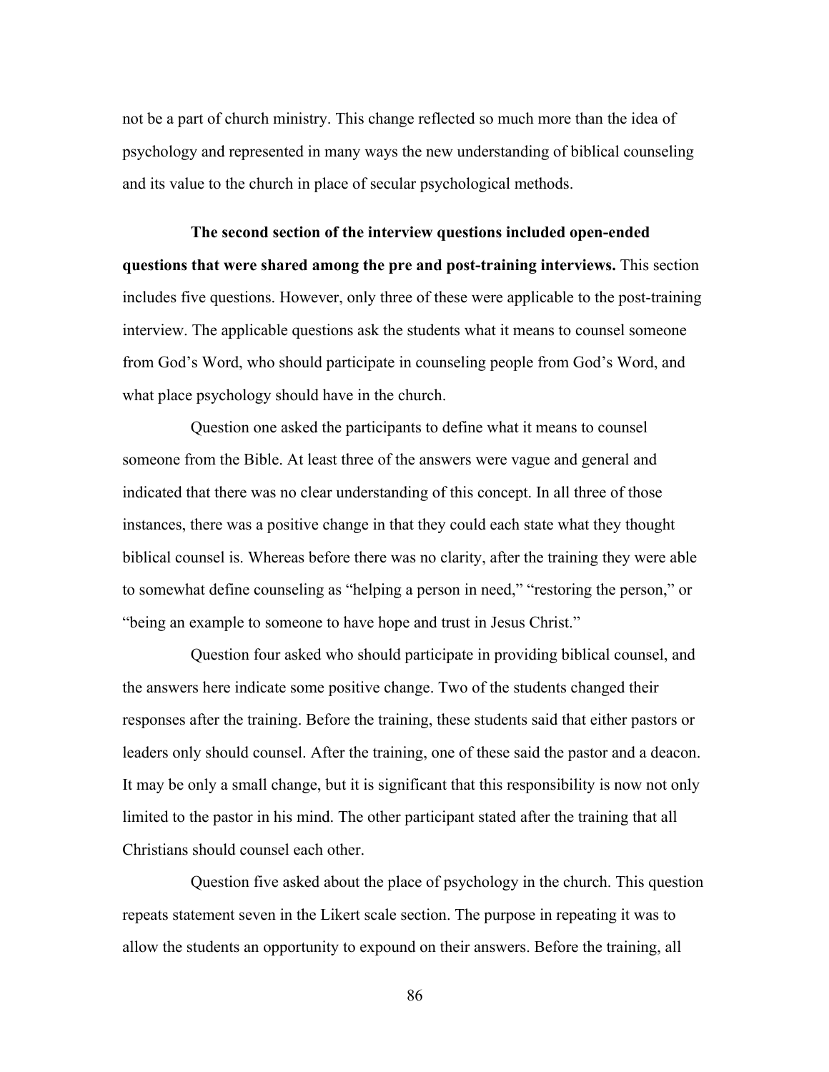not be a part of church ministry. This change reflected so much more than the idea of psychology and represented in many ways the new understanding of biblical counseling and its value to the church in place of secular psychological methods.

**The second section of the interview questions included open-ended questions that were shared among the pre and post-training interviews.** This section includes five questions. However, only three of these were applicable to the post-training interview. The applicable questions ask the students what it means to counsel someone from God's Word, who should participate in counseling people from God's Word, and what place psychology should have in the church.

Question one asked the participants to define what it means to counsel someone from the Bible. At least three of the answers were vague and general and indicated that there was no clear understanding of this concept. In all three of those instances, there was a positive change in that they could each state what they thought biblical counsel is. Whereas before there was no clarity, after the training they were able to somewhat define counseling as "helping a person in need," "restoring the person," or "being an example to someone to have hope and trust in Jesus Christ."

Question four asked who should participate in providing biblical counsel, and the answers here indicate some positive change. Two of the students changed their responses after the training. Before the training, these students said that either pastors or leaders only should counsel. After the training, one of these said the pastor and a deacon. It may be only a small change, but it is significant that this responsibility is now not only limited to the pastor in his mind. The other participant stated after the training that all Christians should counsel each other.

Question five asked about the place of psychology in the church. This question repeats statement seven in the Likert scale section. The purpose in repeating it was to allow the students an opportunity to expound on their answers. Before the training, all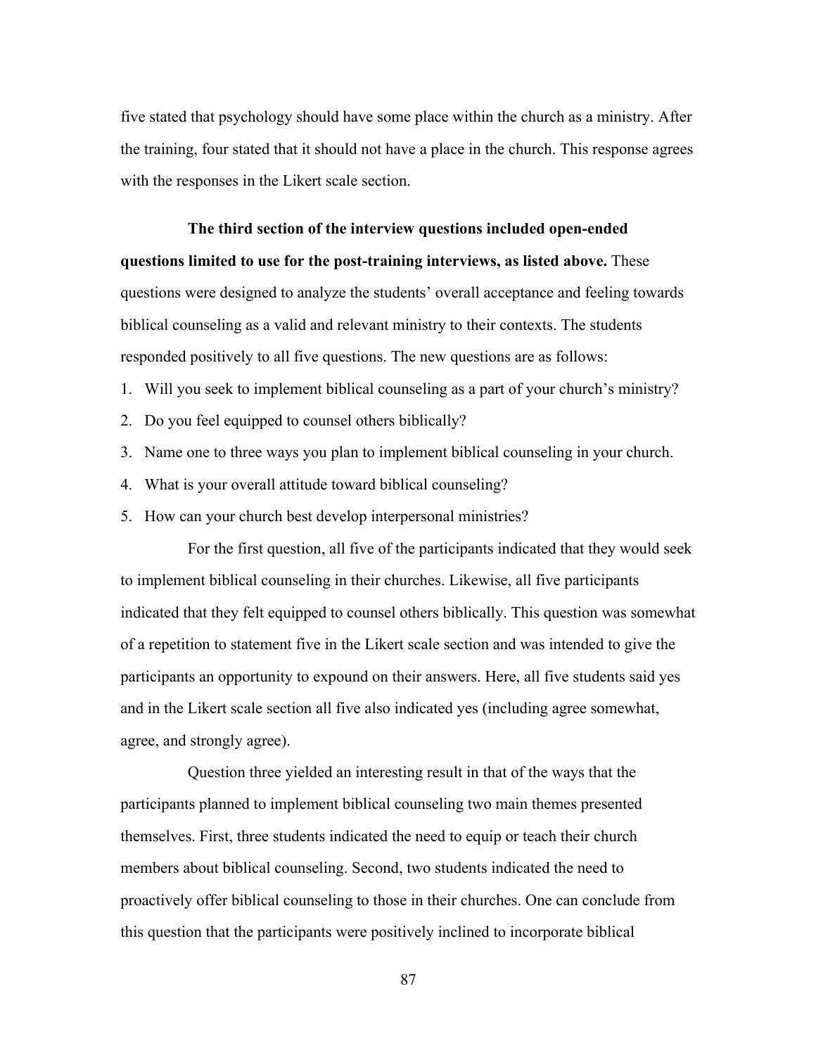five stated that psychology should have some place within the church as a ministry. After the training, four stated that it should not have a place in the church. This response agrees with the responses in the Likert scale section.

**The third section of the interview questions included open-ended questions limited to use for the post-training interviews, as listed above.** These questions were designed to analyze the students' overall acceptance and feeling towards biblical counseling as a valid and relevant ministry to their contexts. The students responded positively to all five questions. The new questions are as follows:

1. Will you seek to implement biblical counseling as a part of your church's ministry?
2. Do you feel equipped to counsel others biblically?
3. Name one to three ways you plan to implement biblical counseling in your church.
4. What is your overall attitude toward biblical counseling?
5. How can your church best develop interpersonal ministries?

For the first question, all five of the participants indicated that they would seek to implement biblical counseling in their churches. Likewise, all five participants indicated that they felt equipped to counsel others biblically. This question was somewhat of a repetition to statement five in the Likert scale section and was intended to give the participants an opportunity to expound on their answers. Here, all five students said yes and in the Likert scale section all five also indicated yes (including agree somewhat, agree, and strongly agree).

Question three yielded an interesting result in that of the ways that the participants planned to implement biblical counseling two main themes presented themselves. First, three students indicated the need to equip or teach their church members about biblical counseling. Second, two students indicated the need to proactively offer biblical counseling to those in their churches. One can conclude from this question that the participants were positively inclined to incorporate biblical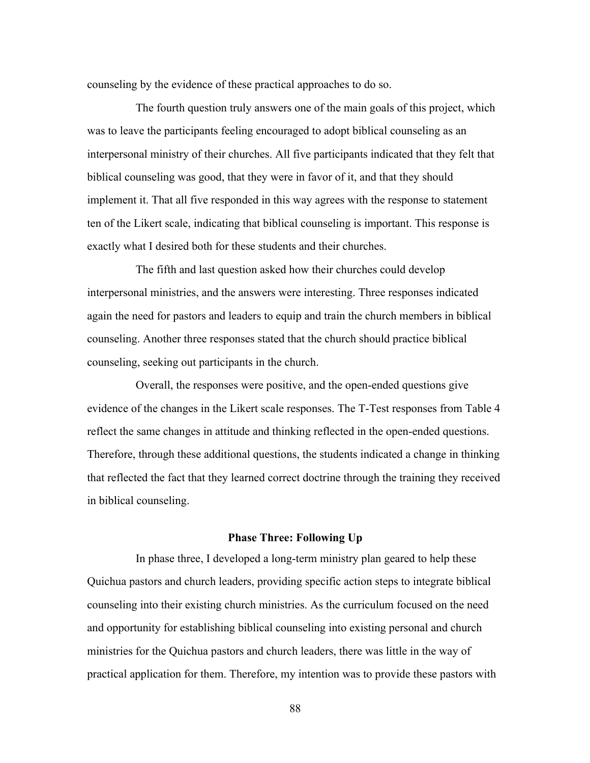counseling by the evidence of these practical approaches to do so.

The fourth question truly answers one of the main goals of this project, which was to leave the participants feeling encouraged to adopt biblical counseling as an interpersonal ministry of their churches. All five participants indicated that they felt that biblical counseling was good, that they were in favor of it, and that they should implement it. That all five responded in this way agrees with the response to statement ten of the Likert scale, indicating that biblical counseling is important. This response is exactly what I desired both for these students and their churches.

The fifth and last question asked how their churches could develop interpersonal ministries, and the answers were interesting. Three responses indicated again the need for pastors and leaders to equip and train the church members in biblical counseling. Another three responses stated that the church should practice biblical counseling, seeking out participants in the church.

Overall, the responses were positive, and the open-ended questions give evidence of the changes in the Likert scale responses. The T-Test responses from Table 4 reflect the same changes in attitude and thinking reflected in the open-ended questions. Therefore, through these additional questions, the students indicated a change in thinking that reflected the fact that they learned correct doctrine through the training they received in biblical counseling.

### Phase Three: Following Up

In phase three, I developed a long-term ministry plan geared to help these Quichua pastors and church leaders, providing specific action steps to integrate biblical counseling into their existing church ministries. As the curriculum focused on the need and opportunity for establishing biblical counseling into existing personal and church ministries for the Quichua pastors and church leaders, there was little in the way of practical application for them. Therefore, my intention was to provide these pastors with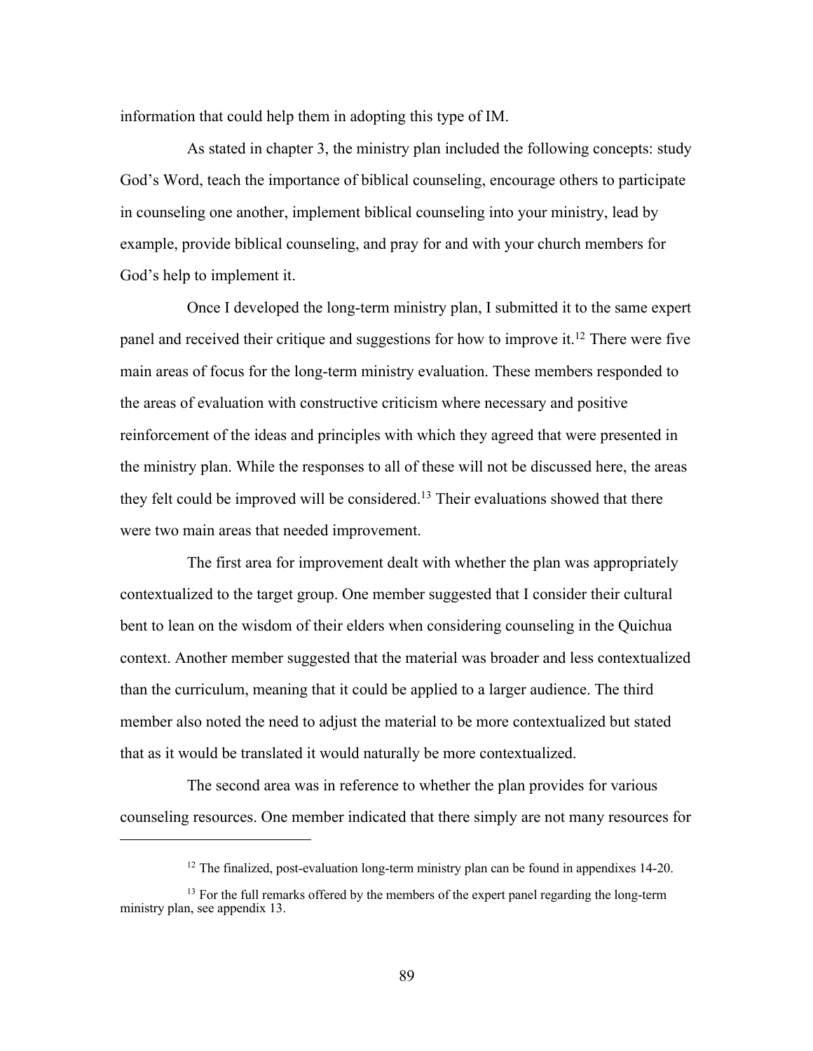information that could help them in adopting this type of IM.

As stated in chapter 3, the ministry plan included the following concepts: study God's Word, teach the importance of biblical counseling, encourage others to participate in counseling one another, implement biblical counseling into your ministry, lead by example, provide biblical counseling, and pray for and with your church members for God's help to implement it.

Once I developed the long-term ministry plan, I submitted it to the same expert panel and received their critique and suggestions for how to improve it.[12] There were five main areas of focus for the long-term ministry evaluation. These members responded to the areas of evaluation with constructive criticism where necessary and positive reinforcement of the ideas and principles with which they agreed that were presented in the ministry plan. While the responses to all of these will not be discussed here, the areas they felt could be improved will be considered.[13] Their evaluations showed that there were two main areas that needed improvement.

The first area for improvement dealt with whether the plan was appropriately contextualized to the target group. One member suggested that I consider their cultural bent to lean on the wisdom of their elders when considering counseling in the Quichua context. Another member suggested that the material was broader and less contextualized than the curriculum, meaning that it could be applied to a larger audience. The third member also noted the need to adjust the material to be more contextualized but stated that as it would be translated it would naturally be more contextualized.

The second area was in reference to whether the plan provides for various counseling resources. One member indicated that there simply are not many resources for

---

[12] The finalized, post-evaluation long-term ministry plan can be found in appendixes 14-20.

[13] For the full remarks offered by the members of the expert panel regarding the long-term ministry plan, see appendix 13.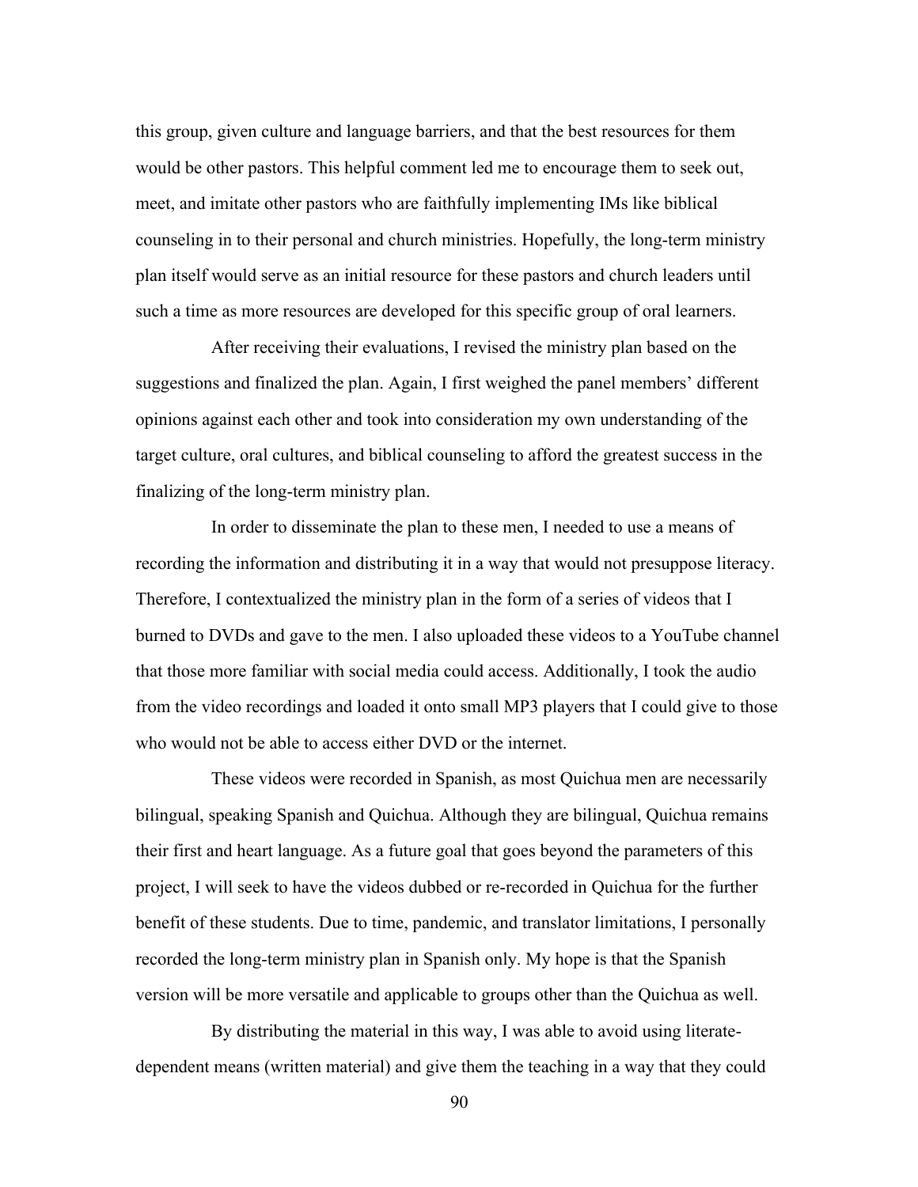this group, given culture and language barriers, and that the best resources for them would be other pastors. This helpful comment led me to encourage them to seek out, meet, and imitate other pastors who are faithfully implementing IMs like biblical counseling in to their personal and church ministries. Hopefully, the long-term ministry plan itself would serve as an initial resource for these pastors and church leaders until such a time as more resources are developed for this specific group of oral learners.

After receiving their evaluations, I revised the ministry plan based on the suggestions and finalized the plan. Again, I first weighed the panel members' different opinions against each other and took into consideration my own understanding of the target culture, oral cultures, and biblical counseling to afford the greatest success in the finalizing of the long-term ministry plan.

In order to disseminate the plan to these men, I needed to use a means of recording the information and distributing it in a way that would not presuppose literacy. Therefore, I contextualized the ministry plan in the form of a series of videos that I burned to DVDs and gave to the men. I also uploaded these videos to a YouTube channel that those more familiar with social media could access. Additionally, I took the audio from the video recordings and loaded it onto small MP3 players that I could give to those who would not be able to access either DVD or the internet.

These videos were recorded in Spanish, as most Quichua men are necessarily bilingual, speaking Spanish and Quichua. Although they are bilingual, Quichua remains their first and heart language. As a future goal that goes beyond the parameters of this project, I will seek to have the videos dubbed or re-recorded in Quichua for the further benefit of these students. Due to time, pandemic, and translator limitations, I personally recorded the long-term ministry plan in Spanish only. My hope is that the Spanish version will be more versatile and applicable to groups other than the Quichua as well.

By distributing the material in this way, I was able to avoid using literate-dependent means (written material) and give them the teaching in a way that they could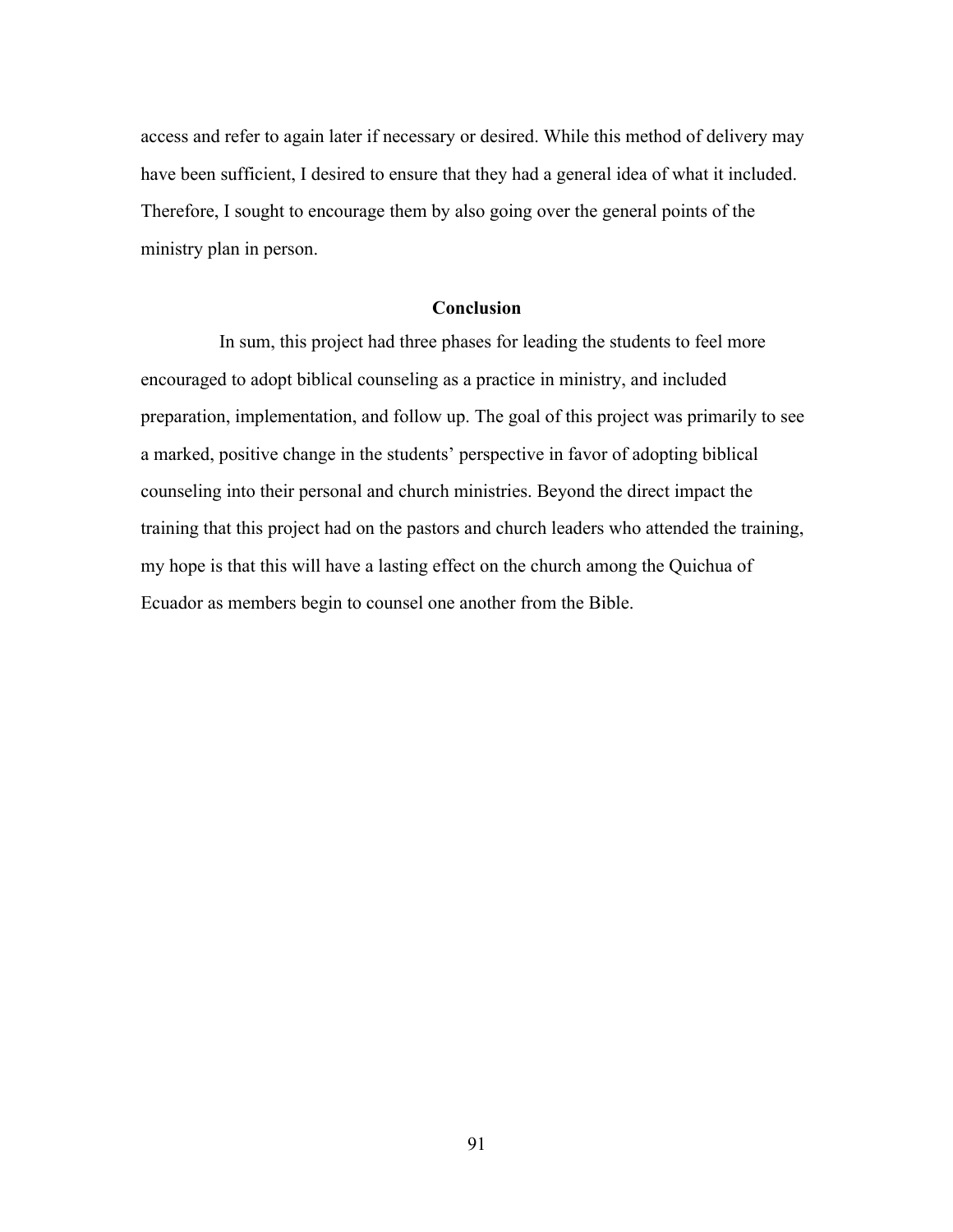access and refer to again later if necessary or desired. While this method of delivery may have been sufficient, I desired to ensure that they had a general idea of what it included. Therefore, I sought to encourage them by also going over the general points of the ministry plan in person.

## Conclusion

In sum, this project had three phases for leading the students to feel more encouraged to adopt biblical counseling as a practice in ministry, and included preparation, implementation, and follow up. The goal of this project was primarily to see a marked, positive change in the students' perspective in favor of adopting biblical counseling into their personal and church ministries. Beyond the direct impact the training that this project had on the pastors and church leaders who attended the training, my hope is that this will have a lasting effect on the church among the Quichua of Ecuador as members begin to counsel one another from the Bible.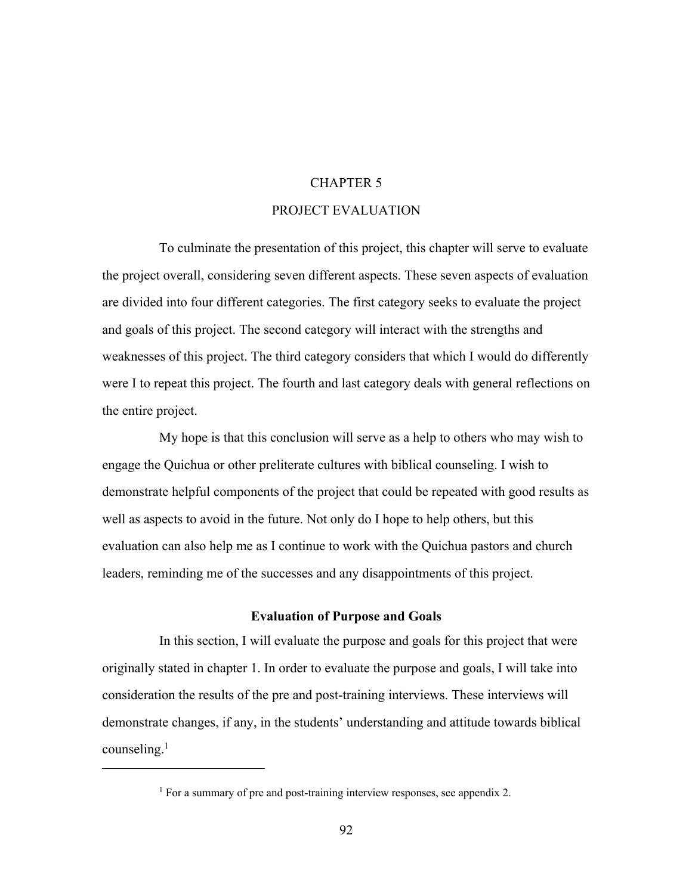# CHAPTER 5

# PROJECT EVALUATION

To culminate the presentation of this project, this chapter will serve to evaluate the project overall, considering seven different aspects. These seven aspects of evaluation are divided into four different categories. The first category seeks to evaluate the project and goals of this project. The second category will interact with the strengths and weaknesses of this project. The third category considers that which I would do differently were I to repeat this project. The fourth and last category deals with general reflections on the entire project.

My hope is that this conclusion will serve as a help to others who may wish to engage the Quichua or other preliterate cultures with biblical counseling. I wish to demonstrate helpful components of the project that could be repeated with good results as well as aspects to avoid in the future. Not only do I hope to help others, but this evaluation can also help me as I continue to work with the Quichua pastors and church leaders, reminding me of the successes and any disappointments of this project.

## Evaluation of Purpose and Goals

In this section, I will evaluate the purpose and goals for this project that were originally stated in chapter 1. In order to evaluate the purpose and goals, I will take into consideration the results of the pre and post-training interviews. These interviews will demonstrate changes, if any, in the students' understanding and attitude towards biblical counseling.[1]

---

[1] For a summary of pre and post-training interview responses, see appendix 2.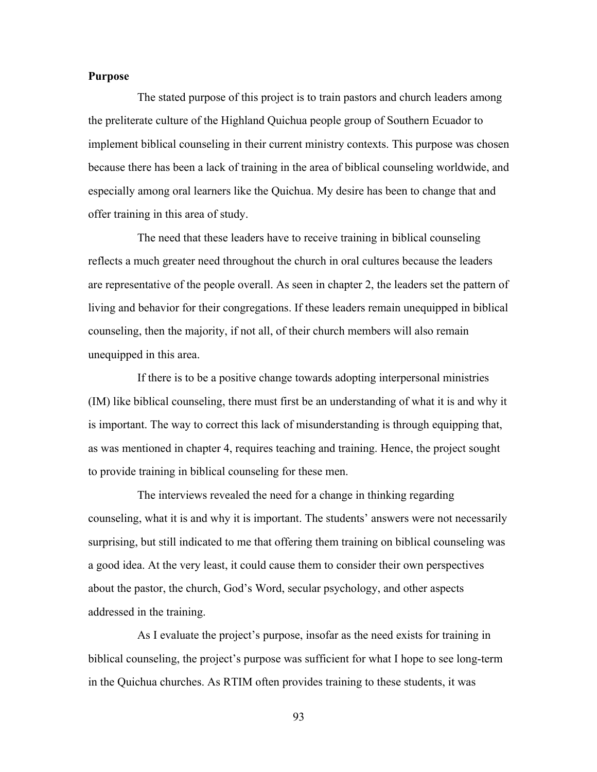**Purpose**

The stated purpose of this project is to train pastors and church leaders among the preliterate culture of the Highland Quichua people group of Southern Ecuador to implement biblical counseling in their current ministry contexts. This purpose was chosen because there has been a lack of training in the area of biblical counseling worldwide, and especially among oral learners like the Quichua. My desire has been to change that and offer training in this area of study.

The need that these leaders have to receive training in biblical counseling reflects a much greater need throughout the church in oral cultures because the leaders are representative of the people overall. As seen in chapter 2, the leaders set the pattern of living and behavior for their congregations. If these leaders remain unequipped in biblical counseling, then the majority, if not all, of their church members will also remain unequipped in this area.

If there is to be a positive change towards adopting interpersonal ministries (IM) like biblical counseling, there must first be an understanding of what it is and why it is important. The way to correct this lack of misunderstanding is through equipping that, as was mentioned in chapter 4, requires teaching and training. Hence, the project sought to provide training in biblical counseling for these men.

The interviews revealed the need for a change in thinking regarding counseling, what it is and why it is important. The students' answers were not necessarily surprising, but still indicated to me that offering them training on biblical counseling was a good idea. At the very least, it could cause them to consider their own perspectives about the pastor, the church, God's Word, secular psychology, and other aspects addressed in the training.

As I evaluate the project's purpose, insofar as the need exists for training in biblical counseling, the project's purpose was sufficient for what I hope to see long-term in the Quichua churches. As RTIM often provides training to these students, it was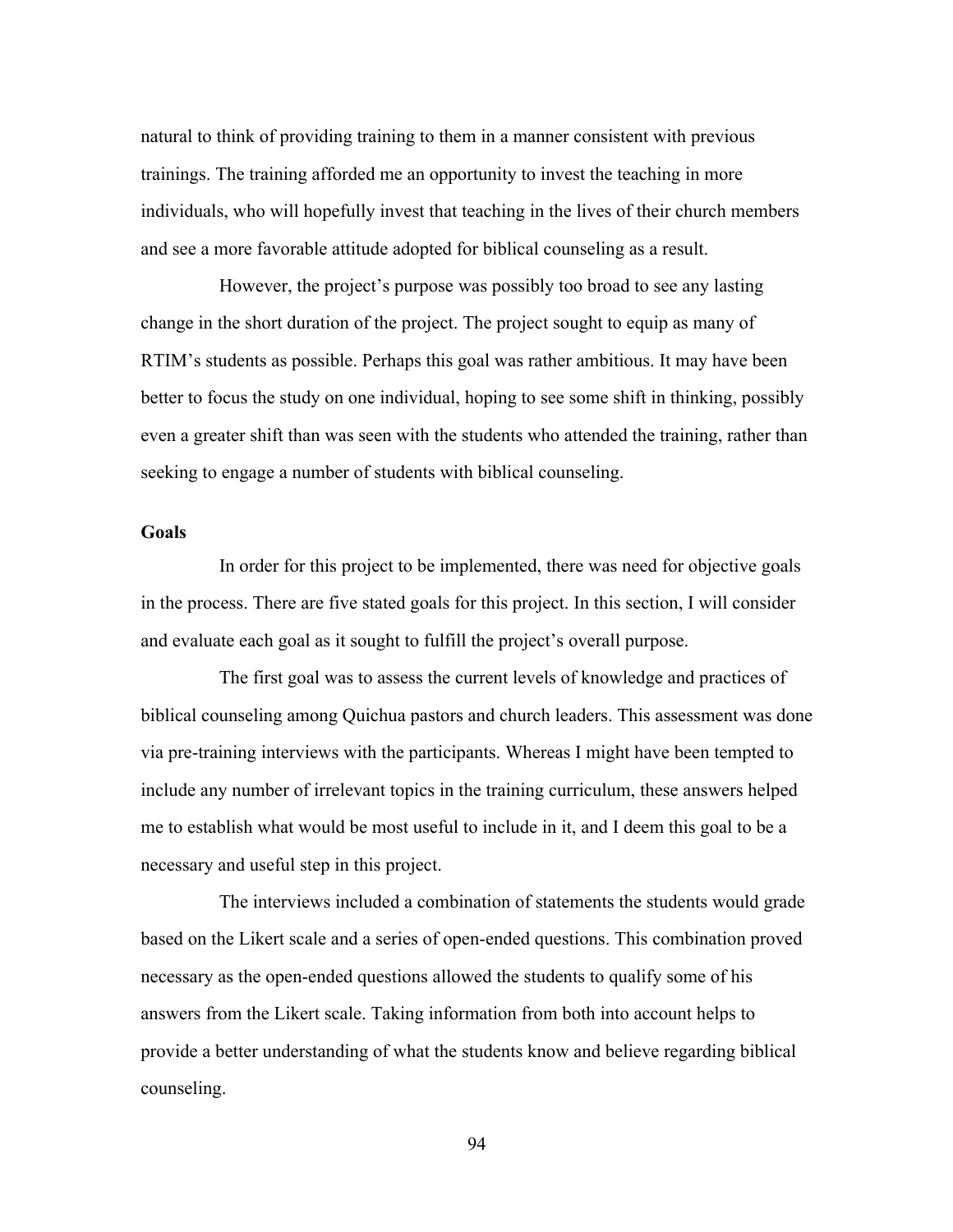natural to think of providing training to them in a manner consistent with previous trainings. The training afforded me an opportunity to invest the teaching in more individuals, who will hopefully invest that teaching in the lives of their church members and see a more favorable attitude adopted for biblical counseling as a result.

However, the project's purpose was possibly too broad to see any lasting change in the short duration of the project. The project sought to equip as many of RTIM's students as possible. Perhaps this goal was rather ambitious. It may have been better to focus the study on one individual, hoping to see some shift in thinking, possibly even a greater shift than was seen with the students who attended the training, rather than seeking to engage a number of students with biblical counseling.

## Goals

In order for this project to be implemented, there was need for objective goals in the process. There are five stated goals for this project. In this section, I will consider and evaluate each goal as it sought to fulfill the project's overall purpose.

The first goal was to assess the current levels of knowledge and practices of biblical counseling among Quichua pastors and church leaders. This assessment was done via pre-training interviews with the participants. Whereas I might have been tempted to include any number of irrelevant topics in the training curriculum, these answers helped me to establish what would be most useful to include in it, and I deem this goal to be a necessary and useful step in this project.

The interviews included a combination of statements the students would grade based on the Likert scale and a series of open-ended questions. This combination proved necessary as the open-ended questions allowed the students to qualify some of his answers from the Likert scale. Taking information from both into account helps to provide a better understanding of what the students know and believe regarding biblical counseling.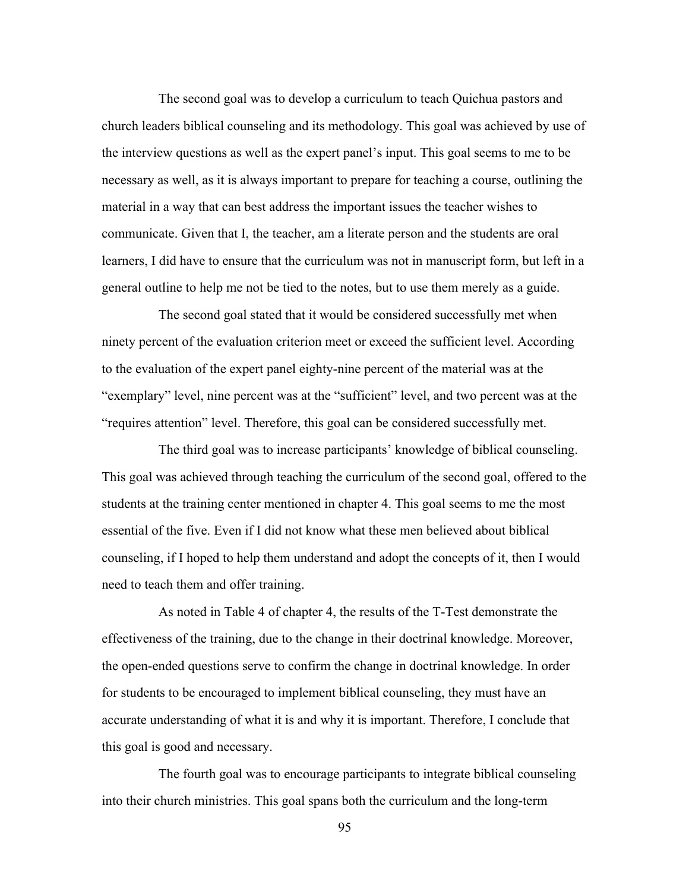The second goal was to develop a curriculum to teach Quichua pastors and church leaders biblical counseling and its methodology. This goal was achieved by use of the interview questions as well as the expert panel's input. This goal seems to me to be necessary as well, as it is always important to prepare for teaching a course, outlining the material in a way that can best address the important issues the teacher wishes to communicate. Given that I, the teacher, am a literate person and the students are oral learners, I did have to ensure that the curriculum was not in manuscript form, but left in a general outline to help me not be tied to the notes, but to use them merely as a guide.

The second goal stated that it would be considered successfully met when ninety percent of the evaluation criterion meet or exceed the sufficient level. According to the evaluation of the expert panel eighty-nine percent of the material was at the "exemplary" level, nine percent was at the "sufficient" level, and two percent was at the "requires attention" level. Therefore, this goal can be considered successfully met.

The third goal was to increase participants' knowledge of biblical counseling. This goal was achieved through teaching the curriculum of the second goal, offered to the students at the training center mentioned in chapter 4. This goal seems to me the most essential of the five. Even if I did not know what these men believed about biblical counseling, if I hoped to help them understand and adopt the concepts of it, then I would need to teach them and offer training.

As noted in Table 4 of chapter 4, the results of the T-Test demonstrate the effectiveness of the training, due to the change in their doctrinal knowledge. Moreover, the open-ended questions serve to confirm the change in doctrinal knowledge. In order for students to be encouraged to implement biblical counseling, they must have an accurate understanding of what it is and why it is important. Therefore, I conclude that this goal is good and necessary.

The fourth goal was to encourage participants to integrate biblical counseling into their church ministries. This goal spans both the curriculum and the long-term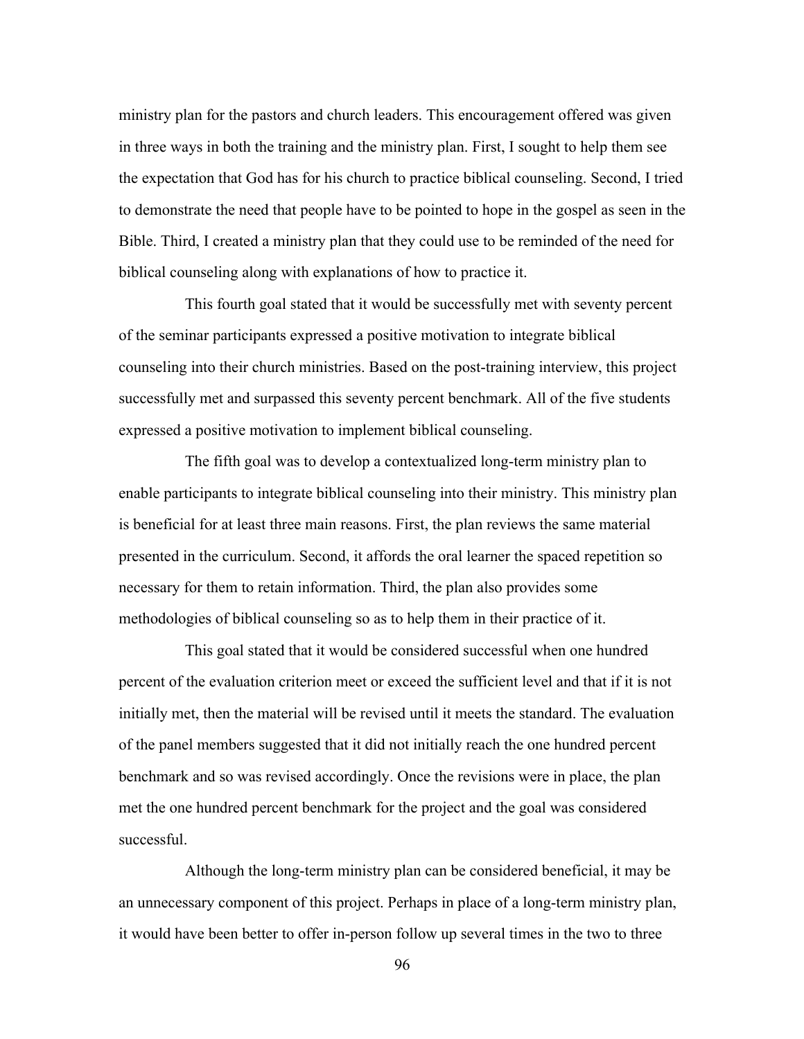ministry plan for the pastors and church leaders. This encouragement offered was given in three ways in both the training and the ministry plan. First, I sought to help them see the expectation that God has for his church to practice biblical counseling. Second, I tried to demonstrate the need that people have to be pointed to hope in the gospel as seen in the Bible. Third, I created a ministry plan that they could use to be reminded of the need for biblical counseling along with explanations of how to practice it.

This fourth goal stated that it would be successfully met with seventy percent of the seminar participants expressed a positive motivation to integrate biblical counseling into their church ministries. Based on the post-training interview, this project successfully met and surpassed this seventy percent benchmark. All of the five students expressed a positive motivation to implement biblical counseling.

The fifth goal was to develop a contextualized long-term ministry plan to enable participants to integrate biblical counseling into their ministry. This ministry plan is beneficial for at least three main reasons. First, the plan reviews the same material presented in the curriculum. Second, it affords the oral learner the spaced repetition so necessary for them to retain information. Third, the plan also provides some methodologies of biblical counseling so as to help them in their practice of it.

This goal stated that it would be considered successful when one hundred percent of the evaluation criterion meet or exceed the sufficient level and that if it is not initially met, then the material will be revised until it meets the standard. The evaluation of the panel members suggested that it did not initially reach the one hundred percent benchmark and so was revised accordingly. Once the revisions were in place, the plan met the one hundred percent benchmark for the project and the goal was considered successful.

Although the long-term ministry plan can be considered beneficial, it may be an unnecessary component of this project. Perhaps in place of a long-term ministry plan, it would have been better to offer in-person follow up several times in the two to three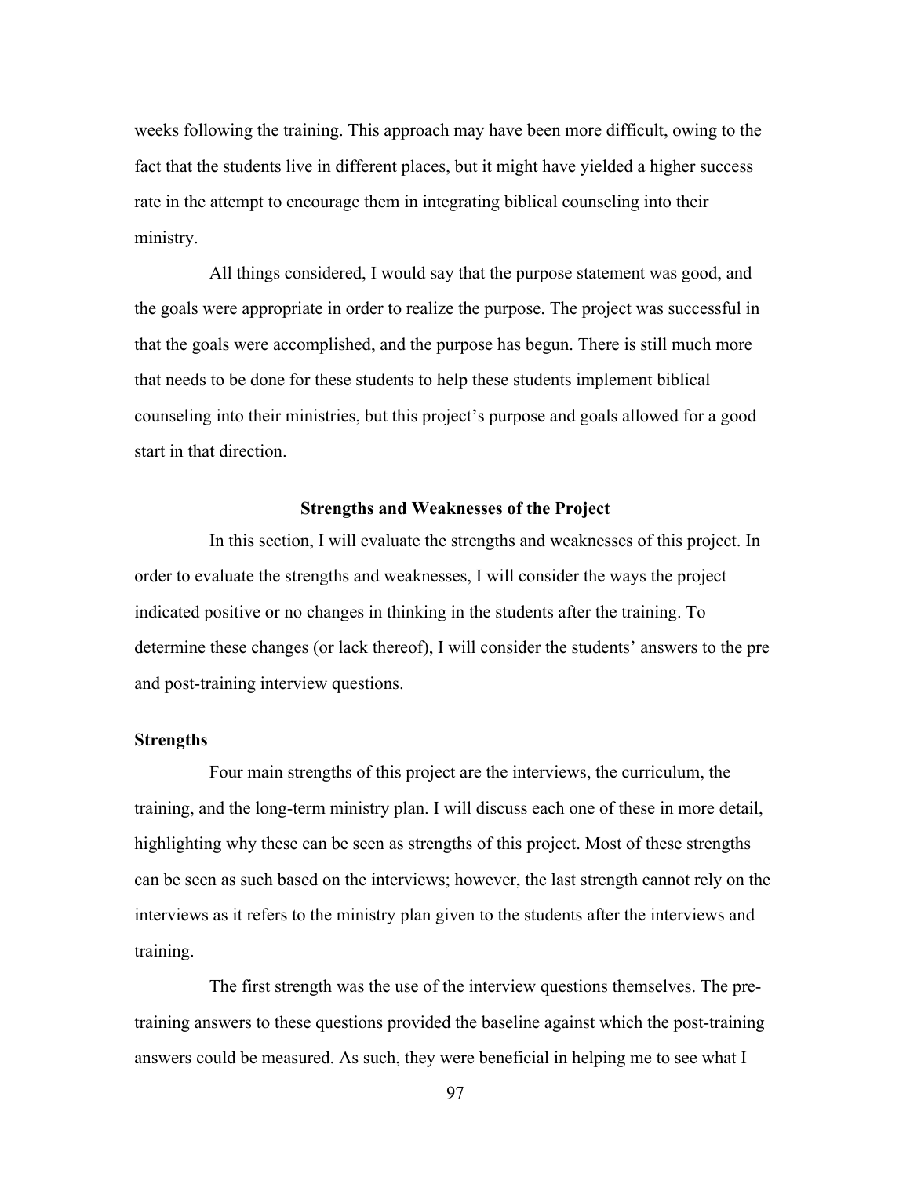weeks following the training. This approach may have been more difficult, owing to the fact that the students live in different places, but it might have yielded a higher success rate in the attempt to encourage them in integrating biblical counseling into their ministry.

All things considered, I would say that the purpose statement was good, and the goals were appropriate in order to realize the purpose. The project was successful in that the goals were accomplished, and the purpose has begun. There is still much more that needs to be done for these students to help these students implement biblical counseling into their ministries, but this project's purpose and goals allowed for a good start in that direction.

## Strengths and Weaknesses of the Project

In this section, I will evaluate the strengths and weaknesses of this project. In order to evaluate the strengths and weaknesses, I will consider the ways the project indicated positive or no changes in thinking in the students after the training. To determine these changes (or lack thereof), I will consider the students' answers to the pre and post-training interview questions.

### Strengths

Four main strengths of this project are the interviews, the curriculum, the training, and the long-term ministry plan. I will discuss each one of these in more detail, highlighting why these can be seen as strengths of this project. Most of these strengths can be seen as such based on the interviews; however, the last strength cannot rely on the interviews as it refers to the ministry plan given to the students after the interviews and training.

The first strength was the use of the interview questions themselves. The pre-training answers to these questions provided the baseline against which the post-training answers could be measured. As such, they were beneficial in helping me to see what I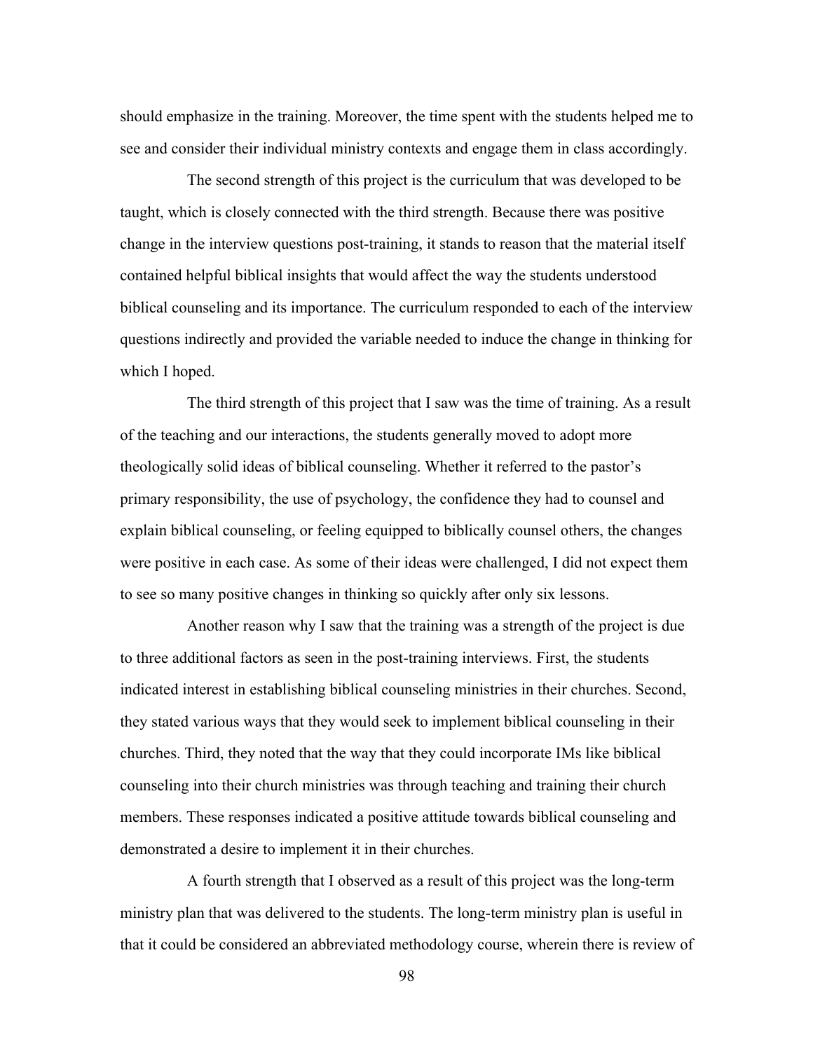should emphasize in the training. Moreover, the time spent with the students helped me to see and consider their individual ministry contexts and engage them in class accordingly.

The second strength of this project is the curriculum that was developed to be taught, which is closely connected with the third strength. Because there was positive change in the interview questions post-training, it stands to reason that the material itself contained helpful biblical insights that would affect the way the students understood biblical counseling and its importance. The curriculum responded to each of the interview questions indirectly and provided the variable needed to induce the change in thinking for which I hoped.

The third strength of this project that I saw was the time of training. As a result of the teaching and our interactions, the students generally moved to adopt more theologically solid ideas of biblical counseling. Whether it referred to the pastor's primary responsibility, the use of psychology, the confidence they had to counsel and explain biblical counseling, or feeling equipped to biblically counsel others, the changes were positive in each case. As some of their ideas were challenged, I did not expect them to see so many positive changes in thinking so quickly after only six lessons.

Another reason why I saw that the training was a strength of the project is due to three additional factors as seen in the post-training interviews. First, the students indicated interest in establishing biblical counseling ministries in their churches. Second, they stated various ways that they would seek to implement biblical counseling in their churches. Third, they noted that the way that they could incorporate IMs like biblical counseling into their church ministries was through teaching and training their church members. These responses indicated a positive attitude towards biblical counseling and demonstrated a desire to implement it in their churches.

A fourth strength that I observed as a result of this project was the long-term ministry plan that was delivered to the students. The long-term ministry plan is useful in that it could be considered an abbreviated methodology course, wherein there is review of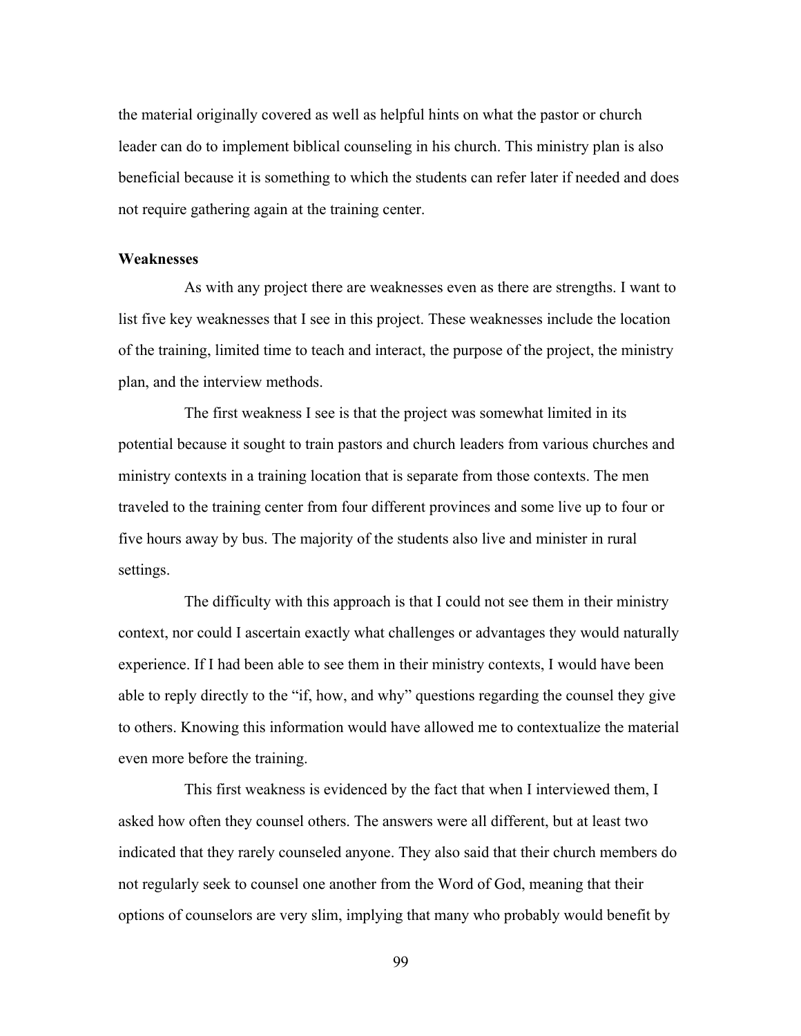the material originally covered as well as helpful hints on what the pastor or church leader can do to implement biblical counseling in his church. This ministry plan is also beneficial because it is something to which the students can refer later if needed and does not require gathering again at the training center.

**Weaknesses**

As with any project there are weaknesses even as there are strengths. I want to list five key weaknesses that I see in this project. These weaknesses include the location of the training, limited time to teach and interact, the purpose of the project, the ministry plan, and the interview methods.

The first weakness I see is that the project was somewhat limited in its potential because it sought to train pastors and church leaders from various churches and ministry contexts in a training location that is separate from those contexts. The men traveled to the training center from four different provinces and some live up to four or five hours away by bus. The majority of the students also live and minister in rural settings.

The difficulty with this approach is that I could not see them in their ministry context, nor could I ascertain exactly what challenges or advantages they would naturally experience. If I had been able to see them in their ministry contexts, I would have been able to reply directly to the "if, how, and why" questions regarding the counsel they give to others. Knowing this information would have allowed me to contextualize the material even more before the training.

This first weakness is evidenced by the fact that when I interviewed them, I asked how often they counsel others. The answers were all different, but at least two indicated that they rarely counseled anyone. They also said that their church members do not regularly seek to counsel one another from the Word of God, meaning that their options of counselors are very slim, implying that many who probably would benefit by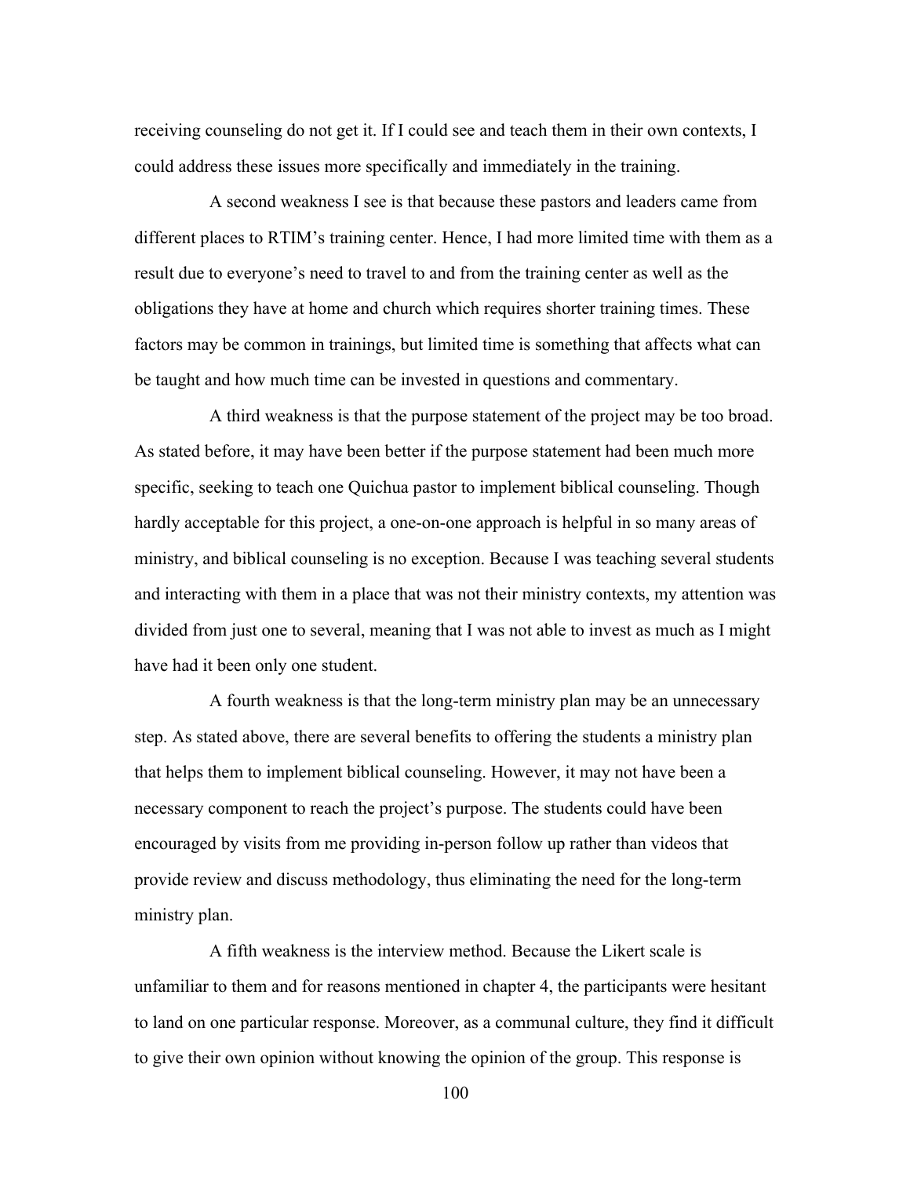receiving counseling do not get it. If I could see and teach them in their own contexts, I could address these issues more specifically and immediately in the training.

A second weakness I see is that because these pastors and leaders came from different places to RTIM's training center. Hence, I had more limited time with them as a result due to everyone's need to travel to and from the training center as well as the obligations they have at home and church which requires shorter training times. These factors may be common in trainings, but limited time is something that affects what can be taught and how much time can be invested in questions and commentary.

A third weakness is that the purpose statement of the project may be too broad. As stated before, it may have been better if the purpose statement had been much more specific, seeking to teach one Quichua pastor to implement biblical counseling. Though hardly acceptable for this project, a one-on-one approach is helpful in so many areas of ministry, and biblical counseling is no exception. Because I was teaching several students and interacting with them in a place that was not their ministry contexts, my attention was divided from just one to several, meaning that I was not able to invest as much as I might have had it been only one student.

A fourth weakness is that the long-term ministry plan may be an unnecessary step. As stated above, there are several benefits to offering the students a ministry plan that helps them to implement biblical counseling. However, it may not have been a necessary component to reach the project's purpose. The students could have been encouraged by visits from me providing in-person follow up rather than videos that provide review and discuss methodology, thus eliminating the need for the long-term ministry plan.

A fifth weakness is the interview method. Because the Likert scale is unfamiliar to them and for reasons mentioned in chapter 4, the participants were hesitant to land on one particular response. Moreover, as a communal culture, they find it difficult to give their own opinion without knowing the opinion of the group. This response is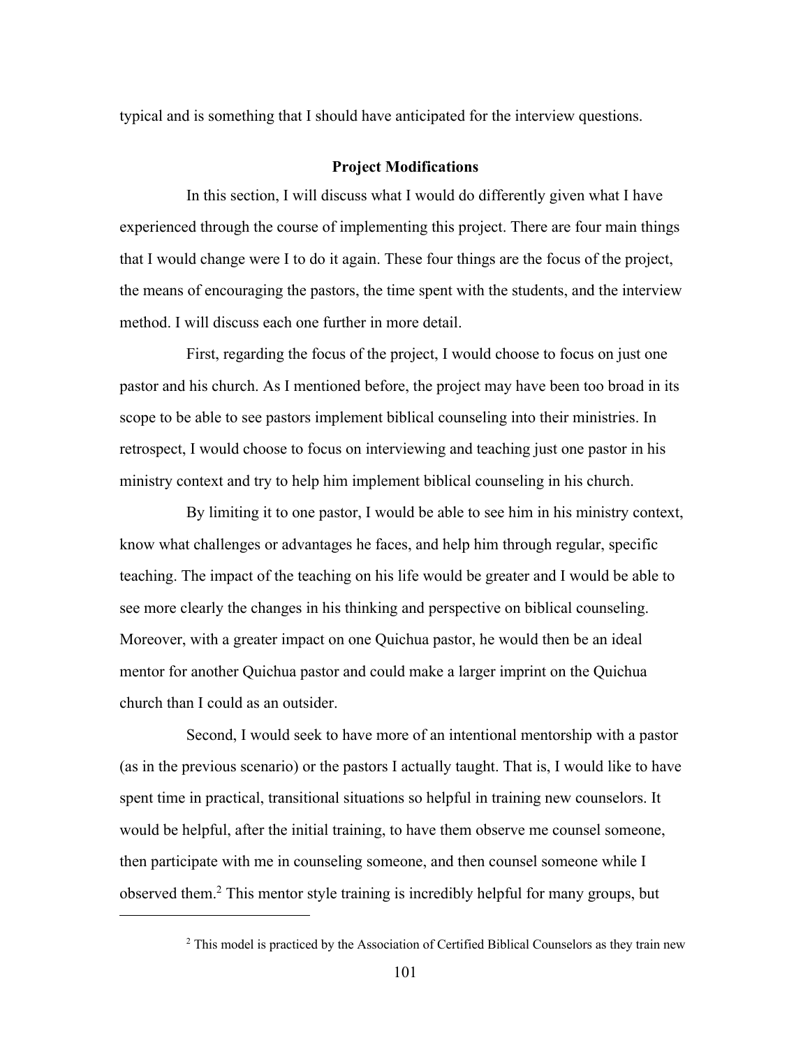typical and is something that I should have anticipated for the interview questions.

## Project Modifications

In this section, I will discuss what I would do differently given what I have experienced through the course of implementing this project. There are four main things that I would change were I to do it again. These four things are the focus of the project, the means of encouraging the pastors, the time spent with the students, and the interview method. I will discuss each one further in more detail.

First, regarding the focus of the project, I would choose to focus on just one pastor and his church. As I mentioned before, the project may have been too broad in its scope to be able to see pastors implement biblical counseling into their ministries. In retrospect, I would choose to focus on interviewing and teaching just one pastor in his ministry context and try to help him implement biblical counseling in his church.

By limiting it to one pastor, I would be able to see him in his ministry context, know what challenges or advantages he faces, and help him through regular, specific teaching. The impact of the teaching on his life would be greater and I would be able to see more clearly the changes in his thinking and perspective on biblical counseling. Moreover, with a greater impact on one Quichua pastor, he would then be an ideal mentor for another Quichua pastor and could make a larger imprint on the Quichua church than I could as an outsider.

Second, I would seek to have more of an intentional mentorship with a pastor (as in the previous scenario) or the pastors I actually taught. That is, I would like to have spent time in practical, transitional situations so helpful in training new counselors. It would be helpful, after the initial training, to have them observe me counsel someone, then participate with me in counseling someone, and then counsel someone while I observed them.[2] This mentor style training is incredibly helpful for many groups, but

---

[2] This model is practiced by the Association of Certified Biblical Counselors as they train new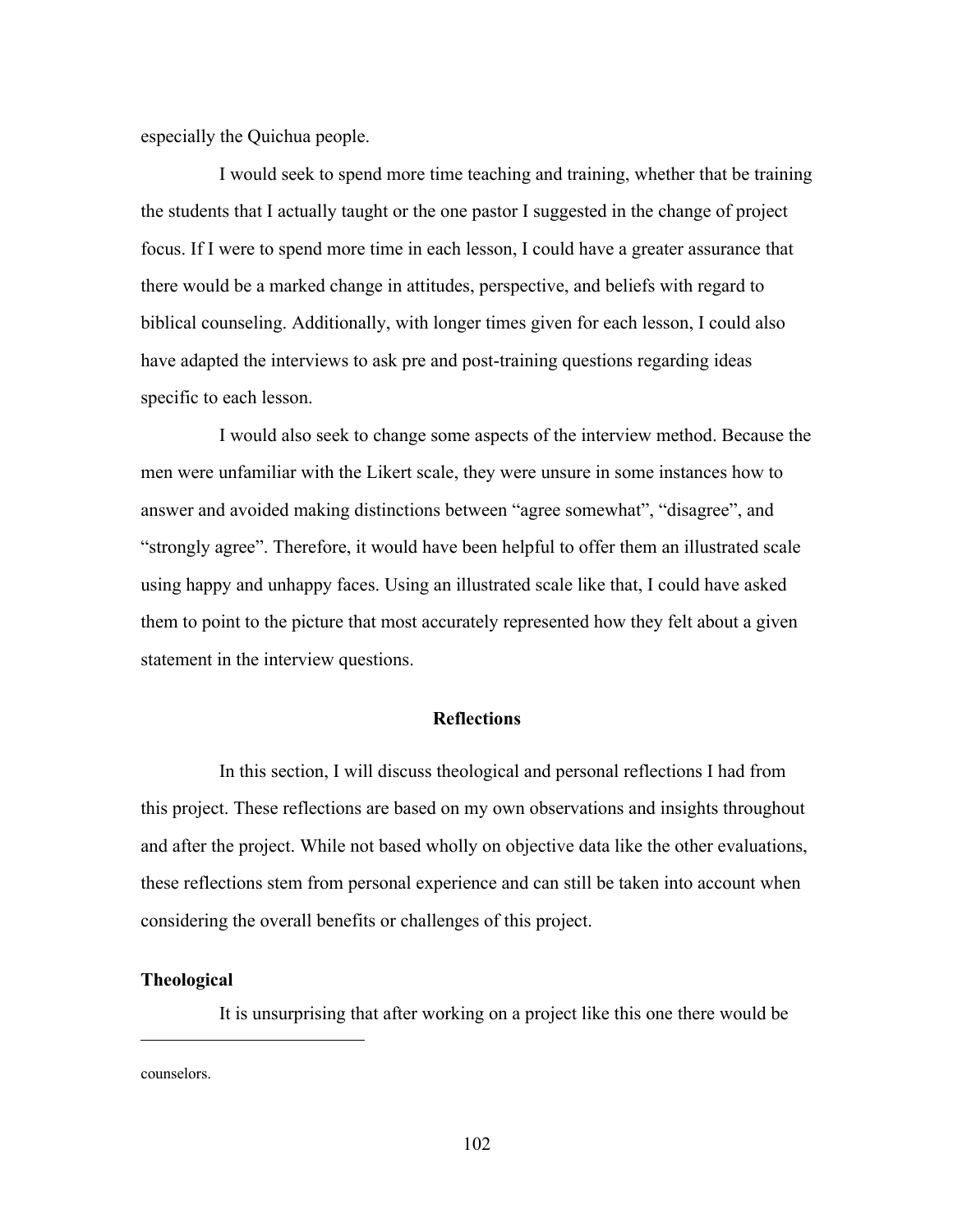especially the Quichua people.

I would seek to spend more time teaching and training, whether that be training the students that I actually taught or the one pastor I suggested in the change of project focus. If I were to spend more time in each lesson, I could have a greater assurance that there would be a marked change in attitudes, perspective, and beliefs with regard to biblical counseling. Additionally, with longer times given for each lesson, I could also have adapted the interviews to ask pre and post-training questions regarding ideas specific to each lesson.

I would also seek to change some aspects of the interview method. Because the men were unfamiliar with the Likert scale, they were unsure in some instances how to answer and avoided making distinctions between "agree somewhat", "disagree", and "strongly agree". Therefore, it would have been helpful to offer them an illustrated scale using happy and unhappy faces. Using an illustrated scale like that, I could have asked them to point to the picture that most accurately represented how they felt about a given statement in the interview questions.

## Reflections

In this section, I will discuss theological and personal reflections I had from this project. These reflections are based on my own observations and insights throughout and after the project. While not based wholly on objective data like the other evaluations, these reflections stem from personal experience and can still be taken into account when considering the overall benefits or challenges of this project.

### Theological

It is unsurprising that after working on a project like this one there would be

---

counselors.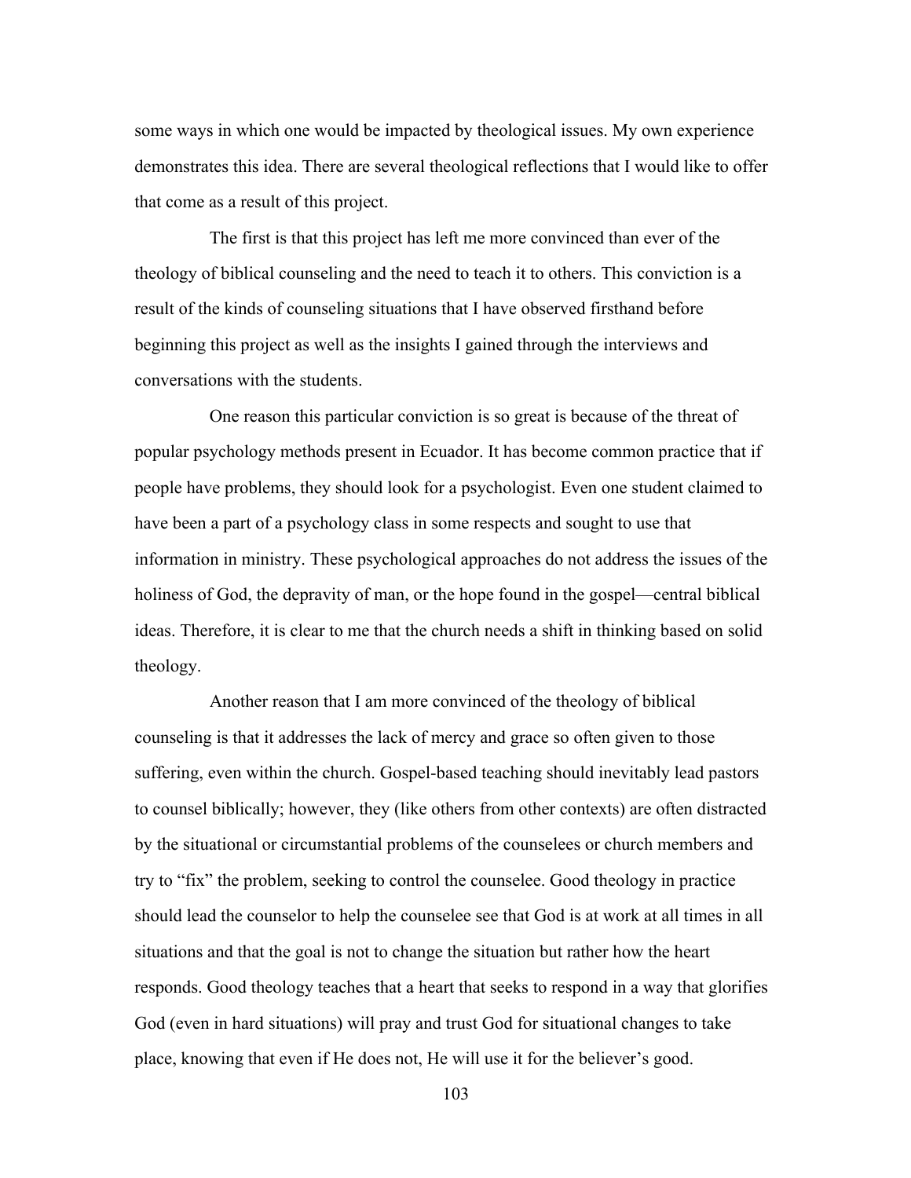some ways in which one would be impacted by theological issues. My own experience demonstrates this idea. There are several theological reflections that I would like to offer that come as a result of this project.

The first is that this project has left me more convinced than ever of the theology of biblical counseling and the need to teach it to others. This conviction is a result of the kinds of counseling situations that I have observed firsthand before beginning this project as well as the insights I gained through the interviews and conversations with the students.

One reason this particular conviction is so great is because of the threat of popular psychology methods present in Ecuador. It has become common practice that if people have problems, they should look for a psychologist. Even one student claimed to have been a part of a psychology class in some respects and sought to use that information in ministry. These psychological approaches do not address the issues of the holiness of God, the depravity of man, or the hope found in the gospel—central biblical ideas. Therefore, it is clear to me that the church needs a shift in thinking based on solid theology.

Another reason that I am more convinced of the theology of biblical counseling is that it addresses the lack of mercy and grace so often given to those suffering, even within the church. Gospel-based teaching should inevitably lead pastors to counsel biblically; however, they (like others from other contexts) are often distracted by the situational or circumstantial problems of the counselees or church members and try to "fix" the problem, seeking to control the counselee. Good theology in practice should lead the counselor to help the counselee see that God is at work at all times in all situations and that the goal is not to change the situation but rather how the heart responds. Good theology teaches that a heart that seeks to respond in a way that glorifies God (even in hard situations) will pray and trust God for situational changes to take place, knowing that even if He does not, He will use it for the believer's good.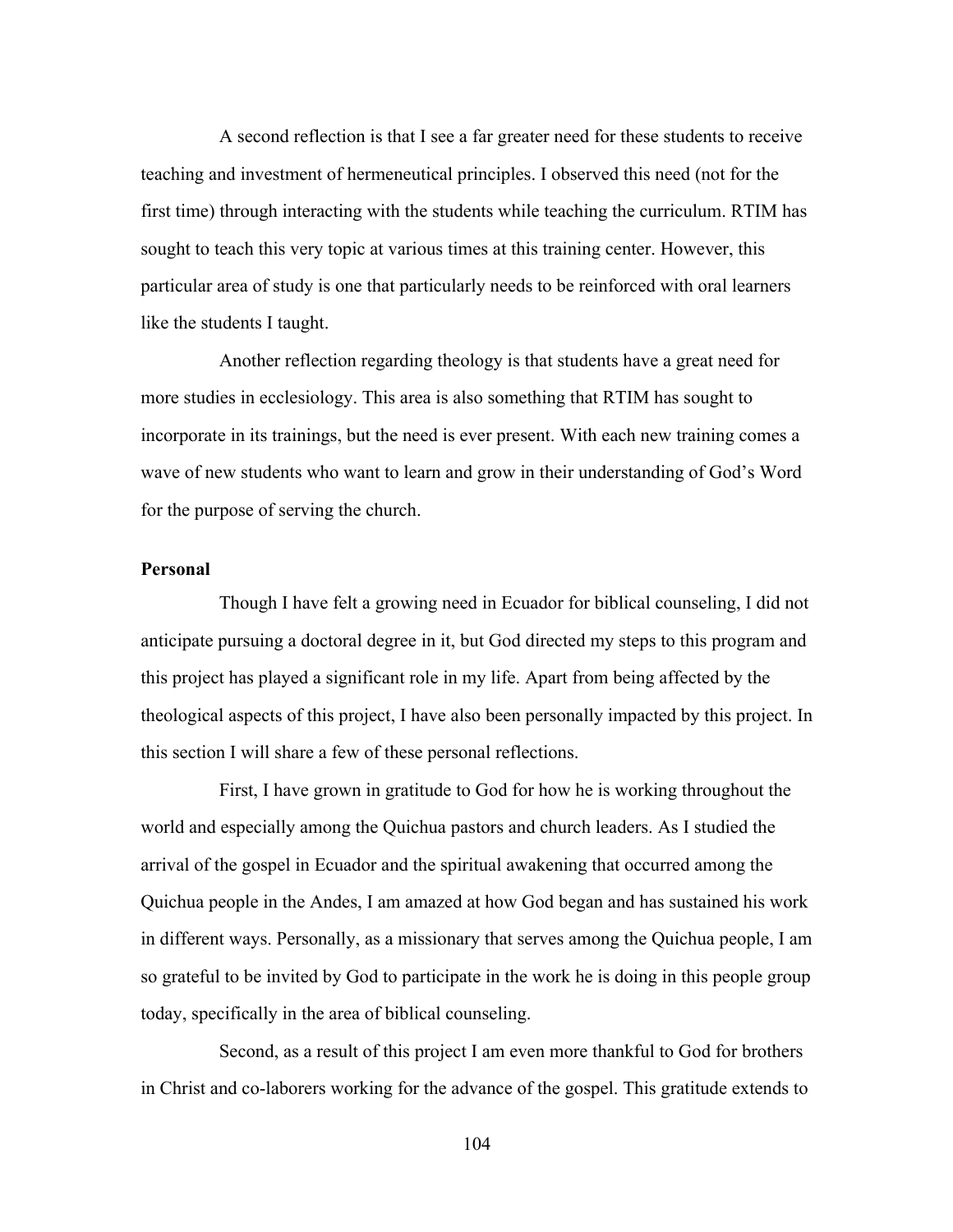A second reflection is that I see a far greater need for these students to receive teaching and investment of hermeneutical principles. I observed this need (not for the first time) through interacting with the students while teaching the curriculum. RTIM has sought to teach this very topic at various times at this training center. However, this particular area of study is one that particularly needs to be reinforced with oral learners like the students I taught.

Another reflection regarding theology is that students have a great need for more studies in ecclesiology. This area is also something that RTIM has sought to incorporate in its trainings, but the need is ever present. With each new training comes a wave of new students who want to learn and grow in their understanding of God's Word for the purpose of serving the church.

**Personal**

Though I have felt a growing need in Ecuador for biblical counseling, I did not anticipate pursuing a doctoral degree in it, but God directed my steps to this program and this project has played a significant role in my life. Apart from being affected by the theological aspects of this project, I have also been personally impacted by this project. In this section I will share a few of these personal reflections.

First, I have grown in gratitude to God for how he is working throughout the world and especially among the Quichua pastors and church leaders. As I studied the arrival of the gospel in Ecuador and the spiritual awakening that occurred among the Quichua people in the Andes, I am amazed at how God began and has sustained his work in different ways. Personally, as a missionary that serves among the Quichua people, I am so grateful to be invited by God to participate in the work he is doing in this people group today, specifically in the area of biblical counseling.

Second, as a result of this project I am even more thankful to God for brothers in Christ and co-laborers working for the advance of the gospel. This gratitude extends to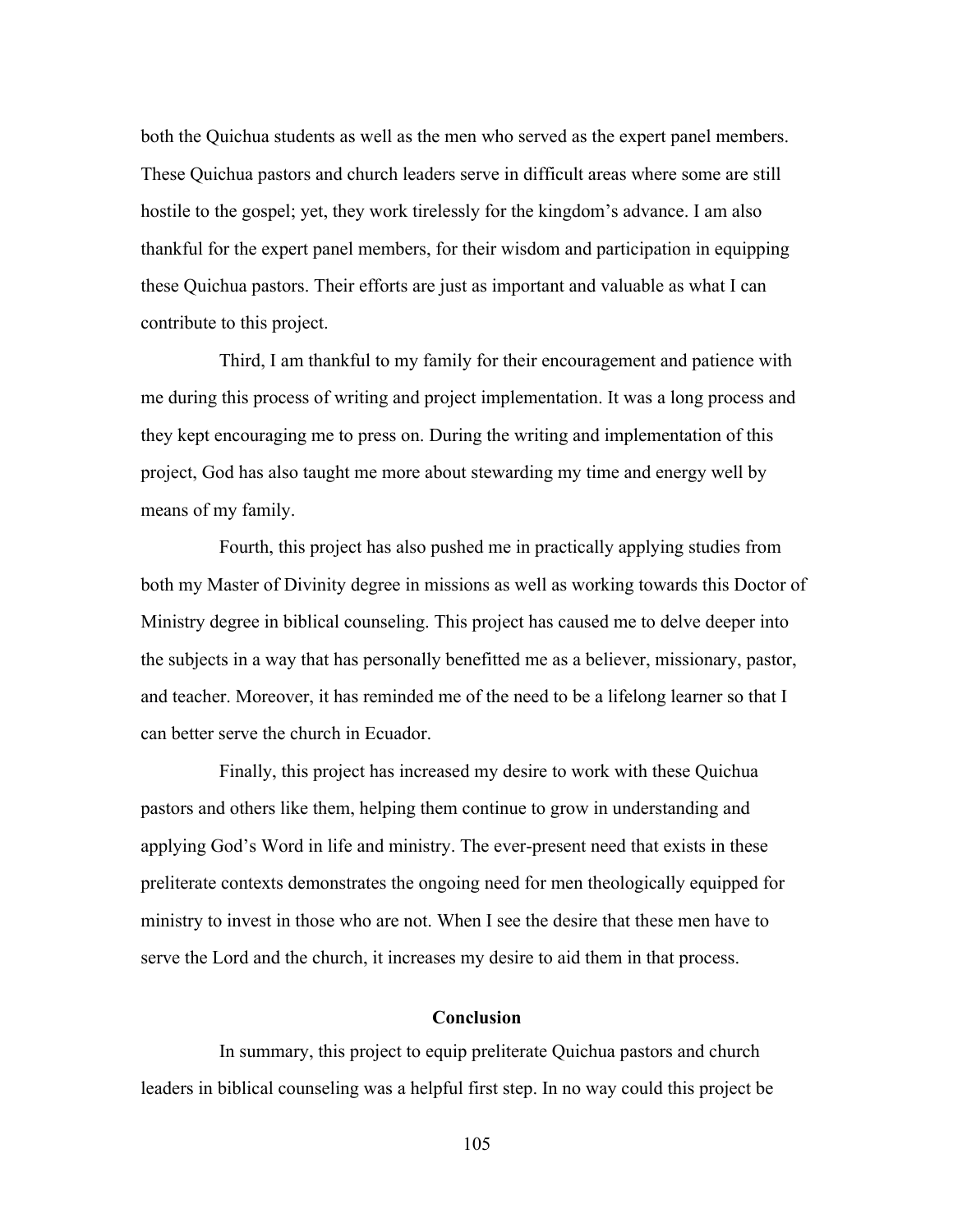both the Quichua students as well as the men who served as the expert panel members. These Quichua pastors and church leaders serve in difficult areas where some are still hostile to the gospel; yet, they work tirelessly for the kingdom's advance. I am also thankful for the expert panel members, for their wisdom and participation in equipping these Quichua pastors. Their efforts are just as important and valuable as what I can contribute to this project.

Third, I am thankful to my family for their encouragement and patience with me during this process of writing and project implementation. It was a long process and they kept encouraging me to press on. During the writing and implementation of this project, God has also taught me more about stewarding my time and energy well by means of my family.

Fourth, this project has also pushed me in practically applying studies from both my Master of Divinity degree in missions as well as working towards this Doctor of Ministry degree in biblical counseling. This project has caused me to delve deeper into the subjects in a way that has personally benefitted me as a believer, missionary, pastor, and teacher. Moreover, it has reminded me of the need to be a lifelong learner so that I can better serve the church in Ecuador.

Finally, this project has increased my desire to work with these Quichua pastors and others like them, helping them continue to grow in understanding and applying God's Word in life and ministry. The ever-present need that exists in these preliterate contexts demonstrates the ongoing need for men theologically equipped for ministry to invest in those who are not. When I see the desire that these men have to serve the Lord and the church, it increases my desire to aid them in that process.

## Conclusion

In summary, this project to equip preliterate Quichua pastors and church leaders in biblical counseling was a helpful first step. In no way could this project be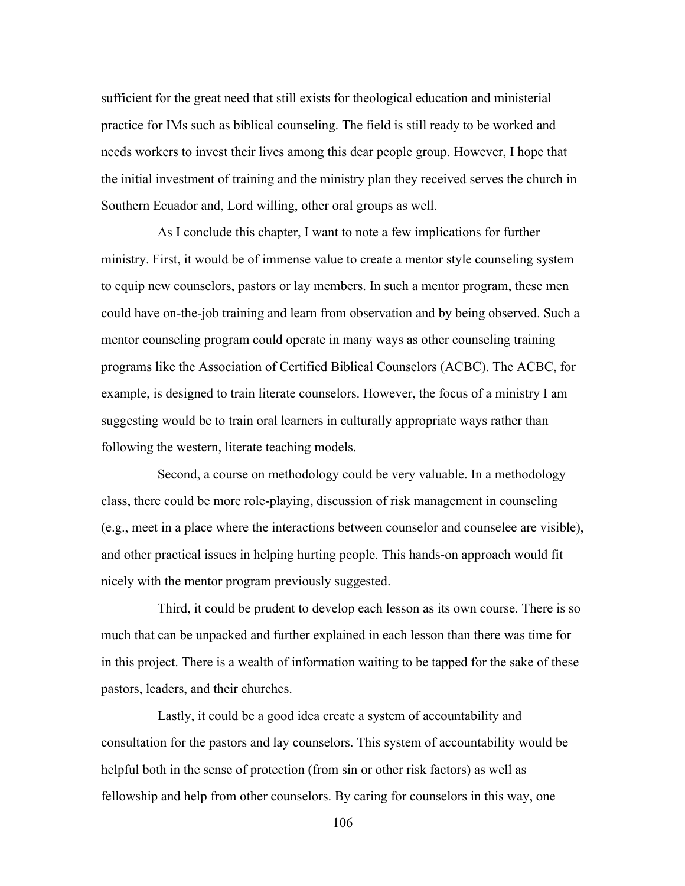sufficient for the great need that still exists for theological education and ministerial practice for IMs such as biblical counseling. The field is still ready to be worked and needs workers to invest their lives among this dear people group. However, I hope that the initial investment of training and the ministry plan they received serves the church in Southern Ecuador and, Lord willing, other oral groups as well.

As I conclude this chapter, I want to note a few implications for further ministry. First, it would be of immense value to create a mentor style counseling system to equip new counselors, pastors or lay members. In such a mentor program, these men could have on-the-job training and learn from observation and by being observed. Such a mentor counseling program could operate in many ways as other counseling training programs like the Association of Certified Biblical Counselors (ACBC). The ACBC, for example, is designed to train literate counselors. However, the focus of a ministry I am suggesting would be to train oral learners in culturally appropriate ways rather than following the western, literate teaching models.

Second, a course on methodology could be very valuable. In a methodology class, there could be more role-playing, discussion of risk management in counseling (e.g., meet in a place where the interactions between counselor and counselee are visible), and other practical issues in helping hurting people. This hands-on approach would fit nicely with the mentor program previously suggested.

Third, it could be prudent to develop each lesson as its own course. There is so much that can be unpacked and further explained in each lesson than there was time for in this project. There is a wealth of information waiting to be tapped for the sake of these pastors, leaders, and their churches.

Lastly, it could be a good idea create a system of accountability and consultation for the pastors and lay counselors. This system of accountability would be helpful both in the sense of protection (from sin or other risk factors) as well as fellowship and help from other counselors. By caring for counselors in this way, one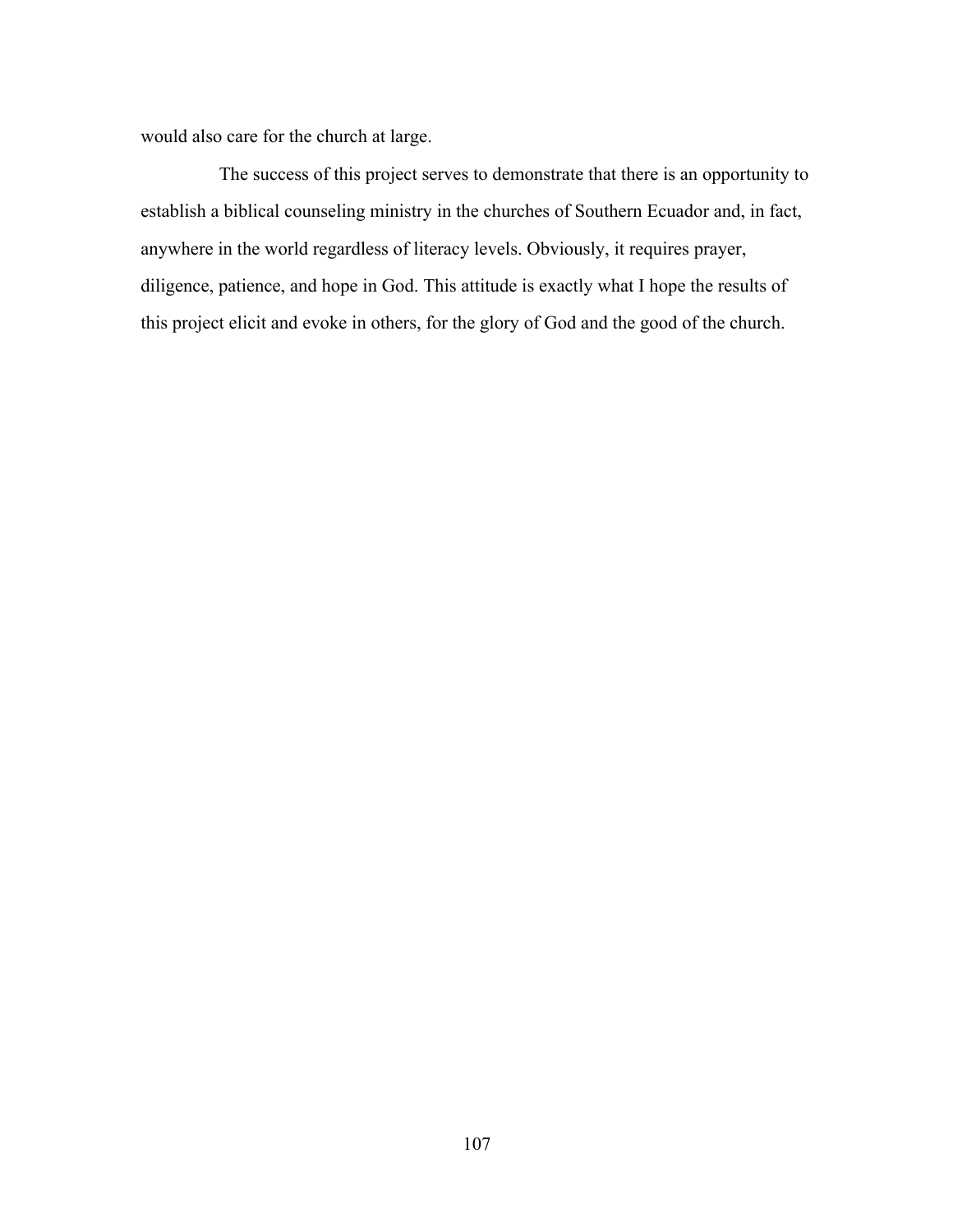would also care for the church at large.

The success of this project serves to demonstrate that there is an opportunity to establish a biblical counseling ministry in the churches of Southern Ecuador and, in fact, anywhere in the world regardless of literacy levels. Obviously, it requires prayer, diligence, patience, and hope in God. This attitude is exactly what I hope the results of this project elicit and evoke in others, for the glory of God and the good of the church.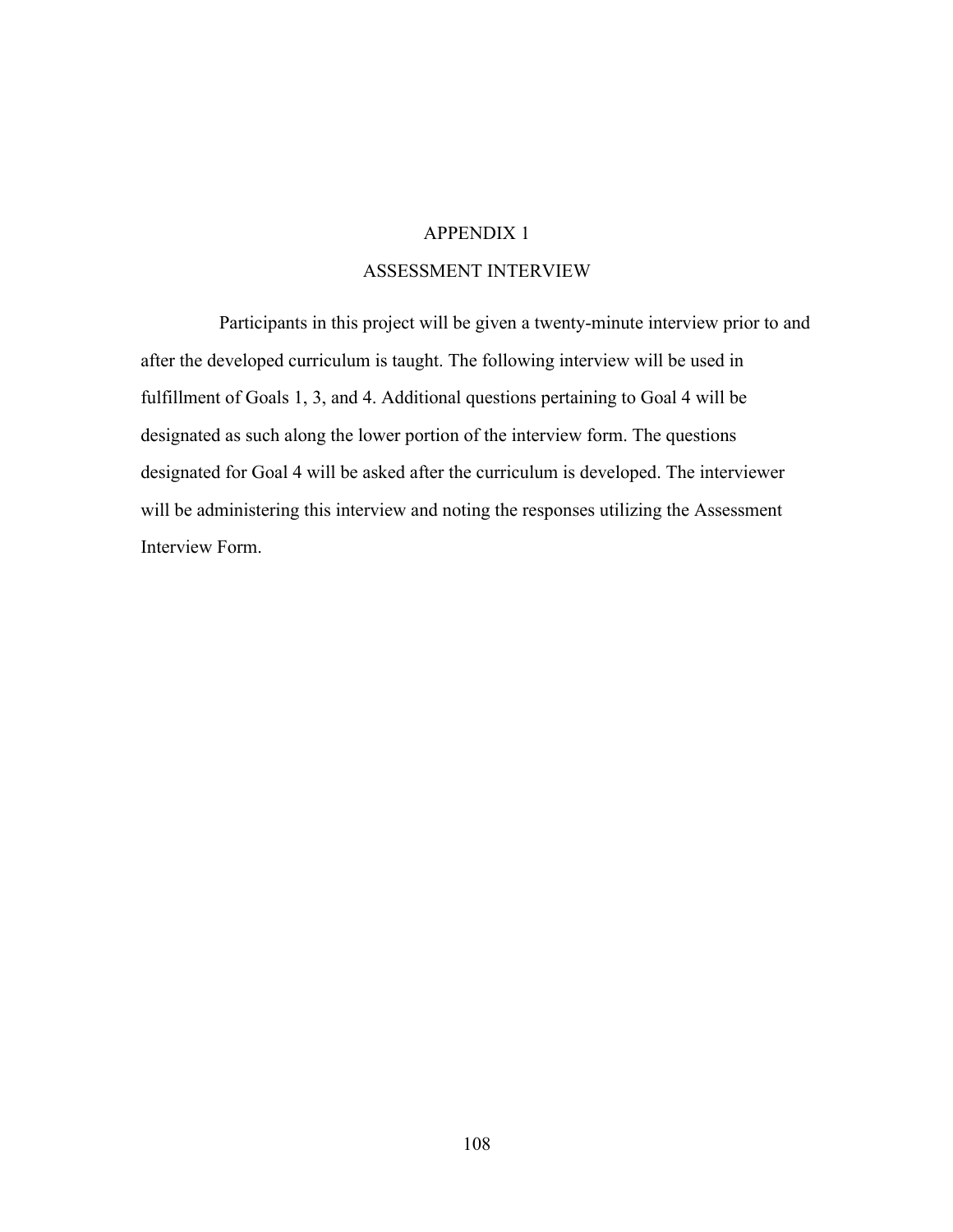# APPENDIX 1

## ASSESSMENT INTERVIEW

Participants in this project will be given a twenty-minute interview prior to and after the developed curriculum is taught. The following interview will be used in fulfillment of Goals 1, 3, and 4. Additional questions pertaining to Goal 4 will be designated as such along the lower portion of the interview form. The questions designated for Goal 4 will be asked after the curriculum is developed. The interviewer will be administering this interview and noting the responses utilizing the Assessment Interview Form.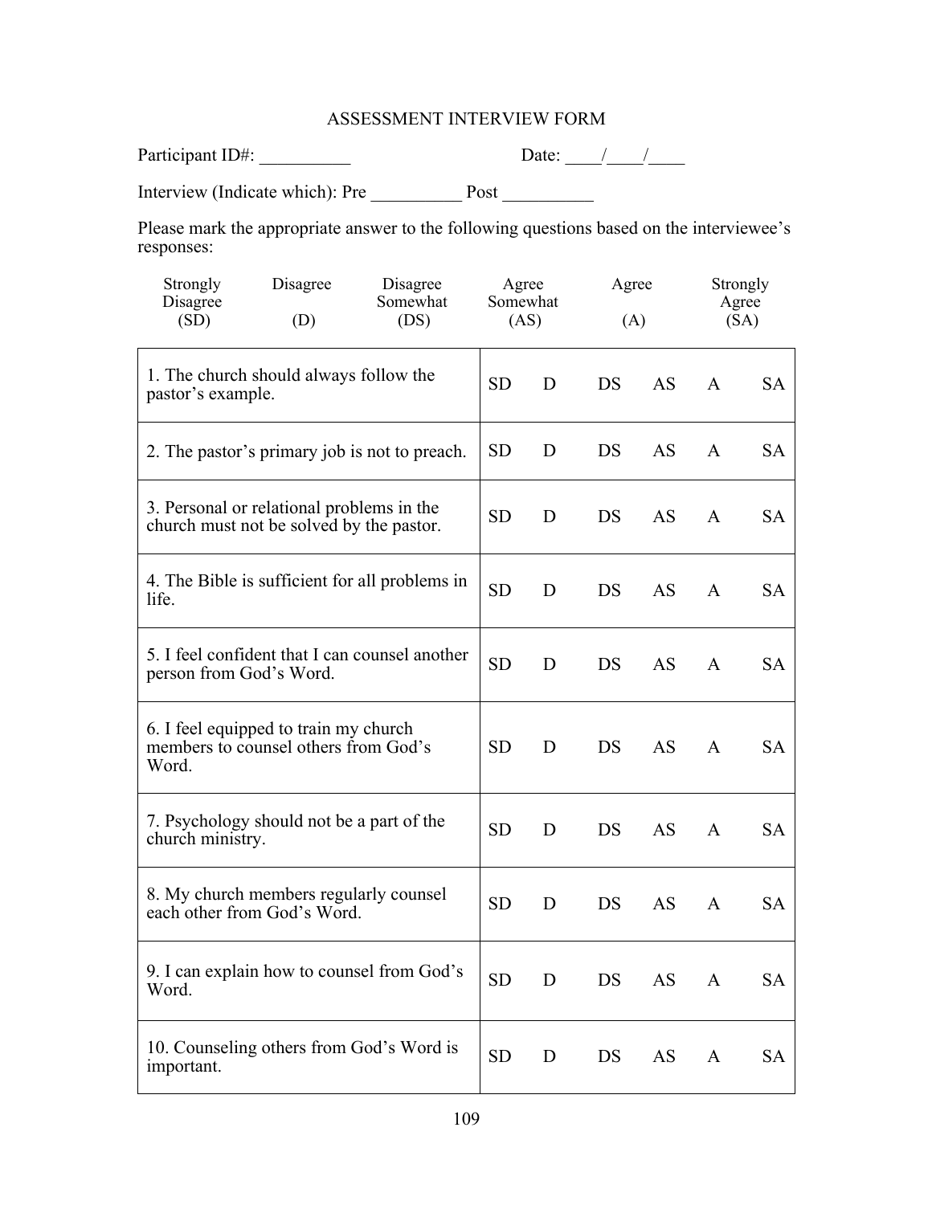ASSESSMENT INTERVIEW FORM

Participant ID#: __________ Date: ____/____/____

Interview (Indicate which): Pre __________ Post __________

Please mark the appropriate answer to the following questions based on the interviewee's responses:

| Strongly Disagree (SD) | Disagree (D) | Disagree Somewhat (DS) | Agree Somewhat (AS) | Agree (A) | Strongly Agree (SA) |
|---|---|---|---|---|---|

| Statement | | | | | | |
|---|---|---|---|---|---|---|
| 1. The church should always follow the pastor's example. | SD | D | DS | AS | A | SA |
| 2. The pastor's primary job is not to preach. | SD | D | DS | AS | A | SA |
| 3. Personal or relational problems in the church must not be solved by the pastor. | SD | D | DS | AS | A | SA |
| 4. The Bible is sufficient for all problems in life. | SD | D | DS | AS | A | SA |
| 5. I feel confident that I can counsel another person from God's Word. | SD | D | DS | AS | A | SA |
| 6. I feel equipped to train my church members to counsel others from God's Word. | SD | D | DS | AS | A | SA |
| 7. Psychology should not be a part of the church ministry. | SD | D | DS | AS | A | SA |
| 8. My church members regularly counsel each other from God's Word. | SD | D | DS | AS | A | SA |
| 9. I can explain how to counsel from God's Word. | SD | D | DS | AS | A | SA |
| 10. Counseling others from God's Word is important. | SD | D | DS | AS | A | SA |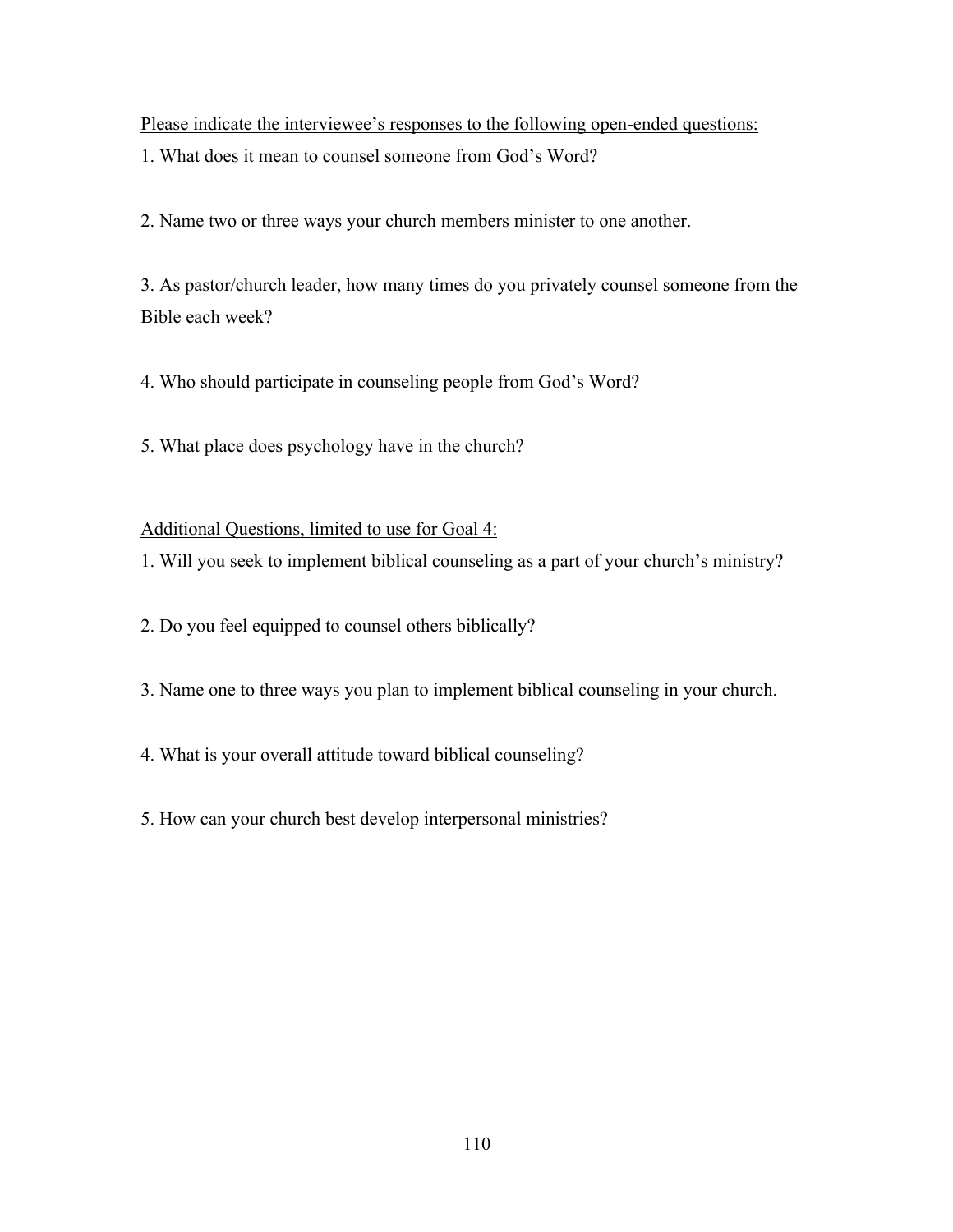<u>Please indicate the interviewee's responses to the following open-ended questions:</u>

1. What does it mean to counsel someone from God's Word?

2. Name two or three ways your church members minister to one another.

3. As pastor/church leader, how many times do you privately counsel someone from the Bible each week?

4. Who should participate in counseling people from God's Word?

5. What place does psychology have in the church?

<u>Additional Questions, limited to use for Goal 4:</u>

1. Will you seek to implement biblical counseling as a part of your church's ministry?

2. Do you feel equipped to counsel others biblically?

3. Name one to three ways you plan to implement biblical counseling in your church.

4. What is your overall attitude toward biblical counseling?

5. How can your church best develop interpersonal ministries?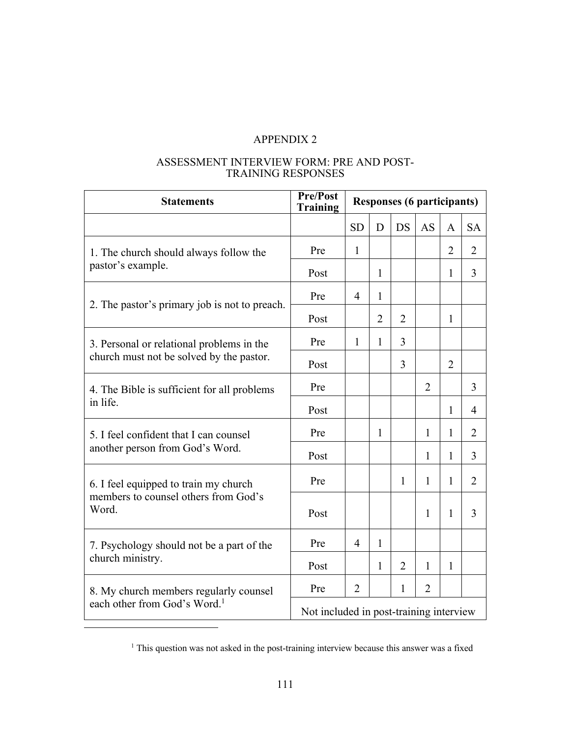# APPENDIX 2

## ASSESSMENT INTERVIEW FORM: PRE AND POST-TRAINING RESPONSES

| Statements | Pre/Post Training | Responses (6 participants) | | | | | |
|---|---|---|---|---|---|---|---|
| | | SD | D | DS | AS | A | SA |
| 1. The church should always follow the pastor's example. | Pre | 1 | | | | 2 | 2 |
| | Post | | 1 | | | 1 | 3 |
| 2. The pastor's primary job is not to preach. | Pre | 4 | 1 | | | | |
| | Post | | 2 | 2 | | 1 | |
| 3. Personal or relational problems in the church must not be solved by the pastor. | Pre | 1 | 1 | 3 | | | |
| | Post | | | 3 | | 2 | |
| 4. The Bible is sufficient for all problems in life. | Pre | | | | 2 | | 3 |
| | Post | | | | | 1 | 4 |
| 5. I feel confident that I can counsel another person from God's Word. | Pre | | 1 | | 1 | 1 | 2 |
| | Post | | | | 1 | 1 | 3 |
| 6. I feel equipped to train my church members to counsel others from God's Word. | Pre | | | 1 | 1 | 1 | 2 |
| | Post | | | | 1 | 1 | 3 |
| 7. Psychology should not be a part of the church ministry. | Pre | 4 | 1 | | | | |
| | Post | | 1 | 2 | 1 | 1 | |
| 8. My church members regularly counsel each other from God's Word.[1] | Pre | 2 | | 1 | 2 | | |
| | Not included in post-training interview | | | | | | |

[1] This question was not asked in the post-training interview because this answer was a fixed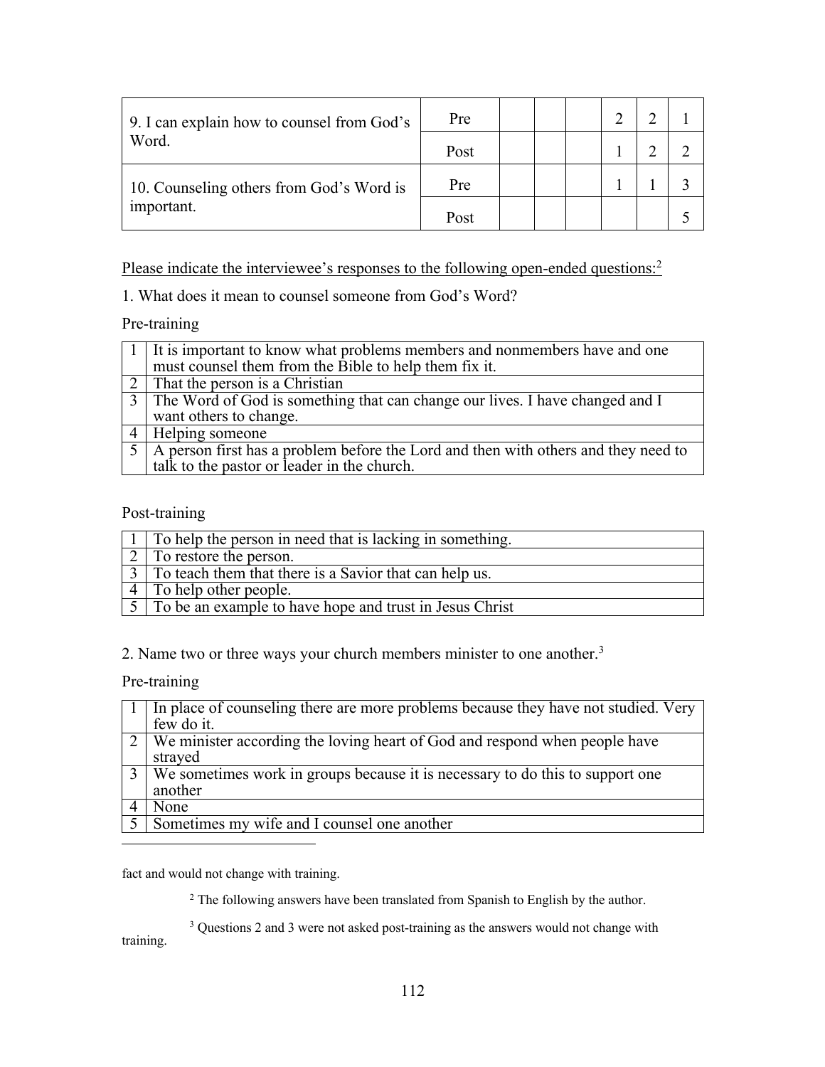| | | | | | | | |
|---|---|---|---|---|---|---|---|
| 9. I can explain how to counsel from God's Word. | Pre | | | | 2 | 2 | 1 |
| | Post | | | | 1 | 2 | 2 |
| 10. Counseling others from God's Word is important. | Pre | | | | 1 | 1 | 3 |
| | Post | | | | | | 5 |

Please indicate the interviewee's responses to the following open-ended questions:[2]

1. What does it mean to counsel someone from God's Word?

Pre-training

| | |
|---|---|
| 1 | It is important to know what problems members and nonmembers have and one must counsel them from the Bible to help them fix it. |
| 2 | That the person is a Christian |
| 3 | The Word of God is something that can change our lives. I have changed and I want others to change. |
| 4 | Helping someone |
| 5 | A person first has a problem before the Lord and then with others and they need to talk to the pastor or leader in the church. |

Post-training

| | |
|---|---|
| 1 | To help the person in need that is lacking in something. |
| 2 | To restore the person. |
| 3 | To teach them that there is a Savior that can help us. |
| 4 | To help other people. |
| 5 | To be an example to have hope and trust in Jesus Christ |

2. Name two or three ways your church members minister to one another.[3]

Pre-training

| | |
|---|---|
| 1 | In place of counseling there are more problems because they have not studied. Very few do it. |
| 2 | We minister according the loving heart of God and respond when people have strayed |
| 3 | We sometimes work in groups because it is necessary to do this to support one another |
| 4 | None |
| 5 | Sometimes my wife and I counsel one another |

---

fact and would not change with training.

[2] The following answers have been translated from Spanish to English by the author.

[3] Questions 2 and 3 were not asked post-training as the answers would not change with training.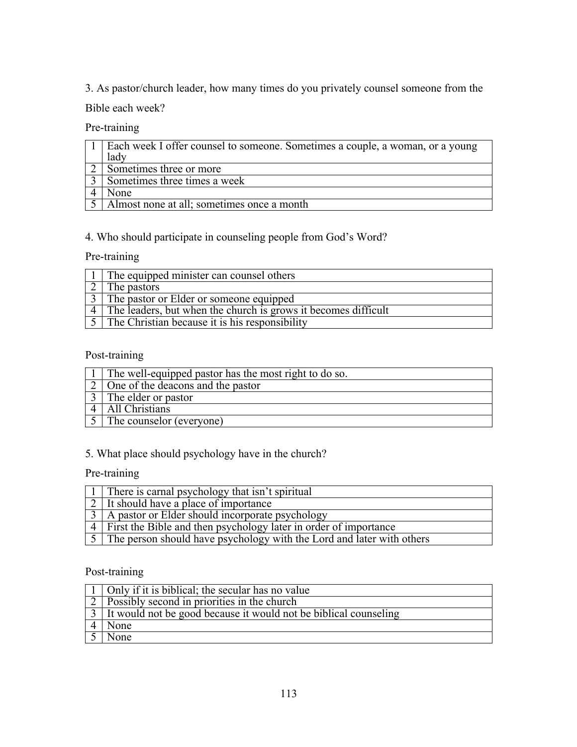3. As pastor/church leader, how many times do you privately counsel someone from the Bible each week?

Pre-training

| | |
|---|---|
| 1 | Each week I offer counsel to someone. Sometimes a couple, a woman, or a young lady |
| 2 | Sometimes three or more |
| 3 | Sometimes three times a week |
| 4 | None |
| 5 | Almost none at all; sometimes once a month |

4. Who should participate in counseling people from God's Word?

Pre-training

| | |
|---|---|
| 1 | The equipped minister can counsel others |
| 2 | The pastors |
| 3 | The pastor or Elder or someone equipped |
| 4 | The leaders, but when the church is grows it becomes difficult |
| 5 | The Christian because it is his responsibility |

Post-training

| | |
|---|---|
| 1 | The well-equipped pastor has the most right to do so. |
| 2 | One of the deacons and the pastor |
| 3 | The elder or pastor |
| 4 | All Christians |
| 5 | The counselor (everyone) |

5. What place should psychology have in the church?

Pre-training

| | |
|---|---|
| 1 | There is carnal psychology that isn't spiritual |
| 2 | It should have a place of importance |
| 3 | A pastor or Elder should incorporate psychology |
| 4 | First the Bible and then psychology later in order of importance |
| 5 | The person should have psychology with the Lord and later with others |

Post-training

| | |
|---|---|
| 1 | Only if it is biblical; the secular has no value |
| 2 | Possibly second in priorities in the church |
| 3 | It would not be good because it would not be biblical counseling |
| 4 | None |
| 5 | None |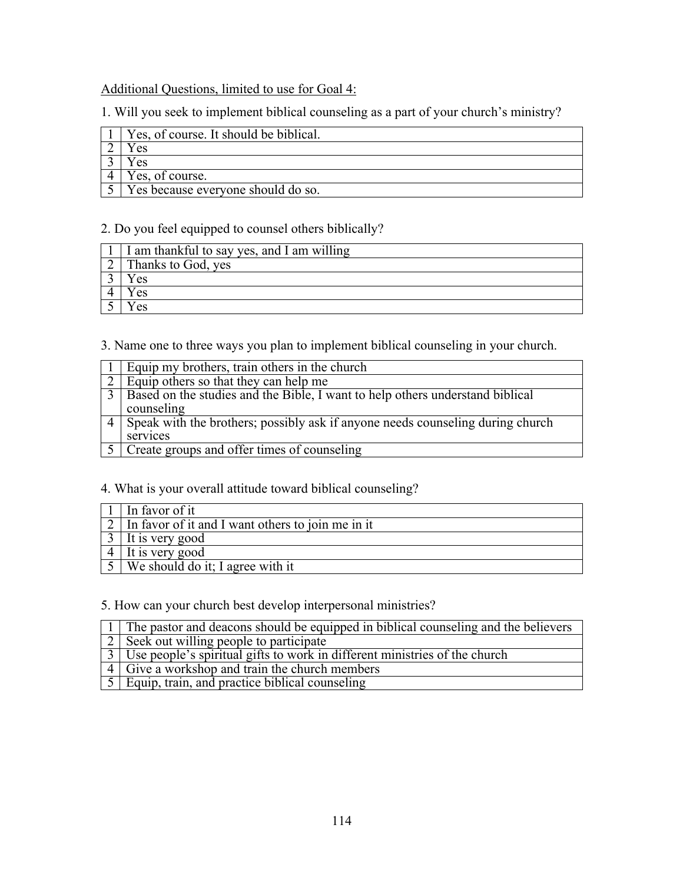Additional Questions, limited to use for Goal 4:

1. Will you seek to implement biblical counseling as a part of your church's ministry?

| | |
|---|---|
| 1 | Yes, of course. It should be biblical. |
| 2 | Yes |
| 3 | Yes |
| 4 | Yes, of course. |
| 5 | Yes because everyone should do so. |

2. Do you feel equipped to counsel others biblically?

| | |
|---|---|
| 1 | I am thankful to say yes, and I am willing |
| 2 | Thanks to God, yes |
| 3 | Yes |
| 4 | Yes |
| 5 | Yes |

3. Name one to three ways you plan to implement biblical counseling in your church.

| | |
|---|---|
| 1 | Equip my brothers, train others in the church |
| 2 | Equip others so that they can help me |
| 3 | Based on the studies and the Bible, I want to help others understand biblical counseling |
| 4 | Speak with the brothers; possibly ask if anyone needs counseling during church services |
| 5 | Create groups and offer times of counseling |

4. What is your overall attitude toward biblical counseling?

| | |
|---|---|
| 1 | In favor of it |
| 2 | In favor of it and I want others to join me in it |
| 3 | It is very good |
| 4 | It is very good |
| 5 | We should do it; I agree with it |

5. How can your church best develop interpersonal ministries?

| | |
|---|---|
| 1 | The pastor and deacons should be equipped in biblical counseling and the believers |
| 2 | Seek out willing people to participate |
| 3 | Use people's spiritual gifts to work in different ministries of the church |
| 4 | Give a workshop and train the church members |
| 5 | Equip, train, and practice biblical counseling |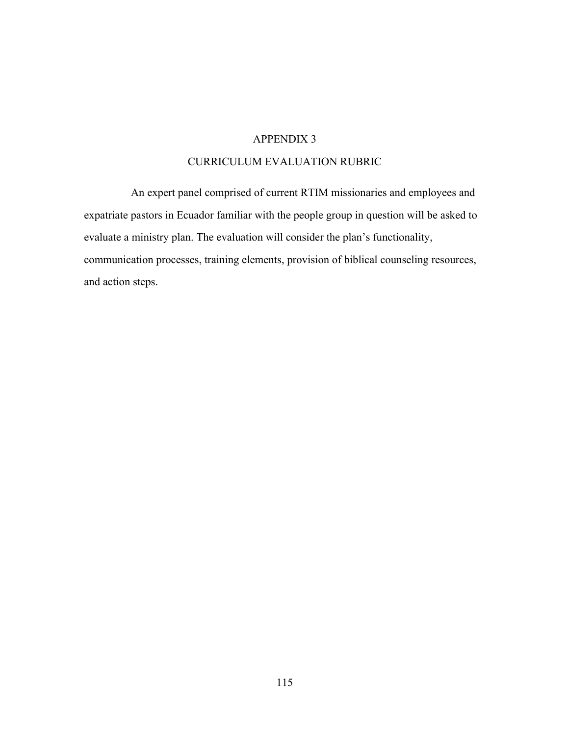# APPENDIX 3

## CURRICULUM EVALUATION RUBRIC

An expert panel comprised of current RTIM missionaries and employees and expatriate pastors in Ecuador familiar with the people group in question will be asked to evaluate a ministry plan. The evaluation will consider the plan's functionality, communication processes, training elements, provision of biblical counseling resources, and action steps.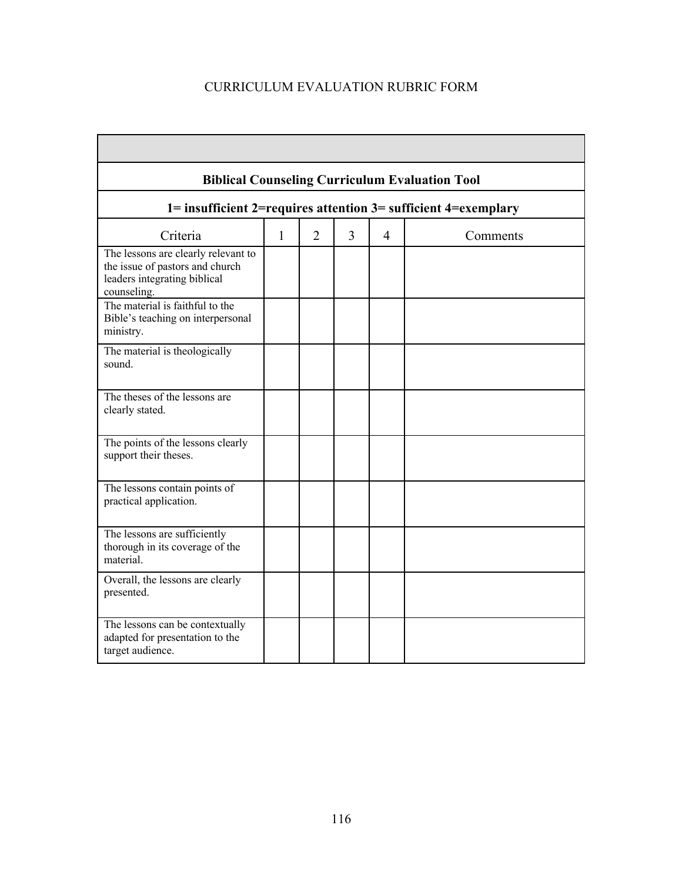CURRICULUM EVALUATION RUBRIC FORM

| **Biblical Counseling Curriculum Evaluation Tool** | | | | | |
|---|---|---|---|---|---|
| **1= insufficient 2=requires attention 3= sufficient 4=exemplary** | | | | | |
| Criteria | 1 | 2 | 3 | 4 | Comments |
| The lessons are clearly relevant to the issue of pastors and church leaders integrating biblical counseling. | | | | | |
| The material is faithful to the Bible’s teaching on interpersonal ministry. | | | | | |
| The material is theologically sound. | | | | | |
| The theses of the lessons are clearly stated. | | | | | |
| The points of the lessons clearly support their theses. | | | | | |
| The lessons contain points of practical application. | | | | | |
| The lessons are sufficiently thorough in its coverage of the material. | | | | | |
| Overall, the lessons are clearly presented. | | | | | |
| The lessons can be contextually adapted for presentation to the target audience. | | | | | |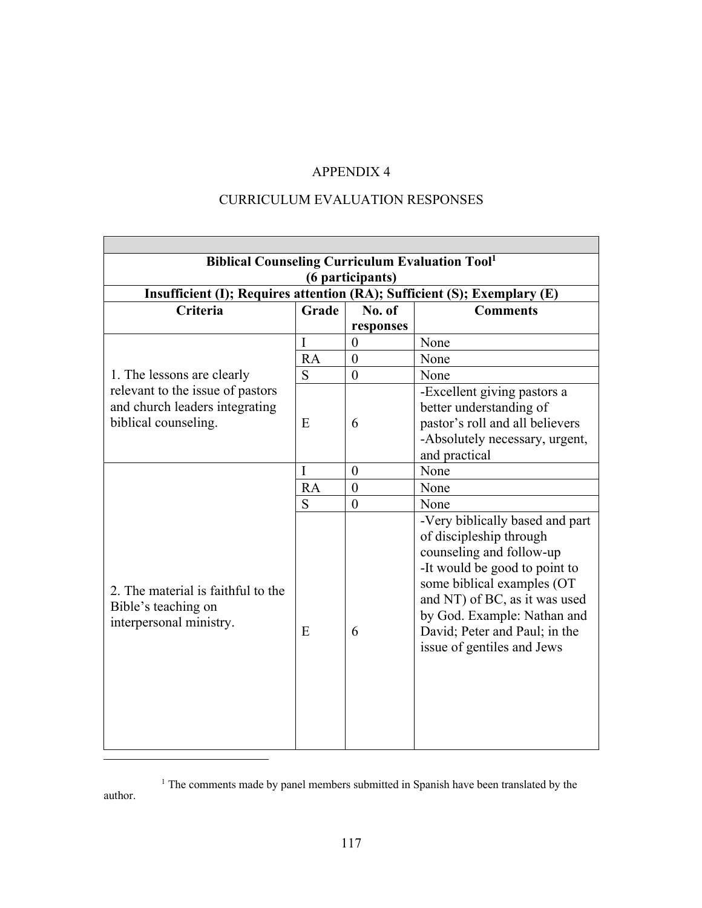APPENDIX 4

CURRICULUM EVALUATION RESPONSES

| Biblical Counseling Curriculum Evaluation Tool[1] (6 participants) | | | |
|---|---|---|---|
| **Insufficient (I); Requires attention (RA); Sufficient (S); Exemplary (E)** | | | |
| **Criteria** | **Grade** | **No. of responses** | **Comments** |
| 1. The lessons are clearly relevant to the issue of pastors and church leaders integrating biblical counseling. | I | 0 | None |
| | RA | 0 | None |
| | S | 0 | None |
| | E | 6 | -Excellent giving pastors a better understanding of pastor's roll and all believers<br>-Absolutely necessary, urgent, and practical |
| 2. The material is faithful to the Bible's teaching on interpersonal ministry. | I | 0 | None |
| | RA | 0 | None |
| | S | 0 | None |
| | E | 6 | -Very biblically based and part of discipleship through counseling and follow-up<br>-It would be good to point to some biblical examples (OT and NT) of BC, as it was used by God. Example: Nathan and David; Peter and Paul; in the issue of gentiles and Jews |

[1] The comments made by panel members submitted in Spanish have been translated by the author.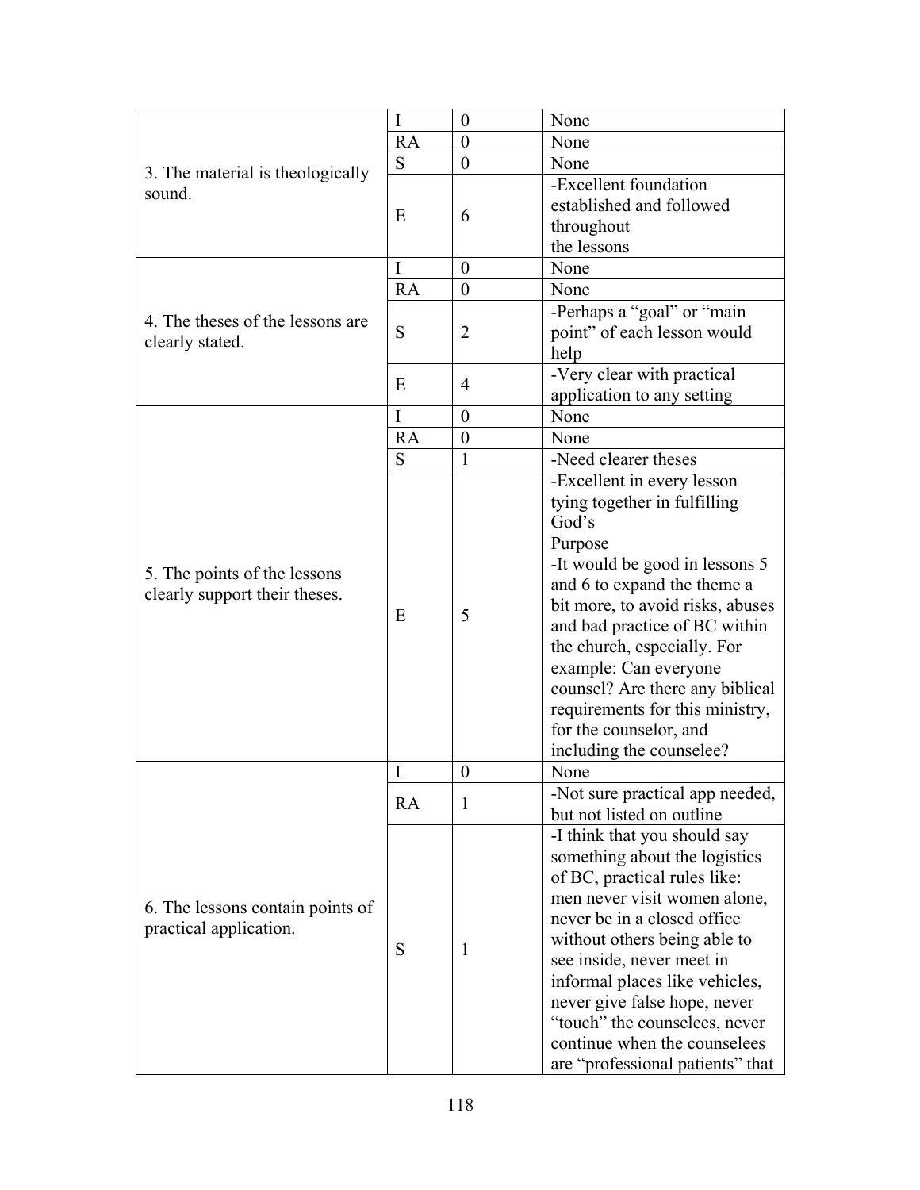| | | | |
|---|---|---|---|
| 3. The material is theologically sound. | I | 0 | None |
| | RA | 0 | None |
| | S | 0 | None |
| | E | 6 | -Excellent foundation established and followed throughout the lessons |
| 4. The theses of the lessons are clearly stated. | I | 0 | None |
| | RA | 0 | None |
| | S | 2 | -Perhaps a "goal" or "main point" of each lesson would help |
| | E | 4 | -Very clear with practical application to any setting |
| 5. The points of the lessons clearly support their theses. | I | 0 | None |
| | RA | 0 | None |
| | S | 1 | -Need clearer theses |
| | E | 5 | -Excellent in every lesson tying together in fulfilling God's Purpose<br>-It would be good in lessons 5 and 6 to expand the theme a bit more, to avoid risks, abuses and bad practice of BC within the church, especially. For example: Can everyone counsel? Are there any biblical requirements for this ministry, for the counselor, and including the counselee? |
| 6. The lessons contain points of practical application. | I | 0 | None |
| | RA | 1 | -Not sure practical app needed, but not listed on outline |
| | S | 1 | -I think that you should say something about the logistics of BC, practical rules like: men never visit women alone, never be in a closed office without others being able to see inside, never meet in informal places like vehicles, never give false hope, never "touch" the counselees, never continue when the counselees are "professional patients" that |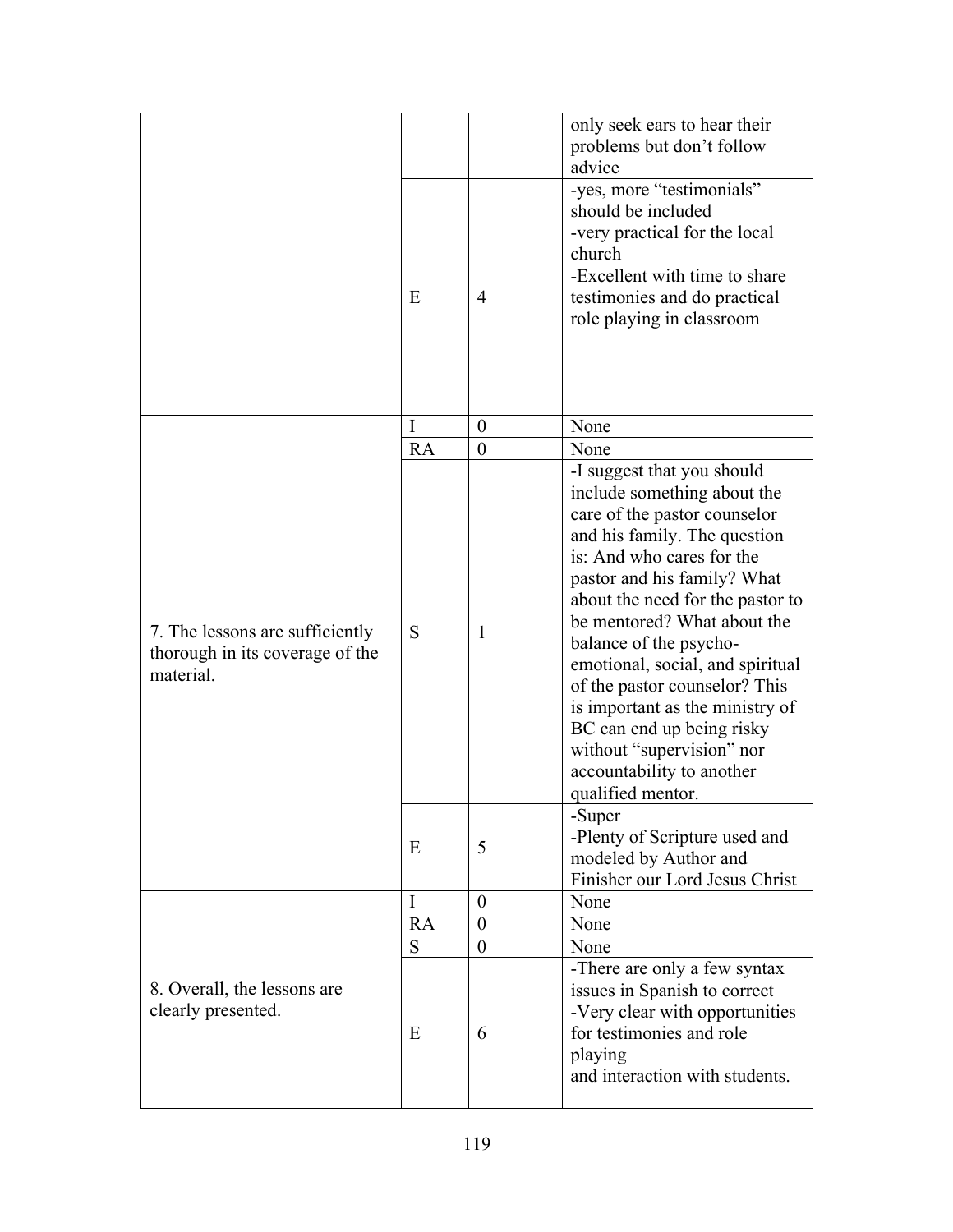| | | | |
|---|---|---|---|
| | | | only seek ears to hear their problems but don't follow advice |
| | E | 4 | -yes, more "testimonials" should be included<br>-very practical for the local church<br>-Excellent with time to share testimonies and do practical role playing in classroom |
| 7. The lessons are sufficiently thorough in its coverage of the material. | I | 0 | None |
| | RA | 0 | None |
| | S | 1 | -I suggest that you should include something about the care of the pastor counselor and his family. The question is: And who cares for the pastor and his family? What about the need for the pastor to be mentored? What about the balance of the psycho-emotional, social, and spiritual of the pastor counselor? This is important as the ministry of BC can end up being risky without "supervision" nor accountability to another qualified mentor. |
| | E | 5 | -Super<br>-Plenty of Scripture used and modeled by Author and Finisher our Lord Jesus Christ |
| 8. Overall, the lessons are clearly presented. | I | 0 | None |
| | RA | 0 | None |
| | S | 0 | None |
| | E | 6 | -There are only a few syntax issues in Spanish to correct<br>-Very clear with opportunities for testimonies and role playing<br>and interaction with students. |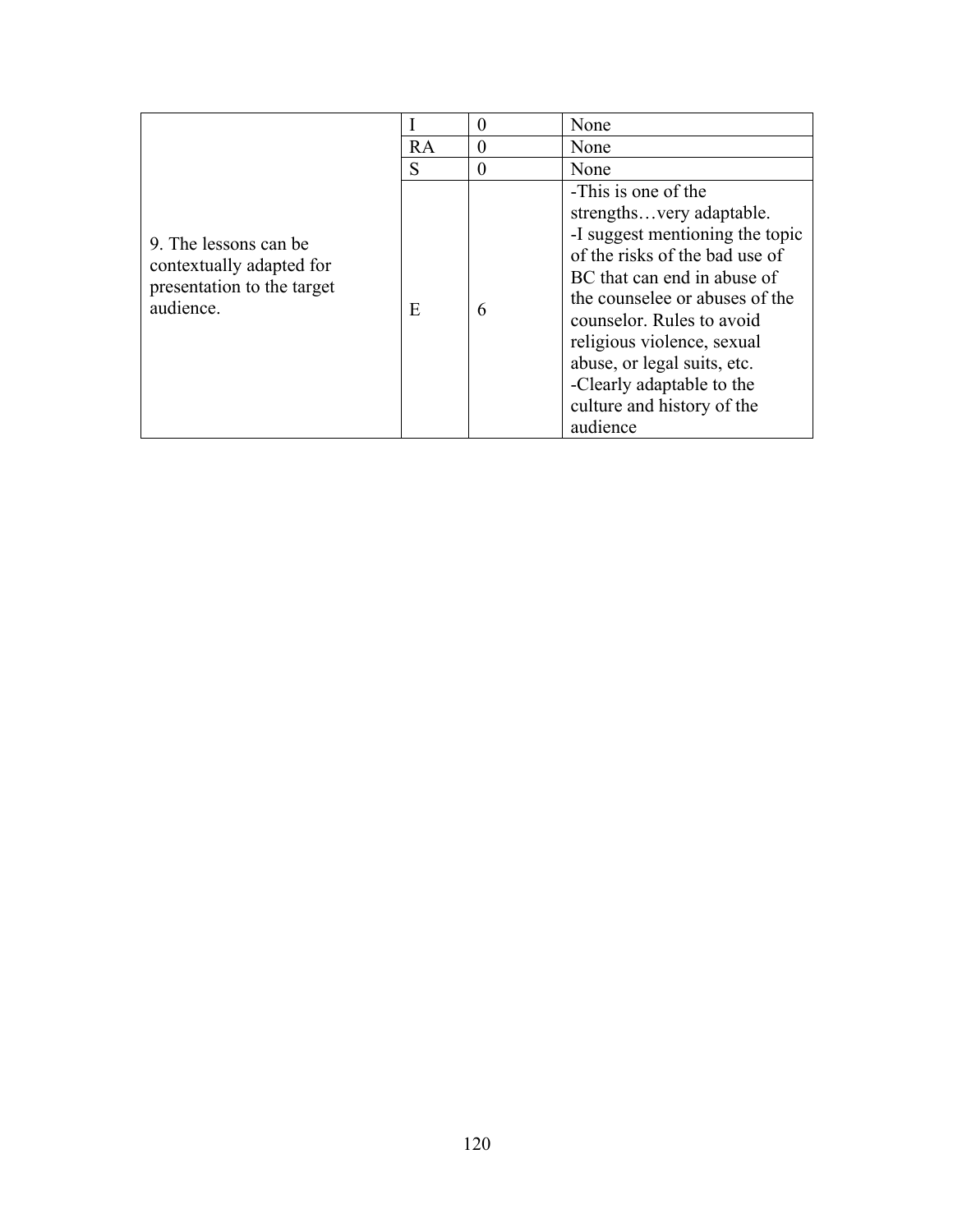| | | | |
|---|---|---|---|
| 9. The lessons can be contextually adapted for presentation to the target audience. | I | 0 | None |
| | RA | 0 | None |
| | S | 0 | None |
| | E | 6 | -This is one of the strengths…very adaptable.<br>-I suggest mentioning the topic of the risks of the bad use of BC that can end in abuse of the counselee or abuses of the counselor. Rules to avoid religious violence, sexual abuse, or legal suits, etc.<br>-Clearly adaptable to the culture and history of the audience |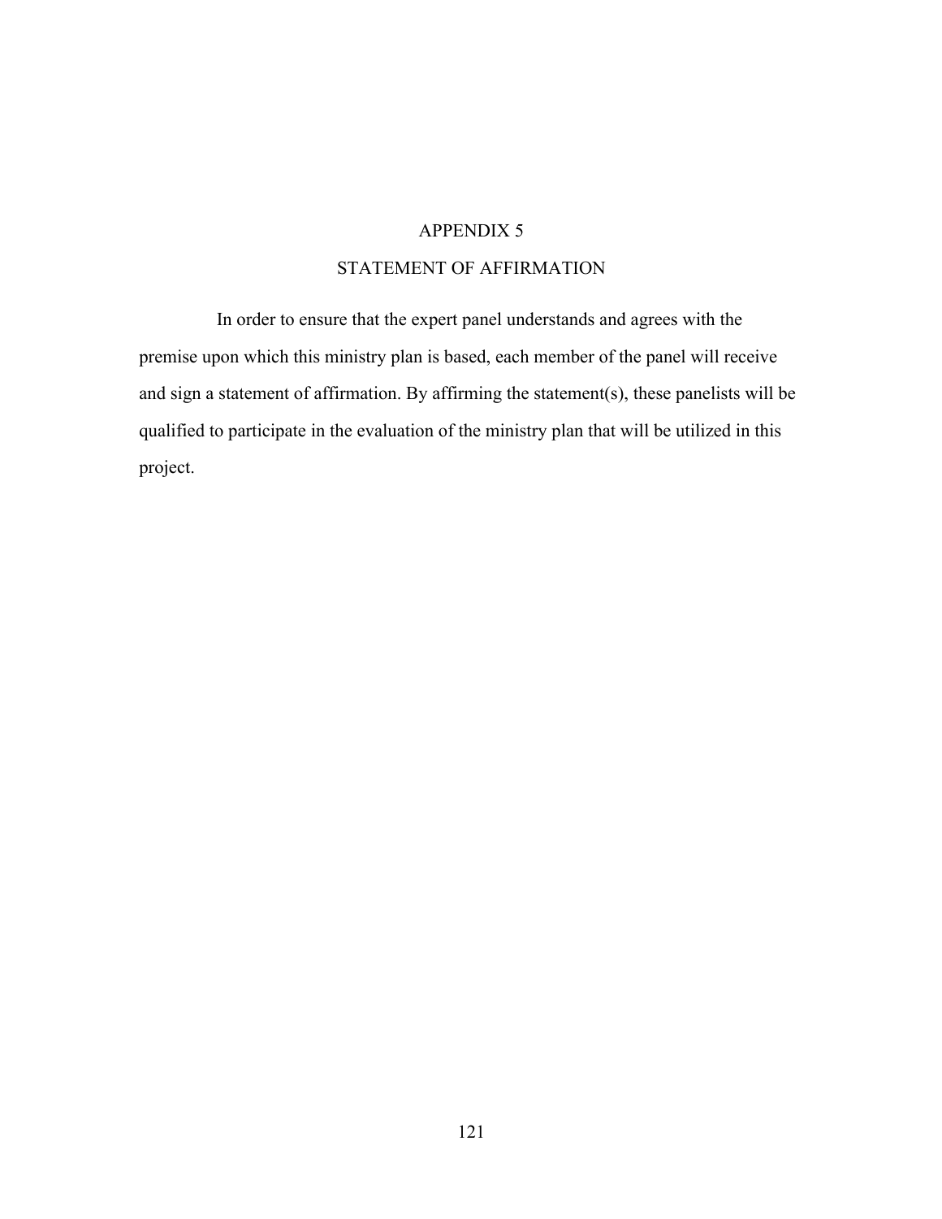# APPENDIX 5

## STATEMENT OF AFFIRMATION

In order to ensure that the expert panel understands and agrees with the premise upon which this ministry plan is based, each member of the panel will receive and sign a statement of affirmation. By affirming the statement(s), these panelists will be qualified to participate in the evaluation of the ministry plan that will be utilized in this project.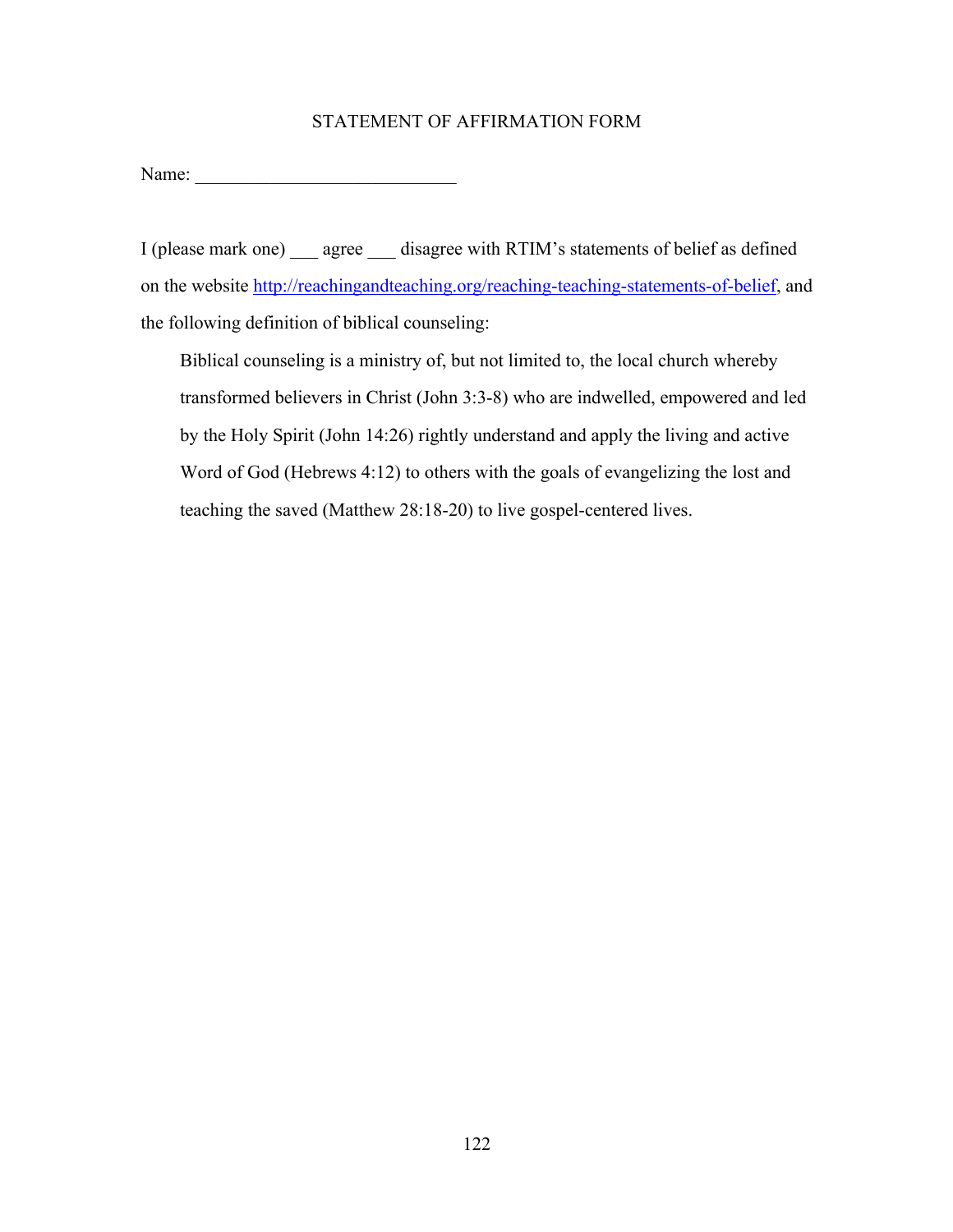# STATEMENT OF AFFIRMATION FORM

Name: ____________________________

I (please mark one) ___ agree ___ disagree with RTIM's statements of belief as defined on the website http://reachingandteaching.org/reaching-teaching-statements-of-belief, and the following definition of biblical counseling:

> Biblical counseling is a ministry of, but not limited to, the local church whereby transformed believers in Christ (John 3:3-8) who are indwelled, empowered and led by the Holy Spirit (John 14:26) rightly understand and apply the living and active Word of God (Hebrews 4:12) to others with the goals of evangelizing the lost and teaching the saved (Matthew 28:18-20) to live gospel-centered lives.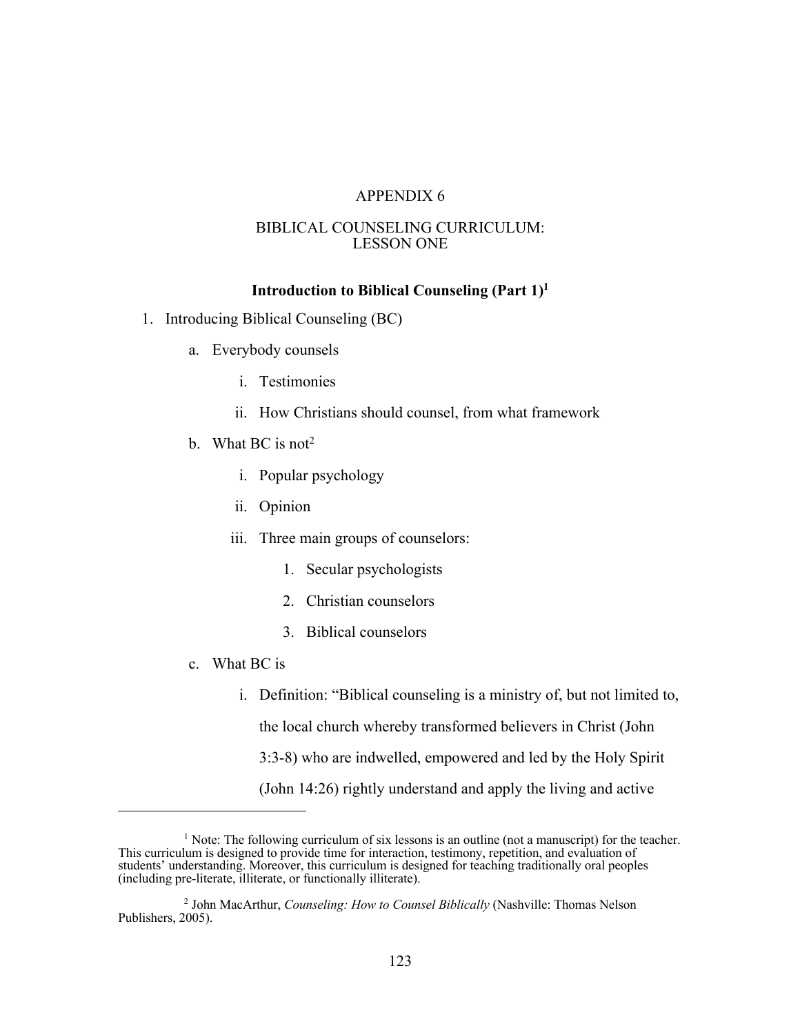# APPENDIX 6

## BIBLICAL COUNSELING CURRICULUM: LESSON ONE

### Introduction to Biblical Counseling (Part 1)[1]

1. Introducing Biblical Counseling (BC)
   a. Everybody counsels
      i. Testimonies
      ii. How Christians should counsel, from what framework
   b. What BC is not[2]
      i. Popular psychology
      ii. Opinion
      iii. Three main groups of counselors:
         1. Secular psychologists
         2. Christian counselors
         3. Biblical counselors
   c. What BC is
      i. Definition: "Biblical counseling is a ministry of, but not limited to, the local church whereby transformed believers in Christ (John 3:3-8) who are indwelled, empowered and led by the Holy Spirit (John 14:26) rightly understand and apply the living and active

---

[1] Note: The following curriculum of six lessons is an outline (not a manuscript) for the teacher. This curriculum is designed to provide time for interaction, testimony, repetition, and evaluation of students' understanding. Moreover, this curriculum is designed for teaching traditionally oral peoples (including pre-literate, illiterate, or functionally illiterate).

[2] John MacArthur, *Counseling: How to Counsel Biblically* (Nashville: Thomas Nelson Publishers, 2005).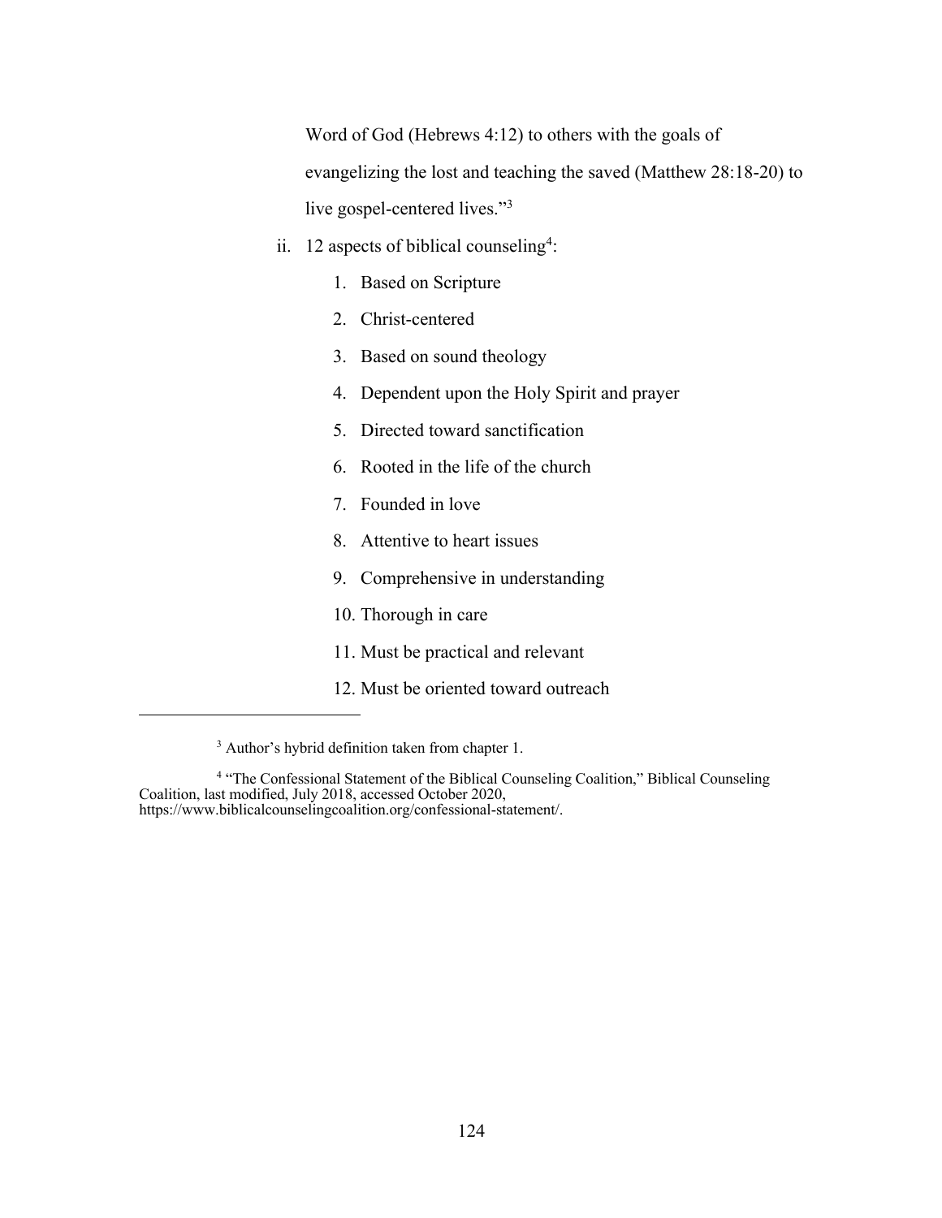Word of God (Hebrews 4:12) to others with the goals of evangelizing the lost and teaching the saved (Matthew 28:18-20) to live gospel-centered lives."[3]

ii. 12 aspects of biblical counseling[4]:

1. Based on Scripture
2. Christ-centered
3. Based on sound theology
4. Dependent upon the Holy Spirit and prayer
5. Directed toward sanctification
6. Rooted in the life of the church
7. Founded in love
8. Attentive to heart issues
9. Comprehensive in understanding
10. Thorough in care
11. Must be practical and relevant
12. Must be oriented toward outreach

---

[3] Author's hybrid definition taken from chapter 1.

[4] "The Confessional Statement of the Biblical Counseling Coalition," Biblical Counseling Coalition, last modified, July 2018, accessed October 2020, https://www.biblicalcounselingcoalition.org/confessional-statement/.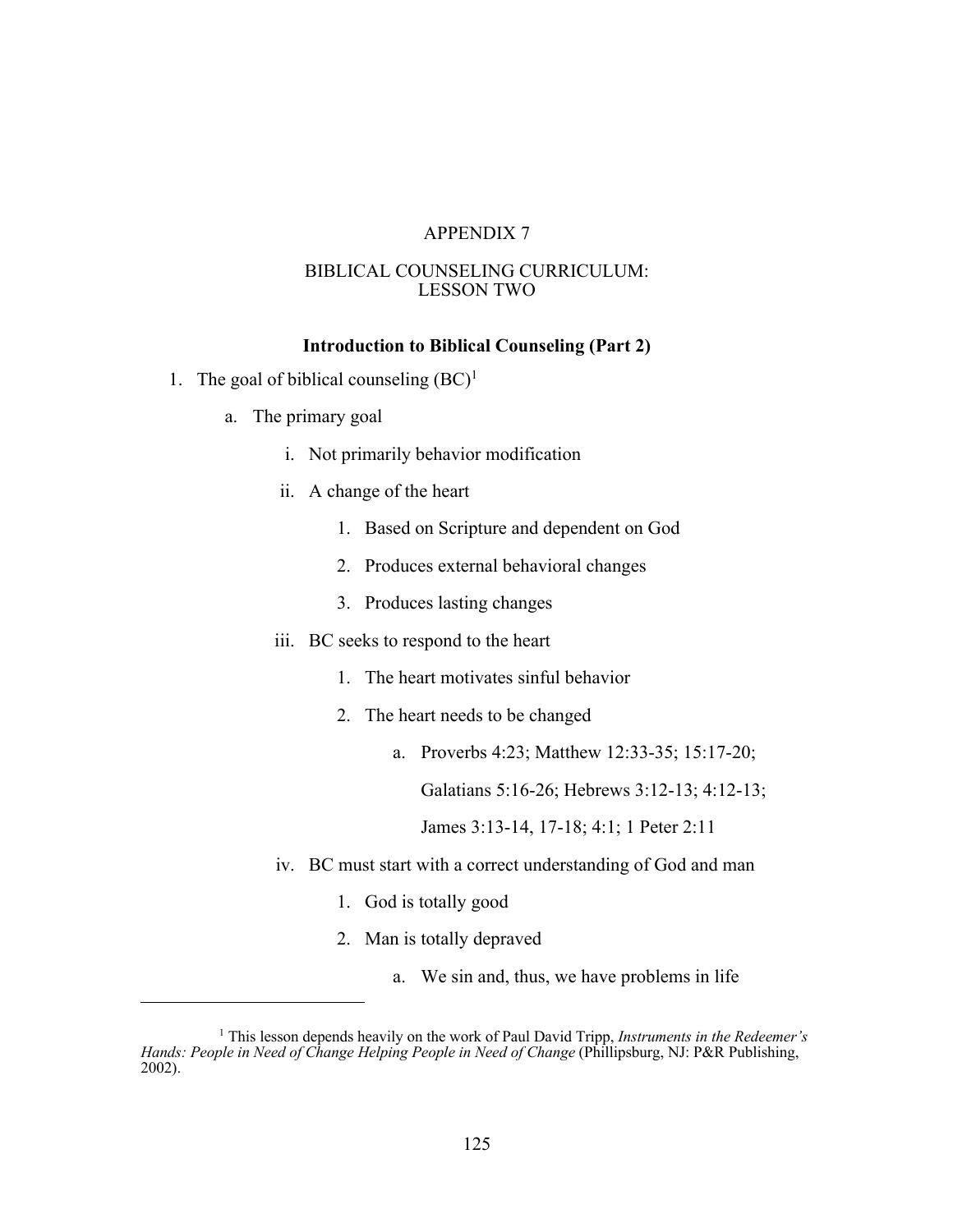APPENDIX 7

BIBLICAL COUNSELING CURRICULUM:
LESSON TWO

**Introduction to Biblical Counseling (Part 2)**

1. The goal of biblical counseling (BC)[1]
   - a. The primary goal
     - i. Not primarily behavior modification
     - ii. A change of the heart
       1. Based on Scripture and dependent on God
       2. Produces external behavioral changes
       3. Produces lasting changes
     - iii. BC seeks to respond to the heart
       1. The heart motivates sinful behavior
       2. The heart needs to be changed
          - a. Proverbs 4:23; Matthew 12:33-35; 15:17-20; Galatians 5:16-26; Hebrews 3:12-13; 4:12-13; James 3:13-14, 17-18; 4:1; 1 Peter 2:11
     - iv. BC must start with a correct understanding of God and man
       1. God is totally good
       2. Man is totally depraved
          - a. We sin and, thus, we have problems in life

---

[1] This lesson depends heavily on the work of Paul David Tripp, *Instruments in the Redeemer's Hands: People in Need of Change Helping People in Need of Change* (Phillipsburg, NJ: P&R Publishing, 2002).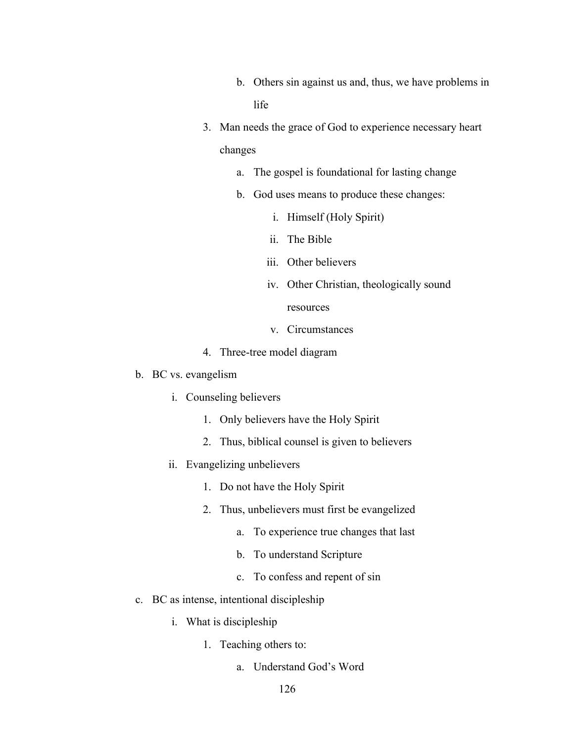b. Others sin against us and, thus, we have problems in life

        3. Man needs the grace of God to experience necessary heart changes

            a. The gospel is foundational for lasting change

            b. God uses means to produce these changes:

                i. Himself (Holy Spirit)

                ii. The Bible

                iii. Other believers

                iv. Other Christian, theologically sound resources

                v. Circumstances

        4. Three-tree model diagram

b. BC vs. evangelism

    i. Counseling believers

        1. Only believers have the Holy Spirit

        2. Thus, biblical counsel is given to believers

    ii. Evangelizing unbelievers

        1. Do not have the Holy Spirit

        2. Thus, unbelievers must first be evangelized

            a. To experience true changes that last

            b. To understand Scripture

            c. To confess and repent of sin

c. BC as intense, intentional discipleship

    i. What is discipleship

        1. Teaching others to:

            a. Understand God's Word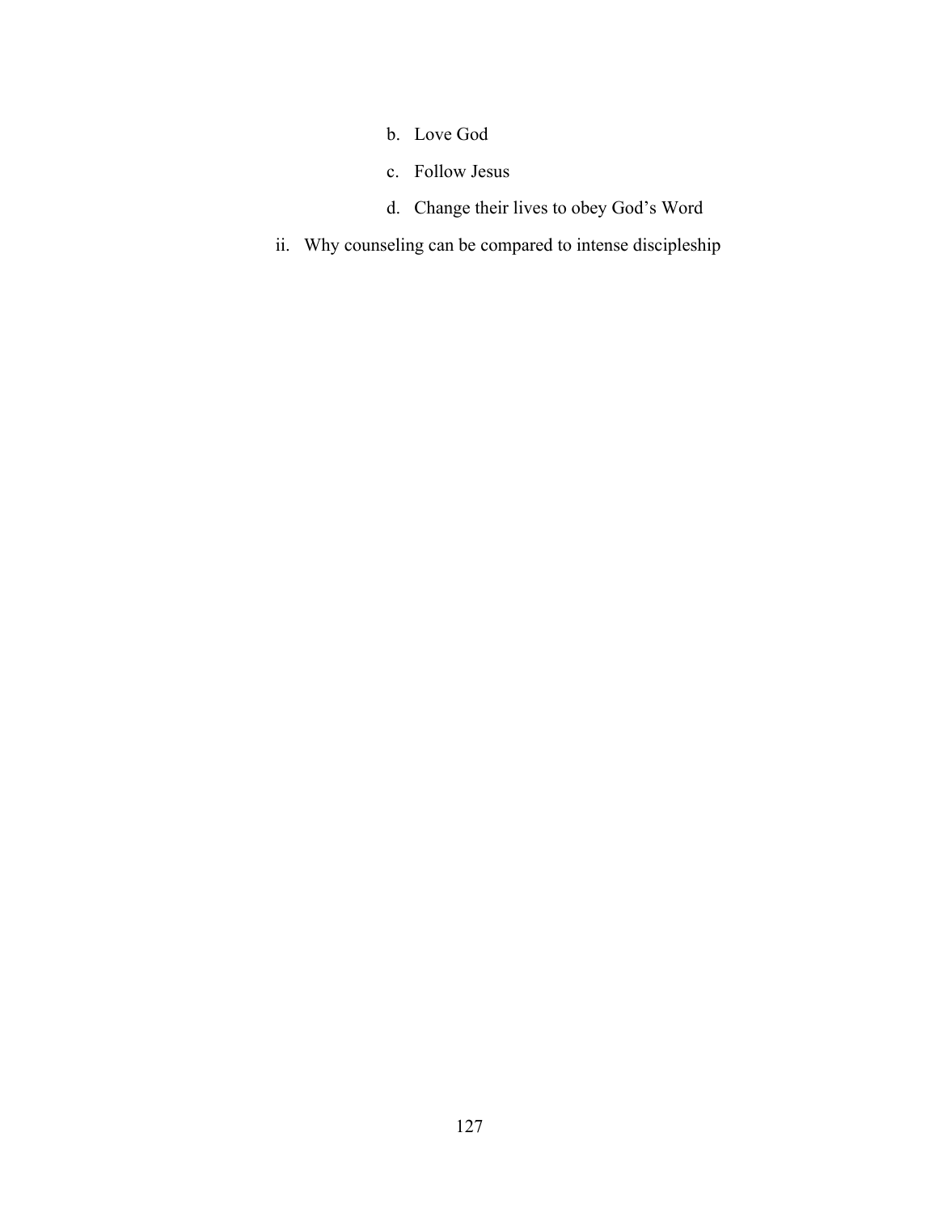b. Love God

c. Follow Jesus

d. Change their lives to obey God's Word

ii. Why counseling can be compared to intense discipleship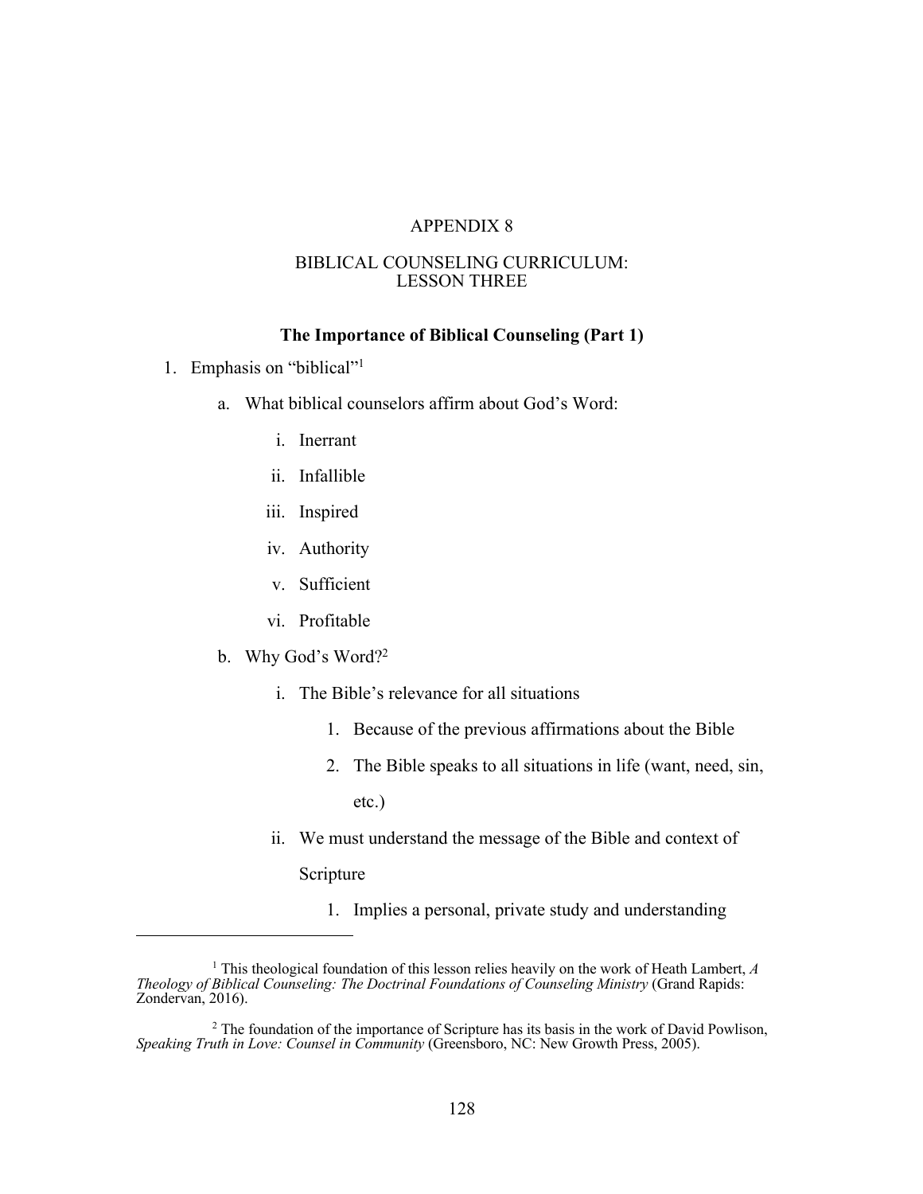# APPENDIX 8

## BIBLICAL COUNSELING CURRICULUM: LESSON THREE

### The Importance of Biblical Counseling (Part 1)

1. Emphasis on "biblical"[1]
   a. What biblical counselors affirm about God's Word:
      i. Inerrant
      ii. Infallible
      iii. Inspired
      iv. Authority
      v. Sufficient
      vi. Profitable
   b. Why God's Word?[2]
      i. The Bible's relevance for all situations
         1. Because of the previous affirmations about the Bible
         2. The Bible speaks to all situations in life (want, need, sin, etc.)
      ii. We must understand the message of the Bible and context of Scripture
         1. Implies a personal, private study and understanding

---

[1] This theological foundation of this lesson relies heavily on the work of Heath Lambert, *A Theology of Biblical Counseling: The Doctrinal Foundations of Counseling Ministry* (Grand Rapids: Zondervan, 2016).

[2] The foundation of the importance of Scripture has its basis in the work of David Powlison, *Speaking Truth in Love: Counsel in Community* (Greensboro, NC: New Growth Press, 2005).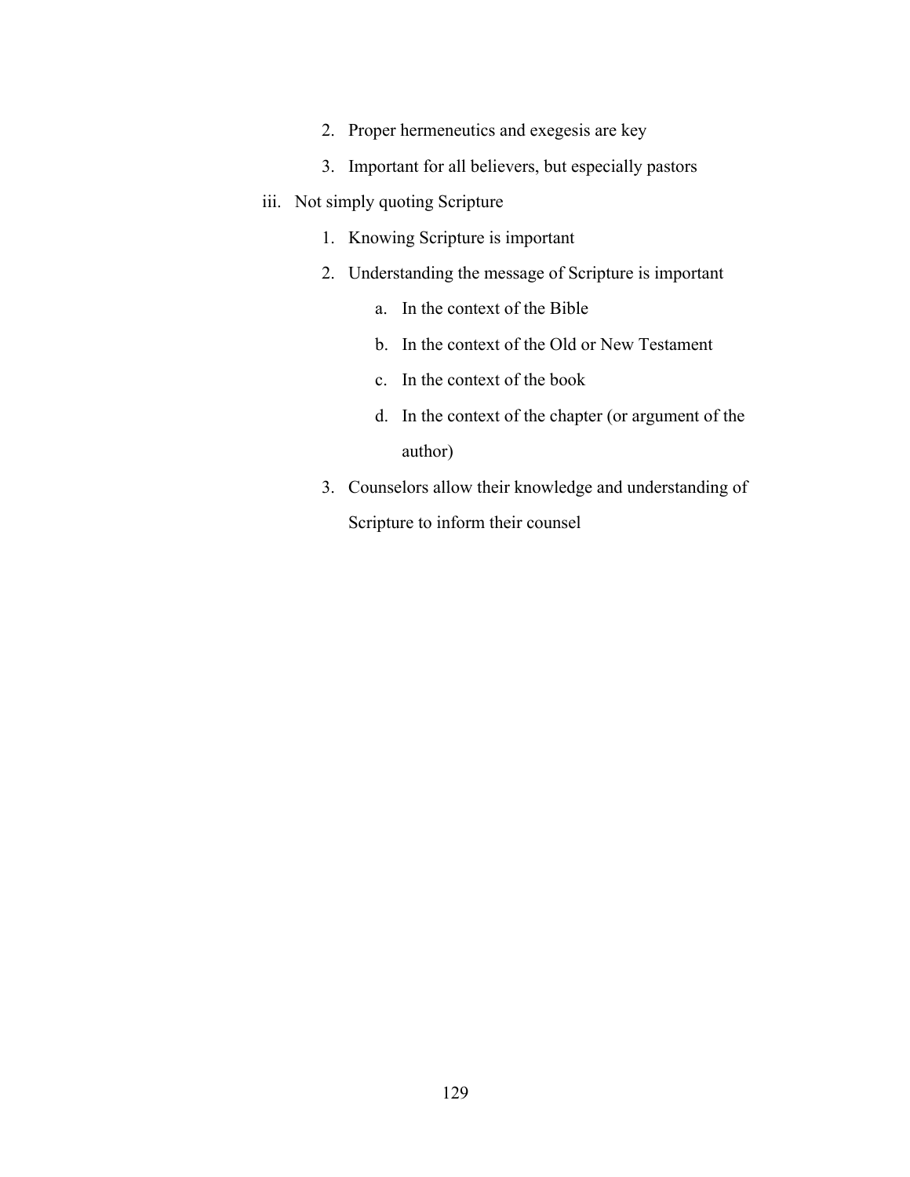2. Proper hermeneutics and exegesis are key
3. Important for all believers, but especially pastors

iii. Not simply quoting Scripture

1. Knowing Scripture is important
2. Understanding the message of Scripture is important
    a. In the context of the Bible
    b. In the context of the Old or New Testament
    c. In the context of the book
    d. In the context of the chapter (or argument of the author)
3. Counselors allow their knowledge and understanding of Scripture to inform their counsel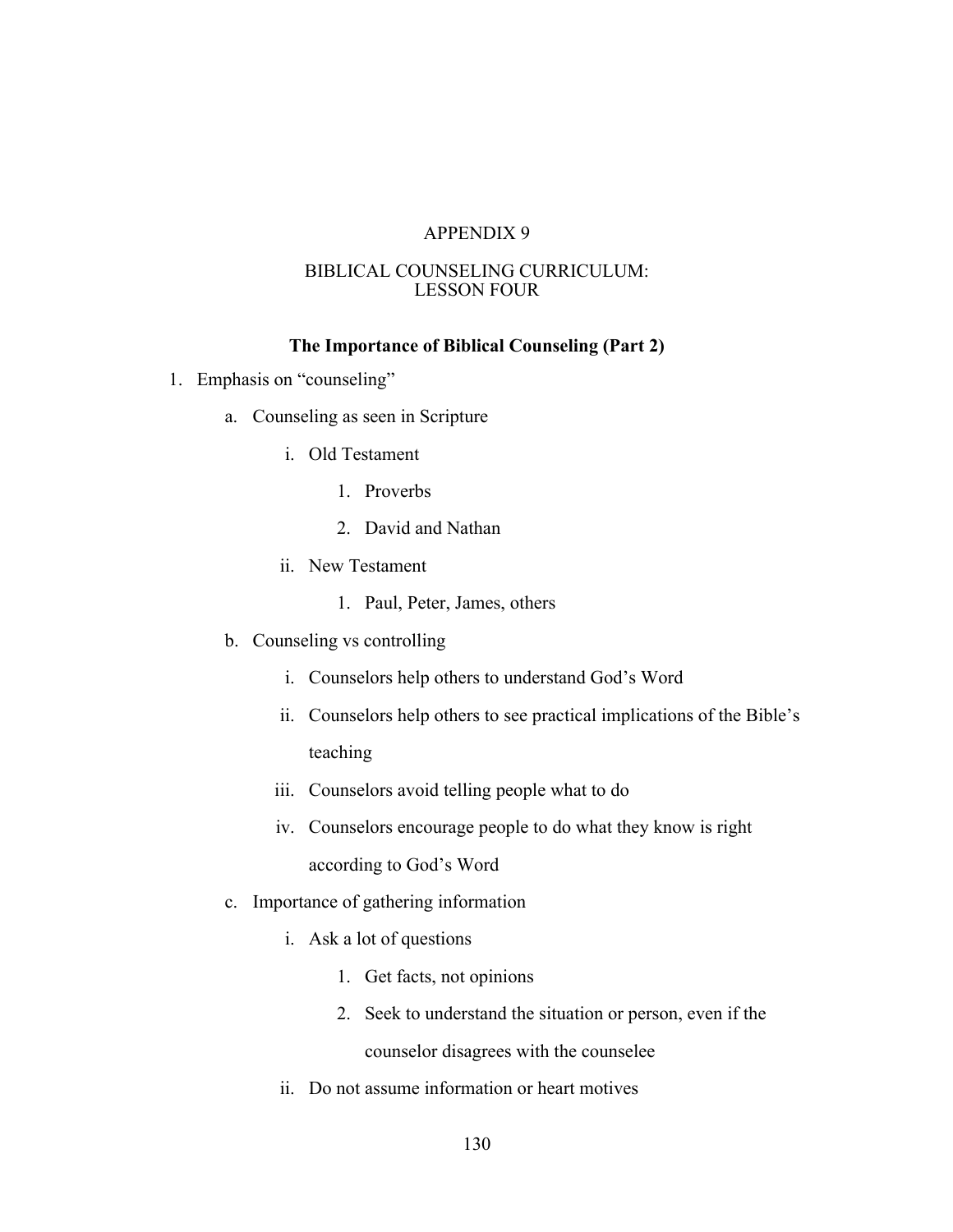# APPENDIX 9

## BIBLICAL COUNSELING CURRICULUM: LESSON FOUR

### The Importance of Biblical Counseling (Part 2)

1. Emphasis on "counseling"
    a. Counseling as seen in Scripture
        i. Old Testament
            1. Proverbs
            2. David and Nathan
        ii. New Testament
            1. Paul, Peter, James, others
    b. Counseling vs controlling
        i. Counselors help others to understand God's Word
        ii. Counselors help others to see practical implications of the Bible's teaching
        iii. Counselors avoid telling people what to do
        iv. Counselors encourage people to do what they know is right according to God's Word
    c. Importance of gathering information
        i. Ask a lot of questions
            1. Get facts, not opinions
            2. Seek to understand the situation or person, even if the counselor disagrees with the counselee
        ii. Do not assume information or heart motives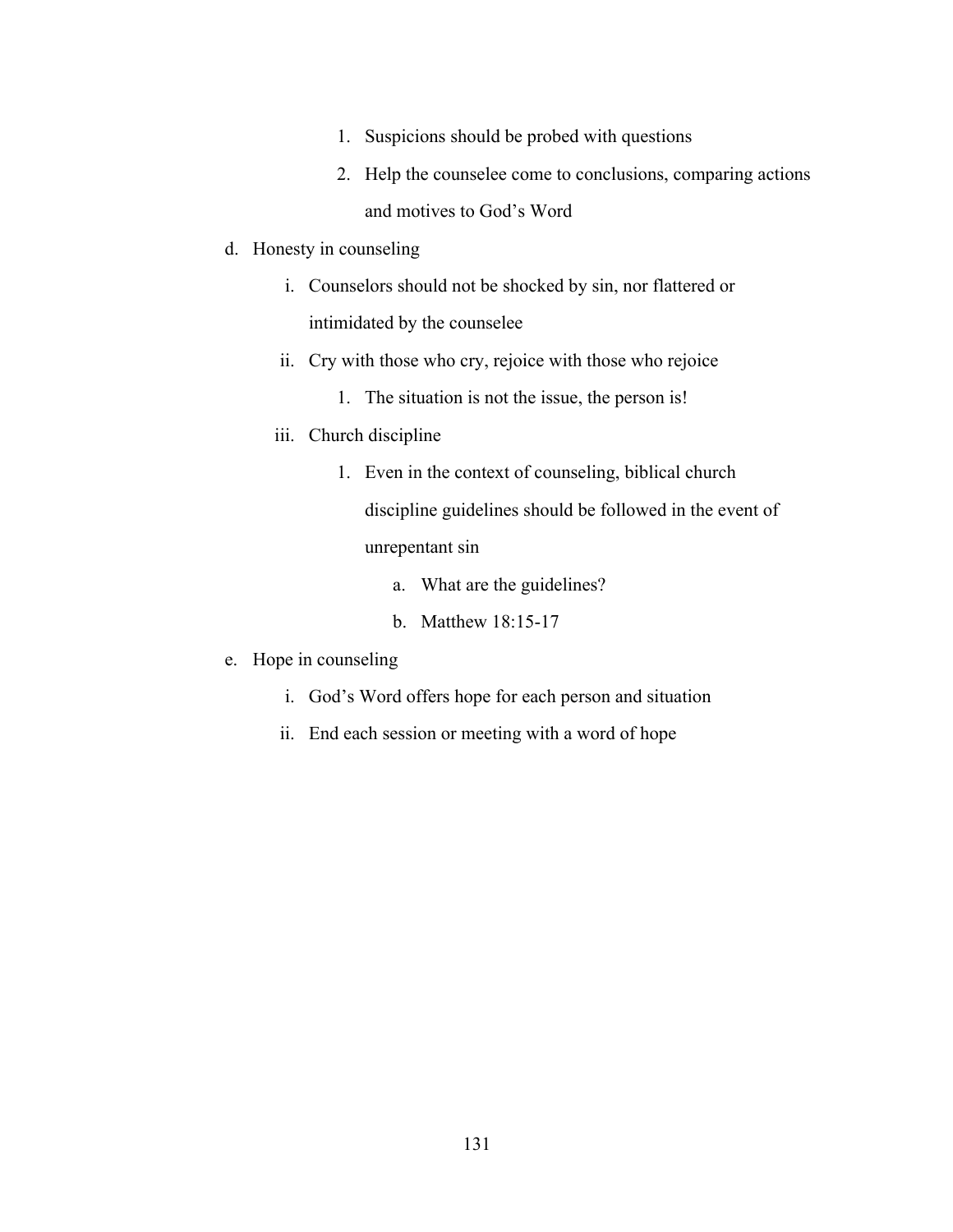1. Suspicions should be probed with questions
        2. Help the counselee come to conclusions, comparing actions and motives to God's Word

d. Honesty in counseling
    i. Counselors should not be shocked by sin, nor flattered or intimidated by the counselee
    ii. Cry with those who cry, rejoice with those who rejoice
        1. The situation is not the issue, the person is!
    iii. Church discipline
        1. Even in the context of counseling, biblical church discipline guidelines should be followed in the event of unrepentant sin
            a. What are the guidelines?
            b. Matthew 18:15-17

e. Hope in counseling
    i. God's Word offers hope for each person and situation
    ii. End each session or meeting with a word of hope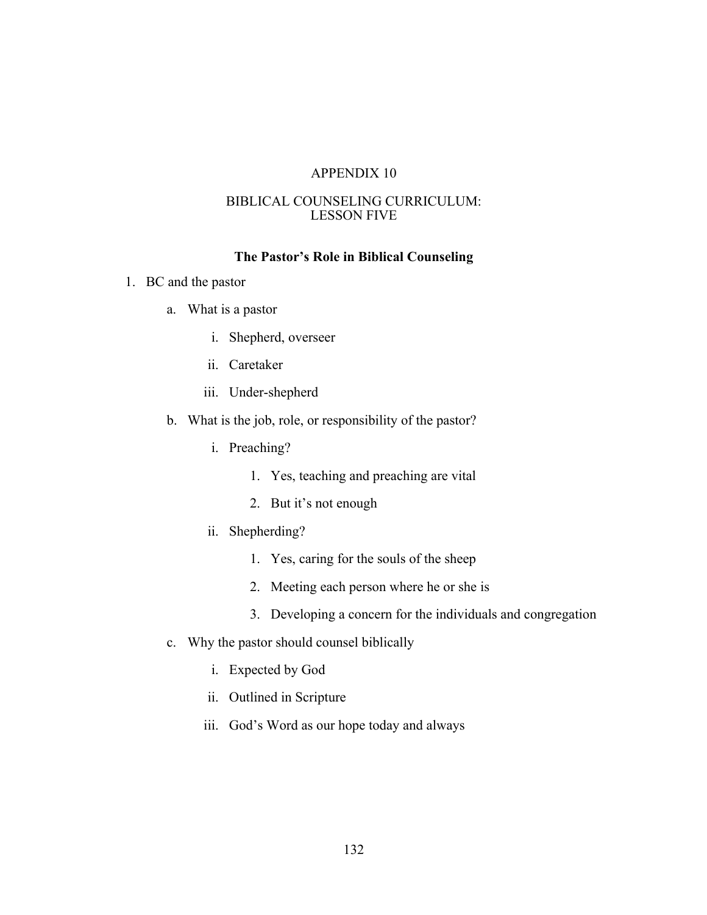# APPENDIX 10

## BIBLICAL COUNSELING CURRICULUM: LESSON FIVE

### The Pastor's Role in Biblical Counseling

1. BC and the pastor
   a. What is a pastor
      i. Shepherd, overseer
      ii. Caretaker
      iii. Under-shepherd
   b. What is the job, role, or responsibility of the pastor?
      i. Preaching?
         1. Yes, teaching and preaching are vital
         2. But it's not enough
      ii. Shepherding?
         1. Yes, caring for the souls of the sheep
         2. Meeting each person where he or she is
         3. Developing a concern for the individuals and congregation
   c. Why the pastor should counsel biblically
      i. Expected by God
      ii. Outlined in Scripture
      iii. God's Word as our hope today and always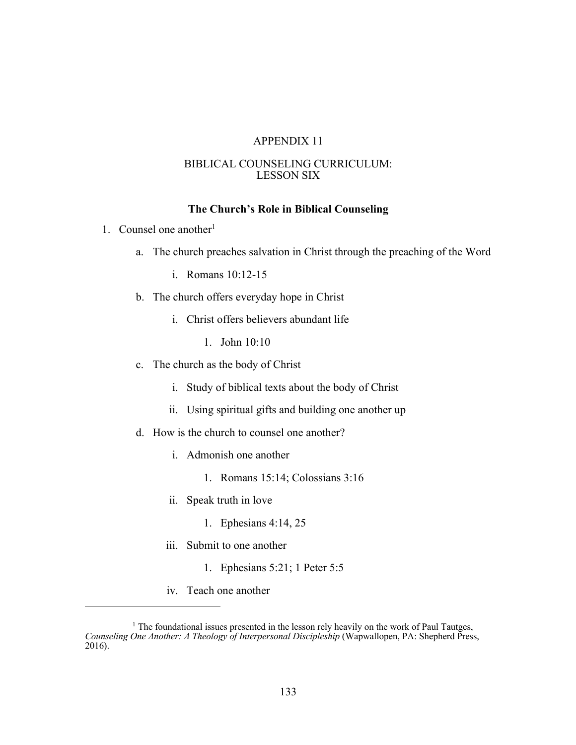APPENDIX 11

BIBLICAL COUNSELING CURRICULUM:
LESSON SIX

## The Church's Role in Biblical Counseling

1. Counsel one another[1]
   a. The church preaches salvation in Christ through the preaching of the Word
      i. Romans 10:12-15
   b. The church offers everyday hope in Christ
      i. Christ offers believers abundant life
         1. John 10:10
   c. The church as the body of Christ
      i. Study of biblical texts about the body of Christ
      ii. Using spiritual gifts and building one another up
   d. How is the church to counsel one another?
      i. Admonish one another
         1. Romans 15:14; Colossians 3:16
      ii. Speak truth in love
         1. Ephesians 4:14, 25
      iii. Submit to one another
         1. Ephesians 5:21; 1 Peter 5:5
      iv. Teach one another

---

[1] The foundational issues presented in the lesson rely heavily on the work of Paul Tautges, *Counseling One Another: A Theology of Interpersonal Discipleship* (Wapwallopen, PA: Shepherd Press, 2016).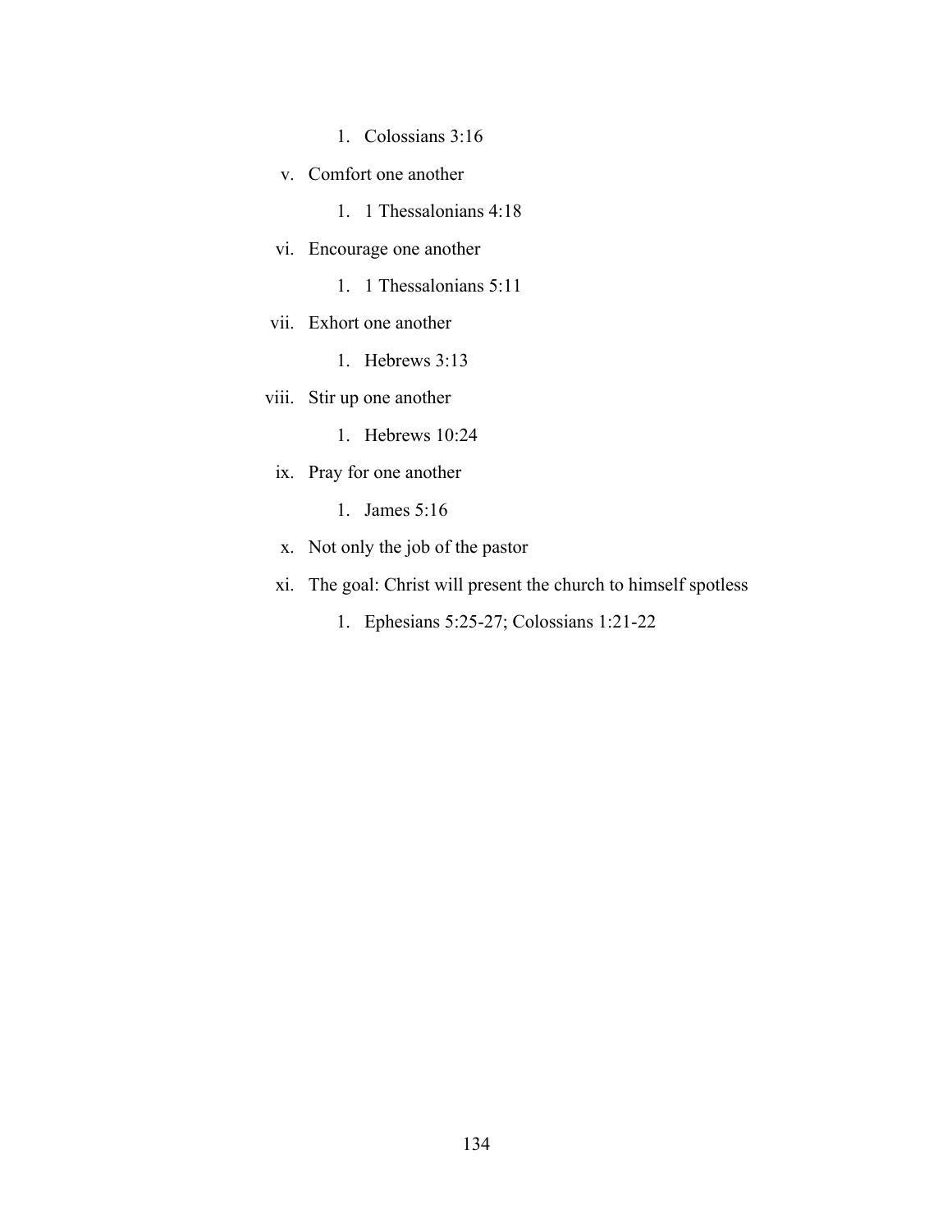1. Colossians 3:16

v. Comfort one another

        1. 1 Thessalonians 4:18

vi. Encourage one another

        1. 1 Thessalonians 5:11

vii. Exhort one another

        1. Hebrews 3:13

viii. Stir up one another

        1. Hebrews 10:24

ix. Pray for one another

        1. James 5:16

x. Not only the job of the pastor

xi. The goal: Christ will present the church to himself spotless

        1. Ephesians 5:25-27; Colossians 1:21-22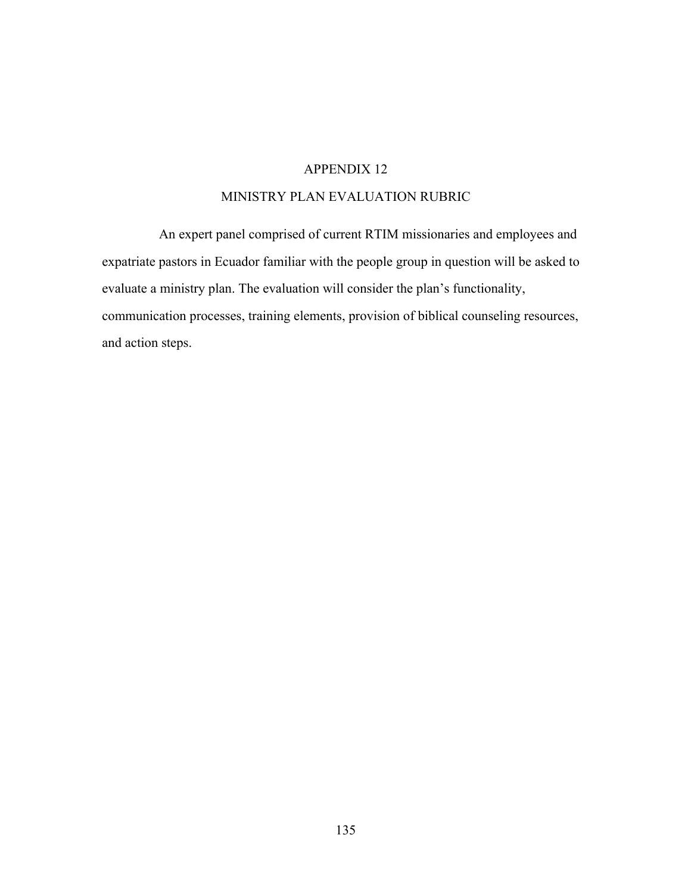# APPENDIX 12

## MINISTRY PLAN EVALUATION RUBRIC

An expert panel comprised of current RTIM missionaries and employees and expatriate pastors in Ecuador familiar with the people group in question will be asked to evaluate a ministry plan. The evaluation will consider the plan's functionality, communication processes, training elements, provision of biblical counseling resources, and action steps.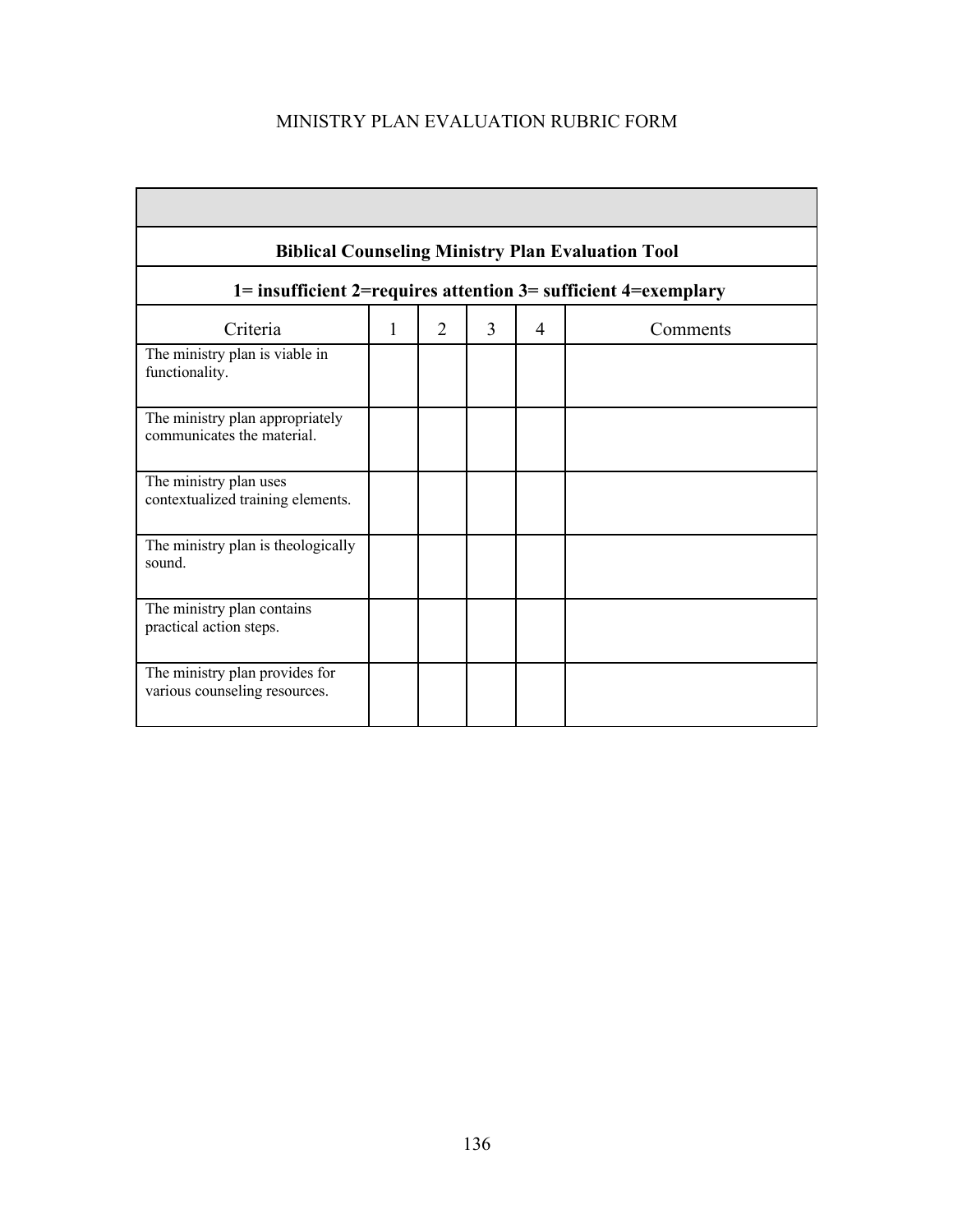# MINISTRY PLAN EVALUATION RUBRIC FORM

| | | | | | |
|---|---|---|---|---|---|
| **Biblical Counseling Ministry Plan Evaluation Tool** | | | | | |
| **1= insufficient 2=requires attention 3= sufficient 4=exemplary** | | | | | |
| Criteria | 1 | 2 | 3 | 4 | Comments |
| The ministry plan is viable in functionality. | | | | | |
| The ministry plan appropriately communicates the material. | | | | | |
| The ministry plan uses contextualized training elements. | | | | | |
| The ministry plan is theologically sound. | | | | | |
| The ministry plan contains practical action steps. | | | | | |
| The ministry plan provides for various counseling resources. | | | | | |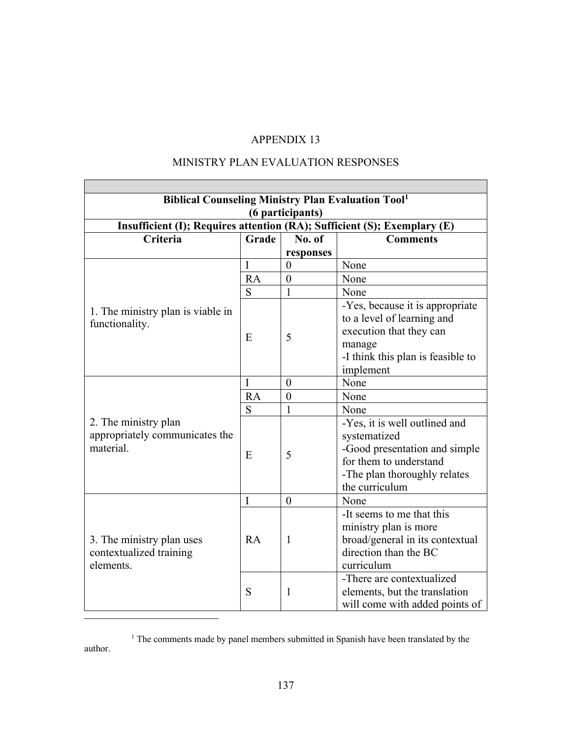# APPENDIX 13

## MINISTRY PLAN EVALUATION RESPONSES

| Biblical Counseling Ministry Plan Evaluation Tool[1] (6 participants) | | | |
|---|---|---|---|
| Insufficient (I); Requires attention (RA); Sufficient (S); Exemplary (E) | | | |
| **Criteria** | **Grade** | **No. of responses** | **Comments** |
| 1. The ministry plan is viable in functionality. | I | 0 | None |
| | RA | 0 | None |
| | S | 1 | None |
| | E | 5 | -Yes, because it is appropriate to a level of learning and execution that they can manage<br>-I think this plan is feasible to implement |
| 2. The ministry plan appropriately communicates the material. | I | 0 | None |
| | RA | 0 | None |
| | S | 1 | None |
| | E | 5 | -Yes, it is well outlined and systematized<br>-Good presentation and simple for them to understand<br>-The plan thoroughly relates the curriculum |
| 3. The ministry plan uses contextualized training elements. | I | 0 | None |
| | RA | 1 | -It seems to me that this ministry plan is more broad/general in its contextual direction than the BC curriculum |
| | S | 1 | -There are contextualized elements, but the translation will come with added points of |

[1] The comments made by panel members submitted in Spanish have been translated by the author.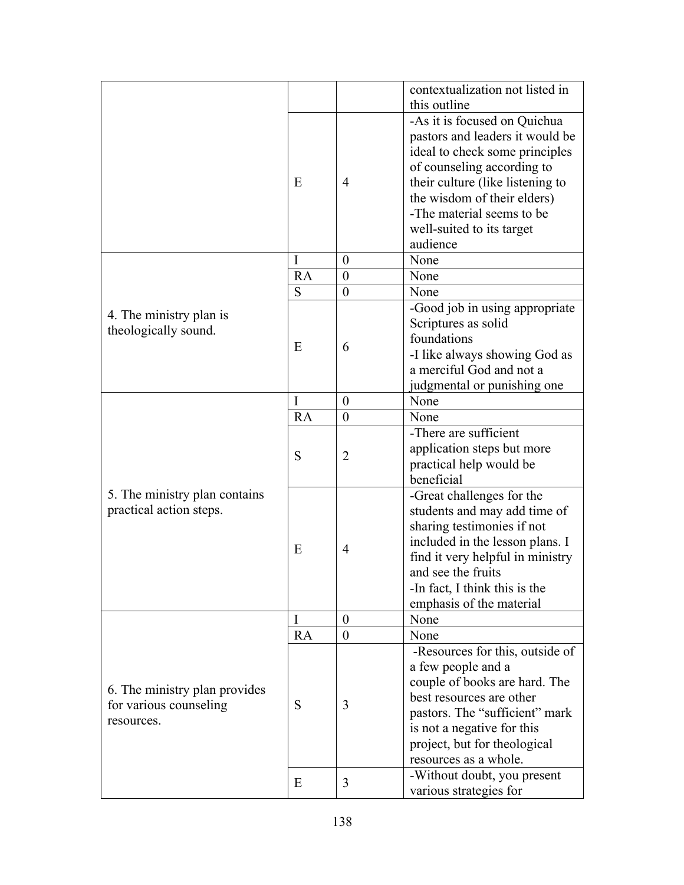| | | | |
|---|---|---|---|
| | | | contextualization not listed in this outline |
| | E | 4 | -As it is focused on Quichua pastors and leaders it would be ideal to check some principles of counseling according to their culture (like listening to the wisdom of their elders)<br>-The material seems to be well-suited to its target audience |
| 4. The ministry plan is theologically sound. | I | 0 | None |
| | RA | 0 | None |
| | S | 0 | None |
| | E | 6 | -Good job in using appropriate Scriptures as solid foundations<br>-I like always showing God as a merciful God and not a judgmental or punishing one |
| 5. The ministry plan contains practical action steps. | I | 0 | None |
| | RA | 0 | None |
| | S | 2 | -There are sufficient application steps but more practical help would be beneficial |
| | E | 4 | -Great challenges for the students and may add time of sharing testimonies if not included in the lesson plans. I find it very helpful in ministry and see the fruits<br>-In fact, I think this is the emphasis of the material |
| 6. The ministry plan provides for various counseling resources. | I | 0 | None |
| | RA | 0 | None |
| | S | 3 | -Resources for this, outside of a few people and a couple of books are hard. The best resources are other pastors. The "sufficient" mark is not a negative for this project, but for theological resources as a whole. |
| | E | 3 | -Without doubt, you present various strategies for |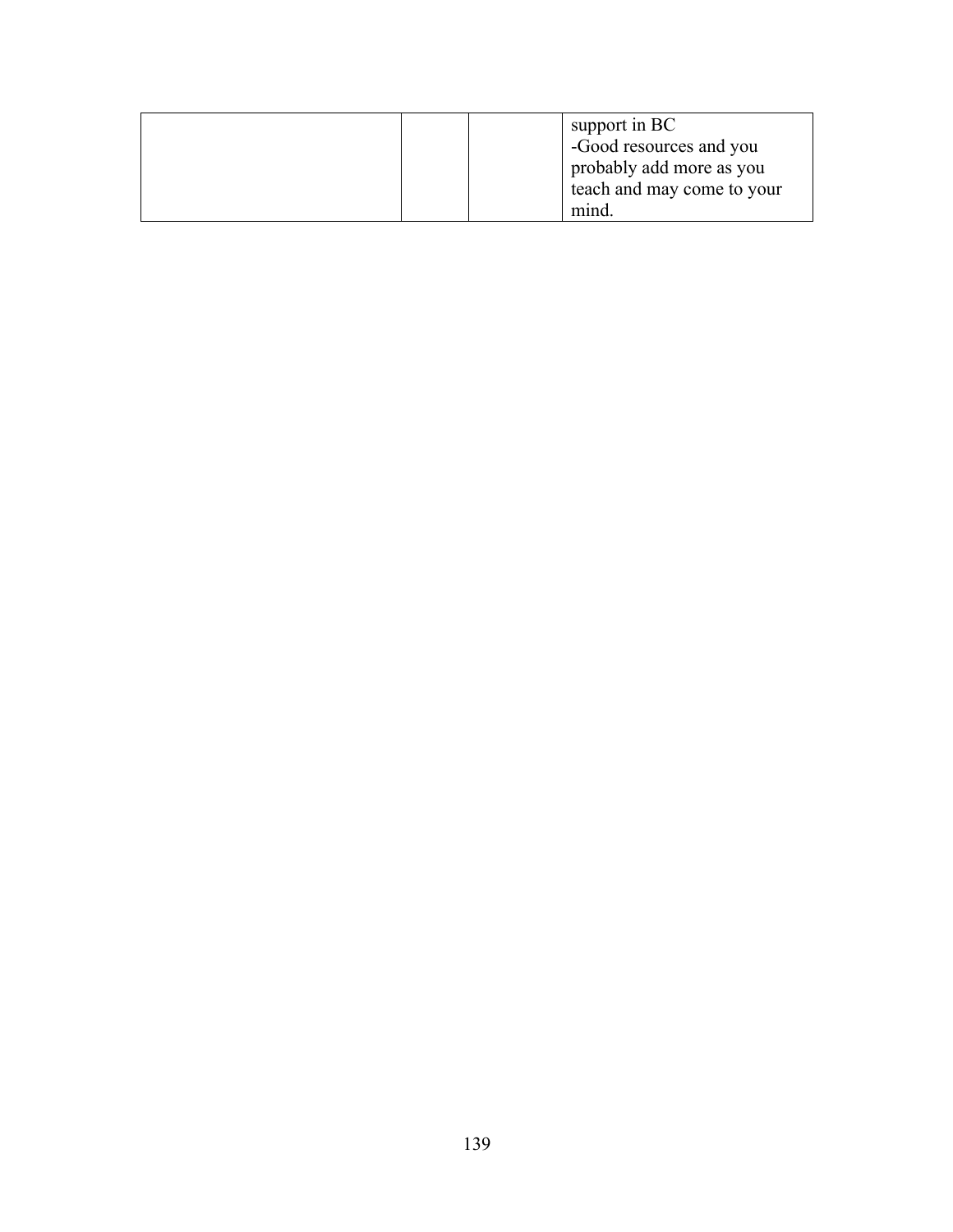| | | | |
|---|---|---|---|
| | | | support in BC<br>-Good resources and you probably add more as you teach and may come to your mind. |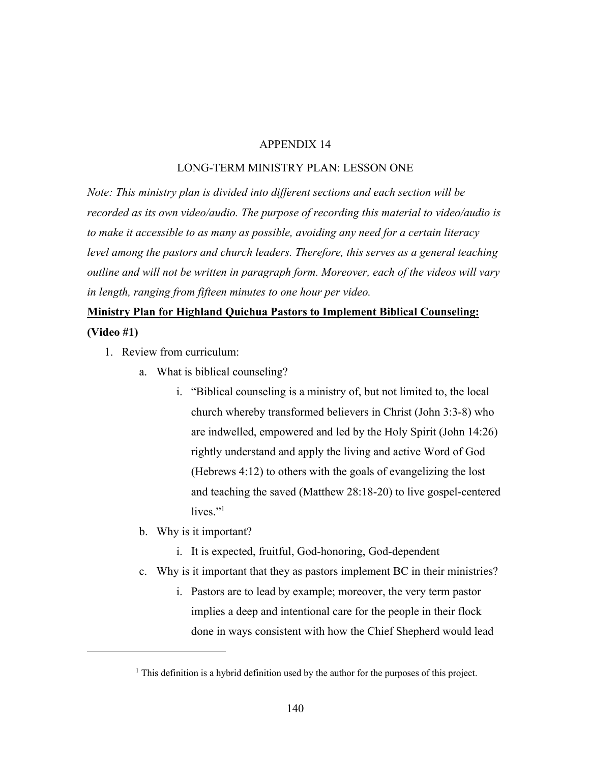# APPENDIX 14

## LONG-TERM MINISTRY PLAN: LESSON ONE

*Note: This ministry plan is divided into different sections and each section will be recorded as its own video/audio. The purpose of recording this material to video/audio is to make it accessible to as many as possible, avoiding any need for a certain literacy level among the pastors and church leaders. Therefore, this serves as a general teaching outline and will not be written in paragraph form. Moreover, each of the videos will vary in length, ranging from fifteen minutes to one hour per video.*

**<u>Ministry Plan for Highland Quichua Pastors to Implement Biblical Counseling:</u>**

**(Video #1)**

1. Review from curriculum:
    a. What is biblical counseling?
        i. "Biblical counseling is a ministry of, but not limited to, the local church whereby transformed believers in Christ (John 3:3-8) who are indwelled, empowered and led by the Holy Spirit (John 14:26) rightly understand and apply the living and active Word of God (Hebrews 4:12) to others with the goals of evangelizing the lost and teaching the saved (Matthew 28:18-20) to live gospel-centered lives."[1]
    b. Why is it important?
        i. It is expected, fruitful, God-honoring, God-dependent
    c. Why is it important that they as pastors implement BC in their ministries?
        i. Pastors are to lead by example; moreover, the very term pastor implies a deep and intentional care for the people in their flock done in ways consistent with how the Chief Shepherd would lead

---

[1] This definition is a hybrid definition used by the author for the purposes of this project.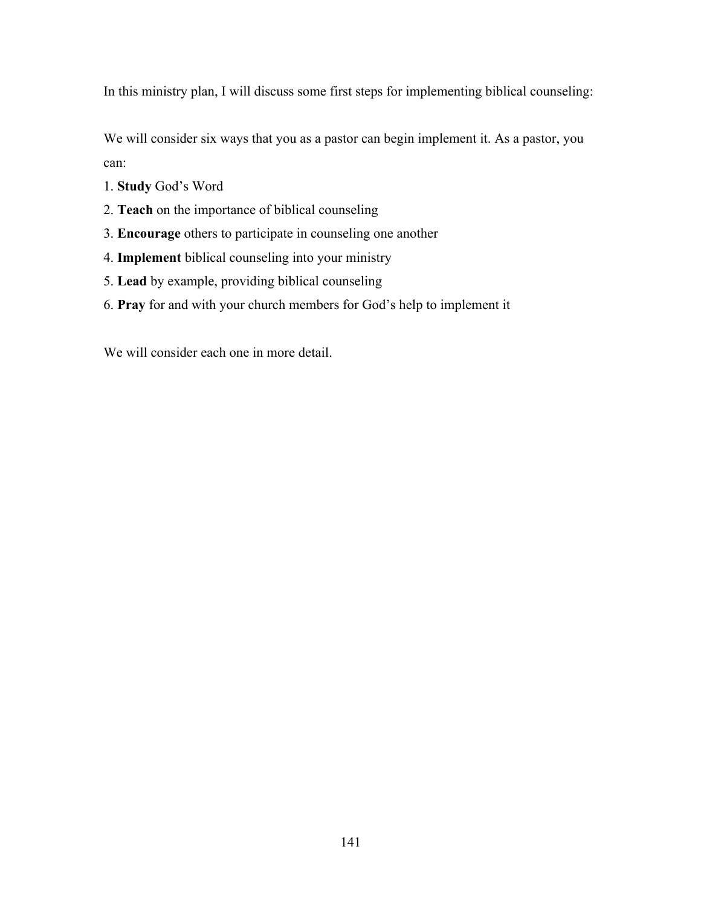In this ministry plan, I will discuss some first steps for implementing biblical counseling:

We will consider six ways that you as a pastor can begin implement it. As a pastor, you can:

1. **Study** God's Word
2. **Teach** on the importance of biblical counseling
3. **Encourage** others to participate in counseling one another
4. **Implement** biblical counseling into your ministry
5. **Lead** by example, providing biblical counseling
6. **Pray** for and with your church members for God's help to implement it

We will consider each one in more detail.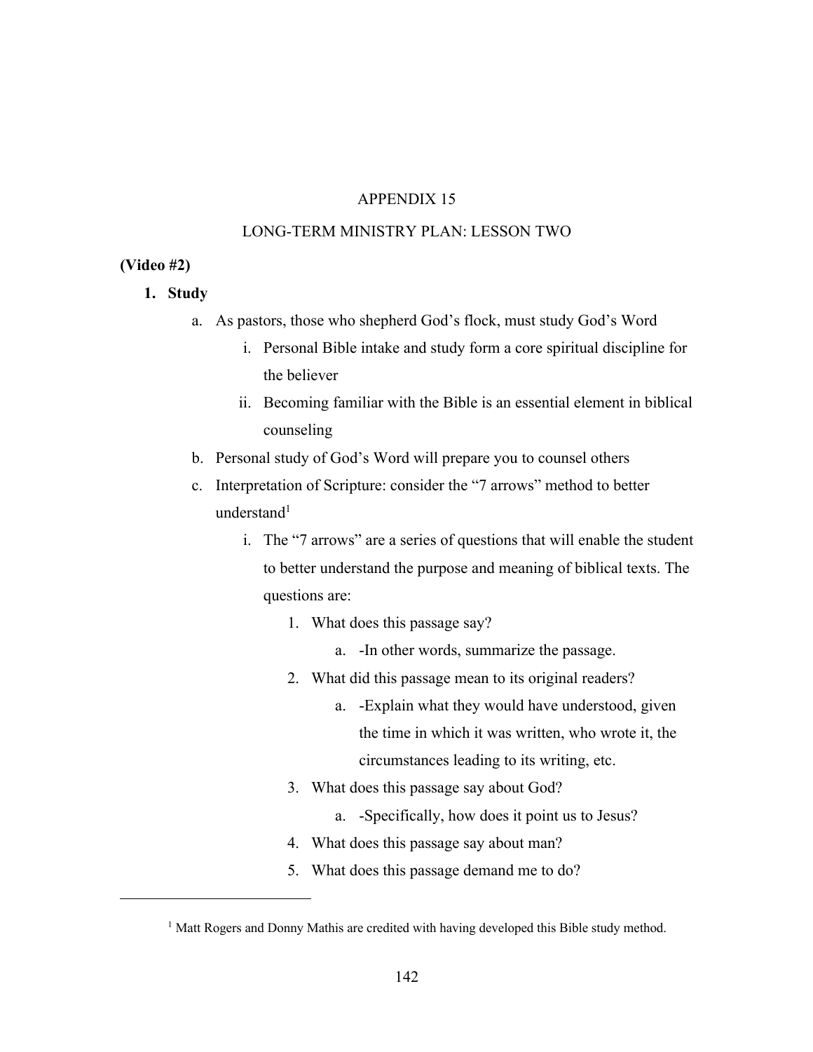# APPENDIX 15

## LONG-TERM MINISTRY PLAN: LESSON TWO

**(Video #2)**

1. **Study**
   a. As pastors, those who shepherd God's flock, must study God's Word
      i. Personal Bible intake and study form a core spiritual discipline for the believer
      ii. Becoming familiar with the Bible is an essential element in biblical counseling
   b. Personal study of God's Word will prepare you to counsel others
   c. Interpretation of Scripture: consider the "7 arrows" method to better understand[1]
      i. The "7 arrows" are a series of questions that will enable the student to better understand the purpose and meaning of biblical texts. The questions are:
         1. What does this passage say?
            a. -In other words, summarize the passage.
         2. What did this passage mean to its original readers?
            a. -Explain what they would have understood, given the time in which it was written, who wrote it, the circumstances leading to its writing, etc.
         3. What does this passage say about God?
            a. -Specifically, how does it point us to Jesus?
         4. What does this passage say about man?
         5. What does this passage demand me to do?

---

[1] Matt Rogers and Donny Mathis are credited with having developed this Bible study method.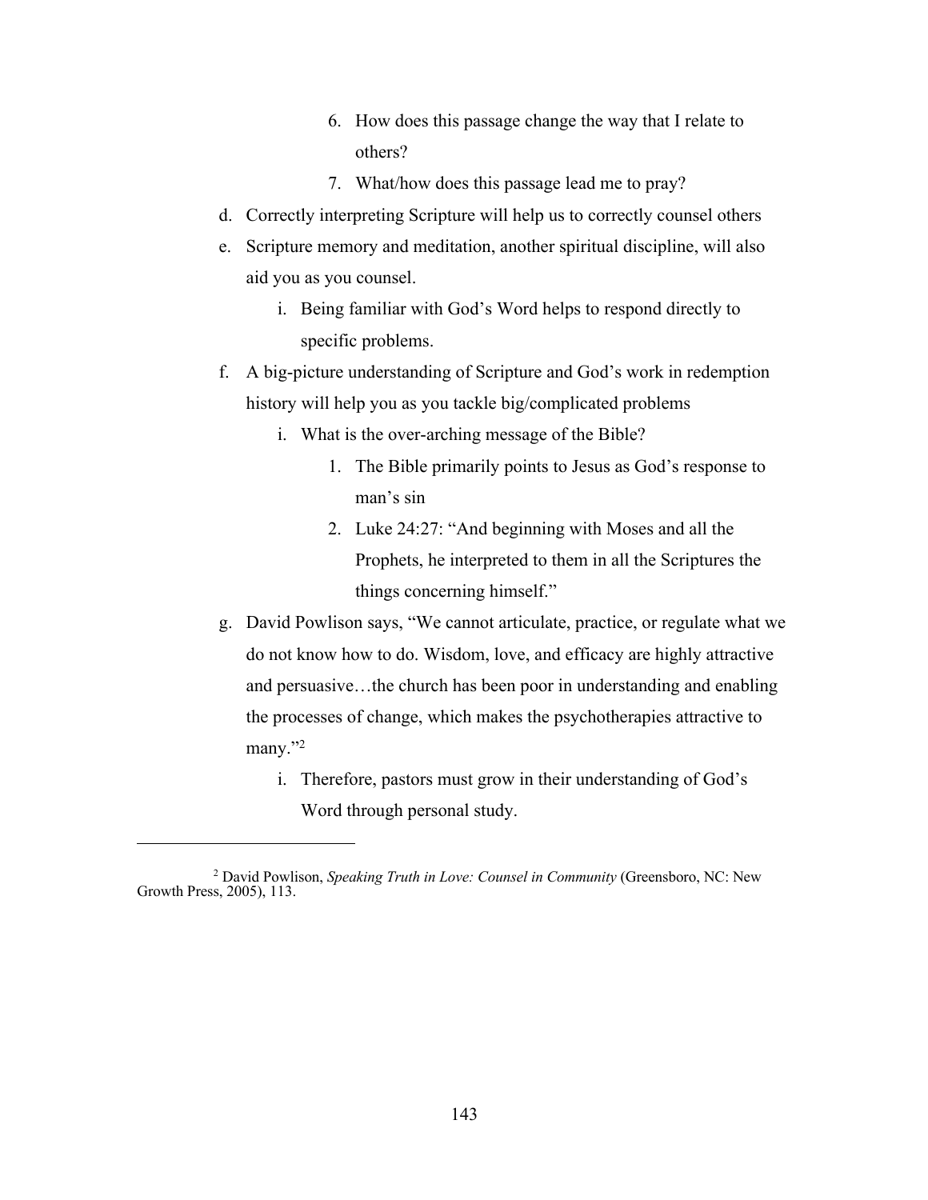6. How does this passage change the way that I relate to others?
7. What/how does this passage lead me to pray?

d. Correctly interpreting Scripture will help us to correctly counsel others

e. Scripture memory and meditation, another spiritual discipline, will also aid you as you counsel.

   i. Being familiar with God's Word helps to respond directly to specific problems.

f. A big-picture understanding of Scripture and God's work in redemption history will help you as you tackle big/complicated problems

   i. What is the over-arching message of the Bible?

      1. The Bible primarily points to Jesus as God's response to man's sin
      2. Luke 24:27: "And beginning with Moses and all the Prophets, he interpreted to them in all the Scriptures the things concerning himself."

g. David Powlison says, "We cannot articulate, practice, or regulate what we do not know how to do. Wisdom, love, and efficacy are highly attractive and persuasive…the church has been poor in understanding and enabling the processes of change, which makes the psychotherapies attractive to many."[2]

   i. Therefore, pastors must grow in their understanding of God's Word through personal study.

---

[2] David Powlison, *Speaking Truth in Love: Counsel in Community* (Greensboro, NC: New Growth Press, 2005), 113.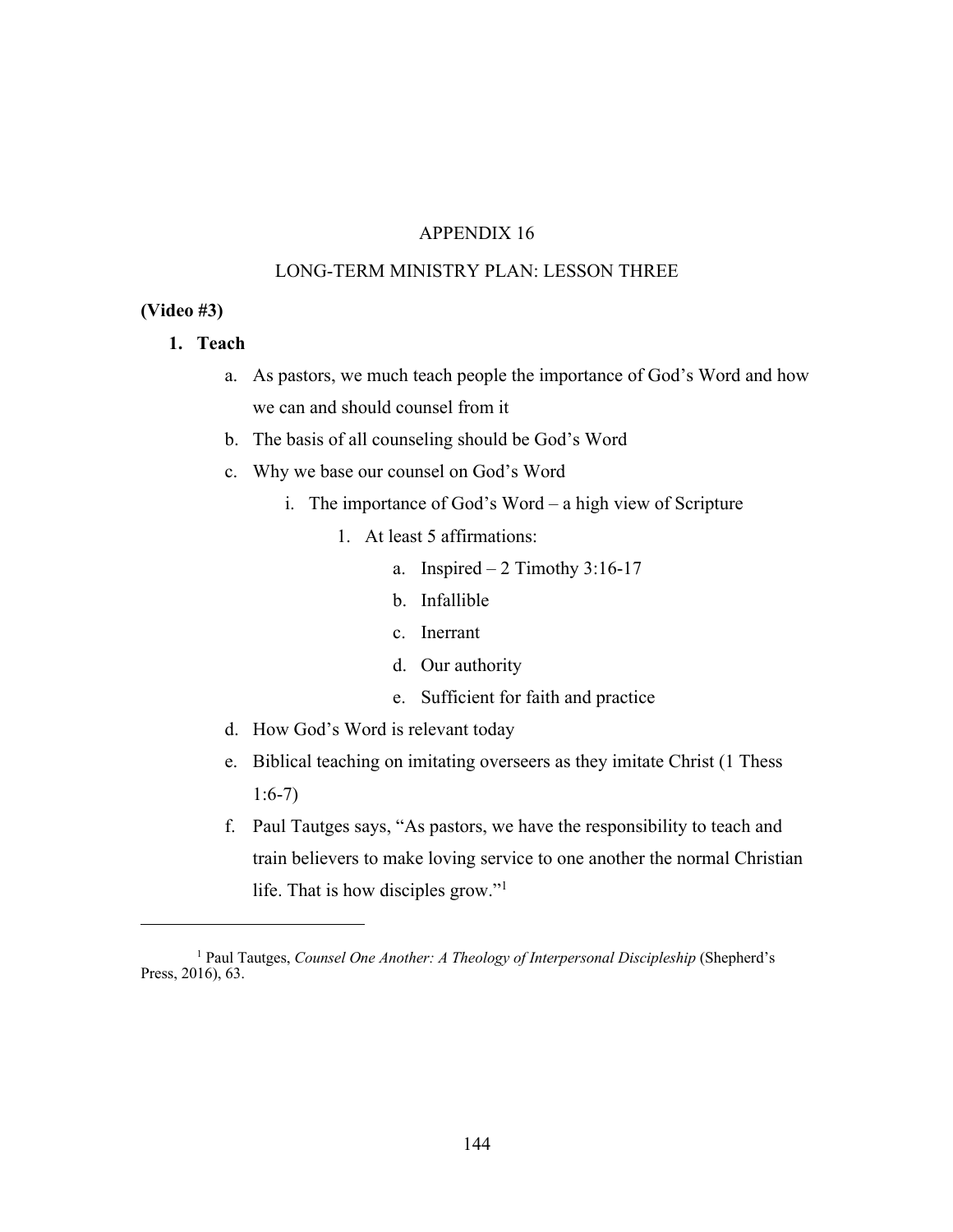# APPENDIX 16

## LONG-TERM MINISTRY PLAN: LESSON THREE

**(Video #3)**

1. **Teach**
   a. As pastors, we much teach people the importance of God's Word and how we can and should counsel from it
   b. The basis of all counseling should be God's Word
   c. Why we base our counsel on God's Word
      i. The importance of God's Word – a high view of Scripture
         1. At least 5 affirmations:
            a. Inspired – 2 Timothy 3:16-17
            b. Infallible
            c. Inerrant
            d. Our authority
            e. Sufficient for faith and practice
   d. How God's Word is relevant today
   e. Biblical teaching on imitating overseers as they imitate Christ (1 Thess 1:6-7)
   f. Paul Tautges says, "As pastors, we have the responsibility to teach and train believers to make loving service to one another the normal Christian life. That is how disciples grow."[1]

---

[1] Paul Tautges, *Counsel One Another: A Theology of Interpersonal Discipleship* (Shepherd's Press, 2016), 63.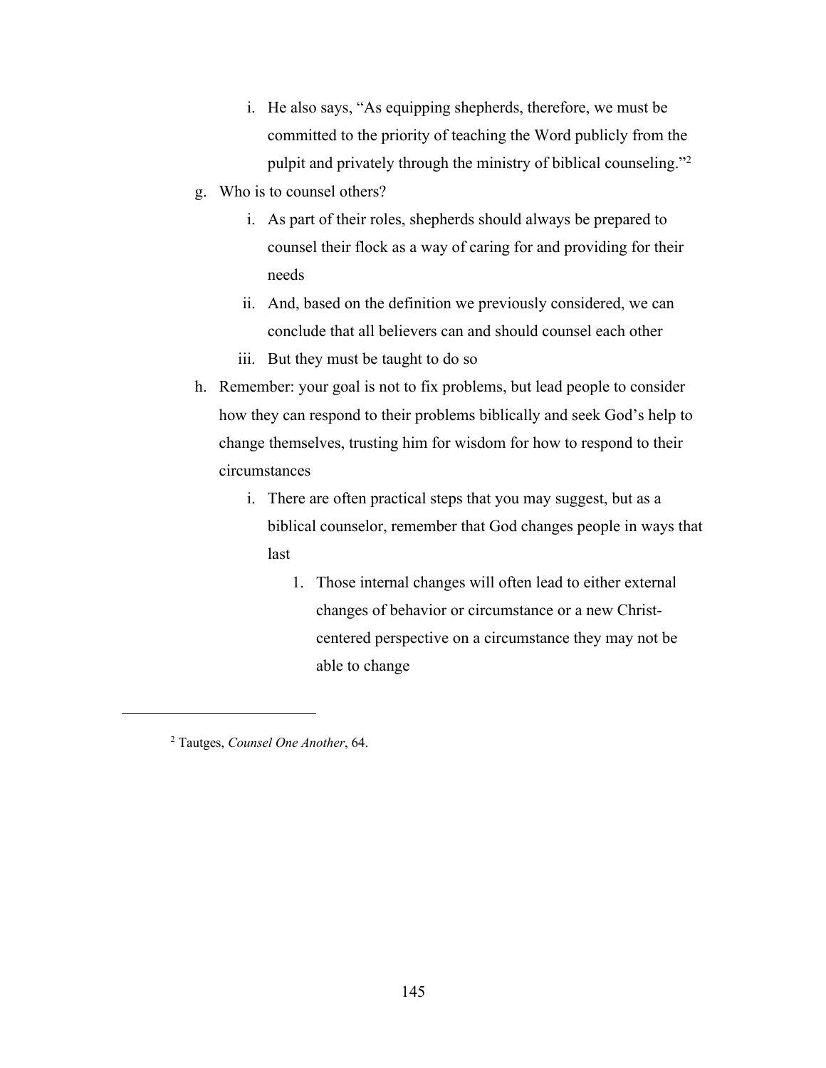i. He also says, "As equipping shepherds, therefore, we must be committed to the priority of teaching the Word publicly from the pulpit and privately through the ministry of biblical counseling."[2]

   g. Who is to counsel others?
      i. As part of their roles, shepherds should always be prepared to counsel their flock as a way of caring for and providing for their needs
      ii. And, based on the definition we previously considered, we can conclude that all believers can and should counsel each other
      iii. But they must be taught to do so

   h. Remember: your goal is not to fix problems, but lead people to consider how they can respond to their problems biblically and seek God's help to change themselves, trusting him for wisdom for how to respond to their circumstances
      i. There are often practical steps that you may suggest, but as a biblical counselor, remember that God changes people in ways that last
         1. Those internal changes will often lead to either external changes of behavior or circumstance or a new Christ-centered perspective on a circumstance they may not be able to change

---

[2] Tautges, *Counsel One Another*, 64.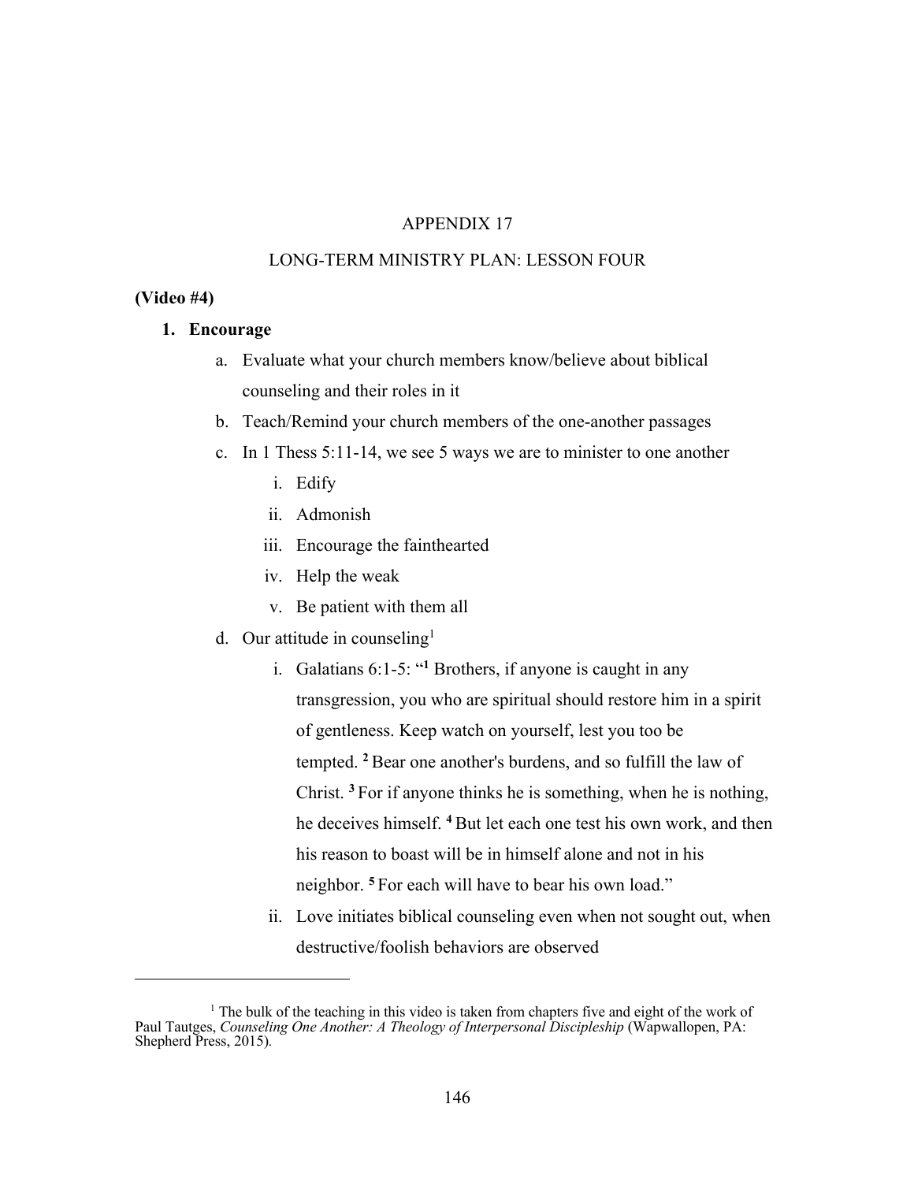# APPENDIX 17

## LONG-TERM MINISTRY PLAN: LESSON FOUR

**(Video #4)**

1. **Encourage**
   a. Evaluate what your church members know/believe about biblical counseling and their roles in it
   b. Teach/Remind your church members of the one-another passages
   c. In 1 Thess 5:11-14, we see 5 ways we are to minister to one another
      i. Edify
      ii. Admonish
      iii. Encourage the fainthearted
      iv. Help the weak
      v. Be patient with them all
   d. Our attitude in counseling[1]
      i. Galatians 6:1-5: "**1** Brothers, if anyone is caught in any transgression, you who are spiritual should restore him in a spirit of gentleness. Keep watch on yourself, lest you too be tempted. **2** Bear one another's burdens, and so fulfill the law of Christ. **3** For if anyone thinks he is something, when he is nothing, he deceives himself. **4** But let each one test his own work, and then his reason to boast will be in himself alone and not in his neighbor. **5** For each will have to bear his own load."
      ii. Love initiates biblical counseling even when not sought out, when destructive/foolish behaviors are observed

---

[1] The bulk of the teaching in this video is taken from chapters five and eight of the work of Paul Tautges, *Counseling One Another: A Theology of Interpersonal Discipleship* (Wapwallopen, PA: Shepherd Press, 2015).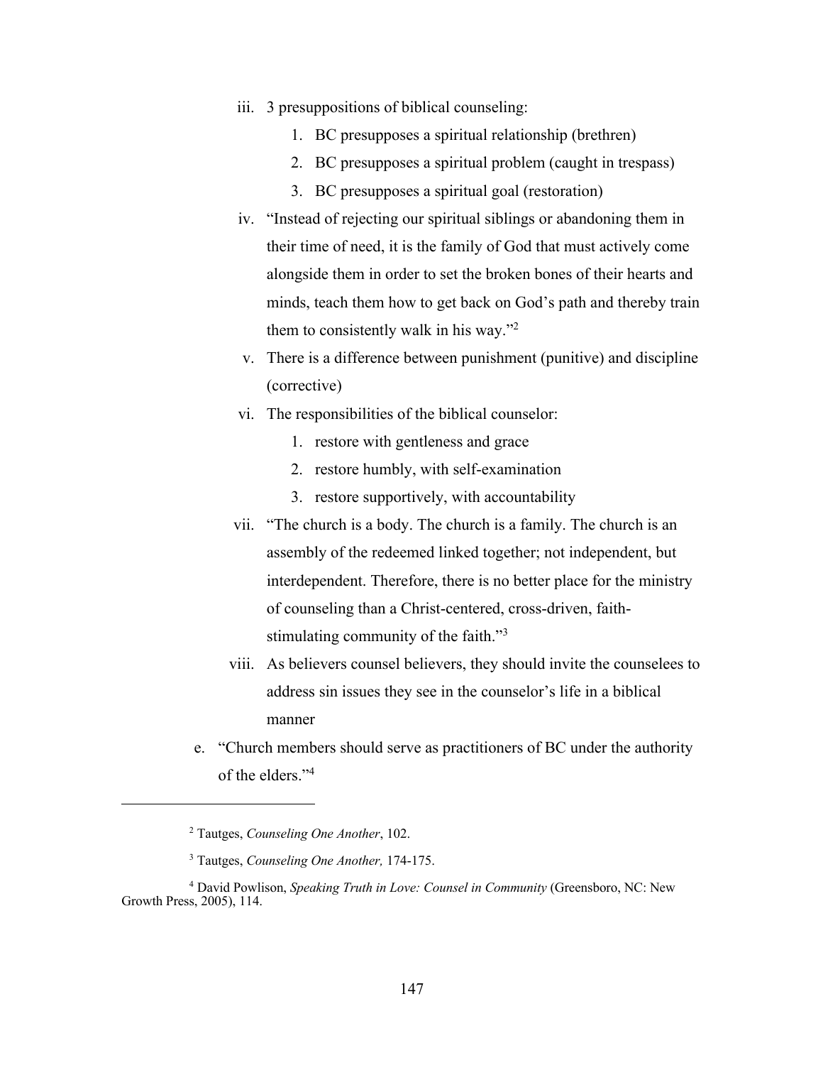iii. 3 presuppositions of biblical counseling:
   1. BC presupposes a spiritual relationship (brethren)
   2. BC presupposes a spiritual problem (caught in trespass)
   3. BC presupposes a spiritual goal (restoration)

iv. "Instead of rejecting our spiritual siblings or abandoning them in their time of need, it is the family of God that must actively come alongside them in order to set the broken bones of their hearts and minds, teach them how to get back on God's path and thereby train them to consistently walk in his way."[2]

v. There is a difference between punishment (punitive) and discipline (corrective)

vi. The responsibilities of the biblical counselor:
   1. restore with gentleness and grace
   2. restore humbly, with self-examination
   3. restore supportively, with accountability

vii. "The church is a body. The church is a family. The church is an assembly of the redeemed linked together; not independent, but interdependent. Therefore, there is no better place for the ministry of counseling than a Christ-centered, cross-driven, faith-stimulating community of the faith."[3]

viii. As believers counsel believers, they should invite the counselees to address sin issues they see in the counselor's life in a biblical manner

e. "Church members should serve as practitioners of BC under the authority of the elders."[4]

---

[2] Tautges, *Counseling One Another*, 102.

[3] Tautges, *Counseling One Another,* 174-175.

[4] David Powlison, *Speaking Truth in Love: Counsel in Community* (Greensboro, NC: New Growth Press, 2005), 114.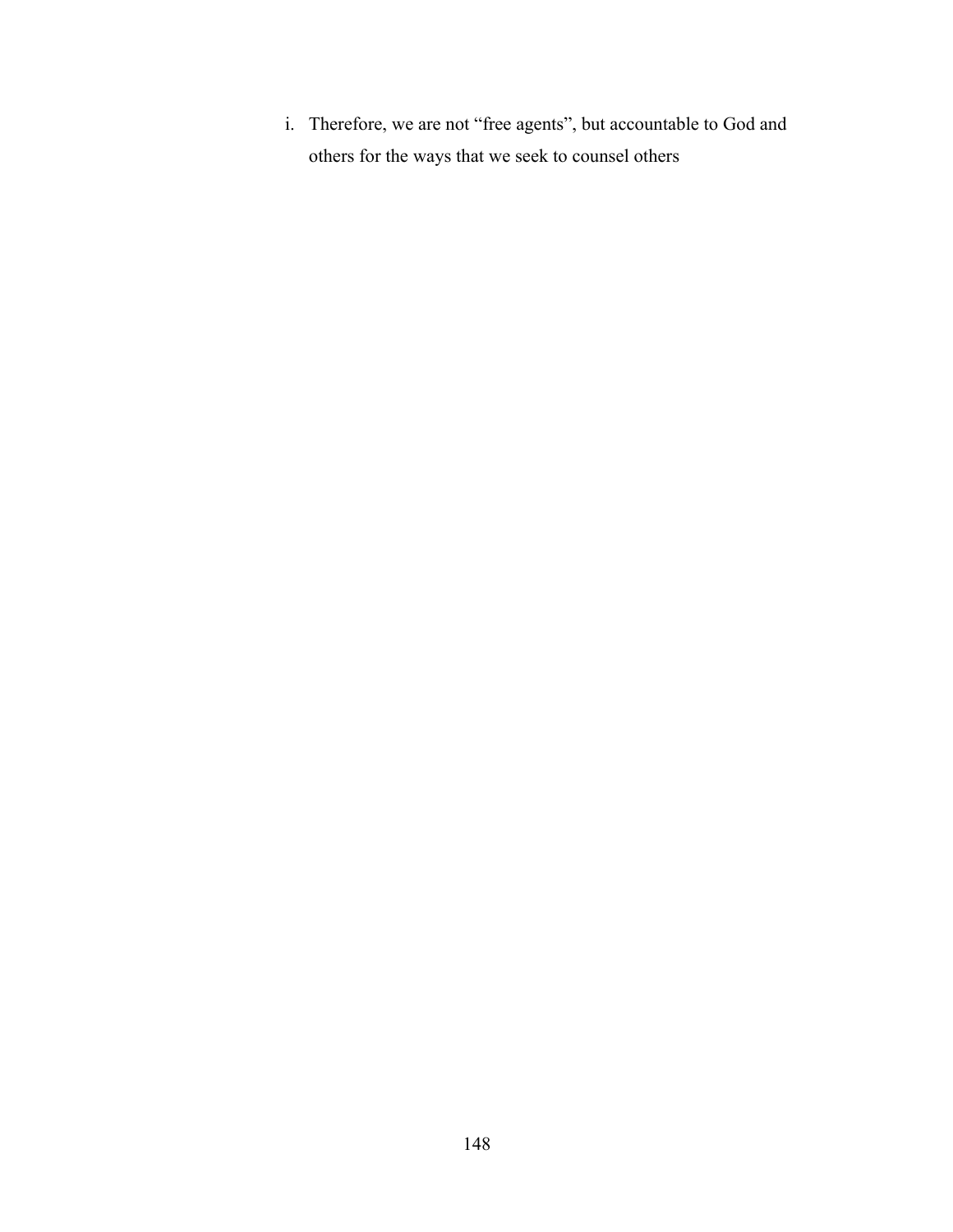i. Therefore, we are not “free agents”, but accountable to God and others for the ways that we seek to counsel others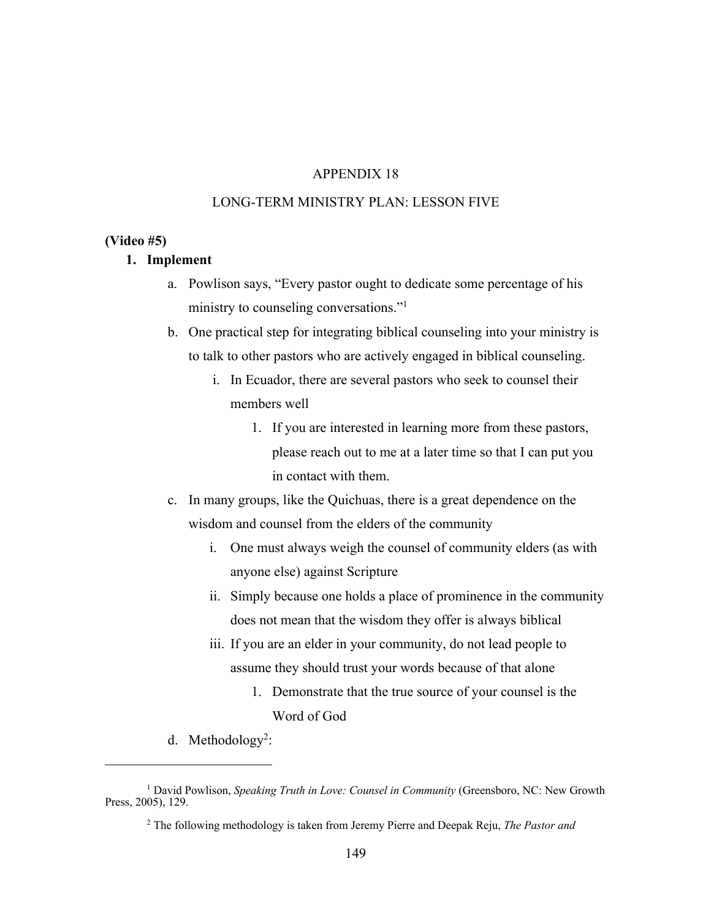# APPENDIX 18

## LONG-TERM MINISTRY PLAN: LESSON FIVE

**(Video #5)**

1. **Implement**
   a. Powlison says, "Every pastor ought to dedicate some percentage of his ministry to counseling conversations."[1]
   b. One practical step for integrating biblical counseling into your ministry is to talk to other pastors who are actively engaged in biblical counseling.
      i. In Ecuador, there are several pastors who seek to counsel their members well
         1. If you are interested in learning more from these pastors, please reach out to me at a later time so that I can put you in contact with them.
   c. In many groups, like the Quichuas, there is a great dependence on the wisdom and counsel from the elders of the community
      i. One must always weigh the counsel of community elders (as with anyone else) against Scripture
      ii. Simply because one holds a place of prominence in the community does not mean that the wisdom they offer is always biblical
      iii. If you are an elder in your community, do not lead people to assume they should trust your words because of that alone
         1. Demonstrate that the true source of your counsel is the Word of God
   d. Methodology[2]:

---

[1] David Powlison, *Speaking Truth in Love: Counsel in Community* (Greensboro, NC: New Growth Press, 2005), 129.

[2] The following methodology is taken from Jeremy Pierre and Deepak Reju, *The Pastor and*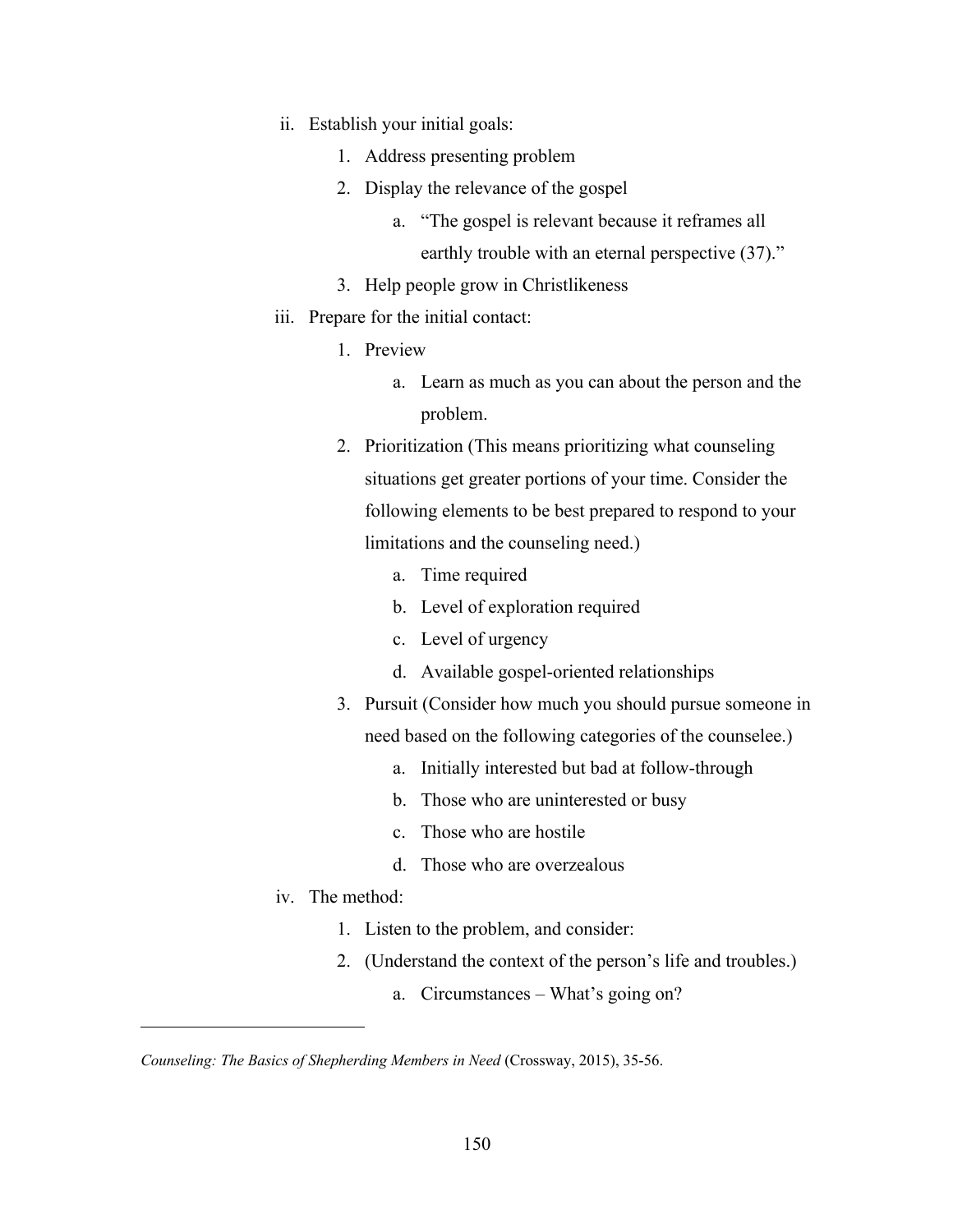ii. Establish your initial goals:
    1. Address presenting problem
    2. Display the relevance of the gospel
        a. "The gospel is relevant because it reframes all earthly trouble with an eternal perspective (37)."
    3. Help people grow in Christlikeness

iii. Prepare for the initial contact:
    1. Preview
        a. Learn as much as you can about the person and the problem.
    2. Prioritization (This means prioritizing what counseling situations get greater portions of your time. Consider the following elements to be best prepared to respond to your limitations and the counseling need.)
        a. Time required
        b. Level of exploration required
        c. Level of urgency
        d. Available gospel-oriented relationships
    3. Pursuit (Consider how much you should pursue someone in need based on the following categories of the counselee.)
        a. Initially interested but bad at follow-through
        b. Those who are uninterested or busy
        c. Those who are hostile
        d. Those who are overzealous

iv. The method:
    1. Listen to the problem, and consider:
    2. (Understand the context of the person's life and troubles.)
        a. Circumstances – What's going on?

---

*Counseling: The Basics of Shepherding Members in Need* (Crossway, 2015), 35-56.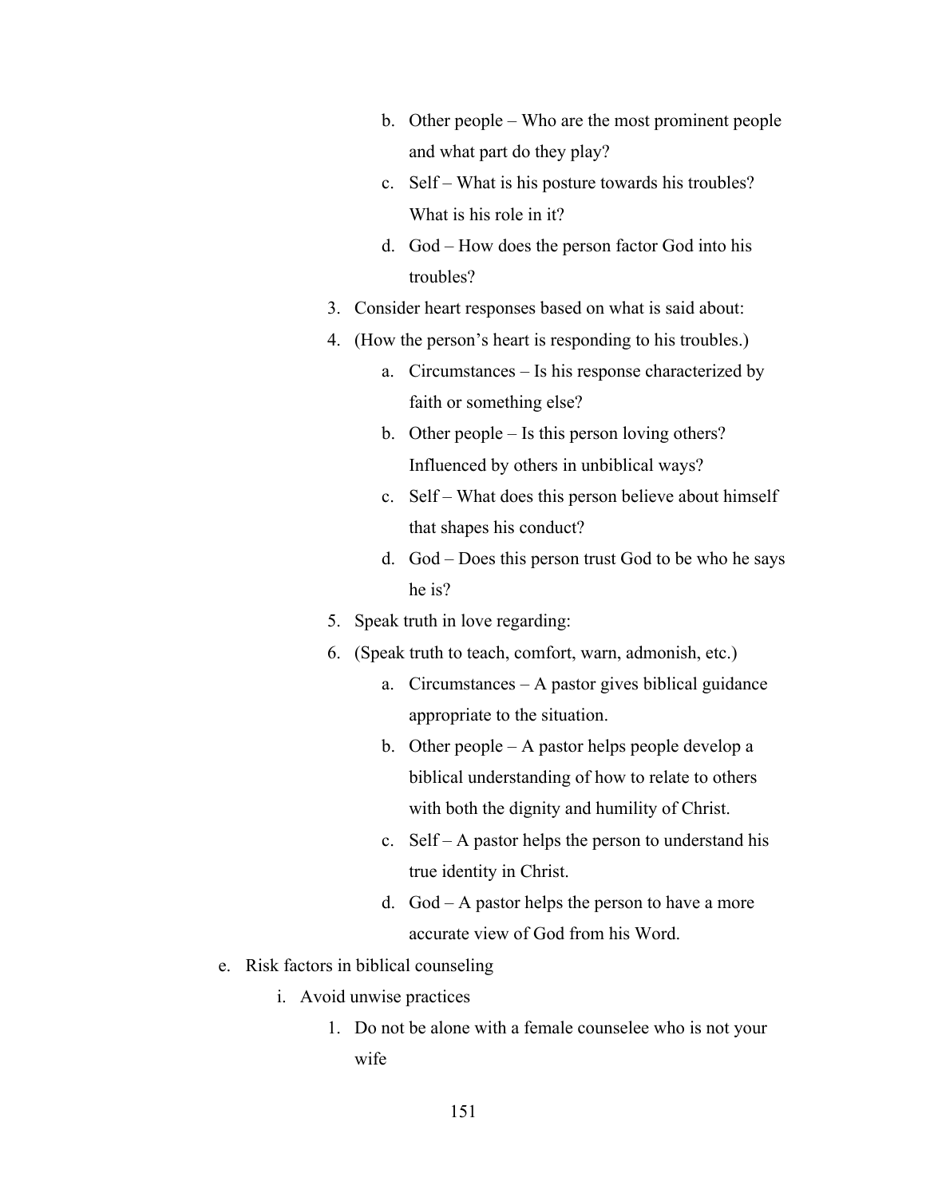b. Other people – Who are the most prominent people and what part do they play?
   c. Self – What is his posture towards his troubles? What is his role in it?
   d. God – How does the person factor God into his troubles?

3. Consider heart responses based on what is said about:
4. (How the person's heart is responding to his troubles.)
   a. Circumstances – Is his response characterized by faith or something else?
   b. Other people – Is this person loving others? Influenced by others in unbiblical ways?
   c. Self – What does this person believe about himself that shapes his conduct?
   d. God – Does this person trust God to be who he says he is?
5. Speak truth in love regarding:
6. (Speak truth to teach, comfort, warn, admonish, etc.)
   a. Circumstances – A pastor gives biblical guidance appropriate to the situation.
   b. Other people – A pastor helps people develop a biblical understanding of how to relate to others with both the dignity and humility of Christ.
   c. Self – A pastor helps the person to understand his true identity in Christ.
   d. God – A pastor helps the person to have a more accurate view of God from his Word.

e. Risk factors in biblical counseling
   i. Avoid unwise practices
      1. Do not be alone with a female counselee who is not your wife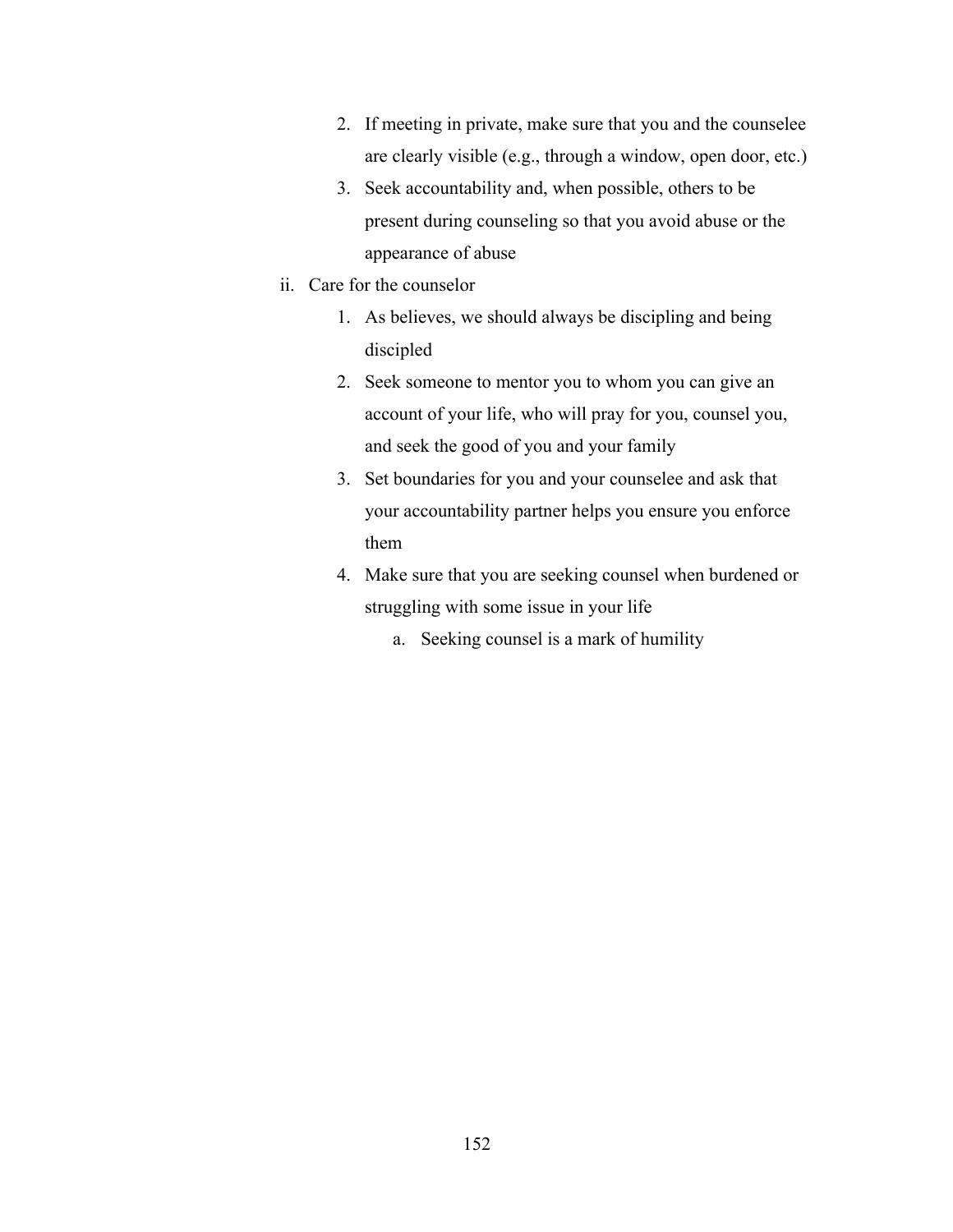2. If meeting in private, make sure that you and the counselee are clearly visible (e.g., through a window, open door, etc.)
3. Seek accountability and, when possible, others to be present during counseling so that you avoid abuse or the appearance of abuse

ii. Care for the counselor

1. As believes, we should always be discipling and being discipled
2. Seek someone to mentor you to whom you can give an account of your life, who will pray for you, counsel you, and seek the good of you and your family
3. Set boundaries for you and your counselee and ask that your accountability partner helps you ensure you enforce them
4. Make sure that you are seeking counsel when burdened or struggling with some issue in your life
    a. Seeking counsel is a mark of humility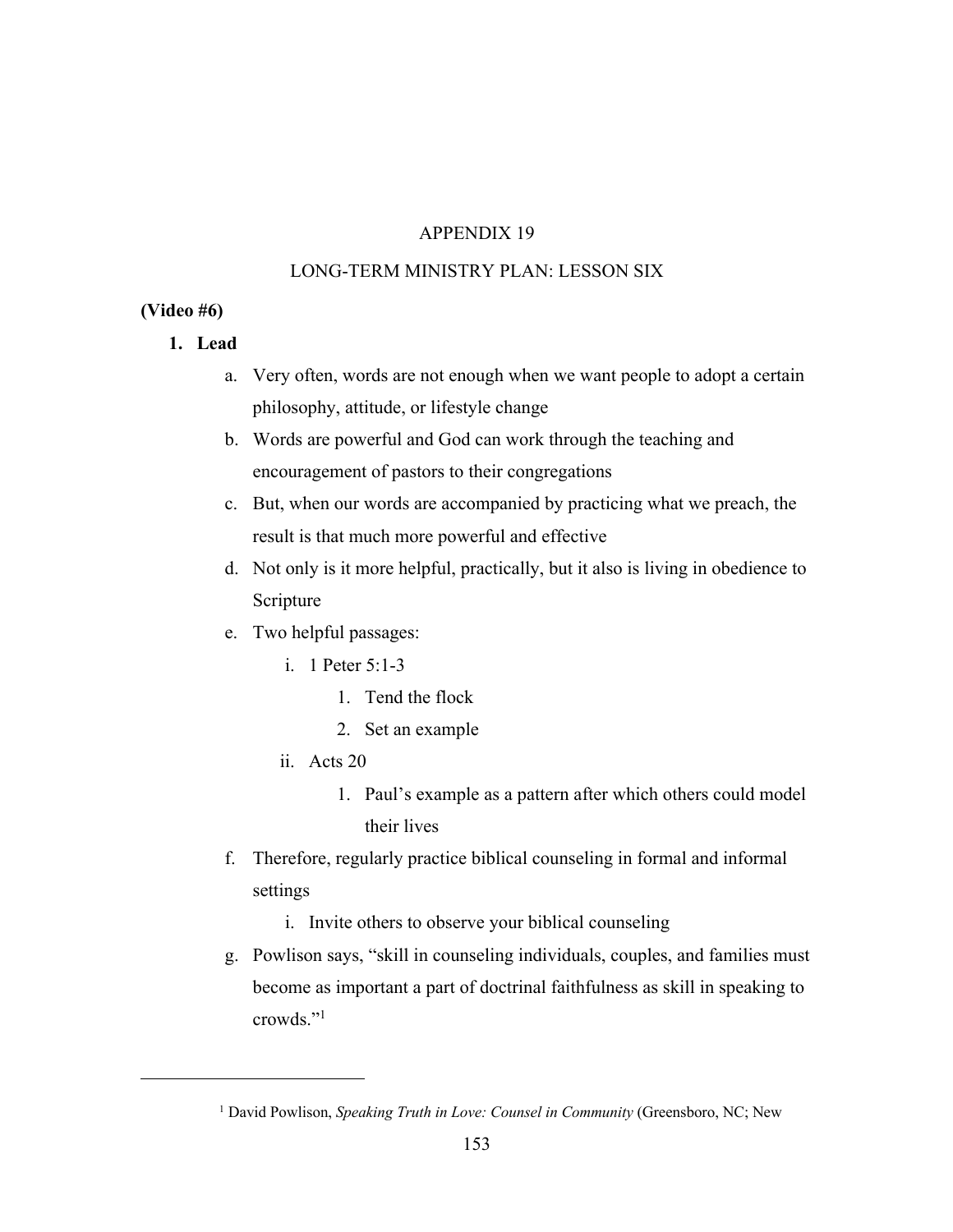# APPENDIX 19

## LONG-TERM MINISTRY PLAN: LESSON SIX

**(Video #6)**

1. **Lead**
   a. Very often, words are not enough when we want people to adopt a certain philosophy, attitude, or lifestyle change
   b. Words are powerful and God can work through the teaching and encouragement of pastors to their congregations
   c. But, when our words are accompanied by practicing what we preach, the result is that much more powerful and effective
   d. Not only is it more helpful, practically, but it also is living in obedience to Scripture
   e. Two helpful passages:
      i. 1 Peter 5:1-3
         1. Tend the flock
         2. Set an example
      ii. Acts 20
         1. Paul's example as a pattern after which others could model their lives
   f. Therefore, regularly practice biblical counseling in formal and informal settings
      i. Invite others to observe your biblical counseling
   g. Powlison says, "skill in counseling individuals, couples, and families must become as important a part of doctrinal faithfulness as skill in speaking to crowds."[1]

---

[1] David Powlison, *Speaking Truth in Love: Counsel in Community* (Greensboro, NC; New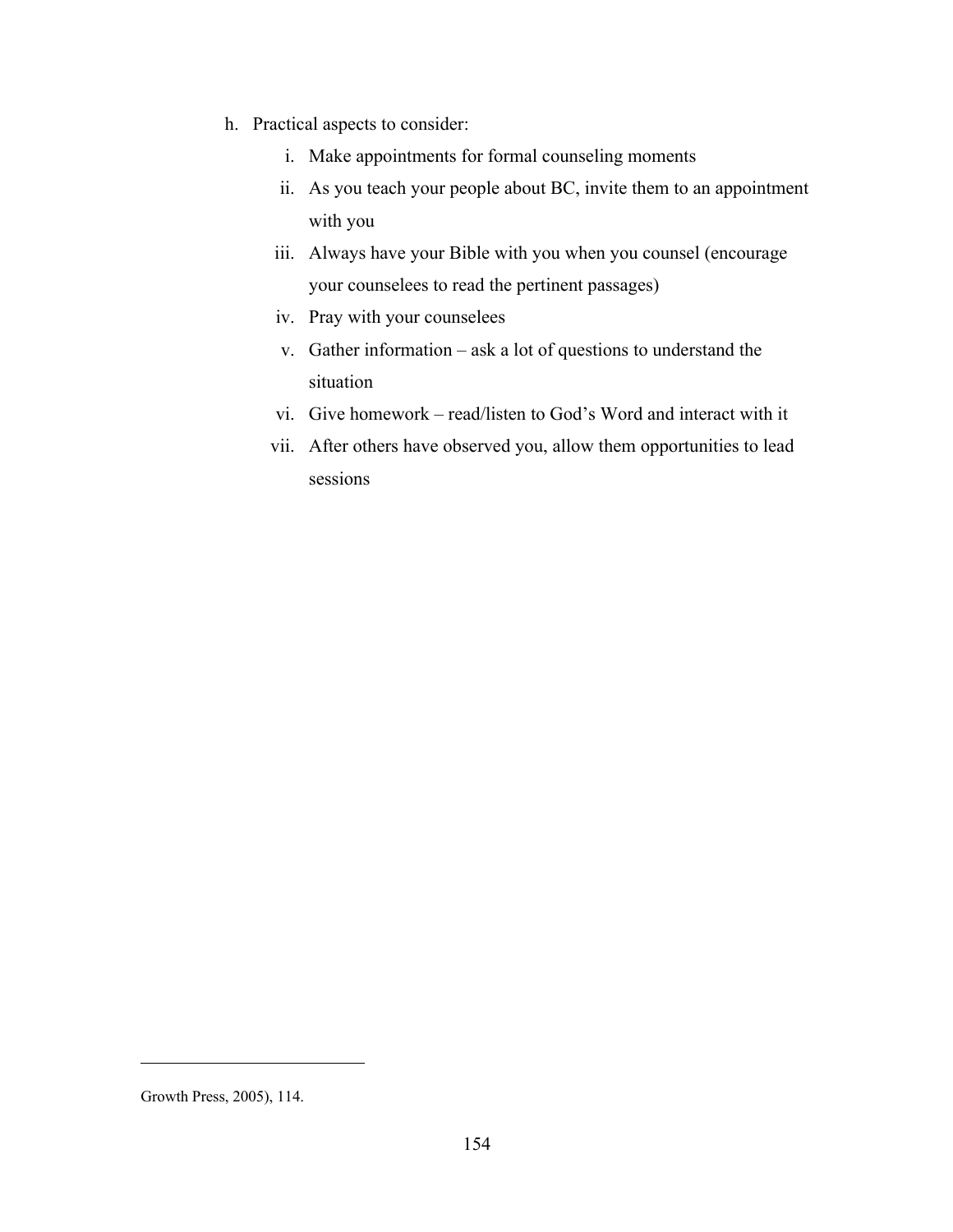h. Practical aspects to consider:

    i. Make appointments for formal counseling moments
    ii. As you teach your people about BC, invite them to an appointment with you
    iii. Always have your Bible with you when you counsel (encourage your counselees to read the pertinent passages)
    iv. Pray with your counselees
    v. Gather information – ask a lot of questions to understand the situation
    vi. Give homework – read/listen to God's Word and interact with it
    vii. After others have observed you, allow them opportunities to lead sessions

---

Growth Press, 2005), 114.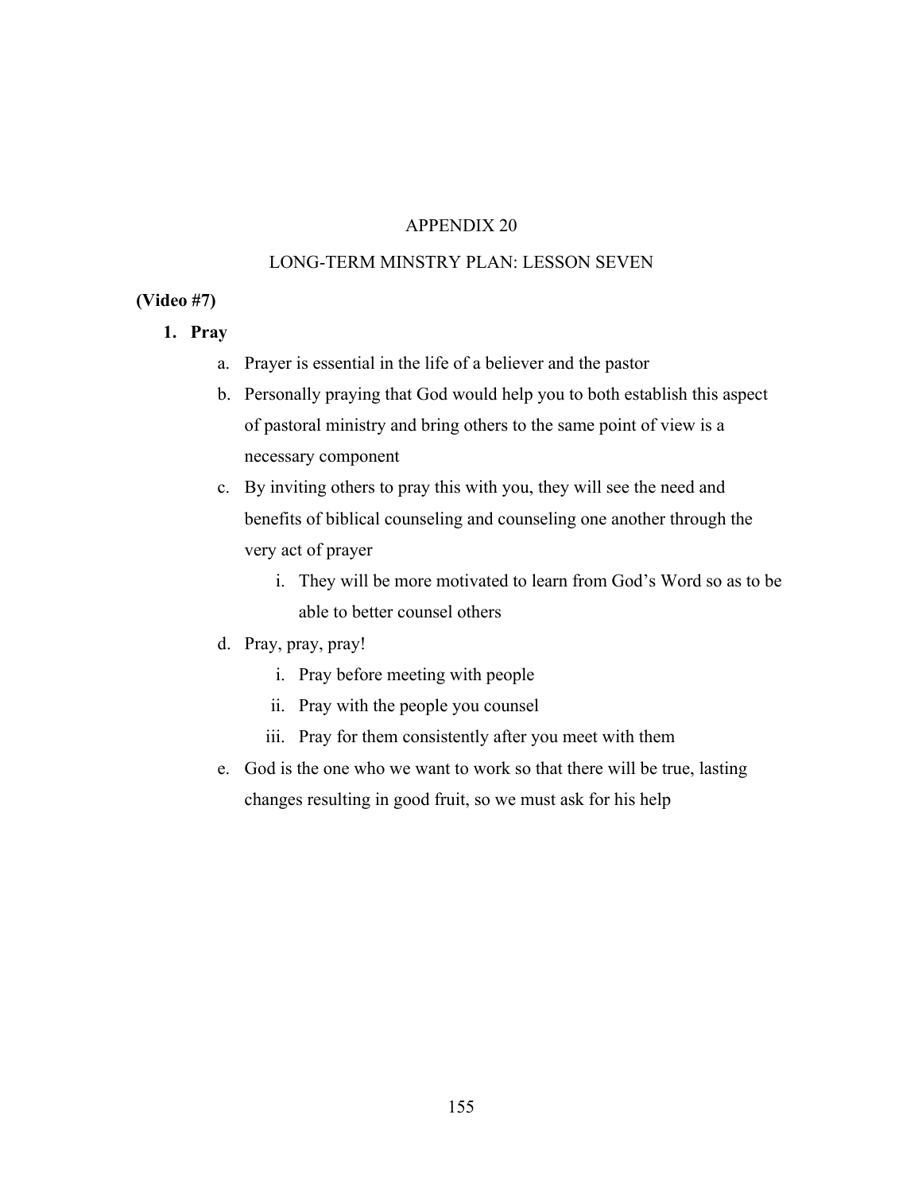# APPENDIX 20

## LONG-TERM MINSTRY PLAN: LESSON SEVEN

**(Video #7)**

1. **Pray**
   a. Prayer is essential in the life of a believer and the pastor
   b. Personally praying that God would help you to both establish this aspect of pastoral ministry and bring others to the same point of view is a necessary component
   c. By inviting others to pray this with you, they will see the need and benefits of biblical counseling and counseling one another through the very act of prayer
      i. They will be more motivated to learn from God's Word so as to be able to better counsel others
   d. Pray, pray, pray!
      i. Pray before meeting with people
      ii. Pray with the people you counsel
      iii. Pray for them consistently after you meet with them
   e. God is the one who we want to work so that there will be true, lasting changes resulting in good fruit, so we must ask for his help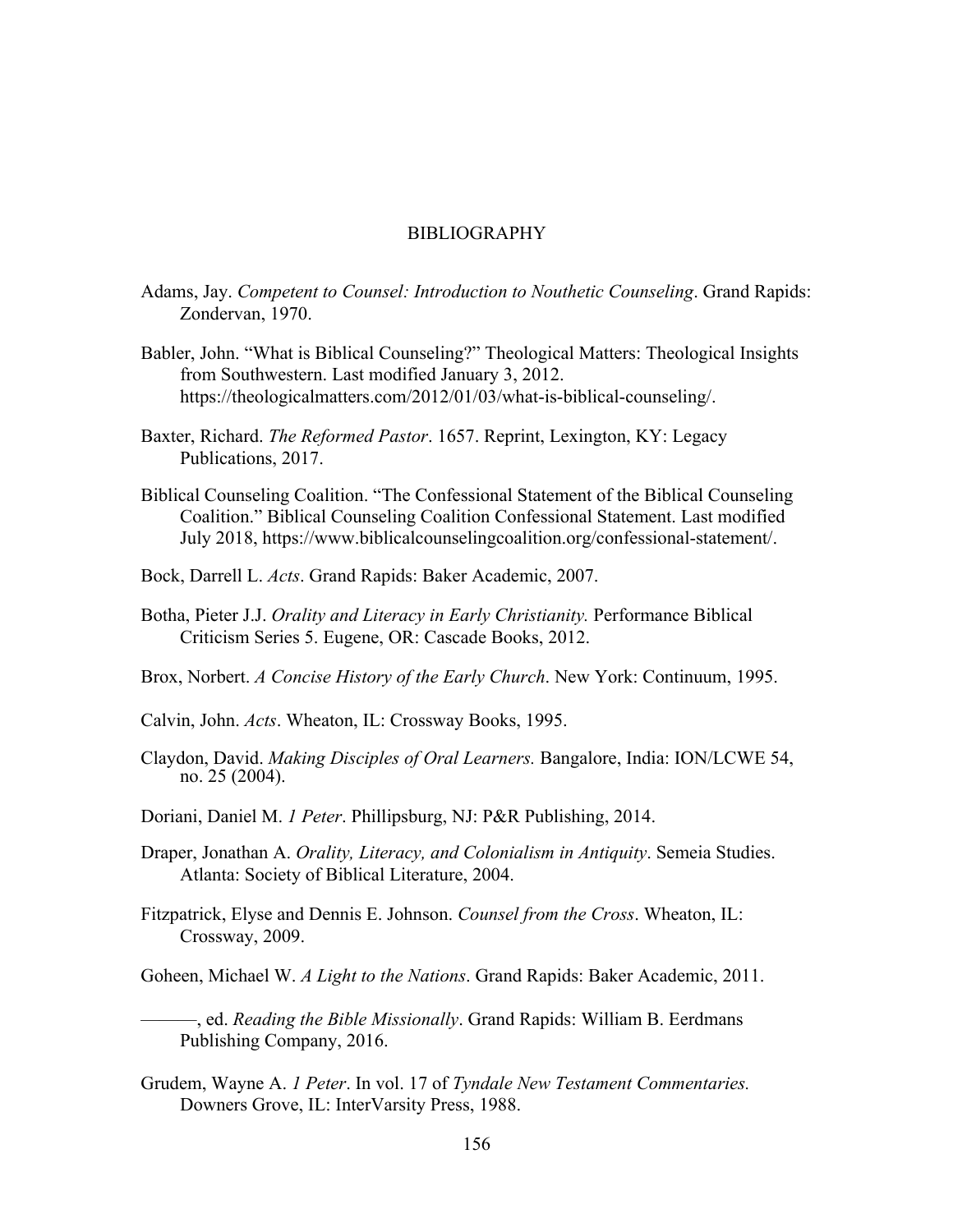# BIBLIOGRAPHY

Adams, Jay. *Competent to Counsel: Introduction to Nouthetic Counseling*. Grand Rapids: Zondervan, 1970.

Babler, John. "What is Biblical Counseling?" Theological Matters: Theological Insights from Southwestern. Last modified January 3, 2012. https://theologicalmatters.com/2012/01/03/what-is-biblical-counseling/.

Baxter, Richard. *The Reformed Pastor*. 1657. Reprint, Lexington, KY: Legacy Publications, 2017.

Biblical Counseling Coalition. "The Confessional Statement of the Biblical Counseling Coalition." Biblical Counseling Coalition Confessional Statement. Last modified July 2018, https://www.biblicalcounselingcoalition.org/confessional-statement/.

Bock, Darrell L. *Acts*. Grand Rapids: Baker Academic, 2007.

Botha, Pieter J.J. *Orality and Literacy in Early Christianity.* Performance Biblical Criticism Series 5. Eugene, OR: Cascade Books, 2012.

Brox, Norbert. *A Concise History of the Early Church*. New York: Continuum, 1995.

Calvin, John. *Acts*. Wheaton, IL: Crossway Books, 1995.

Claydon, David. *Making Disciples of Oral Learners.* Bangalore, India: ION/LCWE 54, no. 25 (2004).

Doriani, Daniel M. *1 Peter*. Phillipsburg, NJ: P&R Publishing, 2014.

Draper, Jonathan A. *Orality, Literacy, and Colonialism in Antiquity*. Semeia Studies. Atlanta: Society of Biblical Literature, 2004.

Fitzpatrick, Elyse and Dennis E. Johnson. *Counsel from the Cross*. Wheaton, IL: Crossway, 2009.

Goheen, Michael W. *A Light to the Nations*. Grand Rapids: Baker Academic, 2011.

———, ed. *Reading the Bible Missionally*. Grand Rapids: William B. Eerdmans Publishing Company, 2016.

Grudem, Wayne A. *1 Peter*. In vol. 17 of *Tyndale New Testament Commentaries.* Downers Grove, IL: InterVarsity Press, 1988.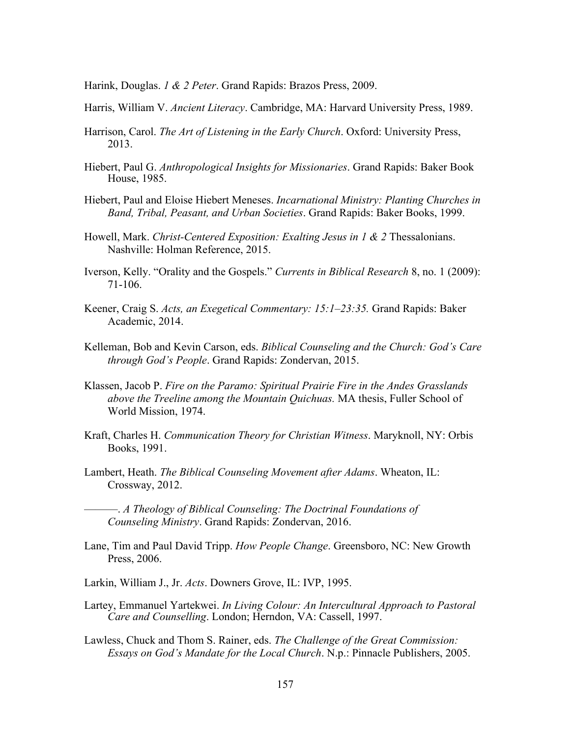Harink, Douglas. *1 & 2 Peter*. Grand Rapids: Brazos Press, 2009.

Harris, William V. *Ancient Literacy*. Cambridge, MA: Harvard University Press, 1989.

Harrison, Carol. *The Art of Listening in the Early Church*. Oxford: University Press, 2013.

Hiebert, Paul G. *Anthropological Insights for Missionaries*. Grand Rapids: Baker Book House, 1985.

Hiebert, Paul and Eloise Hiebert Meneses. *Incarnational Ministry: Planting Churches in Band, Tribal, Peasant, and Urban Societies*. Grand Rapids: Baker Books, 1999.

Howell, Mark. *Christ-Centered Exposition: Exalting Jesus in 1 & 2* Thessalonians. Nashville: Holman Reference, 2015.

Iverson, Kelly. "Orality and the Gospels." *Currents in Biblical Research* 8, no. 1 (2009): 71-106.

Keener, Craig S. *Acts, an Exegetical Commentary: 15:1–23:35.* Grand Rapids: Baker Academic, 2014.

Kelleman, Bob and Kevin Carson, eds. *Biblical Counseling and the Church: God's Care through God's People*. Grand Rapids: Zondervan, 2015.

Klassen, Jacob P. *Fire on the Paramo: Spiritual Prairie Fire in the Andes Grasslands above the Treeline among the Mountain Quichuas.* MA thesis, Fuller School of World Mission, 1974.

Kraft, Charles H. *Communication Theory for Christian Witness*. Maryknoll, NY: Orbis Books, 1991.

Lambert, Heath. *The Biblical Counseling Movement after Adams*. Wheaton, IL: Crossway, 2012.

———. *A Theology of Biblical Counseling: The Doctrinal Foundations of Counseling Ministry*. Grand Rapids: Zondervan, 2016.

Lane, Tim and Paul David Tripp. *How People Change*. Greensboro, NC: New Growth Press, 2006.

Larkin, William J., Jr. *Acts*. Downers Grove, IL: IVP, 1995.

Lartey, Emmanuel Yartekwei. *In Living Colour: An Intercultural Approach to Pastoral Care and Counselling*. London; Herndon, VA: Cassell, 1997.

Lawless, Chuck and Thom S. Rainer, eds. *The Challenge of the Great Commission: Essays on God's Mandate for the Local Church*. N.p.: Pinnacle Publishers, 2005.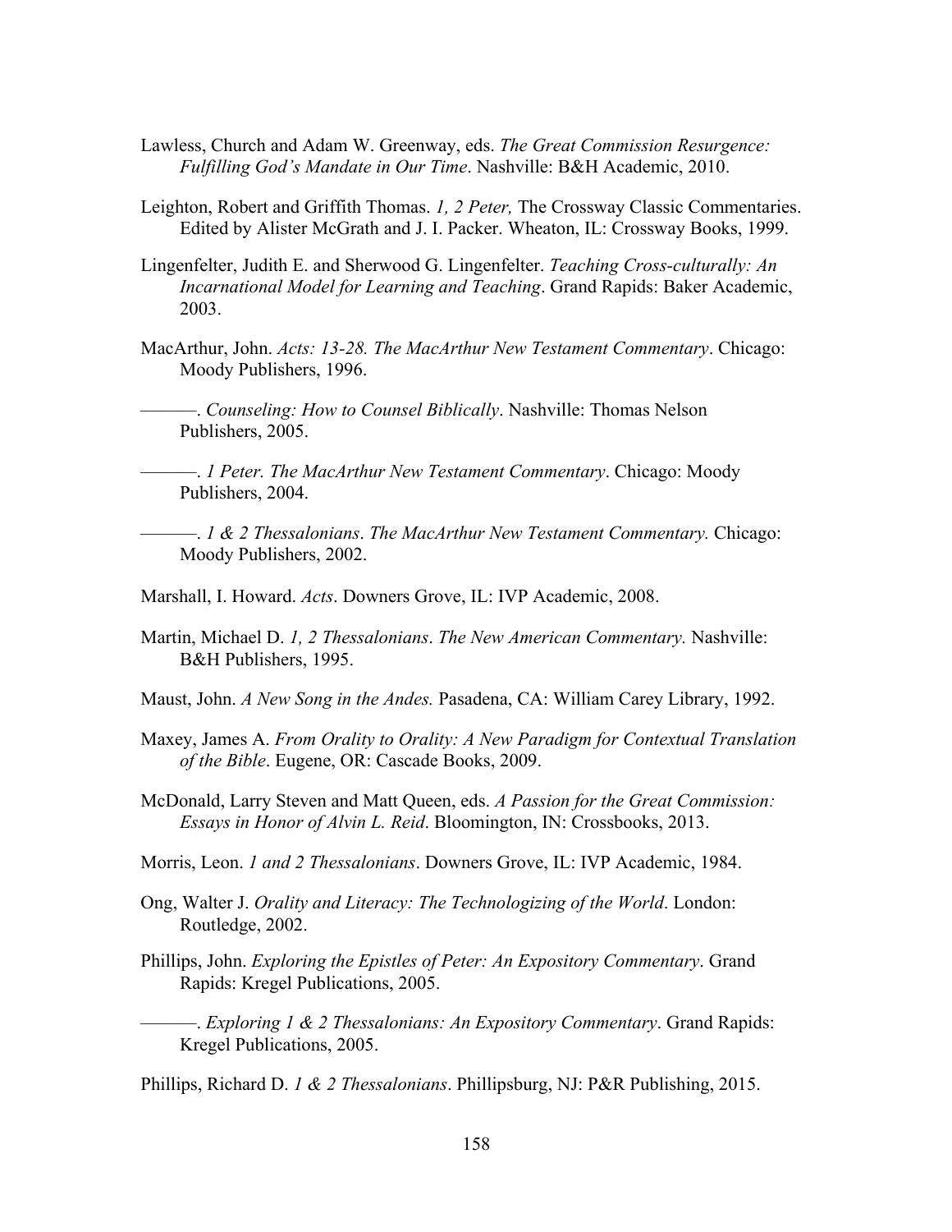Lawless, Church and Adam W. Greenway, eds. *The Great Commission Resurgence: Fulfilling God's Mandate in Our Time*. Nashville: B&H Academic, 2010.

Leighton, Robert and Griffith Thomas. *1, 2 Peter,* The Crossway Classic Commentaries. Edited by Alister McGrath and J. I. Packer. Wheaton, IL: Crossway Books, 1999.

Lingenfelter, Judith E. and Sherwood G. Lingenfelter. *Teaching Cross-culturally: An Incarnational Model for Learning and Teaching*. Grand Rapids: Baker Academic, 2003.

MacArthur, John. *Acts: 13-28. The MacArthur New Testament Commentary*. Chicago: Moody Publishers, 1996.

———. *Counseling: How to Counsel Biblically*. Nashville: Thomas Nelson Publishers, 2005.

———. *1 Peter. The MacArthur New Testament Commentary*. Chicago: Moody Publishers, 2004.

———. *1 & 2 Thessalonians*. *The MacArthur New Testament Commentary.* Chicago: Moody Publishers, 2002.

Marshall, I. Howard. *Acts*. Downers Grove, IL: IVP Academic, 2008.

Martin, Michael D. *1, 2 Thessalonians*. *The New American Commentary.* Nashville: B&H Publishers, 1995.

Maust, John. *A New Song in the Andes.* Pasadena, CA: William Carey Library, 1992.

Maxey, James A. *From Orality to Orality: A New Paradigm for Contextual Translation of the Bible*. Eugene, OR: Cascade Books, 2009.

McDonald, Larry Steven and Matt Queen, eds. *A Passion for the Great Commission: Essays in Honor of Alvin L. Reid*. Bloomington, IN: Crossbooks, 2013.

Morris, Leon. *1 and 2 Thessalonians*. Downers Grove, IL: IVP Academic, 1984.

Ong, Walter J. *Orality and Literacy: The Technologizing of the World*. London: Routledge, 2002.

Phillips, John. *Exploring the Epistles of Peter: An Expository Commentary*. Grand Rapids: Kregel Publications, 2005.

———. *Exploring 1 & 2 Thessalonians: An Expository Commentary*. Grand Rapids: Kregel Publications, 2005.

Phillips, Richard D. *1 & 2 Thessalonians*. Phillipsburg, NJ: P&R Publishing, 2015.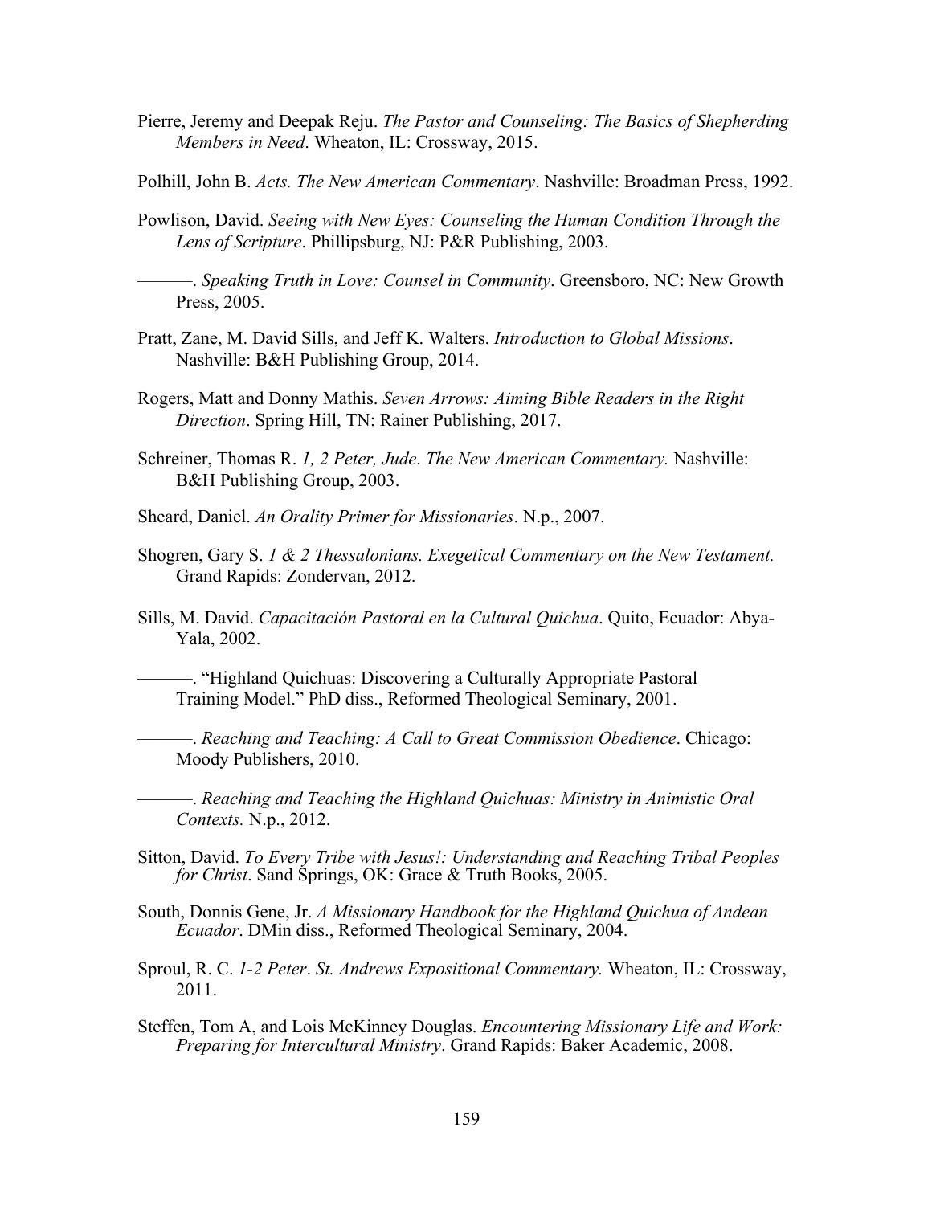Pierre, Jeremy and Deepak Reju. *The Pastor and Counseling: The Basics of Shepherding Members in Need*. Wheaton, IL: Crossway, 2015.

Polhill, John B. *Acts. The New American Commentary*. Nashville: Broadman Press, 1992.

Powlison, David. *Seeing with New Eyes: Counseling the Human Condition Through the Lens of Scripture*. Phillipsburg, NJ: P&R Publishing, 2003.

———. *Speaking Truth in Love: Counsel in Community*. Greensboro, NC: New Growth Press, 2005.

Pratt, Zane, M. David Sills, and Jeff K. Walters. *Introduction to Global Missions*. Nashville: B&H Publishing Group, 2014.

Rogers, Matt and Donny Mathis. *Seven Arrows: Aiming Bible Readers in the Right Direction*. Spring Hill, TN: Rainer Publishing, 2017.

Schreiner, Thomas R. *1, 2 Peter, Jude*. *The New American Commentary.* Nashville: B&H Publishing Group, 2003.

Sheard, Daniel. *An Orality Primer for Missionaries*. N.p., 2007.

Shogren, Gary S. *1 & 2 Thessalonians. Exegetical Commentary on the New Testament.* Grand Rapids: Zondervan, 2012.

Sills, M. David. *Capacitación Pastoral en la Cultural Quichua*. Quito, Ecuador: Abya-Yala, 2002.

———. "Highland Quichuas: Discovering a Culturally Appropriate Pastoral Training Model." PhD diss., Reformed Theological Seminary, 2001.

———. *Reaching and Teaching: A Call to Great Commission Obedience*. Chicago: Moody Publishers, 2010.

———. *Reaching and Teaching the Highland Quichuas: Ministry in Animistic Oral Contexts.* N.p., 2012.

Sitton, David. *To Every Tribe with Jesus!: Understanding and Reaching Tribal Peoples for Christ*. Sand Springs, OK: Grace & Truth Books, 2005.

South, Donnis Gene, Jr. *A Missionary Handbook for the Highland Quichua of Andean Ecuador*. DMin diss., Reformed Theological Seminary, 2004.

Sproul, R. C. *1-2 Peter*. *St. Andrews Expositional Commentary.* Wheaton, IL: Crossway, 2011.

Steffen, Tom A, and Lois McKinney Douglas. *Encountering Missionary Life and Work: Preparing for Intercultural Ministry*. Grand Rapids: Baker Academic, 2008.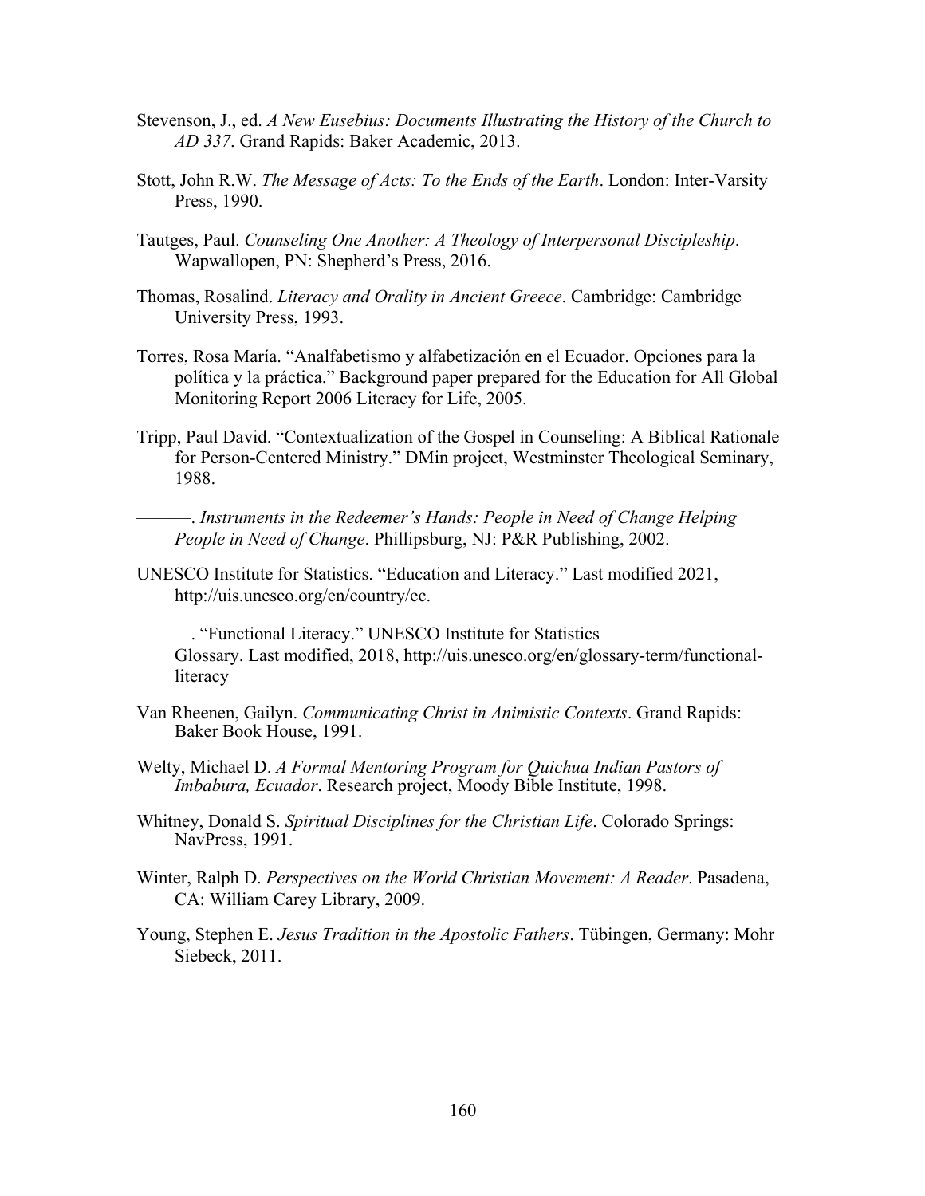Stevenson, J., ed. *A New Eusebius: Documents Illustrating the History of the Church to AD 337*. Grand Rapids: Baker Academic, 2013.

Stott, John R.W. *The Message of Acts: To the Ends of the Earth*. London: Inter-Varsity Press, 1990.

Tautges, Paul. *Counseling One Another: A Theology of Interpersonal Discipleship*. Wapwallopen, PN: Shepherd's Press, 2016.

Thomas, Rosalind. *Literacy and Orality in Ancient Greece*. Cambridge: Cambridge University Press, 1993.

Torres, Rosa María. "Analfabetismo y alfabetización en el Ecuador. Opciones para la política y la práctica." Background paper prepared for the Education for All Global Monitoring Report 2006 Literacy for Life, 2005.

Tripp, Paul David. "Contextualization of the Gospel in Counseling: A Biblical Rationale for Person-Centered Ministry." DMin project, Westminster Theological Seminary, 1988.

———. *Instruments in the Redeemer's Hands: People in Need of Change Helping People in Need of Change*. Phillipsburg, NJ: P&R Publishing, 2002.

UNESCO Institute for Statistics. "Education and Literacy." Last modified 2021, http://uis.unesco.org/en/country/ec.

———. "Functional Literacy." UNESCO Institute for Statistics Glossary. Last modified, 2018, http://uis.unesco.org/en/glossary-term/functional-literacy

Van Rheenen, Gailyn. *Communicating Christ in Animistic Contexts*. Grand Rapids: Baker Book House, 1991.

Welty, Michael D. *A Formal Mentoring Program for Quichua Indian Pastors of Imbabura, Ecuador*. Research project, Moody Bible Institute, 1998.

Whitney, Donald S. *Spiritual Disciplines for the Christian Life*. Colorado Springs: NavPress, 1991.

Winter, Ralph D. *Perspectives on the World Christian Movement: A Reader*. Pasadena, CA: William Carey Library, 2009.

Young, Stephen E. *Jesus Tradition in the Apostolic Fathers*. Tübingen, Germany: Mohr Siebeck, 2011.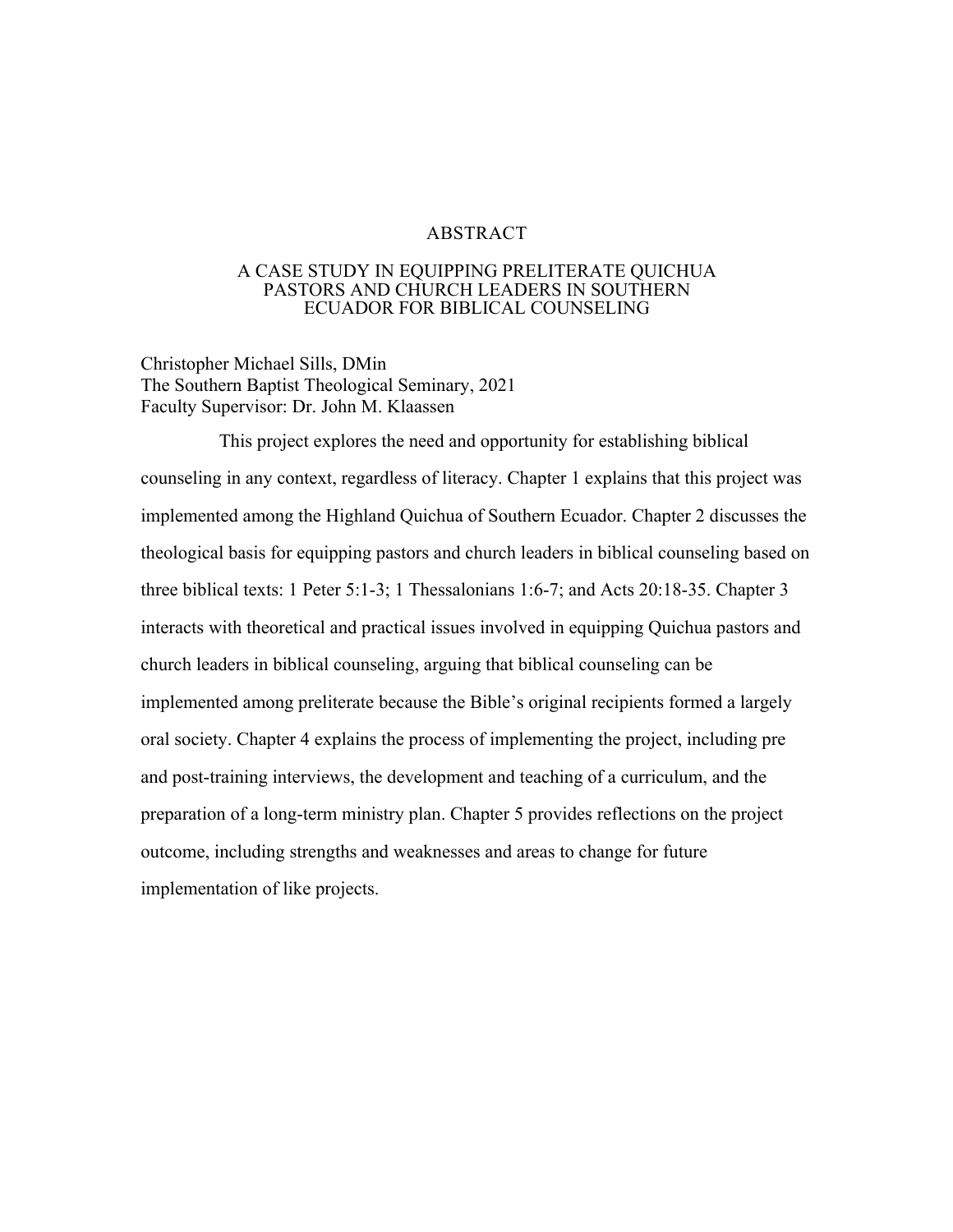# ABSTRACT

## A CASE STUDY IN EQUIPPING PRELITERATE QUICHUA PASTORS AND CHURCH LEADERS IN SOUTHERN ECUADOR FOR BIBLICAL COUNSELING

Christopher Michael Sills, DMin
The Southern Baptist Theological Seminary, 2021
Faculty Supervisor: Dr. John M. Klaassen

This project explores the need and opportunity for establishing biblical counseling in any context, regardless of literacy. Chapter 1 explains that this project was implemented among the Highland Quichua of Southern Ecuador. Chapter 2 discusses the theological basis for equipping pastors and church leaders in biblical counseling based on three biblical texts: 1 Peter 5:1-3; 1 Thessalonians 1:6-7; and Acts 20:18-35. Chapter 3 interacts with theoretical and practical issues involved in equipping Quichua pastors and church leaders in biblical counseling, arguing that biblical counseling can be implemented among preliterate because the Bible's original recipients formed a largely oral society. Chapter 4 explains the process of implementing the project, including pre and post-training interviews, the development and teaching of a curriculum, and the preparation of a long-term ministry plan. Chapter 5 provides reflections on the project outcome, including strengths and weaknesses and areas to change for future implementation of like projects.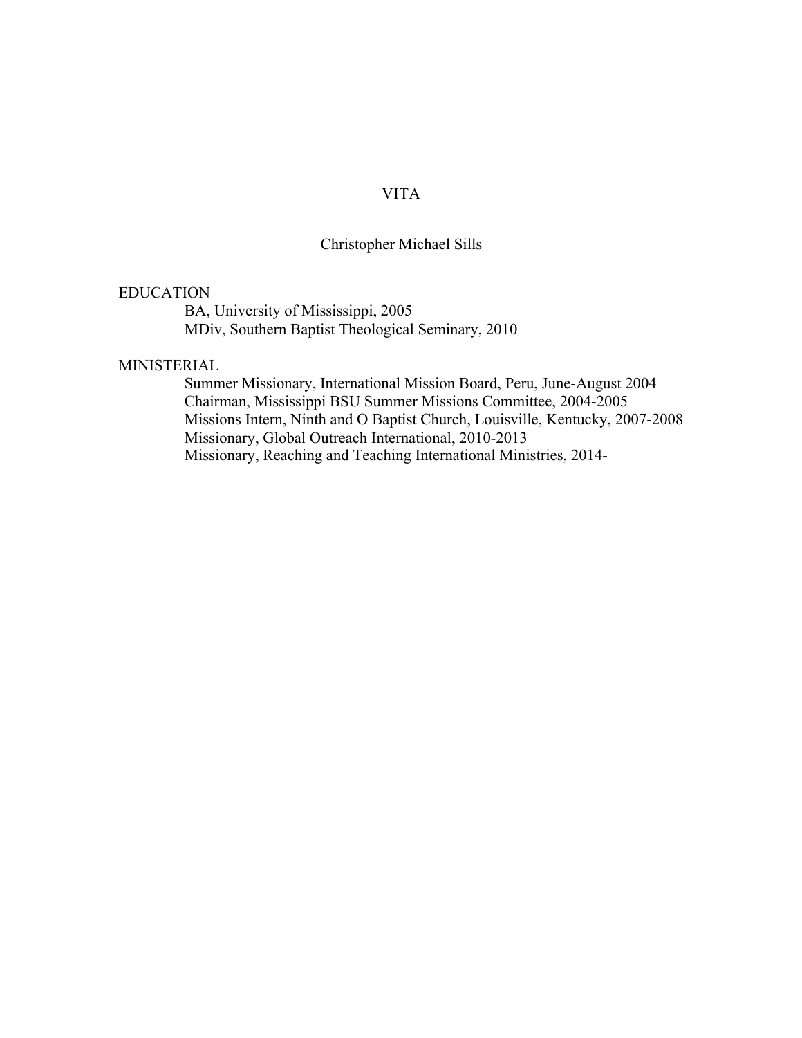# VITA

Christopher Michael Sills

## EDUCATION

BA, University of Mississippi, 2005
MDiv, Southern Baptist Theological Seminary, 2010

## MINISTERIAL

Summer Missionary, International Mission Board, Peru, June-August 2004
Chairman, Mississippi BSU Summer Missions Committee, 2004-2005
Missions Intern, Ninth and O Baptist Church, Louisville, Kentucky, 2007-2008
Missionary, Global Outreach International, 2010-2013
Missionary, Reaching and Teaching International Ministries, 2014-